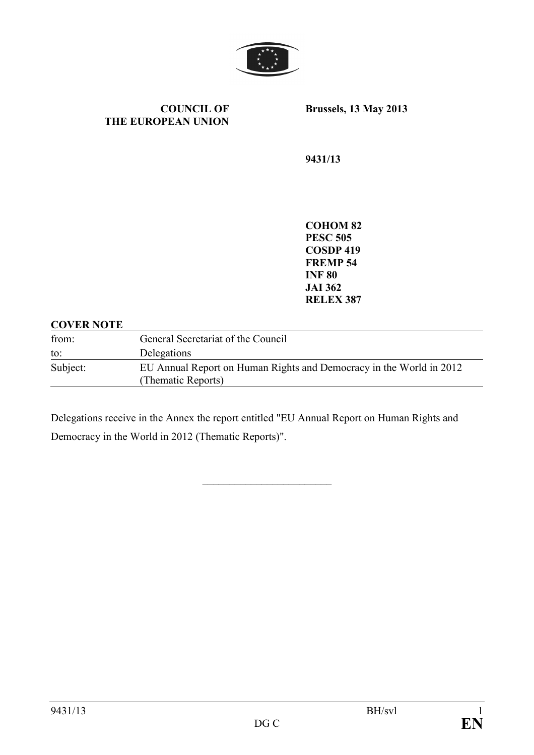**COUNCIL OF THE EUROPEAN UNION**

**Brussels, 13 May 2013**

**9431/13**

**COHOM 82**
**PESC 505**
**COSDP 419**
**FREMP 54**
**INF 80**
**JAI 362**
**RELEX 387**

**COVER NOTE**

| | |
|---|---|
| from: | General Secretariat of the Council |
| to: | Delegations |
| Subject: | EU Annual Report on Human Rights and Democracy in the World in 2012 (Thematic Reports) |

Delegations receive in the Annex the report entitled "EU Annual Report on Human Rights and Democracy in the World in 2012 (Thematic Reports)".

\_\_\_\_\_\_\_\_\_\_\_\_\_\_\_\_\_\_\_\_\_\_\_\_

9431/13 BH/svl
DG C **EN**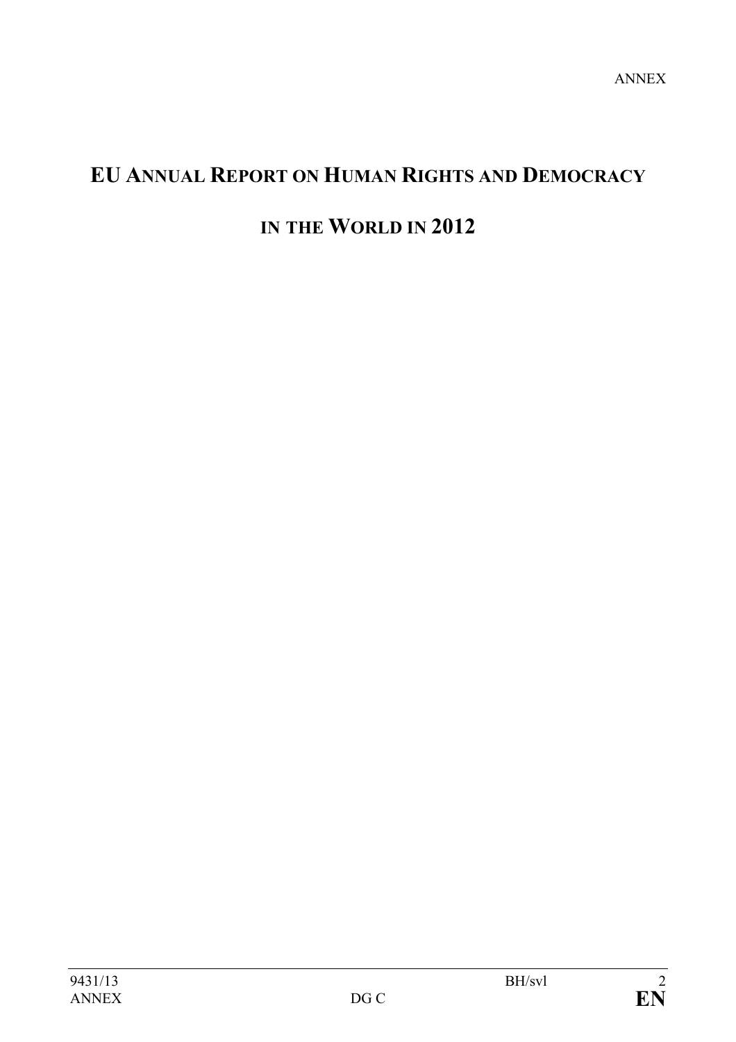# EU ANNUAL REPORT ON HUMAN RIGHTS AND DEMOCRACY IN THE WORLD IN 2012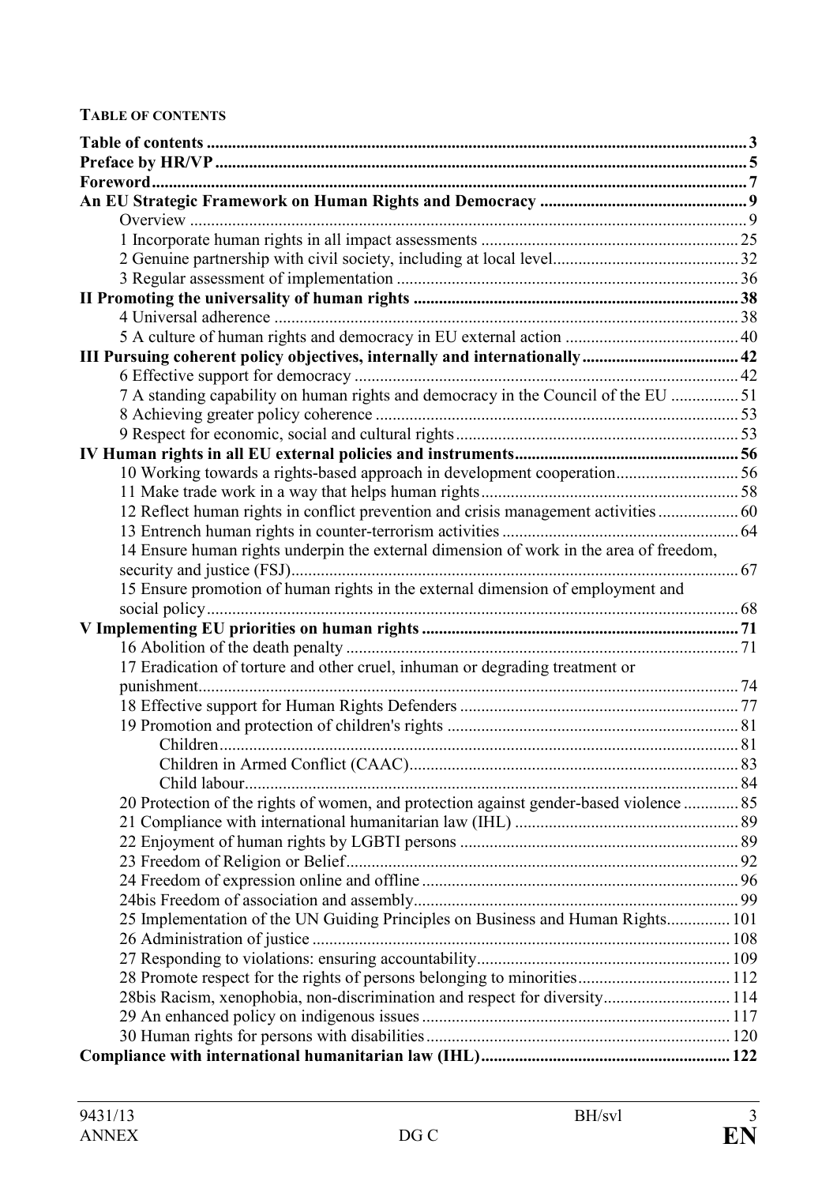**TABLE OF CONTENTS**

**Table of contents** ... 3
**Preface by HR/VP** ... 5
**Foreword** ... 7
**An EU Strategic Framework on Human Rights and Democracy** ... 9

- Overview ... 9
- 1 Incorporate human rights in all impact assessments ... 25
- 2 Genuine partnership with civil society, including at local level ... 32
- 3 Regular assessment of implementation ... 36

**II Promoting the universality of human rights** ... 38

- 4 Universal adherence ... 38
- 5 A culture of human rights and democracy in EU external action ... 40

**III Pursuing coherent policy objectives, internally and internationally** ... 42

- 6 Effective support for democracy ... 42
- 7 A standing capability on human rights and democracy in the Council of the EU ... 51
- 8 Achieving greater policy coherence ... 53
- 9 Respect for economic, social and cultural rights ... 53

**IV Human rights in all EU external policies and instruments** ... 56

- 10 Working towards a rights-based approach in development cooperation ... 56
- 11 Make trade work in a way that helps human rights ... 58
- 12 Reflect human rights in conflict prevention and crisis management activities ... 60
- 13 Entrench human rights in counter-terrorism activities ... 64
- 14 Ensure human rights underpin the external dimension of work in the area of freedom, security and justice (FSJ) ... 67
- 15 Ensure promotion of human rights in the external dimension of employment and social policy ... 68

**V Implementing EU priorities on human rights** ... 71

- 16 Abolition of the death penalty ... 71
- 17 Eradication of torture and other cruel, inhuman or degrading treatment or punishment ... 74
- 18 Effective support for Human Rights Defenders ... 77
- 19 Promotion and protection of children's rights ... 81
  - Children ... 81
  - Children in Armed Conflict (CAAC) ... 83
  - Child labour ... 84
- 20 Protection of the rights of women, and protection against gender-based violence ... 85
- 21 Compliance with international humanitarian law (IHL) ... 89
- 22 Enjoyment of human rights by LGBTI persons ... 89
- 23 Freedom of Religion or Belief ... 92
- 24 Freedom of expression online and offline ... 96
- 24bis Freedom of association and assembly ... 99
- 25 Implementation of the UN Guiding Principles on Business and Human Rights ... 101
- 26 Administration of justice ... 108
- 27 Responding to violations: ensuring accountability ... 109
- 28 Promote respect for the rights of persons belonging to minorities ... 112
- 28bis Racism, xenophobia, non-discrimination and respect for diversity ... 114
- 29 An enhanced policy on indigenous issues ... 117
- 30 Human rights for persons with disabilities ... 120

**Compliance with international humanitarian law (IHL)** ... 122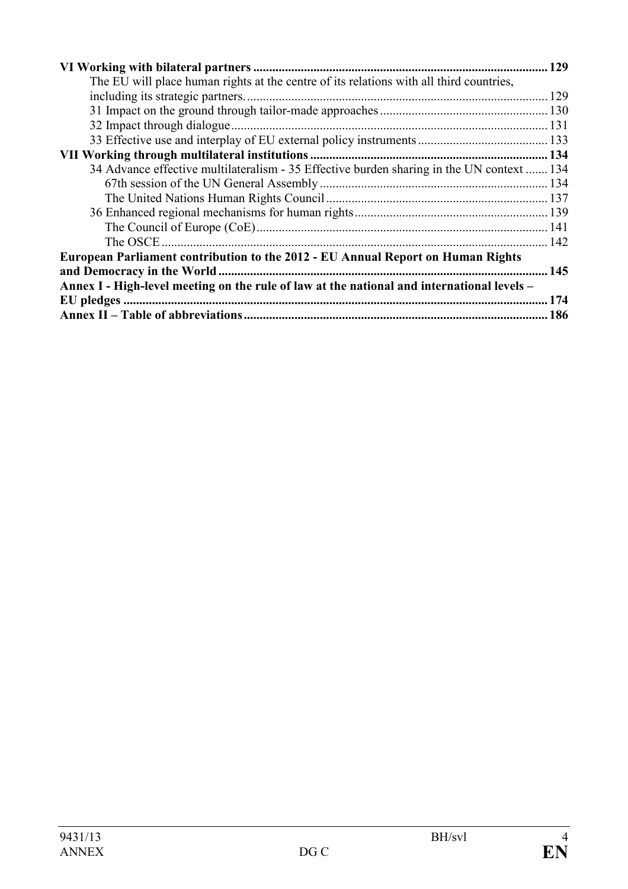**VI Working with bilateral partners ............................................................................................ 129**

The EU will place human rights at the centre of its relations with all third countries, including its strategic partners. ............................................................................................. 129

31 Impact on the ground through tailor-made approaches ..................................................... 130

32 Impact through dialogue .................................................................................................... 131

33 Effective use and interplay of EU external policy instruments ......................................... 133

**VII Working through multilateral institutions .......................................................................... 134**

34 Advance effective multilateralism - 35 Effective burden sharing in the UN context ....... 134

67th session of the UN General Assembly ........................................................................ 134

The United Nations Human Rights Council ...................................................................... 137

36 Enhanced regional mechanisms for human rights ............................................................. 139

The Council of Europe (CoE) ............................................................................................ 141

The OSCE .......................................................................................................................... 142

**European Parliament contribution to the 2012 - EU Annual Report on Human Rights and Democracy in the World ....................................................................................................... 145**

**Annex I - High-level meeting on the rule of law at the national and international levels – EU pledges .................................................................................................................................... 174**

**Annex II – Table of abbreviations ............................................................................................... 186**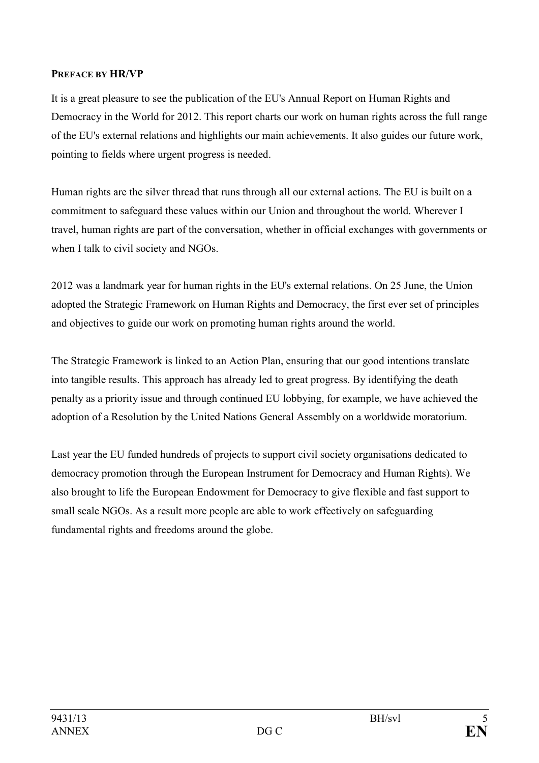## PREFACE BY HR/VP

It is a great pleasure to see the publication of the EU's Annual Report on Human Rights and Democracy in the World for 2012. This report charts our work on human rights across the full range of the EU's external relations and highlights our main achievements. It also guides our future work, pointing to fields where urgent progress is needed.

Human rights are the silver thread that runs through all our external actions. The EU is built on a commitment to safeguard these values within our Union and throughout the world. Wherever I travel, human rights are part of the conversation, whether in official exchanges with governments or when I talk to civil society and NGOs.

2012 was a landmark year for human rights in the EU's external relations. On 25 June, the Union adopted the Strategic Framework on Human Rights and Democracy, the first ever set of principles and objectives to guide our work on promoting human rights around the world.

The Strategic Framework is linked to an Action Plan, ensuring that our good intentions translate into tangible results. This approach has already led to great progress. By identifying the death penalty as a priority issue and through continued EU lobbying, for example, we have achieved the adoption of a Resolution by the United Nations General Assembly on a worldwide moratorium.

Last year the EU funded hundreds of projects to support civil society organisations dedicated to democracy promotion through the European Instrument for Democracy and Human Rights). We also brought to life the European Endowment for Democracy to give flexible and fast support to small scale NGOs. As a result more people are able to work effectively on safeguarding fundamental rights and freedoms around the globe.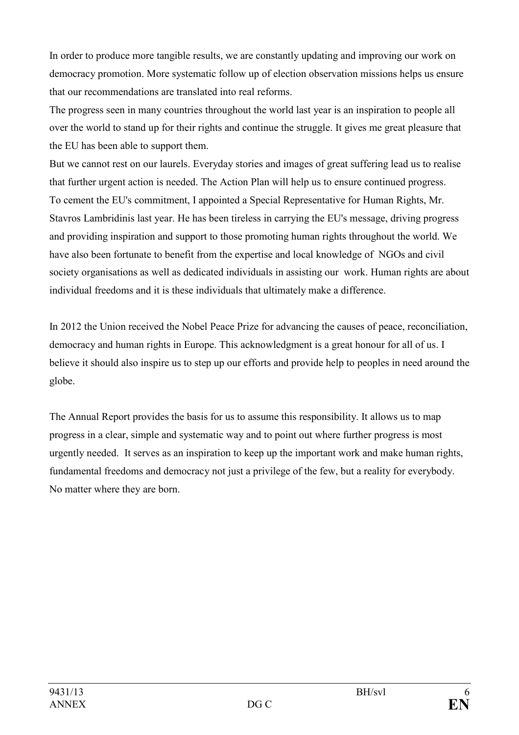In order to produce more tangible results, we are constantly updating and improving our work on democracy promotion. More systematic follow up of election observation missions helps us ensure that our recommendations are translated into real reforms.

The progress seen in many countries throughout the world last year is an inspiration to people all over the world to stand up for their rights and continue the struggle. It gives me great pleasure that the EU has been able to support them.

But we cannot rest on our laurels. Everyday stories and images of great suffering lead us to realise that further urgent action is needed. The Action Plan will help us to ensure continued progress.

To cement the EU's commitment, I appointed a Special Representative for Human Rights, Mr. Stavros Lambridinis last year. He has been tireless in carrying the EU's message, driving progress and providing inspiration and support to those promoting human rights throughout the world. We have also been fortunate to benefit from the expertise and local knowledge of NGOs and civil society organisations as well as dedicated individuals in assisting our work. Human rights are about individual freedoms and it is these individuals that ultimately make a difference.

In 2012 the Union received the Nobel Peace Prize for advancing the causes of peace, reconciliation, democracy and human rights in Europe. This acknowledgment is a great honour for all of us. I believe it should also inspire us to step up our efforts and provide help to peoples in need around the globe.

The Annual Report provides the basis for us to assume this responsibility. It allows us to map progress in a clear, simple and systematic way and to point out where further progress is most urgently needed. It serves as an inspiration to keep up the important work and make human rights, fundamental freedoms and democracy not just a privilege of the few, but a reality for everybody. No matter where they are born.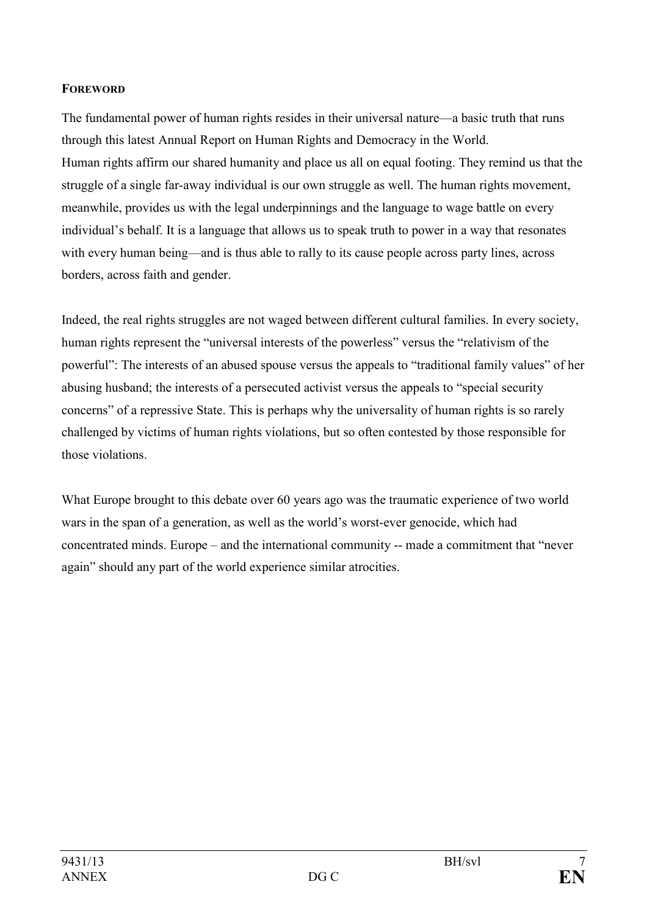**FOREWORD**

The fundamental power of human rights resides in their universal nature—a basic truth that runs through this latest Annual Report on Human Rights and Democracy in the World. Human rights affirm our shared humanity and place us all on equal footing. They remind us that the struggle of a single far-away individual is our own struggle as well. The human rights movement, meanwhile, provides us with the legal underpinnings and the language to wage battle on every individual's behalf. It is a language that allows us to speak truth to power in a way that resonates with every human being—and is thus able to rally to its cause people across party lines, across borders, across faith and gender.

Indeed, the real rights struggles are not waged between different cultural families. In every society, human rights represent the "universal interests of the powerless" versus the "relativism of the powerful": The interests of an abused spouse versus the appeals to "traditional family values" of her abusing husband; the interests of a persecuted activist versus the appeals to "special security concerns" of a repressive State. This is perhaps why the universality of human rights is so rarely challenged by victims of human rights violations, but so often contested by those responsible for those violations.

What Europe brought to this debate over 60 years ago was the traumatic experience of two world wars in the span of a generation, as well as the world's worst-ever genocide, which had concentrated minds. Europe – and the international community -- made a commitment that "never again" should any part of the world experience similar atrocities.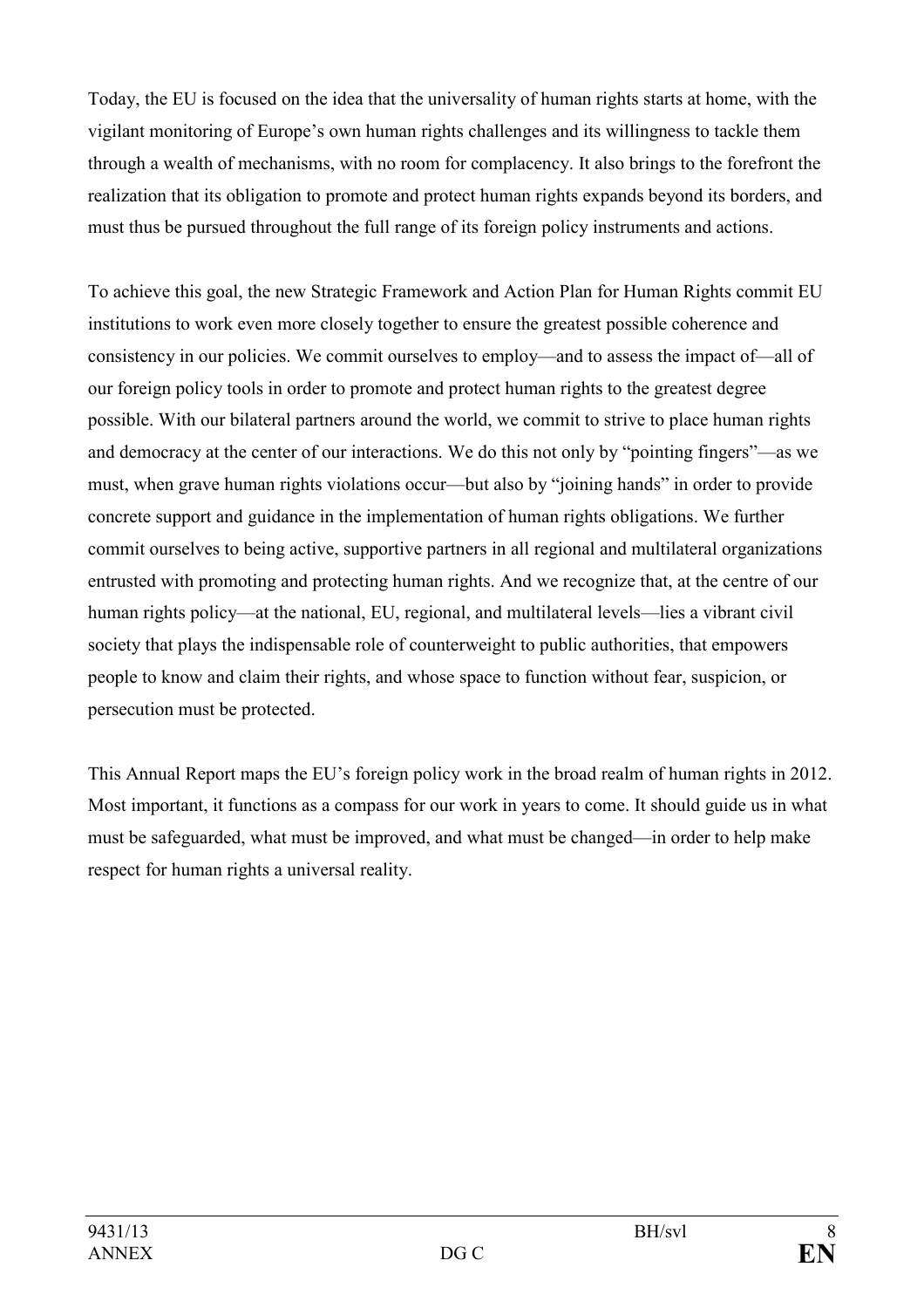Today, the EU is focused on the idea that the universality of human rights starts at home, with the vigilant monitoring of Europe's own human rights challenges and its willingness to tackle them through a wealth of mechanisms, with no room for complacency. It also brings to the forefront the realization that its obligation to promote and protect human rights expands beyond its borders, and must thus be pursued throughout the full range of its foreign policy instruments and actions.

To achieve this goal, the new Strategic Framework and Action Plan for Human Rights commit EU institutions to work even more closely together to ensure the greatest possible coherence and consistency in our policies. We commit ourselves to employ—and to assess the impact of—all of our foreign policy tools in order to promote and protect human rights to the greatest degree possible. With our bilateral partners around the world, we commit to strive to place human rights and democracy at the center of our interactions. We do this not only by "pointing fingers"—as we must, when grave human rights violations occur—but also by "joining hands" in order to provide concrete support and guidance in the implementation of human rights obligations. We further commit ourselves to being active, supportive partners in all regional and multilateral organizations entrusted with promoting and protecting human rights. And we recognize that, at the centre of our human rights policy—at the national, EU, regional, and multilateral levels—lies a vibrant civil society that plays the indispensable role of counterweight to public authorities, that empowers people to know and claim their rights, and whose space to function without fear, suspicion, or persecution must be protected.

This Annual Report maps the EU's foreign policy work in the broad realm of human rights in 2012. Most important, it functions as a compass for our work in years to come. It should guide us in what must be safeguarded, what must be improved, and what must be changed—in order to help make respect for human rights a universal reality.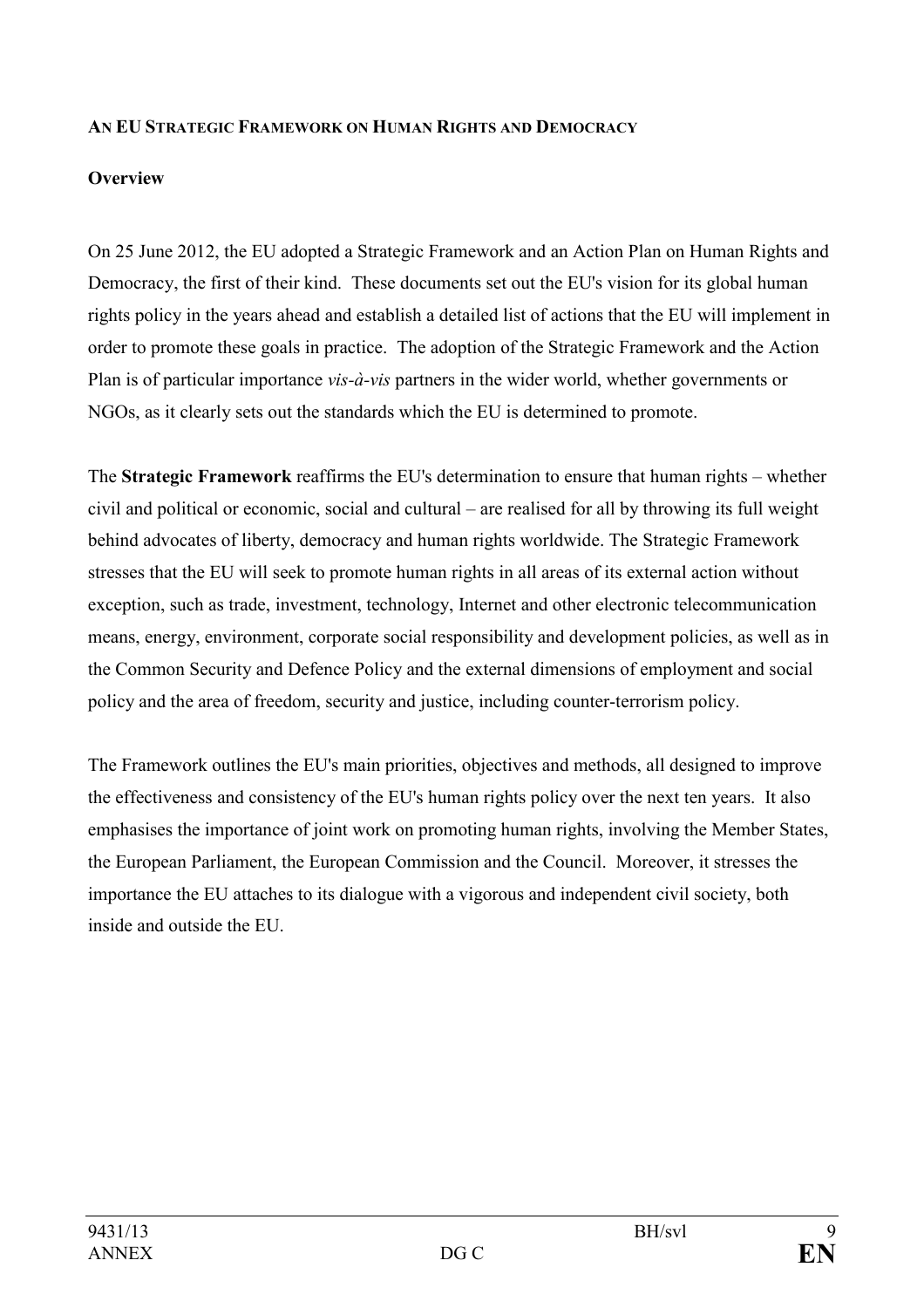## AN EU STRATEGIC FRAMEWORK ON HUMAN RIGHTS AND DEMOCRACY

### Overview

On 25 June 2012, the EU adopted a Strategic Framework and an Action Plan on Human Rights and Democracy, the first of their kind. These documents set out the EU's vision for its global human rights policy in the years ahead and establish a detailed list of actions that the EU will implement in order to promote these goals in practice. The adoption of the Strategic Framework and the Action Plan is of particular importance *vis-à-vis* partners in the wider world, whether governments or NGOs, as it clearly sets out the standards which the EU is determined to promote.

The **Strategic Framework** reaffirms the EU's determination to ensure that human rights – whether civil and political or economic, social and cultural – are realised for all by throwing its full weight behind advocates of liberty, democracy and human rights worldwide. The Strategic Framework stresses that the EU will seek to promote human rights in all areas of its external action without exception, such as trade, investment, technology, Internet and other electronic telecommunication means, energy, environment, corporate social responsibility and development policies, as well as in the Common Security and Defence Policy and the external dimensions of employment and social policy and the area of freedom, security and justice, including counter-terrorism policy.

The Framework outlines the EU's main priorities, objectives and methods, all designed to improve the effectiveness and consistency of the EU's human rights policy over the next ten years. It also emphasises the importance of joint work on promoting human rights, involving the Member States, the European Parliament, the European Commission and the Council. Moreover, it stresses the importance the EU attaches to its dialogue with a vigorous and independent civil society, both inside and outside the EU.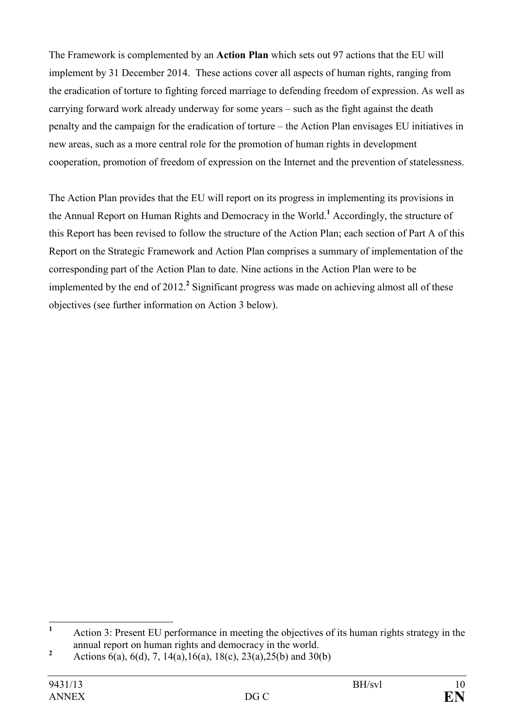The Framework is complemented by an **Action Plan** which sets out 97 actions that the EU will implement by 31 December 2014. These actions cover all aspects of human rights, ranging from the eradication of torture to fighting forced marriage to defending freedom of expression. As well as carrying forward work already underway for some years – such as the fight against the death penalty and the campaign for the eradication of torture – the Action Plan envisages EU initiatives in new areas, such as a more central role for the promotion of human rights in development cooperation, promotion of freedom of expression on the Internet and the prevention of statelessness.

The Action Plan provides that the EU will report on its progress in implementing its provisions in the Annual Report on Human Rights and Democracy in the World.[1] Accordingly, the structure of this Report has been revised to follow the structure of the Action Plan; each section of Part A of this Report on the Strategic Framework and Action Plan comprises a summary of implementation of the corresponding part of the Action Plan to date. Nine actions in the Action Plan were to be implemented by the end of 2012.[2] Significant progress was made on achieving almost all of these objectives (see further information on Action 3 below).

---

[1] Action 3: Present EU performance in meeting the objectives of its human rights strategy in the annual report on human rights and democracy in the world.

[2] Actions 6(a), 6(d), 7, 14(a),16(a), 18(c), 23(a),25(b) and 30(b)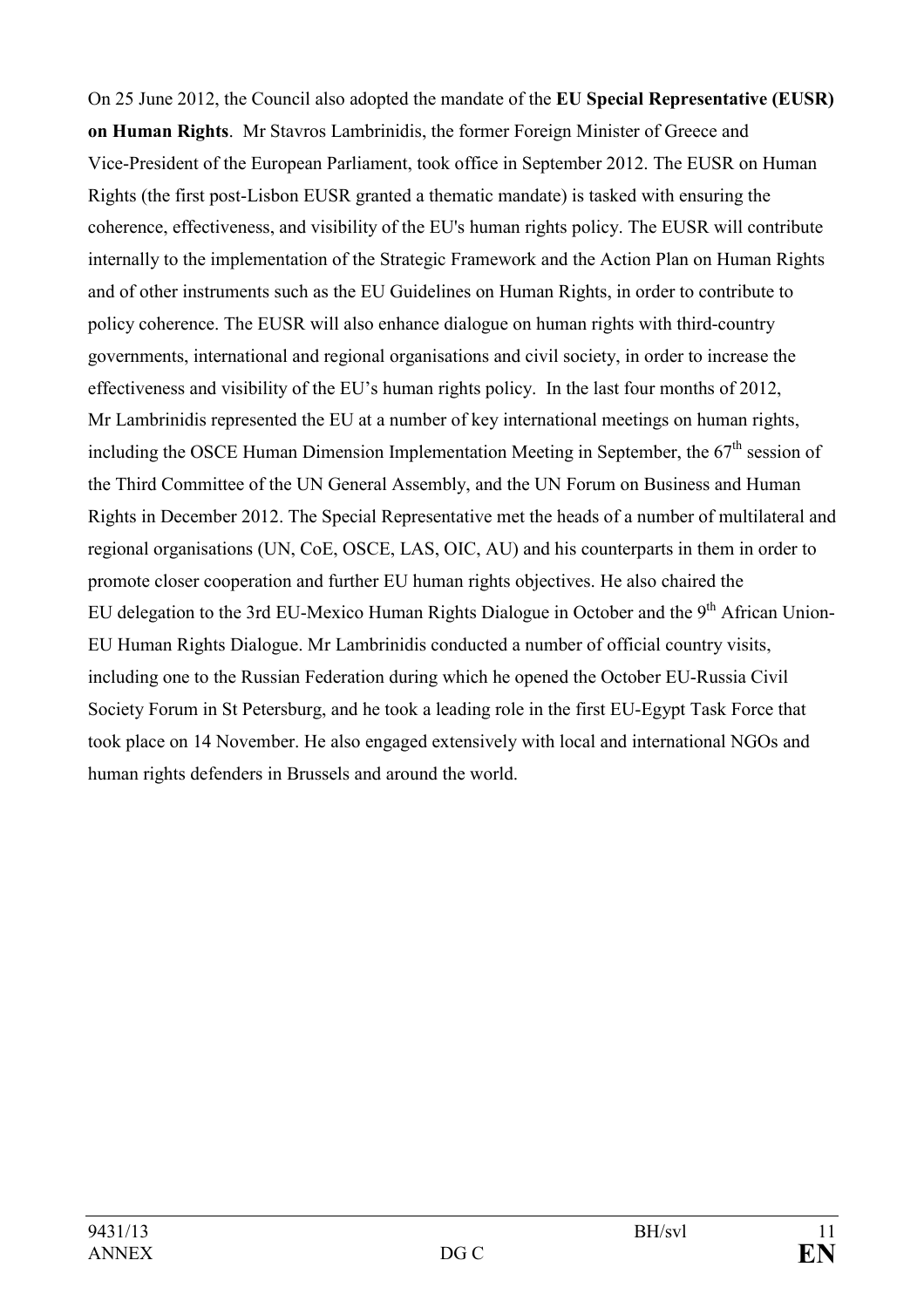On 25 June 2012, the Council also adopted the mandate of the **EU Special Representative (EUSR) on Human Rights**. Mr Stavros Lambrinidis, the former Foreign Minister of Greece and Vice-President of the European Parliament, took office in September 2012. The EUSR on Human Rights (the first post-Lisbon EUSR granted a thematic mandate) is tasked with ensuring the coherence, effectiveness, and visibility of the EU's human rights policy. The EUSR will contribute internally to the implementation of the Strategic Framework and the Action Plan on Human Rights and of other instruments such as the EU Guidelines on Human Rights, in order to contribute to policy coherence. The EUSR will also enhance dialogue on human rights with third-country governments, international and regional organisations and civil society, in order to increase the effectiveness and visibility of the EU's human rights policy. In the last four months of 2012, Mr Lambrinidis represented the EU at a number of key international meetings on human rights, including the OSCE Human Dimension Implementation Meeting in September, the 67th session of the Third Committee of the UN General Assembly, and the UN Forum on Business and Human Rights in December 2012. The Special Representative met the heads of a number of multilateral and regional organisations (UN, CoE, OSCE, LAS, OIC, AU) and his counterparts in them in order to promote closer cooperation and further EU human rights objectives. He also chaired the EU delegation to the 3rd EU-Mexico Human Rights Dialogue in October and the 9th African Union-EU Human Rights Dialogue. Mr Lambrinidis conducted a number of official country visits, including one to the Russian Federation during which he opened the October EU-Russia Civil Society Forum in St Petersburg, and he took a leading role in the first EU-Egypt Task Force that took place on 14 November. He also engaged extensively with local and international NGOs and human rights defenders in Brussels and around the world.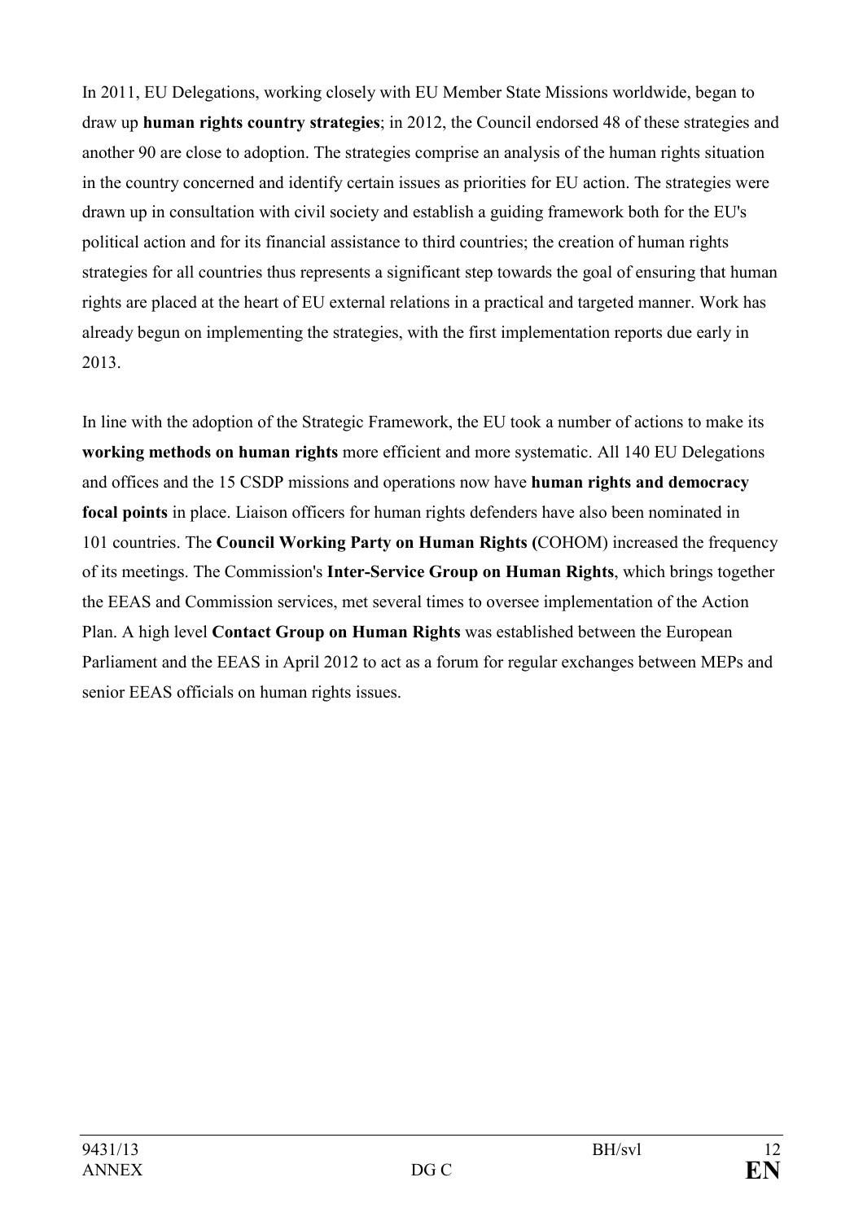In 2011, EU Delegations, working closely with EU Member State Missions worldwide, began to draw up **human rights country strategies**; in 2012, the Council endorsed 48 of these strategies and another 90 are close to adoption. The strategies comprise an analysis of the human rights situation in the country concerned and identify certain issues as priorities for EU action. The strategies were drawn up in consultation with civil society and establish a guiding framework both for the EU's political action and for its financial assistance to third countries; the creation of human rights strategies for all countries thus represents a significant step towards the goal of ensuring that human rights are placed at the heart of EU external relations in a practical and targeted manner. Work has already begun on implementing the strategies, with the first implementation reports due early in 2013.

In line with the adoption of the Strategic Framework, the EU took a number of actions to make its **working methods on human rights** more efficient and more systematic. All 140 EU Delegations and offices and the 15 CSDP missions and operations now have **human rights and democracy focal points** in place. Liaison officers for human rights defenders have also been nominated in 101 countries. The **Council Working Party on Human Rights (**COHOM) increased the frequency of its meetings. The Commission's **Inter-Service Group on Human Rights**, which brings together the EEAS and Commission services, met several times to oversee implementation of the Action Plan. A high level **Contact Group on Human Rights** was established between the European Parliament and the EEAS in April 2012 to act as a forum for regular exchanges between MEPs and senior EEAS officials on human rights issues.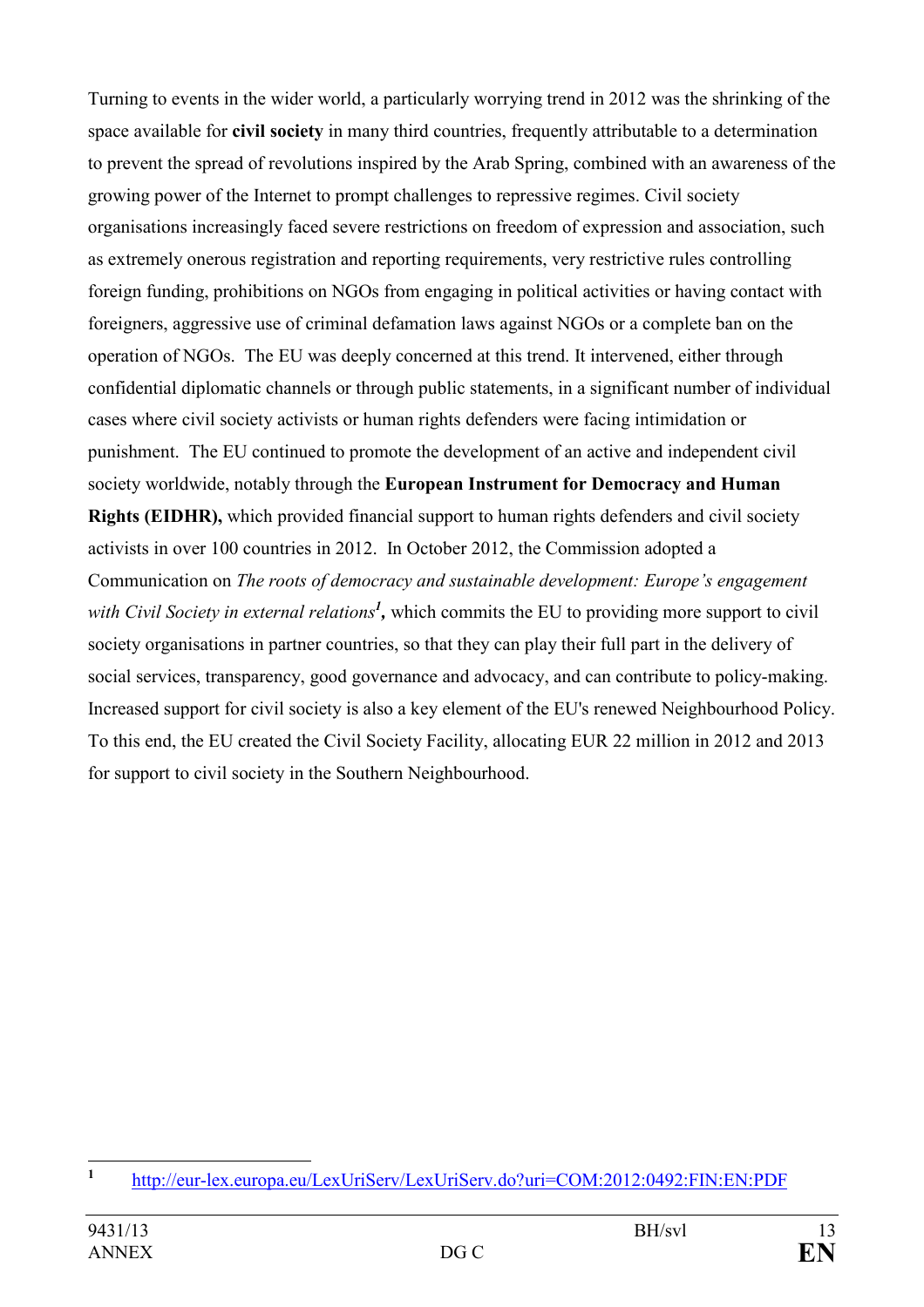Turning to events in the wider world, a particularly worrying trend in 2012 was the shrinking of the space available for **civil society** in many third countries, frequently attributable to a determination to prevent the spread of revolutions inspired by the Arab Spring, combined with an awareness of the growing power of the Internet to prompt challenges to repressive regimes. Civil society organisations increasingly faced severe restrictions on freedom of expression and association, such as extremely onerous registration and reporting requirements, very restrictive rules controlling foreign funding, prohibitions on NGOs from engaging in political activities or having contact with foreigners, aggressive use of criminal defamation laws against NGOs or a complete ban on the operation of NGOs. The EU was deeply concerned at this trend. It intervened, either through confidential diplomatic channels or through public statements, in a significant number of individual cases where civil society activists or human rights defenders were facing intimidation or punishment. The EU continued to promote the development of an active and independent civil society worldwide, notably through the **European Instrument for Democracy and Human Rights (EIDHR),** which provided financial support to human rights defenders and civil society activists in over 100 countries in 2012. In October 2012, the Commission adopted a Communication on *The roots of democracy and sustainable development: Europe's engagement with Civil Society in external relations*[1]**,** which commits the EU to providing more support to civil society organisations in partner countries, so that they can play their full part in the delivery of social services, transparency, good governance and advocacy, and can contribute to policy-making. Increased support for civil society is also a key element of the EU's renewed Neighbourhood Policy. To this end, the EU created the Civil Society Facility, allocating EUR 22 million in 2012 and 2013 for support to civil society in the Southern Neighbourhood.

---

[1] http://eur-lex.europa.eu/LexUriServ/LexUriServ.do?uri=COM:2012:0492:FIN:EN:PDF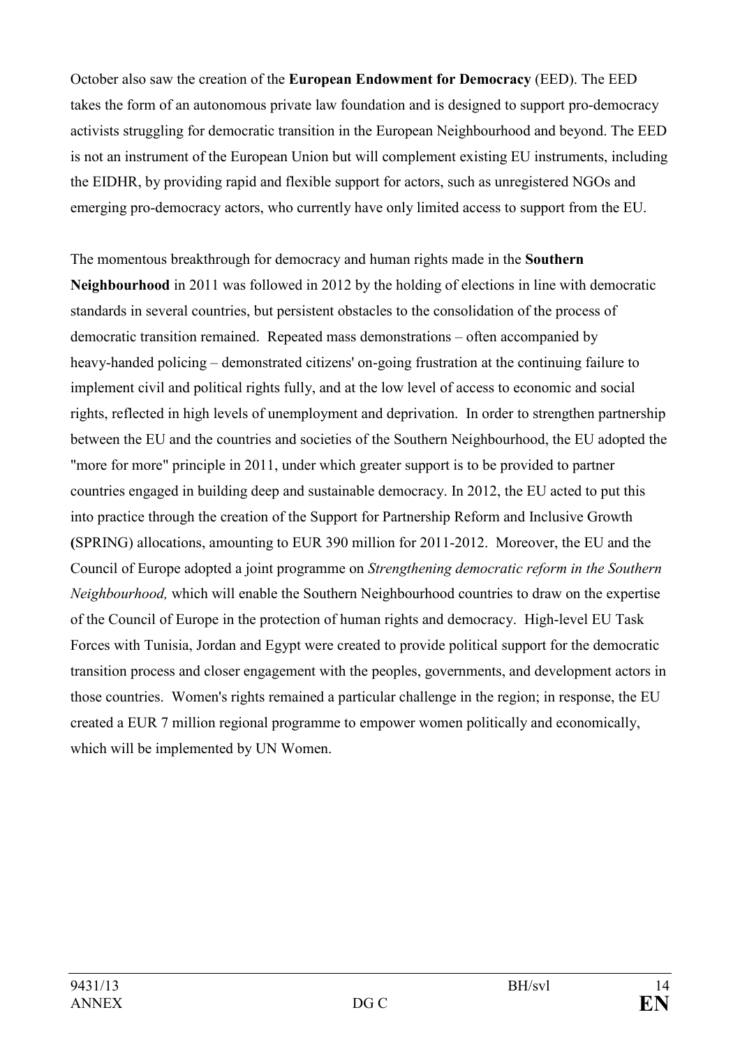October also saw the creation of the **European Endowment for Democracy** (EED). The EED takes the form of an autonomous private law foundation and is designed to support pro-democracy activists struggling for democratic transition in the European Neighbourhood and beyond. The EED is not an instrument of the European Union but will complement existing EU instruments, including the EIDHR, by providing rapid and flexible support for actors, such as unregistered NGOs and emerging pro-democracy actors, who currently have only limited access to support from the EU.

The momentous breakthrough for democracy and human rights made in the **Southern Neighbourhood** in 2011 was followed in 2012 by the holding of elections in line with democratic standards in several countries, but persistent obstacles to the consolidation of the process of democratic transition remained. Repeated mass demonstrations – often accompanied by heavy-handed policing – demonstrated citizens' on-going frustration at the continuing failure to implement civil and political rights fully, and at the low level of access to economic and social rights, reflected in high levels of unemployment and deprivation. In order to strengthen partnership between the EU and the countries and societies of the Southern Neighbourhood, the EU adopted the "more for more" principle in 2011, under which greater support is to be provided to partner countries engaged in building deep and sustainable democracy. In 2012, the EU acted to put this into practice through the creation of the Support for Partnership Reform and Inclusive Growth (SPRING) allocations, amounting to EUR 390 million for 2011-2012. Moreover, the EU and the Council of Europe adopted a joint programme on *Strengthening democratic reform in the Southern Neighbourhood,* which will enable the Southern Neighbourhood countries to draw on the expertise of the Council of Europe in the protection of human rights and democracy. High-level EU Task Forces with Tunisia, Jordan and Egypt were created to provide political support for the democratic transition process and closer engagement with the peoples, governments, and development actors in those countries. Women's rights remained a particular challenge in the region; in response, the EU created a EUR 7 million regional programme to empower women politically and economically, which will be implemented by UN Women.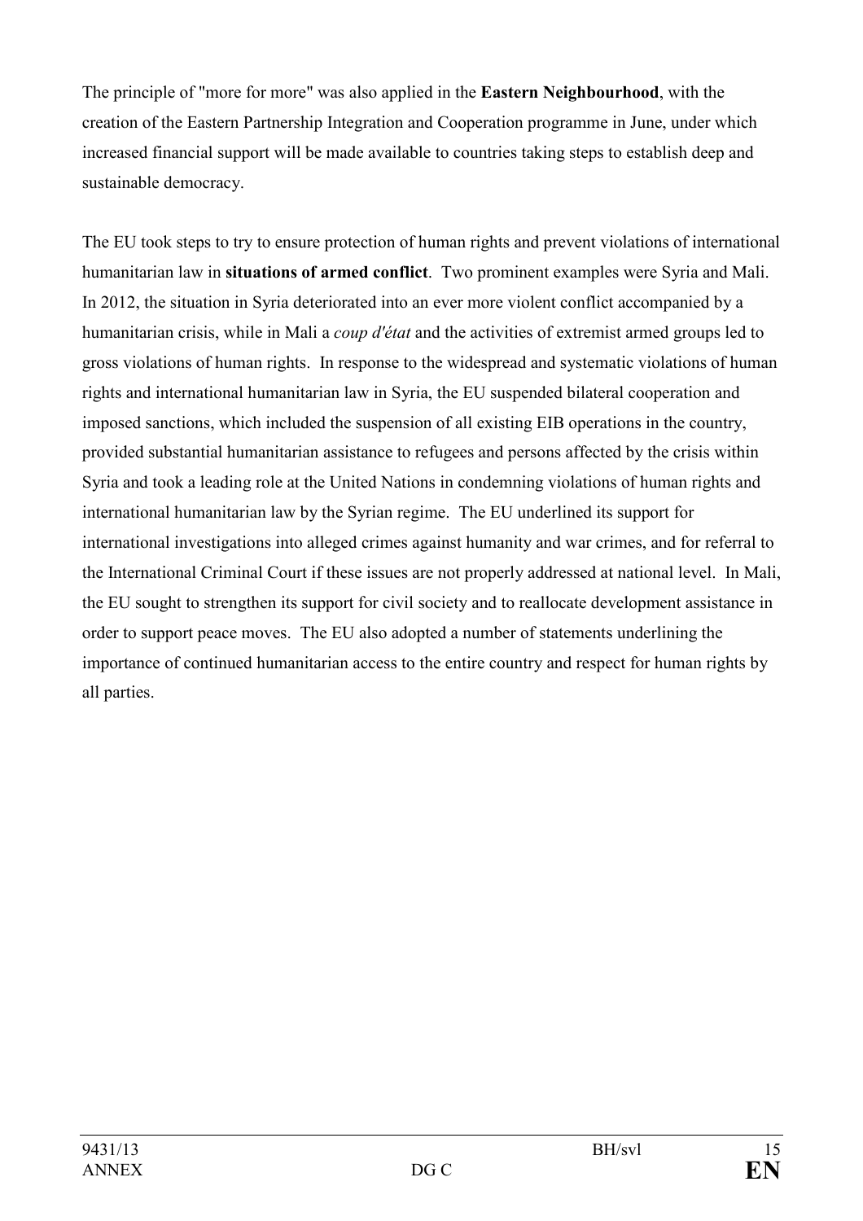The principle of "more for more" was also applied in the **Eastern Neighbourhood**, with the creation of the Eastern Partnership Integration and Cooperation programme in June, under which increased financial support will be made available to countries taking steps to establish deep and sustainable democracy.

The EU took steps to try to ensure protection of human rights and prevent violations of international humanitarian law in **situations of armed conflict**. Two prominent examples were Syria and Mali. In 2012, the situation in Syria deteriorated into an ever more violent conflict accompanied by a humanitarian crisis, while in Mali a *coup d'état* and the activities of extremist armed groups led to gross violations of human rights. In response to the widespread and systematic violations of human rights and international humanitarian law in Syria, the EU suspended bilateral cooperation and imposed sanctions, which included the suspension of all existing EIB operations in the country, provided substantial humanitarian assistance to refugees and persons affected by the crisis within Syria and took a leading role at the United Nations in condemning violations of human rights and international humanitarian law by the Syrian regime. The EU underlined its support for international investigations into alleged crimes against humanity and war crimes, and for referral to the International Criminal Court if these issues are not properly addressed at national level. In Mali, the EU sought to strengthen its support for civil society and to reallocate development assistance in order to support peace moves. The EU also adopted a number of statements underlining the importance of continued humanitarian access to the entire country and respect for human rights by all parties.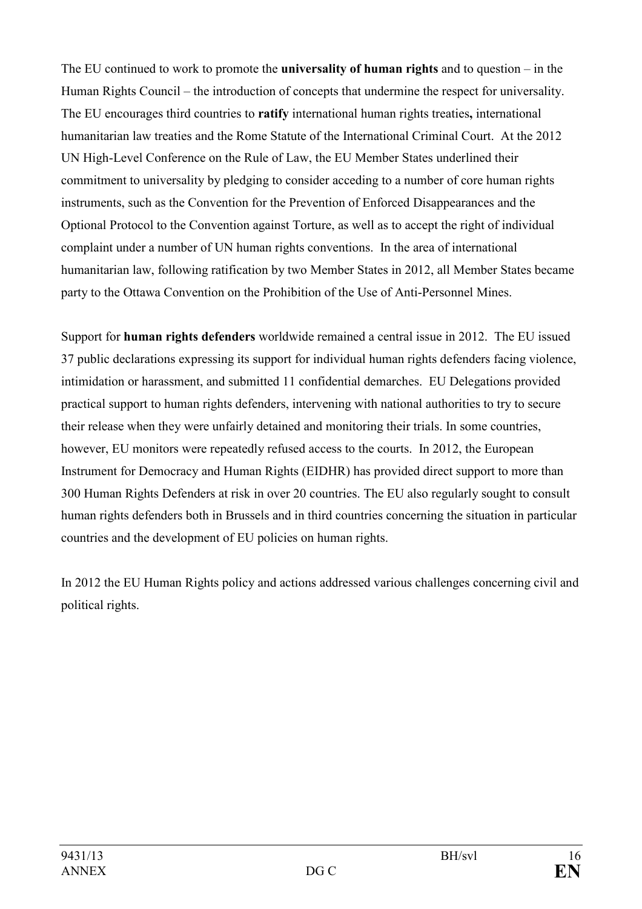The EU continued to work to promote the **universality of human rights** and to question – in the Human Rights Council – the introduction of concepts that undermine the respect for universality. The EU encourages third countries to **ratify** international human rights treaties**,** international humanitarian law treaties and the Rome Statute of the International Criminal Court. At the 2012 UN High-Level Conference on the Rule of Law, the EU Member States underlined their commitment to universality by pledging to consider acceding to a number of core human rights instruments, such as the Convention for the Prevention of Enforced Disappearances and the Optional Protocol to the Convention against Torture, as well as to accept the right of individual complaint under a number of UN human rights conventions. In the area of international humanitarian law, following ratification by two Member States in 2012, all Member States became party to the Ottawa Convention on the Prohibition of the Use of Anti-Personnel Mines.

Support for **human rights defenders** worldwide remained a central issue in 2012. The EU issued 37 public declarations expressing its support for individual human rights defenders facing violence, intimidation or harassment, and submitted 11 confidential demarches. EU Delegations provided practical support to human rights defenders, intervening with national authorities to try to secure their release when they were unfairly detained and monitoring their trials. In some countries, however, EU monitors were repeatedly refused access to the courts. In 2012, the European Instrument for Democracy and Human Rights (EIDHR) has provided direct support to more than 300 Human Rights Defenders at risk in over 20 countries. The EU also regularly sought to consult human rights defenders both in Brussels and in third countries concerning the situation in particular countries and the development of EU policies on human rights.

In 2012 the EU Human Rights policy and actions addressed various challenges concerning civil and political rights.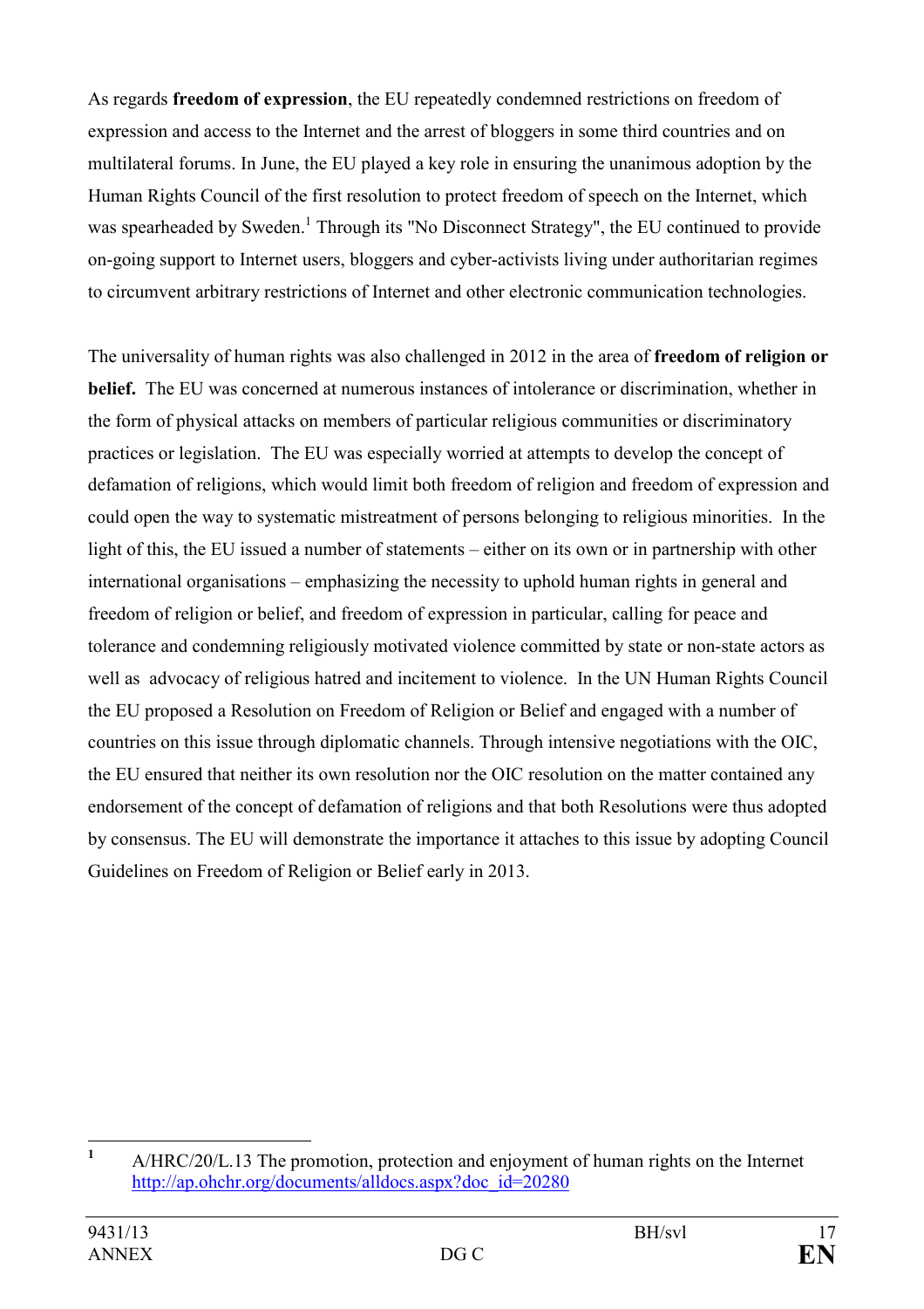As regards **freedom of expression**, the EU repeatedly condemned restrictions on freedom of expression and access to the Internet and the arrest of bloggers in some third countries and on multilateral forums. In June, the EU played a key role in ensuring the unanimous adoption by the Human Rights Council of the first resolution to protect freedom of speech on the Internet, which was spearheaded by Sweden.[1] Through its "No Disconnect Strategy", the EU continued to provide on-going support to Internet users, bloggers and cyber-activists living under authoritarian regimes to circumvent arbitrary restrictions of Internet and other electronic communication technologies.

The universality of human rights was also challenged in 2012 in the area of **freedom of religion or belief.** The EU was concerned at numerous instances of intolerance or discrimination, whether in the form of physical attacks on members of particular religious communities or discriminatory practices or legislation. The EU was especially worried at attempts to develop the concept of defamation of religions, which would limit both freedom of religion and freedom of expression and could open the way to systematic mistreatment of persons belonging to religious minorities. In the light of this, the EU issued a number of statements – either on its own or in partnership with other international organisations – emphasizing the necessity to uphold human rights in general and freedom of religion or belief, and freedom of expression in particular, calling for peace and tolerance and condemning religiously motivated violence committed by state or non-state actors as well as advocacy of religious hatred and incitement to violence. In the UN Human Rights Council the EU proposed a Resolution on Freedom of Religion or Belief and engaged with a number of countries on this issue through diplomatic channels. Through intensive negotiations with the OIC, the EU ensured that neither its own resolution nor the OIC resolution on the matter contained any endorsement of the concept of defamation of religions and that both Resolutions were thus adopted by consensus. The EU will demonstrate the importance it attaches to this issue by adopting Council Guidelines on Freedom of Religion or Belief early in 2013.

---

[1] A/HRC/20/L.13 The promotion, protection and enjoyment of human rights on the Internet http://ap.ohchr.org/documents/alldocs.aspx?doc_id=20280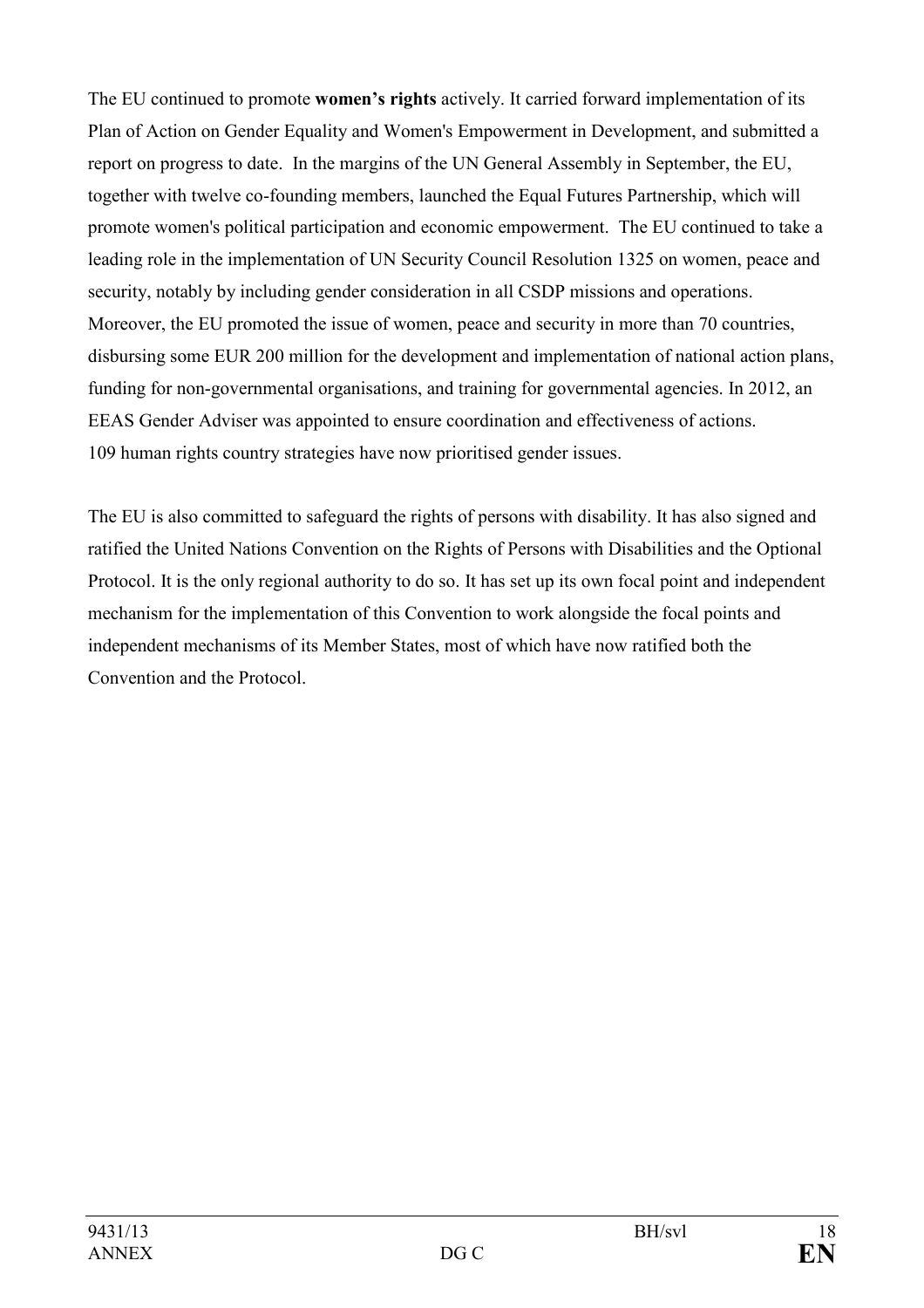The EU continued to promote **women's rights** actively. It carried forward implementation of its Plan of Action on Gender Equality and Women's Empowerment in Development, and submitted a report on progress to date. In the margins of the UN General Assembly in September, the EU, together with twelve co-founding members, launched the Equal Futures Partnership, which will promote women's political participation and economic empowerment. The EU continued to take a leading role in the implementation of UN Security Council Resolution 1325 on women, peace and security, notably by including gender consideration in all CSDP missions and operations. Moreover, the EU promoted the issue of women, peace and security in more than 70 countries, disbursing some EUR 200 million for the development and implementation of national action plans, funding for non-governmental organisations, and training for governmental agencies. In 2012, an EEAS Gender Adviser was appointed to ensure coordination and effectiveness of actions. 109 human rights country strategies have now prioritised gender issues.

The EU is also committed to safeguard the rights of persons with disability. It has also signed and ratified the United Nations Convention on the Rights of Persons with Disabilities and the Optional Protocol. It is the only regional authority to do so. It has set up its own focal point and independent mechanism for the implementation of this Convention to work alongside the focal points and independent mechanisms of its Member States, most of which have now ratified both the Convention and the Protocol.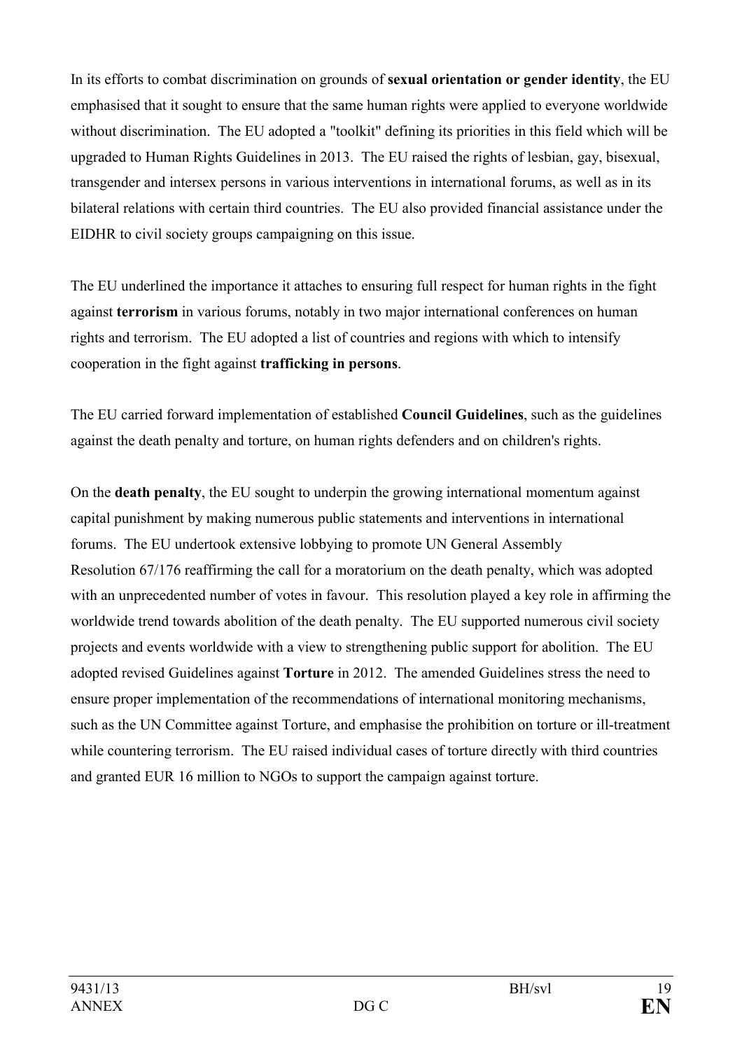In its efforts to combat discrimination on grounds of **sexual orientation or gender identity**, the EU emphasised that it sought to ensure that the same human rights were applied to everyone worldwide without discrimination. The EU adopted a "toolkit" defining its priorities in this field which will be upgraded to Human Rights Guidelines in 2013. The EU raised the rights of lesbian, gay, bisexual, transgender and intersex persons in various interventions in international forums, as well as in its bilateral relations with certain third countries. The EU also provided financial assistance under the EIDHR to civil society groups campaigning on this issue.

The EU underlined the importance it attaches to ensuring full respect for human rights in the fight against **terrorism** in various forums, notably in two major international conferences on human rights and terrorism. The EU adopted a list of countries and regions with which to intensify cooperation in the fight against **trafficking in persons**.

The EU carried forward implementation of established **Council Guidelines**, such as the guidelines against the death penalty and torture, on human rights defenders and on children's rights.

On the **death penalty**, the EU sought to underpin the growing international momentum against capital punishment by making numerous public statements and interventions in international forums. The EU undertook extensive lobbying to promote UN General Assembly Resolution 67/176 reaffirming the call for a moratorium on the death penalty, which was adopted with an unprecedented number of votes in favour. This resolution played a key role in affirming the worldwide trend towards abolition of the death penalty. The EU supported numerous civil society projects and events worldwide with a view to strengthening public support for abolition. The EU adopted revised Guidelines against **Torture** in 2012. The amended Guidelines stress the need to ensure proper implementation of the recommendations of international monitoring mechanisms, such as the UN Committee against Torture, and emphasise the prohibition on torture or ill-treatment while countering terrorism. The EU raised individual cases of torture directly with third countries and granted EUR 16 million to NGOs to support the campaign against torture.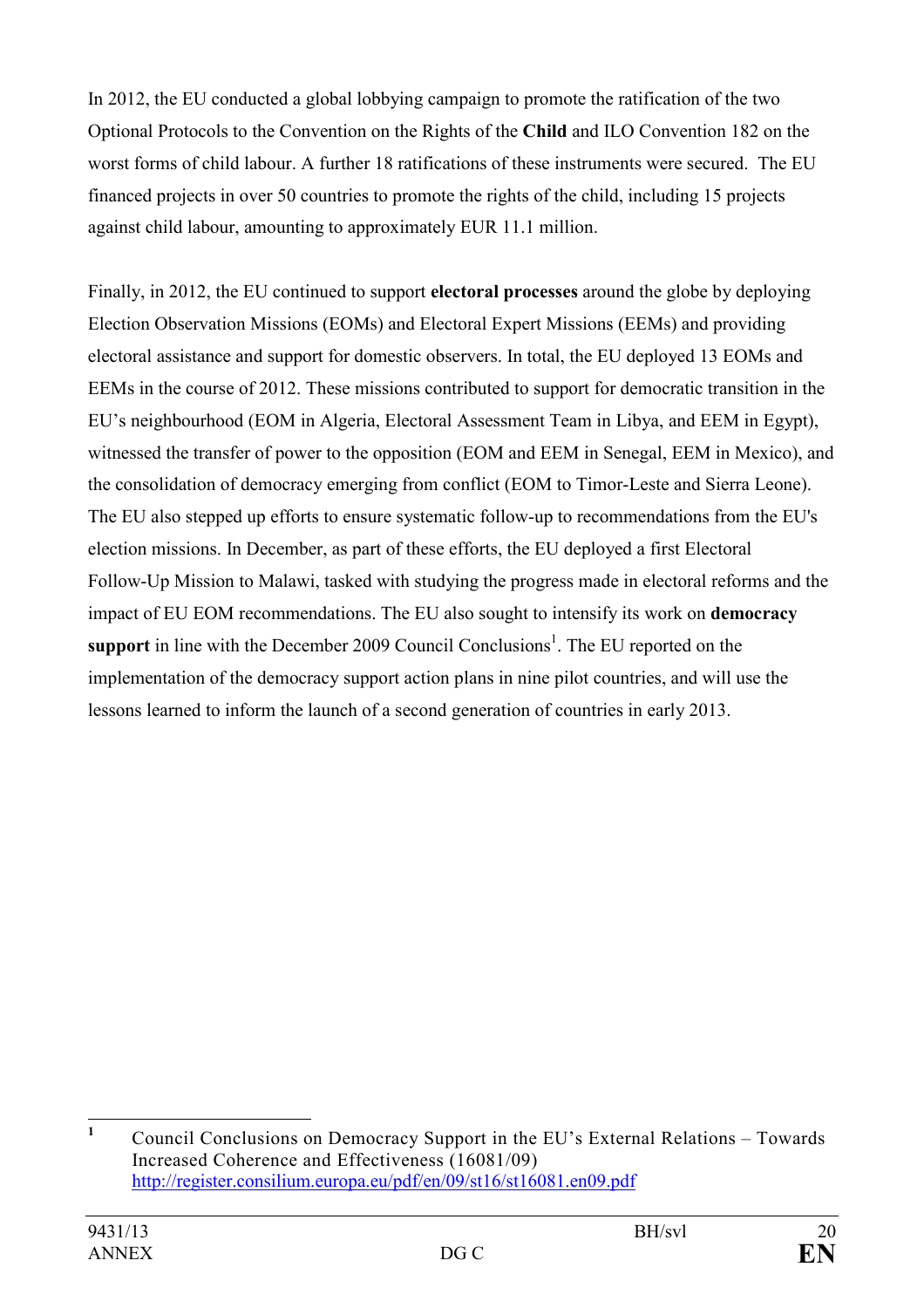In 2012, the EU conducted a global lobbying campaign to promote the ratification of the two Optional Protocols to the Convention on the Rights of the **Child** and ILO Convention 182 on the worst forms of child labour. A further 18 ratifications of these instruments were secured. The EU financed projects in over 50 countries to promote the rights of the child, including 15 projects against child labour, amounting to approximately EUR 11.1 million.

Finally, in 2012, the EU continued to support **electoral processes** around the globe by deploying Election Observation Missions (EOMs) and Electoral Expert Missions (EEMs) and providing electoral assistance and support for domestic observers. In total, the EU deployed 13 EOMs and EEMs in the course of 2012. These missions contributed to support for democratic transition in the EU's neighbourhood (EOM in Algeria, Electoral Assessment Team in Libya, and EEM in Egypt), witnessed the transfer of power to the opposition (EOM and EEM in Senegal, EEM in Mexico), and the consolidation of democracy emerging from conflict (EOM to Timor-Leste and Sierra Leone). The EU also stepped up efforts to ensure systematic follow-up to recommendations from the EU's election missions. In December, as part of these efforts, the EU deployed a first Electoral Follow-Up Mission to Malawi, tasked with studying the progress made in electoral reforms and the impact of EU EOM recommendations. The EU also sought to intensify its work on **democracy support** in line with the December 2009 Council Conclusions[1]. The EU reported on the implementation of the democracy support action plans in nine pilot countries, and will use the lessons learned to inform the launch of a second generation of countries in early 2013.

---

[1] Council Conclusions on Democracy Support in the EU's External Relations – Towards Increased Coherence and Effectiveness (16081/09) http://register.consilium.europa.eu/pdf/en/09/st16/st16081.en09.pdf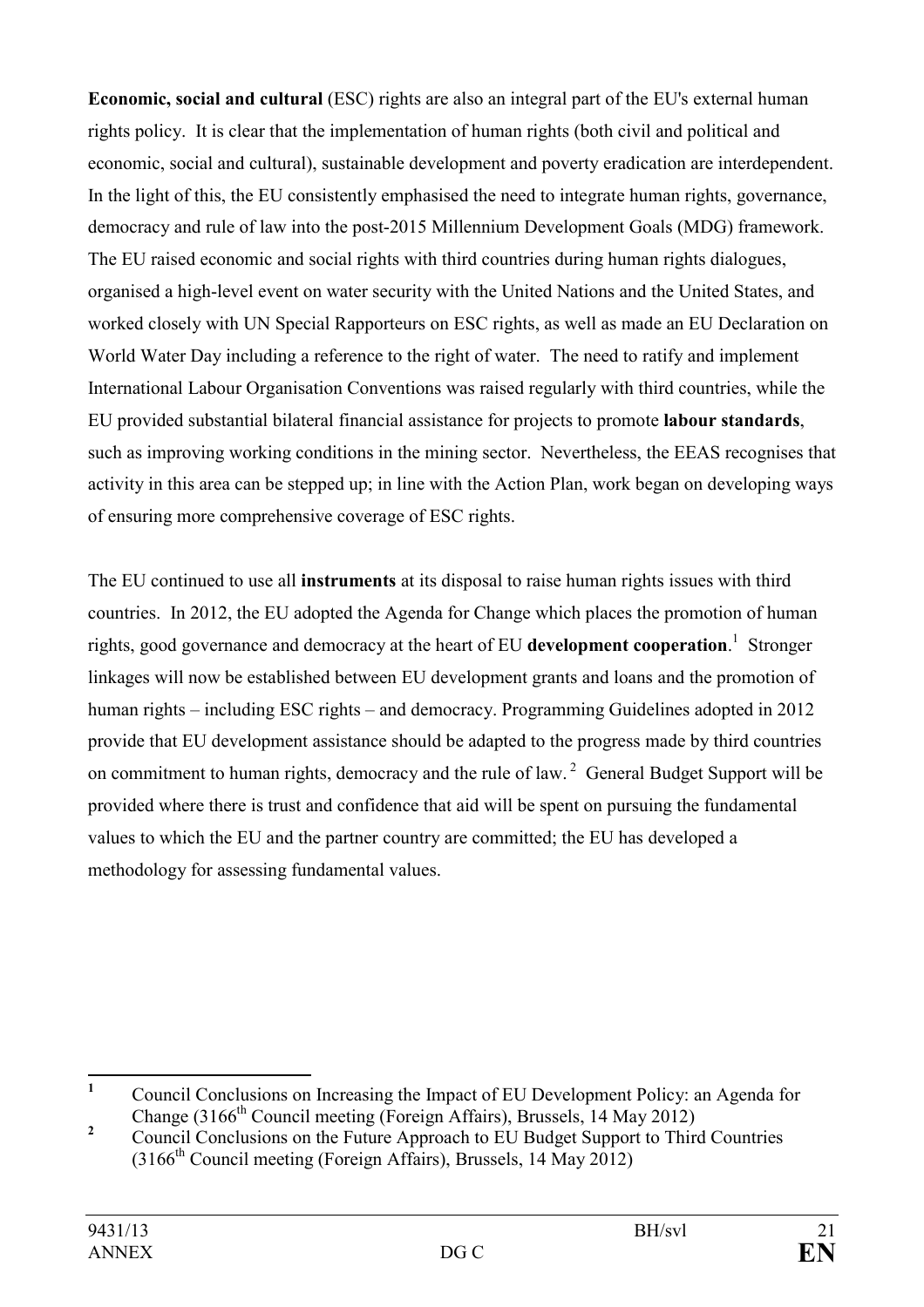**Economic, social and cultural** (ESC) rights are also an integral part of the EU's external human rights policy. It is clear that the implementation of human rights (both civil and political and economic, social and cultural), sustainable development and poverty eradication are interdependent. In the light of this, the EU consistently emphasised the need to integrate human rights, governance, democracy and rule of law into the post-2015 Millennium Development Goals (MDG) framework. The EU raised economic and social rights with third countries during human rights dialogues, organised a high-level event on water security with the United Nations and the United States, and worked closely with UN Special Rapporteurs on ESC rights, as well as made an EU Declaration on World Water Day including a reference to the right of water. The need to ratify and implement International Labour Organisation Conventions was raised regularly with third countries, while the EU provided substantial bilateral financial assistance for projects to promote **labour standards**, such as improving working conditions in the mining sector. Nevertheless, the EEAS recognises that activity in this area can be stepped up; in line with the Action Plan, work began on developing ways of ensuring more comprehensive coverage of ESC rights.

The EU continued to use all **instruments** at its disposal to raise human rights issues with third countries. In 2012, the EU adopted the Agenda for Change which places the promotion of human rights, good governance and democracy at the heart of EU **development cooperation**.[1] Stronger linkages will now be established between EU development grants and loans and the promotion of human rights – including ESC rights – and democracy. Programming Guidelines adopted in 2012 provide that EU development assistance should be adapted to the progress made by third countries on commitment to human rights, democracy and the rule of law.[2] General Budget Support will be provided where there is trust and confidence that aid will be spent on pursuing the fundamental values to which the EU and the partner country are committed; the EU has developed a methodology for assessing fundamental values.

---

[1] Council Conclusions on Increasing the Impact of EU Development Policy: an Agenda for Change (3166th Council meeting (Foreign Affairs), Brussels, 14 May 2012)

[2] Council Conclusions on the Future Approach to EU Budget Support to Third Countries (3166th Council meeting (Foreign Affairs), Brussels, 14 May 2012)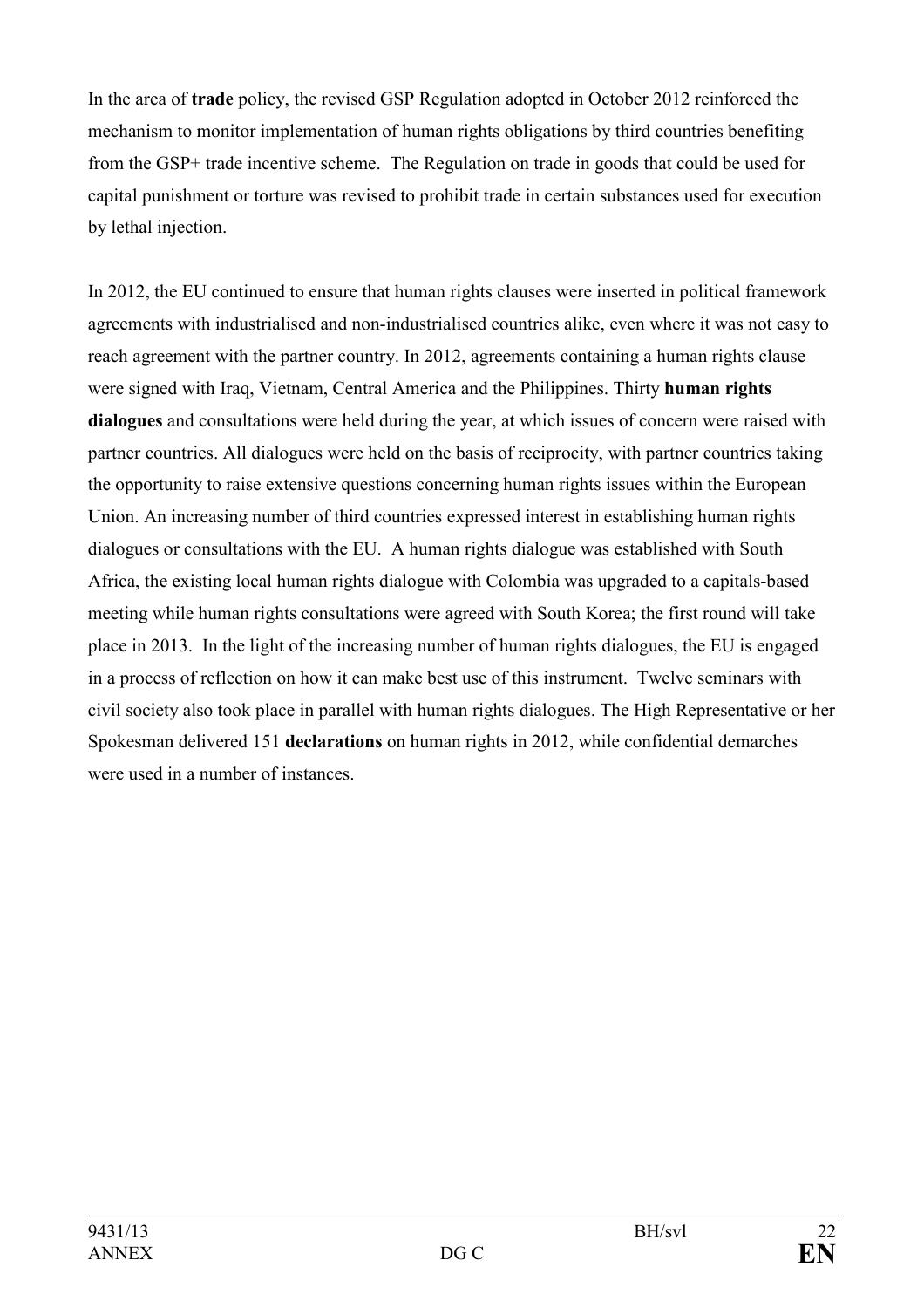In the area of **trade** policy, the revised GSP Regulation adopted in October 2012 reinforced the mechanism to monitor implementation of human rights obligations by third countries benefiting from the GSP+ trade incentive scheme. The Regulation on trade in goods that could be used for capital punishment or torture was revised to prohibit trade in certain substances used for execution by lethal injection.

In 2012, the EU continued to ensure that human rights clauses were inserted in political framework agreements with industrialised and non-industrialised countries alike, even where it was not easy to reach agreement with the partner country. In 2012, agreements containing a human rights clause were signed with Iraq, Vietnam, Central America and the Philippines. Thirty **human rights dialogues** and consultations were held during the year, at which issues of concern were raised with partner countries. All dialogues were held on the basis of reciprocity, with partner countries taking the opportunity to raise extensive questions concerning human rights issues within the European Union. An increasing number of third countries expressed interest in establishing human rights dialogues or consultations with the EU. A human rights dialogue was established with South Africa, the existing local human rights dialogue with Colombia was upgraded to a capitals-based meeting while human rights consultations were agreed with South Korea; the first round will take place in 2013. In the light of the increasing number of human rights dialogues, the EU is engaged in a process of reflection on how it can make best use of this instrument. Twelve seminars with civil society also took place in parallel with human rights dialogues. The High Representative or her Spokesman delivered 151 **declarations** on human rights in 2012, while confidential demarches were used in a number of instances.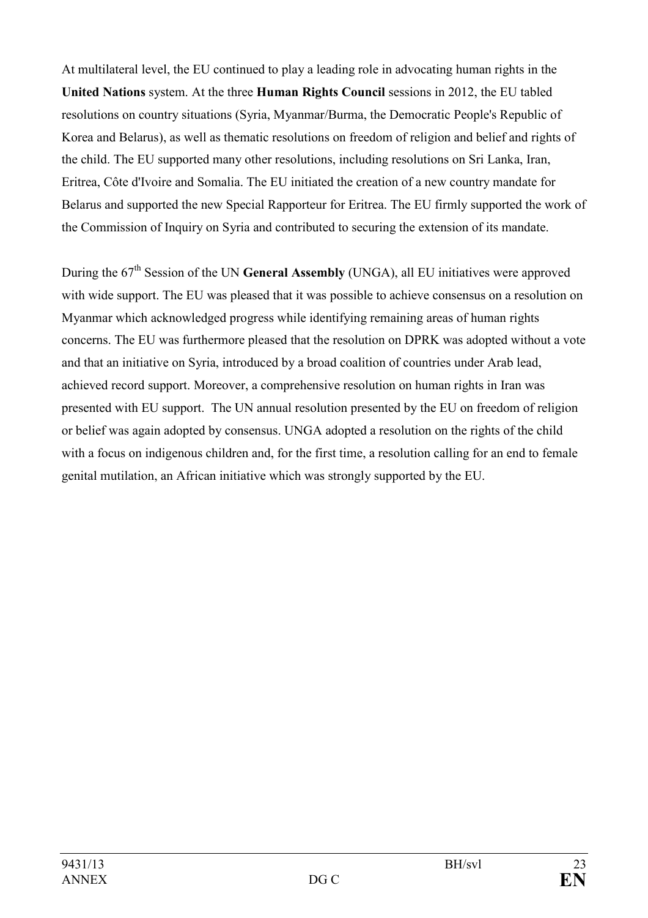At multilateral level, the EU continued to play a leading role in advocating human rights in the **United Nations** system. At the three **Human Rights Council** sessions in 2012, the EU tabled resolutions on country situations (Syria, Myanmar/Burma, the Democratic People's Republic of Korea and Belarus), as well as thematic resolutions on freedom of religion and belief and rights of the child. The EU supported many other resolutions, including resolutions on Sri Lanka, Iran, Eritrea, Côte d'Ivoire and Somalia. The EU initiated the creation of a new country mandate for Belarus and supported the new Special Rapporteur for Eritrea. The EU firmly supported the work of the Commission of Inquiry on Syria and contributed to securing the extension of its mandate.

During the 67th Session of the UN **General Assembly** (UNGA), all EU initiatives were approved with wide support. The EU was pleased that it was possible to achieve consensus on a resolution on Myanmar which acknowledged progress while identifying remaining areas of human rights concerns. The EU was furthermore pleased that the resolution on DPRK was adopted without a vote and that an initiative on Syria, introduced by a broad coalition of countries under Arab lead, achieved record support. Moreover, a comprehensive resolution on human rights in Iran was presented with EU support. The UN annual resolution presented by the EU on freedom of religion or belief was again adopted by consensus. UNGA adopted a resolution on the rights of the child with a focus on indigenous children and, for the first time, a resolution calling for an end to female genital mutilation, an African initiative which was strongly supported by the EU.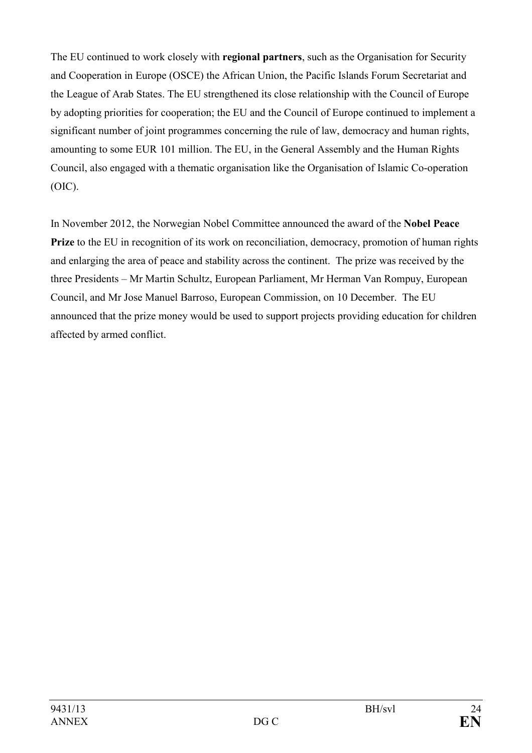The EU continued to work closely with **regional partners**, such as the Organisation for Security and Cooperation in Europe (OSCE) the African Union, the Pacific Islands Forum Secretariat and the League of Arab States. The EU strengthened its close relationship with the Council of Europe by adopting priorities for cooperation; the EU and the Council of Europe continued to implement a significant number of joint programmes concerning the rule of law, democracy and human rights, amounting to some EUR 101 million. The EU, in the General Assembly and the Human Rights Council, also engaged with a thematic organisation like the Organisation of Islamic Co-operation (OIC).

In November 2012, the Norwegian Nobel Committee announced the award of the **Nobel Peace Prize** to the EU in recognition of its work on reconciliation, democracy, promotion of human rights and enlarging the area of peace and stability across the continent. The prize was received by the three Presidents – Mr Martin Schultz, European Parliament, Mr Herman Van Rompuy, European Council, and Mr Jose Manuel Barroso, European Commission, on 10 December. The EU announced that the prize money would be used to support projects providing education for children affected by armed conflict.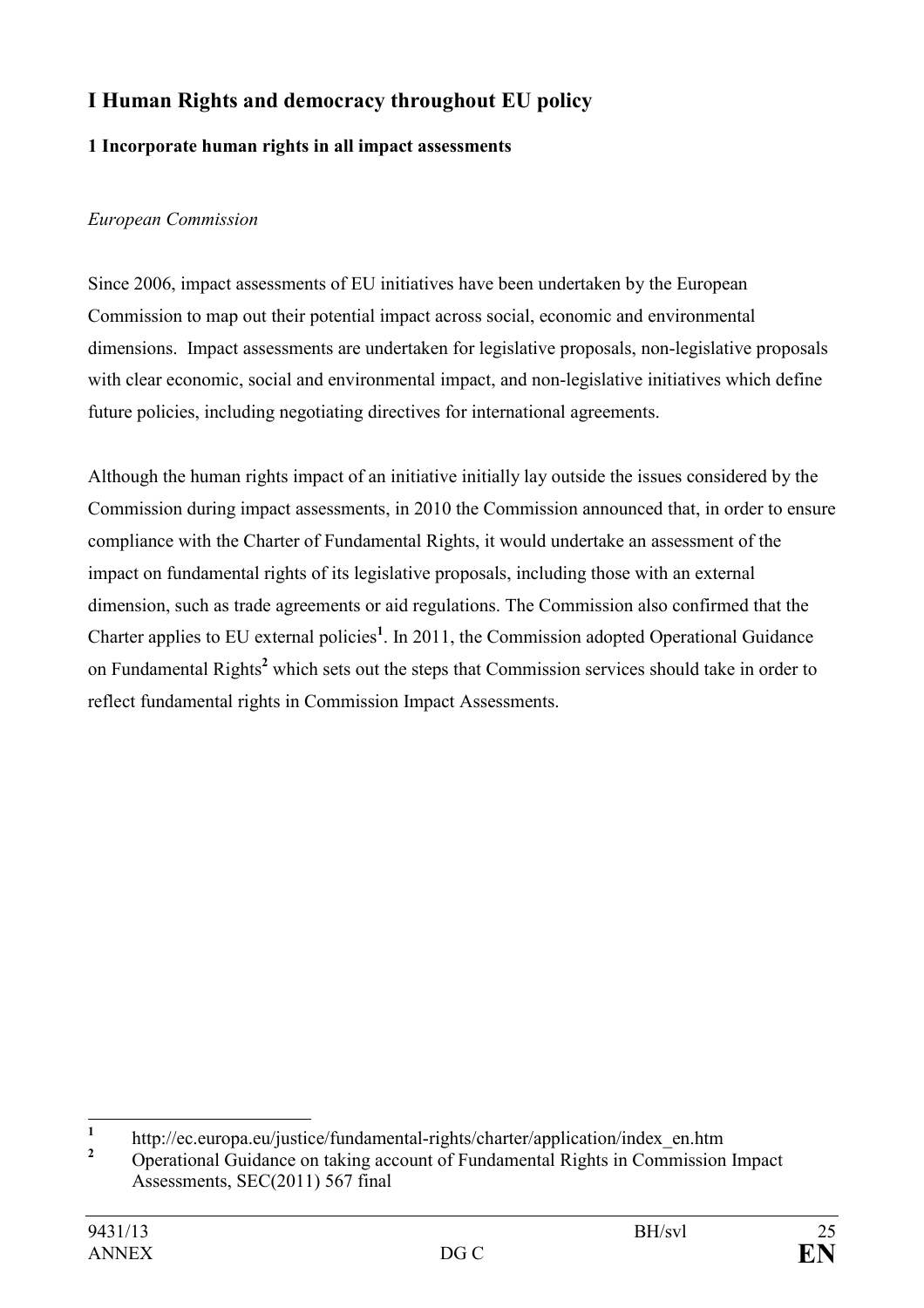# I Human Rights and democracy throughout EU policy

## 1 Incorporate human rights in all impact assessments

*European Commission*

Since 2006, impact assessments of EU initiatives have been undertaken by the European Commission to map out their potential impact across social, economic and environmental dimensions. Impact assessments are undertaken for legislative proposals, non-legislative proposals with clear economic, social and environmental impact, and non-legislative initiatives which define future policies, including negotiating directives for international agreements.

Although the human rights impact of an initiative initially lay outside the issues considered by the Commission during impact assessments, in 2010 the Commission announced that, in order to ensure compliance with the Charter of Fundamental Rights, it would undertake an assessment of the impact on fundamental rights of its legislative proposals, including those with an external dimension, such as trade agreements or aid regulations. The Commission also confirmed that the Charter applies to EU external policies[1]. In 2011, the Commission adopted Operational Guidance on Fundamental Rights[2] which sets out the steps that Commission services should take in order to reflect fundamental rights in Commission Impact Assessments.

---

[1] http://ec.europa.eu/justice/fundamental-rights/charter/application/index_en.htm

[2] Operational Guidance on taking account of Fundamental Rights in Commission Impact Assessments, SEC(2011) 567 final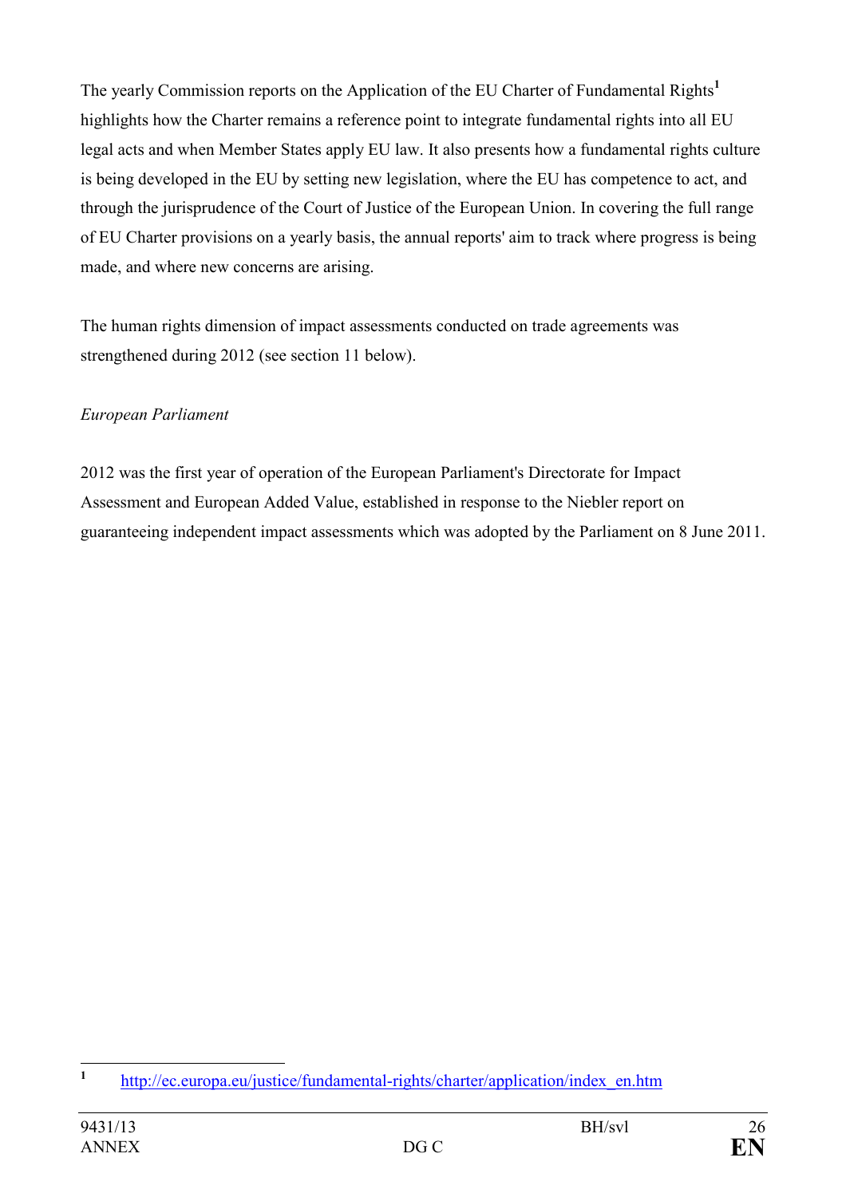The yearly Commission reports on the Application of the EU Charter of Fundamental Rights[1] highlights how the Charter remains a reference point to integrate fundamental rights into all EU legal acts and when Member States apply EU law. It also presents how a fundamental rights culture is being developed in the EU by setting new legislation, where the EU has competence to act, and through the jurisprudence of the Court of Justice of the European Union. In covering the full range of EU Charter provisions on a yearly basis, the annual reports' aim to track where progress is being made, and where new concerns are arising.

The human rights dimension of impact assessments conducted on trade agreements was strengthened during 2012 (see section 11 below).

*European Parliament*

2012 was the first year of operation of the European Parliament's Directorate for Impact Assessment and European Added Value, established in response to the Niebler report on guaranteeing independent impact assessments which was adopted by the Parliament on 8 June 2011.

---

[1] http://ec.europa.eu/justice/fundamental-rights/charter/application/index_en.htm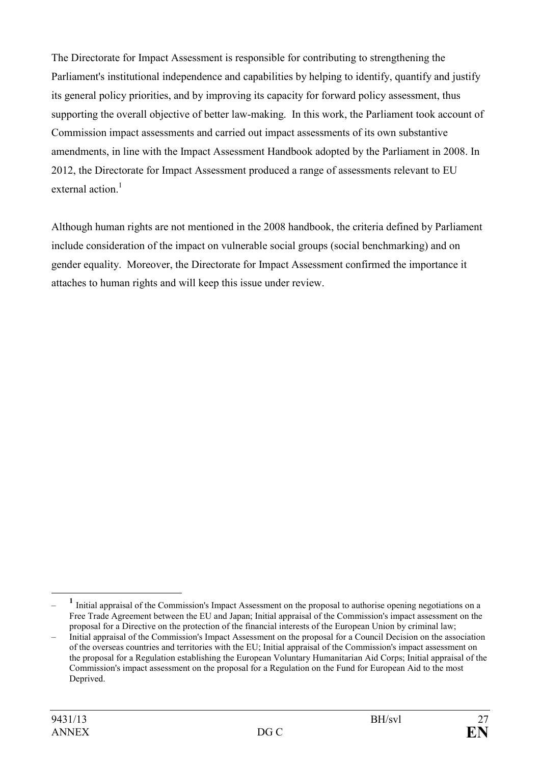The Directorate for Impact Assessment is responsible for contributing to strengthening the Parliament's institutional independence and capabilities by helping to identify, quantify and justify its general policy priorities, and by improving its capacity for forward policy assessment, thus supporting the overall objective of better law-making. In this work, the Parliament took account of Commission impact assessments and carried out impact assessments of its own substantive amendments, in line with the Impact Assessment Handbook adopted by the Parliament in 2008. In 2012, the Directorate for Impact Assessment produced a range of assessments relevant to EU external action.[1]

Although human rights are not mentioned in the 2008 handbook, the criteria defined by Parliament include consideration of the impact on vulnerable social groups (social benchmarking) and on gender equality. Moreover, the Directorate for Impact Assessment confirmed the importance it attaches to human rights and will keep this issue under review.

---

– [1] Initial appraisal of the Commission's Impact Assessment on the proposal to authorise opening negotiations on a Free Trade Agreement between the EU and Japan; Initial appraisal of the Commission's impact assessment on the proposal for a Directive on the protection of the financial interests of the European Union by criminal law;

– Initial appraisal of the Commission's Impact Assessment on the proposal for a Council Decision on the association of the overseas countries and territories with the EU; Initial appraisal of the Commission's impact assessment on the proposal for a Regulation establishing the European Voluntary Humanitarian Aid Corps; Initial appraisal of the Commission's impact assessment on the proposal for a Regulation on the Fund for European Aid to the most Deprived.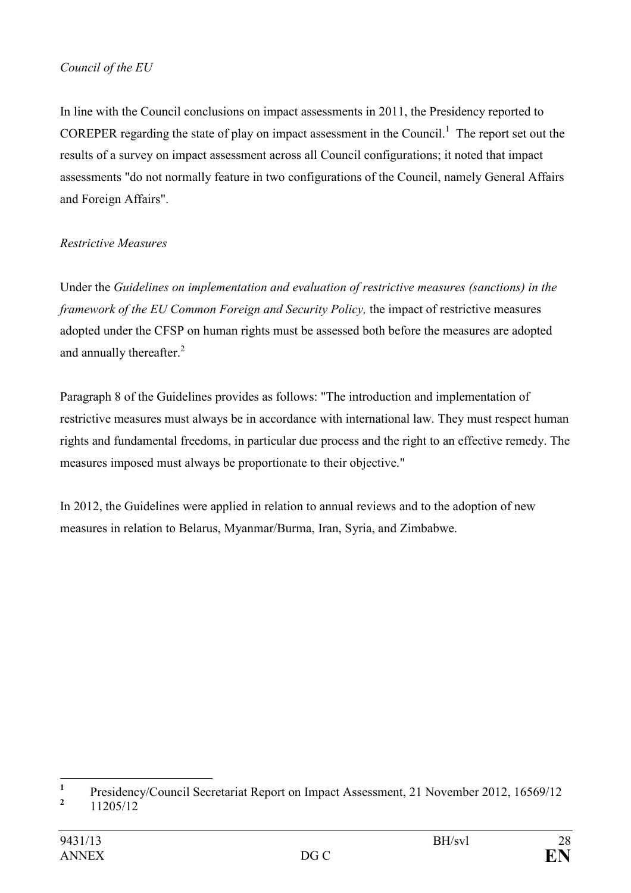*Council of the EU*

In line with the Council conclusions on impact assessments in 2011, the Presidency reported to COREPER regarding the state of play on impact assessment in the Council.[1] The report set out the results of a survey on impact assessment across all Council configurations; it noted that impact assessments "do not normally feature in two configurations of the Council, namely General Affairs and Foreign Affairs".

*Restrictive Measures*

Under the *Guidelines on implementation and evaluation of restrictive measures (sanctions) in the framework of the EU Common Foreign and Security Policy,* the impact of restrictive measures adopted under the CFSP on human rights must be assessed both before the measures are adopted and annually thereafter.[2]

Paragraph 8 of the Guidelines provides as follows: "The introduction and implementation of restrictive measures must always be in accordance with international law. They must respect human rights and fundamental freedoms, in particular due process and the right to an effective remedy. The measures imposed must always be proportionate to their objective."

In 2012, the Guidelines were applied in relation to annual reviews and to the adoption of new measures in relation to Belarus, Myanmar/Burma, Iran, Syria, and Zimbabwe.

---

[1] Presidency/Council Secretariat Report on Impact Assessment, 21 November 2012, 16569/12

[2] 11205/12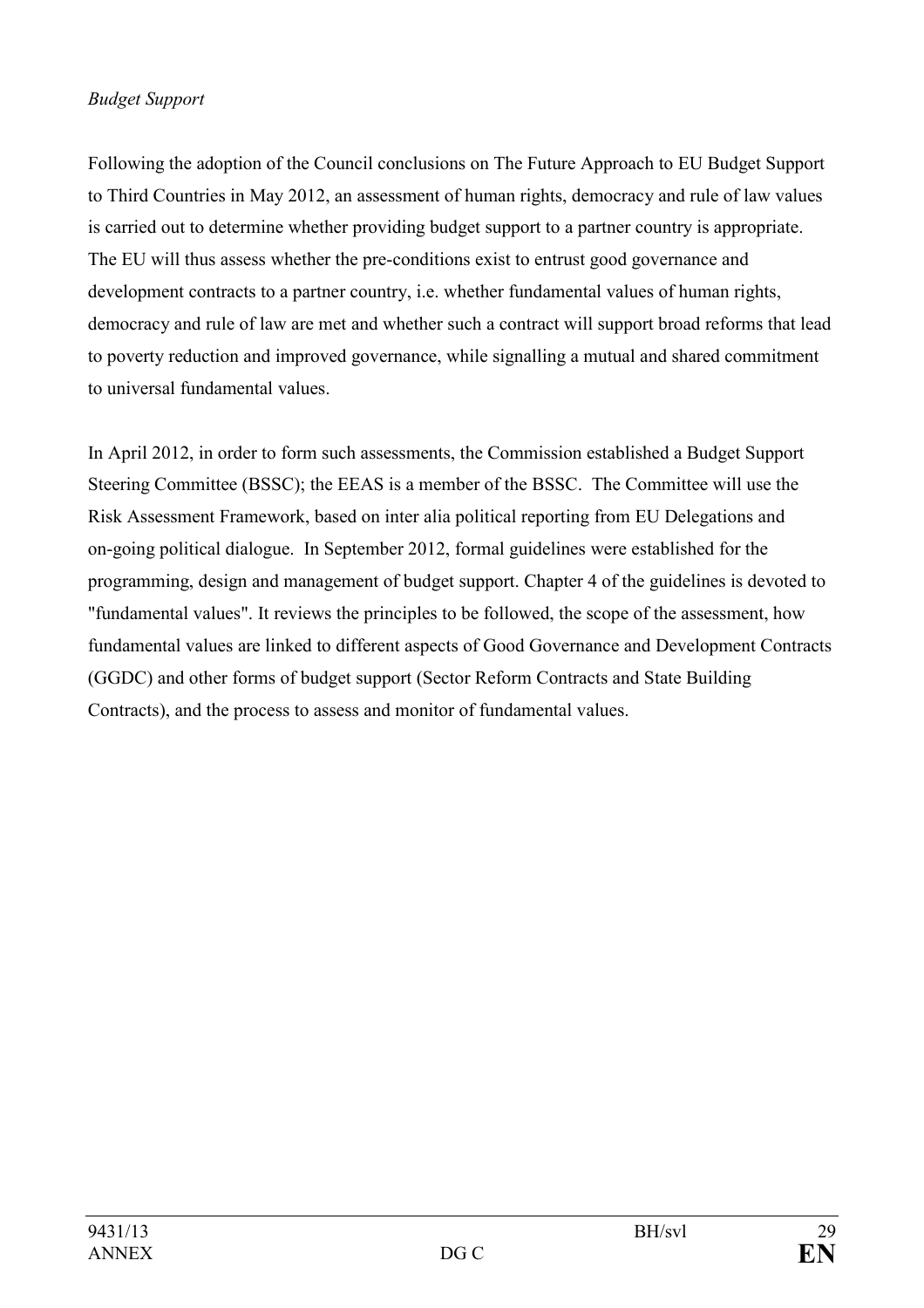*Budget Support*

Following the adoption of the Council conclusions on The Future Approach to EU Budget Support to Third Countries in May 2012, an assessment of human rights, democracy and rule of law values is carried out to determine whether providing budget support to a partner country is appropriate. The EU will thus assess whether the pre-conditions exist to entrust good governance and development contracts to a partner country, i.e. whether fundamental values of human rights, democracy and rule of law are met and whether such a contract will support broad reforms that lead to poverty reduction and improved governance, while signalling a mutual and shared commitment to universal fundamental values.

In April 2012, in order to form such assessments, the Commission established a Budget Support Steering Committee (BSSC); the EEAS is a member of the BSSC. The Committee will use the Risk Assessment Framework, based on inter alia political reporting from EU Delegations and on-going political dialogue. In September 2012, formal guidelines were established for the programming, design and management of budget support. Chapter 4 of the guidelines is devoted to "fundamental values". It reviews the principles to be followed, the scope of the assessment, how fundamental values are linked to different aspects of Good Governance and Development Contracts (GGDC) and other forms of budget support (Sector Reform Contracts and State Building Contracts), and the process to assess and monitor of fundamental values.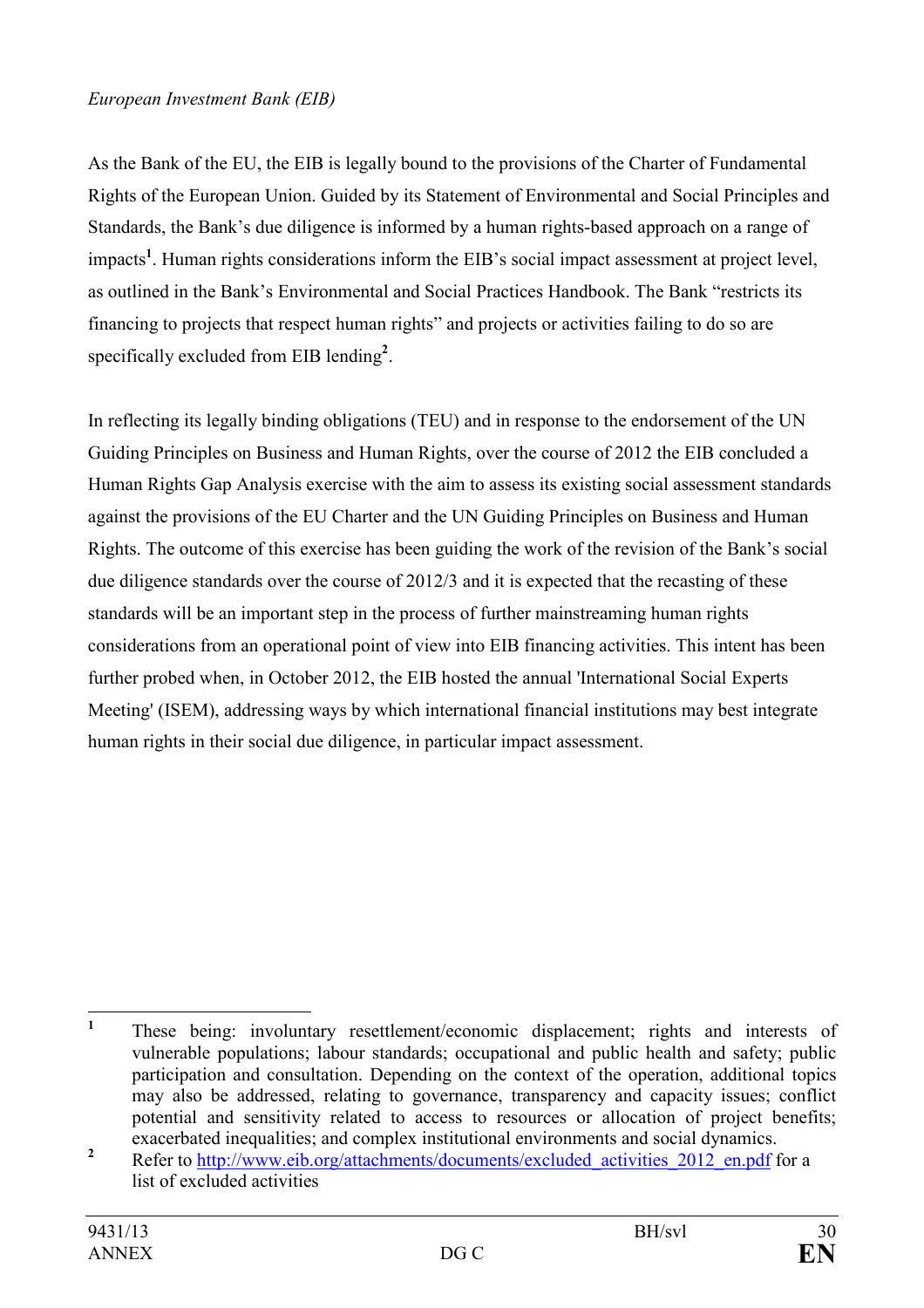*European Investment Bank (EIB)*

As the Bank of the EU, the EIB is legally bound to the provisions of the Charter of Fundamental Rights of the European Union. Guided by its Statement of Environmental and Social Principles and Standards, the Bank's due diligence is informed by a human rights-based approach on a range of impacts[1]. Human rights considerations inform the EIB's social impact assessment at project level, as outlined in the Bank's Environmental and Social Practices Handbook. The Bank "restricts its financing to projects that respect human rights" and projects or activities failing to do so are specifically excluded from EIB lending[2].

In reflecting its legally binding obligations (TEU) and in response to the endorsement of the UN Guiding Principles on Business and Human Rights, over the course of 2012 the EIB concluded a Human Rights Gap Analysis exercise with the aim to assess its existing social assessment standards against the provisions of the EU Charter and the UN Guiding Principles on Business and Human Rights. The outcome of this exercise has been guiding the work of the revision of the Bank's social due diligence standards over the course of 2012/3 and it is expected that the recasting of these standards will be an important step in the process of further mainstreaming human rights considerations from an operational point of view into EIB financing activities. This intent has been further probed when, in October 2012, the EIB hosted the annual 'International Social Experts Meeting' (ISEM), addressing ways by which international financial institutions may best integrate human rights in their social due diligence, in particular impact assessment.

---

[1] These being: involuntary resettlement/economic displacement; rights and interests of vulnerable populations; labour standards; occupational and public health and safety; public participation and consultation. Depending on the context of the operation, additional topics may also be addressed, relating to governance, transparency and capacity issues; conflict potential and sensitivity related to access to resources or allocation of project benefits; exacerbated inequalities; and complex institutional environments and social dynamics.

[2] Refer to http://www.eib.org/attachments/documents/excluded_activities_2012_en.pdf for a list of excluded activities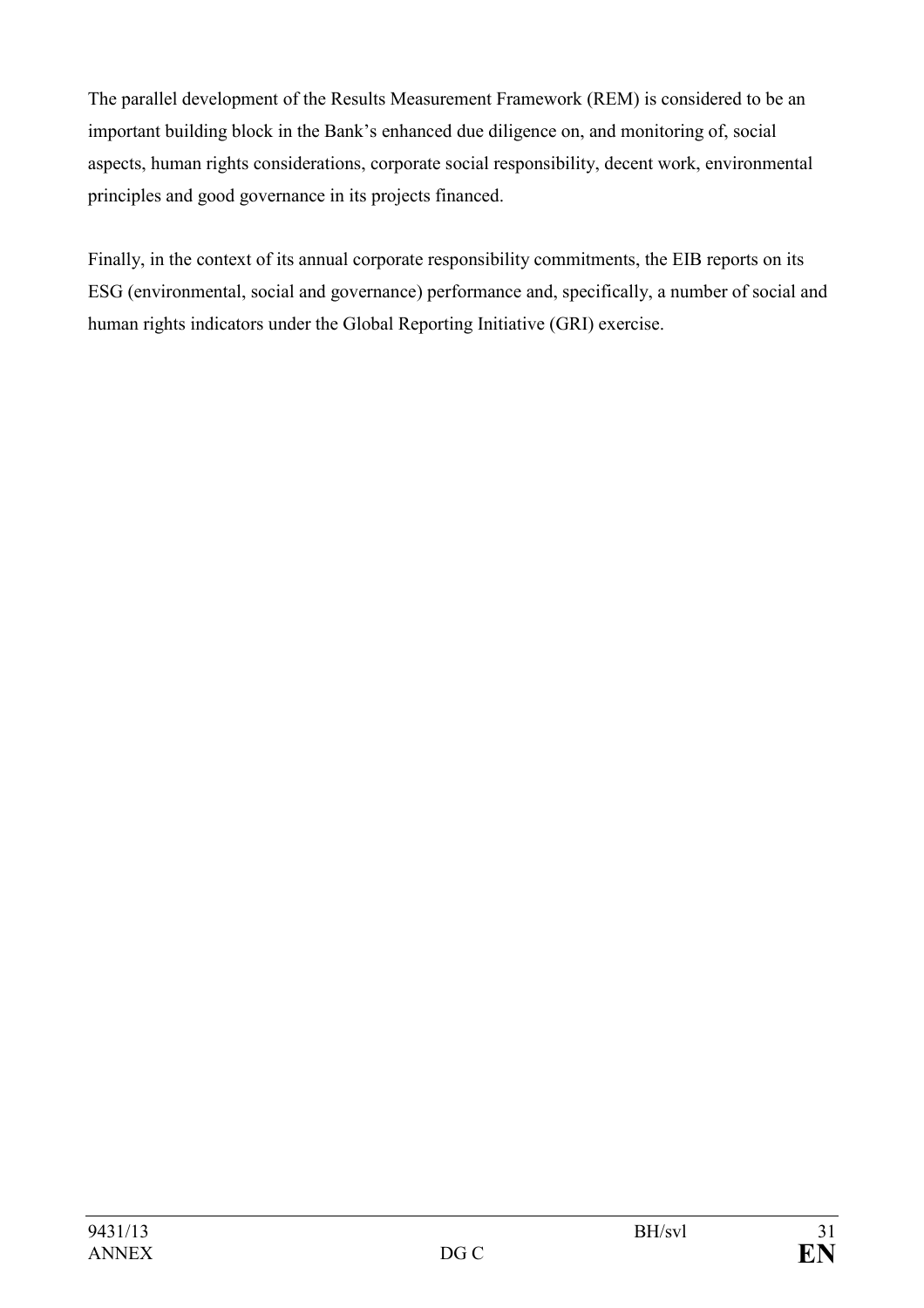The parallel development of the Results Measurement Framework (REM) is considered to be an important building block in the Bank's enhanced due diligence on, and monitoring of, social aspects, human rights considerations, corporate social responsibility, decent work, environmental principles and good governance in its projects financed.

Finally, in the context of its annual corporate responsibility commitments, the EIB reports on its ESG (environmental, social and governance) performance and, specifically, a number of social and human rights indicators under the Global Reporting Initiative (GRI) exercise.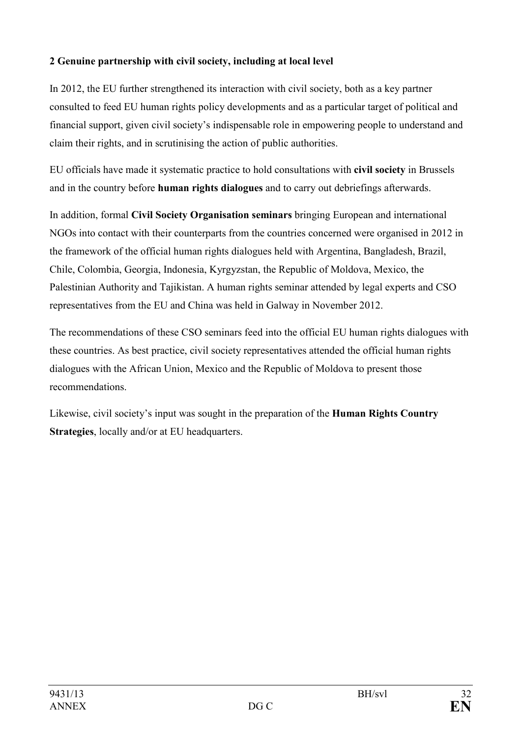**2 Genuine partnership with civil society, including at local level**

In 2012, the EU further strengthened its interaction with civil society, both as a key partner consulted to feed EU human rights policy developments and as a particular target of political and financial support, given civil society's indispensable role in empowering people to understand and claim their rights, and in scrutinising the action of public authorities.

EU officials have made it systematic practice to hold consultations with **civil society** in Brussels and in the country before **human rights dialogues** and to carry out debriefings afterwards.

In addition, formal **Civil Society Organisation seminars** bringing European and international NGOs into contact with their counterparts from the countries concerned were organised in 2012 in the framework of the official human rights dialogues held with Argentina, Bangladesh, Brazil, Chile, Colombia, Georgia, Indonesia, Kyrgyzstan, the Republic of Moldova, Mexico, the Palestinian Authority and Tajikistan. A human rights seminar attended by legal experts and CSO representatives from the EU and China was held in Galway in November 2012.

The recommendations of these CSO seminars feed into the official EU human rights dialogues with these countries. As best practice, civil society representatives attended the official human rights dialogues with the African Union, Mexico and the Republic of Moldova to present those recommendations.

Likewise, civil society's input was sought in the preparation of the **Human Rights Country Strategies**, locally and/or at EU headquarters.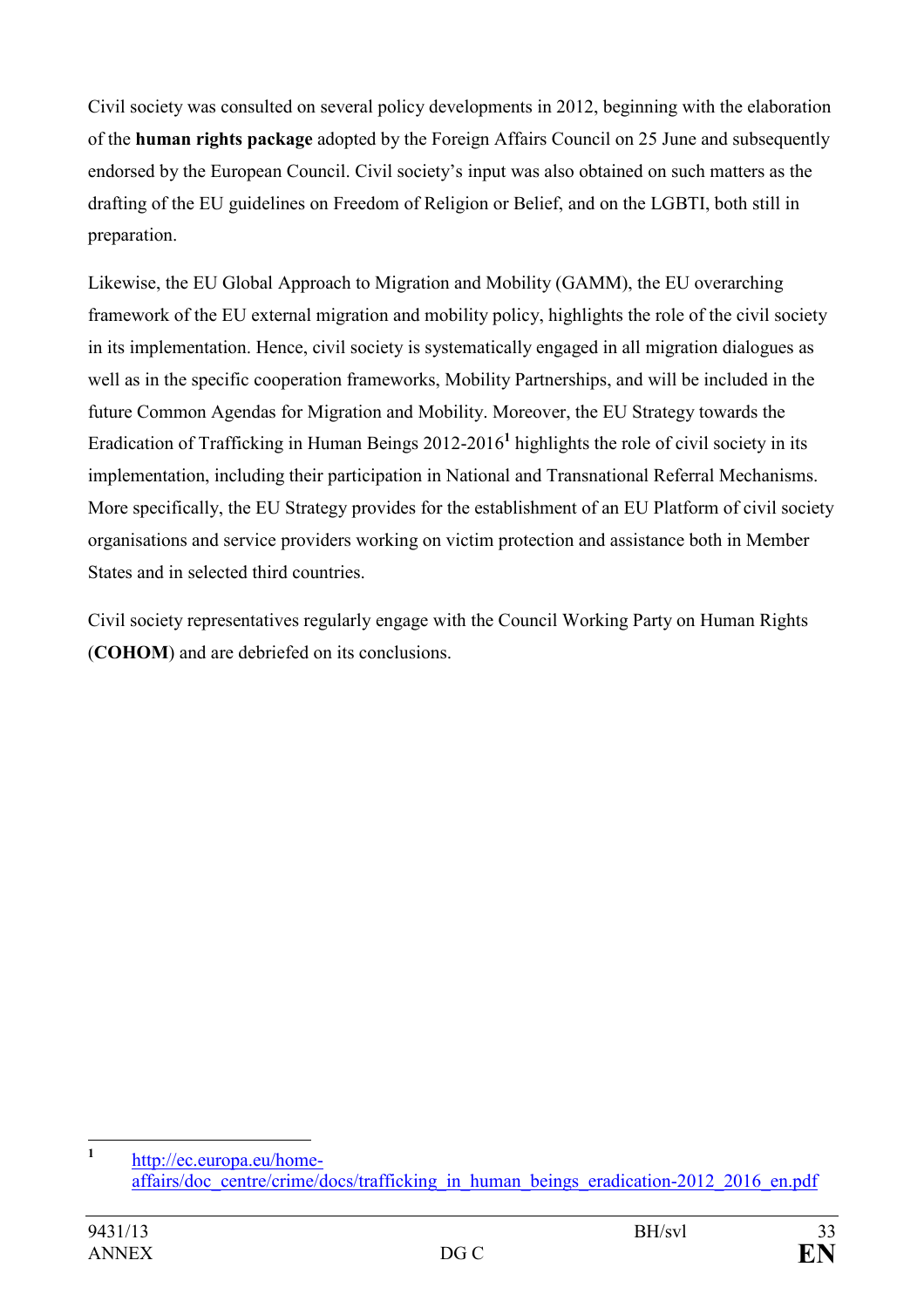Civil society was consulted on several policy developments in 2012, beginning with the elaboration of the **human rights package** adopted by the Foreign Affairs Council on 25 June and subsequently endorsed by the European Council. Civil society's input was also obtained on such matters as the drafting of the EU guidelines on Freedom of Religion or Belief, and on the LGBTI, both still in preparation.

Likewise, the EU Global Approach to Migration and Mobility (GAMM), the EU overarching framework of the EU external migration and mobility policy, highlights the role of the civil society in its implementation. Hence, civil society is systematically engaged in all migration dialogues as well as in the specific cooperation frameworks, Mobility Partnerships, and will be included in the future Common Agendas for Migration and Mobility. Moreover, the EU Strategy towards the Eradication of Trafficking in Human Beings 2012-2016[1] highlights the role of civil society in its implementation, including their participation in National and Transnational Referral Mechanisms. More specifically, the EU Strategy provides for the establishment of an EU Platform of civil society organisations and service providers working on victim protection and assistance both in Member States and in selected third countries.

Civil society representatives regularly engage with the Council Working Party on Human Rights (**COHOM**) and are debriefed on its conclusions.

---

[1] http://ec.europa.eu/home-affairs/doc_centre/crime/docs/trafficking_in_human_beings_eradication-2012_2016_en.pdf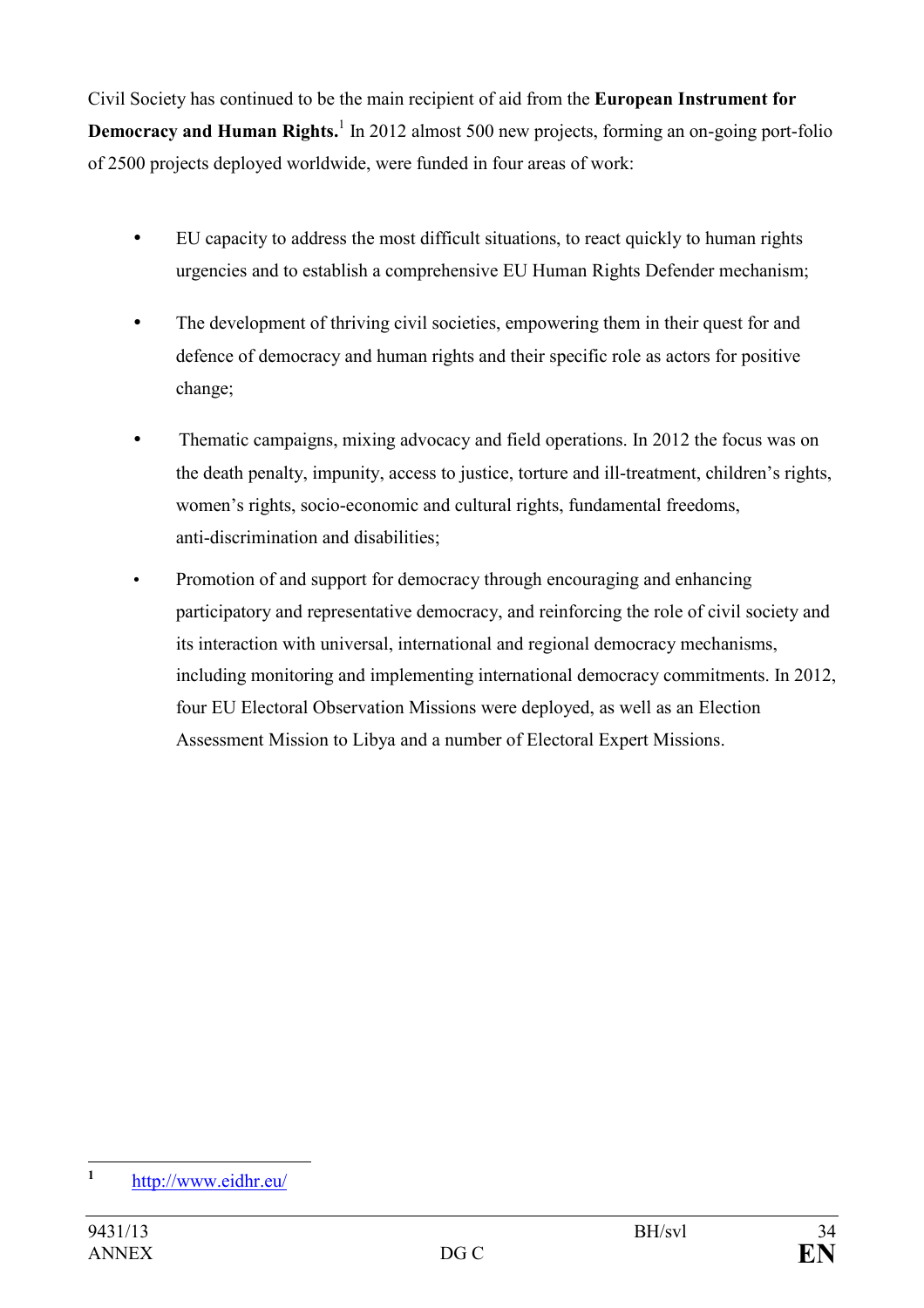Civil Society has continued to be the main recipient of aid from the **European Instrument for Democracy and Human Rights.**[1] In 2012 almost 500 new projects, forming an on-going port-folio of 2500 projects deployed worldwide, were funded in four areas of work:

- EU capacity to address the most difficult situations, to react quickly to human rights urgencies and to establish a comprehensive EU Human Rights Defender mechanism;
- The development of thriving civil societies, empowering them in their quest for and defence of democracy and human rights and their specific role as actors for positive change;
- Thematic campaigns, mixing advocacy and field operations. In 2012 the focus was on the death penalty, impunity, access to justice, torture and ill-treatment, children's rights, women's rights, socio-economic and cultural rights, fundamental freedoms, anti-discrimination and disabilities;
- Promotion of and support for democracy through encouraging and enhancing participatory and representative democracy, and reinforcing the role of civil society and its interaction with universal, international and regional democracy mechanisms, including monitoring and implementing international democracy commitments. In 2012, four EU Electoral Observation Missions were deployed, as well as an Election Assessment Mission to Libya and a number of Electoral Expert Missions.

---

[1] http://www.eidhr.eu/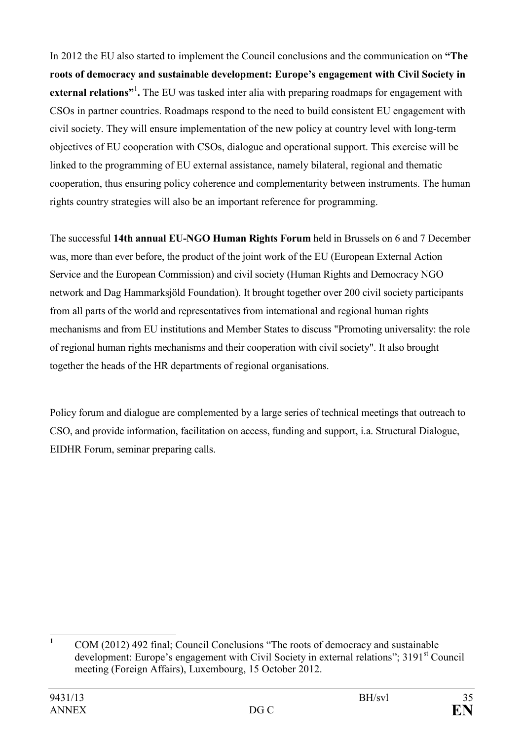In 2012 the EU also started to implement the Council conclusions and the communication on **"The roots of democracy and sustainable development: Europe's engagement with Civil Society in external relations"**[1]**.** The EU was tasked inter alia with preparing roadmaps for engagement with CSOs in partner countries. Roadmaps respond to the need to build consistent EU engagement with civil society. They will ensure implementation of the new policy at country level with long-term objectives of EU cooperation with CSOs, dialogue and operational support. This exercise will be linked to the programming of EU external assistance, namely bilateral, regional and thematic cooperation, thus ensuring policy coherence and complementarity between instruments. The human rights country strategies will also be an important reference for programming.

The successful **14th annual EU-NGO Human Rights Forum** held in Brussels on 6 and 7 December was, more than ever before, the product of the joint work of the EU (European External Action Service and the European Commission) and civil society (Human Rights and Democracy NGO network and Dag Hammarksjöld Foundation). It brought together over 200 civil society participants from all parts of the world and representatives from international and regional human rights mechanisms and from EU institutions and Member States to discuss "Promoting universality: the role of regional human rights mechanisms and their cooperation with civil society". It also brought together the heads of the HR departments of regional organisations.

Policy forum and dialogue are complemented by a large series of technical meetings that outreach to CSO, and provide information, facilitation on access, funding and support, i.a. Structural Dialogue, EIDHR Forum, seminar preparing calls.

---

[1] COM (2012) 492 final; Council Conclusions "The roots of democracy and sustainable development: Europe's engagement with Civil Society in external relations"; 3191st Council meeting (Foreign Affairs), Luxembourg, 15 October 2012.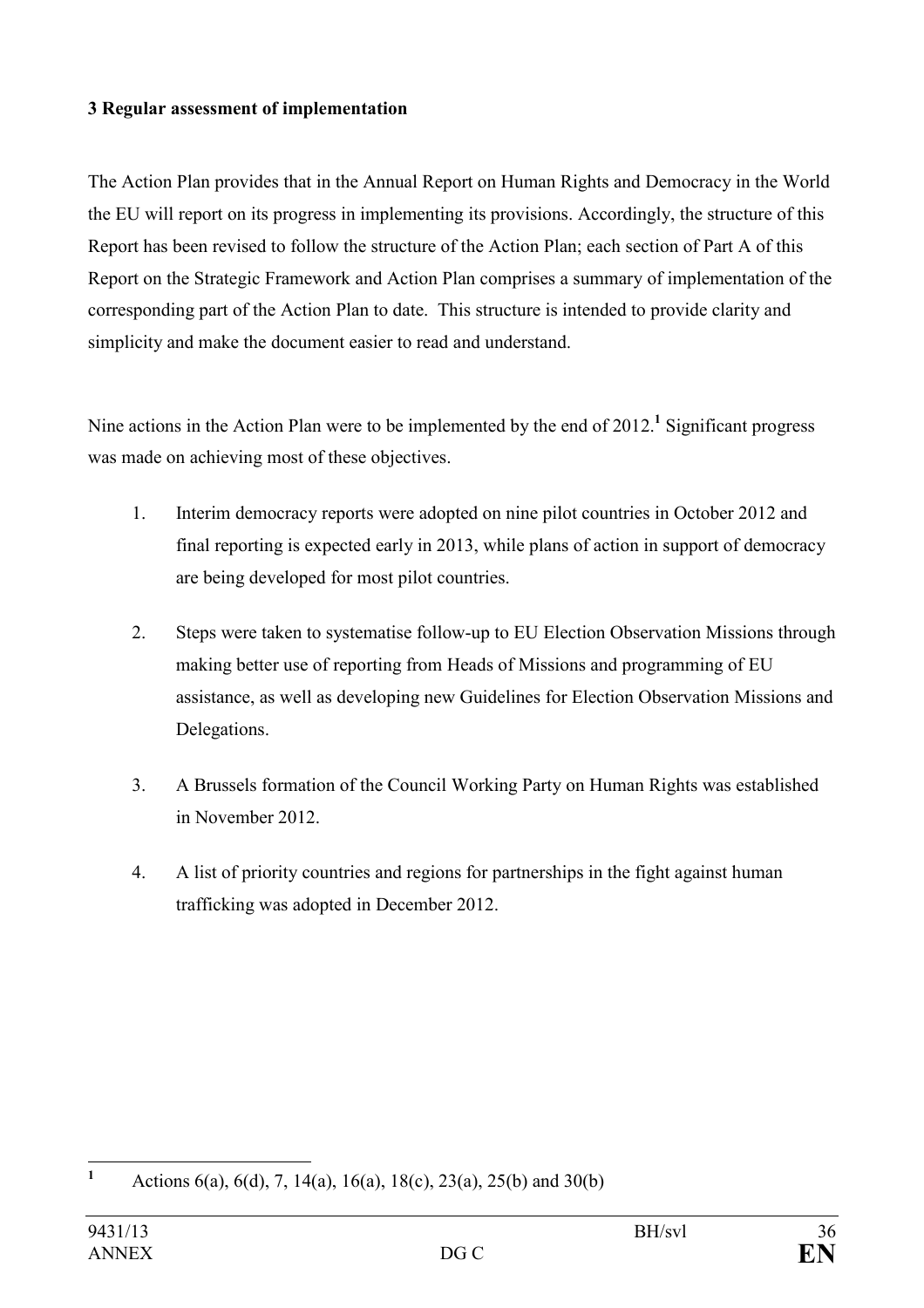### 3 Regular assessment of implementation

The Action Plan provides that in the Annual Report on Human Rights and Democracy in the World the EU will report on its progress in implementing its provisions. Accordingly, the structure of this Report has been revised to follow the structure of the Action Plan; each section of Part A of this Report on the Strategic Framework and Action Plan comprises a summary of implementation of the corresponding part of the Action Plan to date. This structure is intended to provide clarity and simplicity and make the document easier to read and understand.

Nine actions in the Action Plan were to be implemented by the end of 2012.[1] Significant progress was made on achieving most of these objectives.

1. Interim democracy reports were adopted on nine pilot countries in October 2012 and final reporting is expected early in 2013, while plans of action in support of democracy are being developed for most pilot countries.

2. Steps were taken to systematise follow-up to EU Election Observation Missions through making better use of reporting from Heads of Missions and programming of EU assistance, as well as developing new Guidelines for Election Observation Missions and Delegations.

3. A Brussels formation of the Council Working Party on Human Rights was established in November 2012.

4. A list of priority countries and regions for partnerships in the fight against human trafficking was adopted in December 2012.

---

[1] Actions 6(a), 6(d), 7, 14(a), 16(a), 18(c), 23(a), 25(b) and 30(b)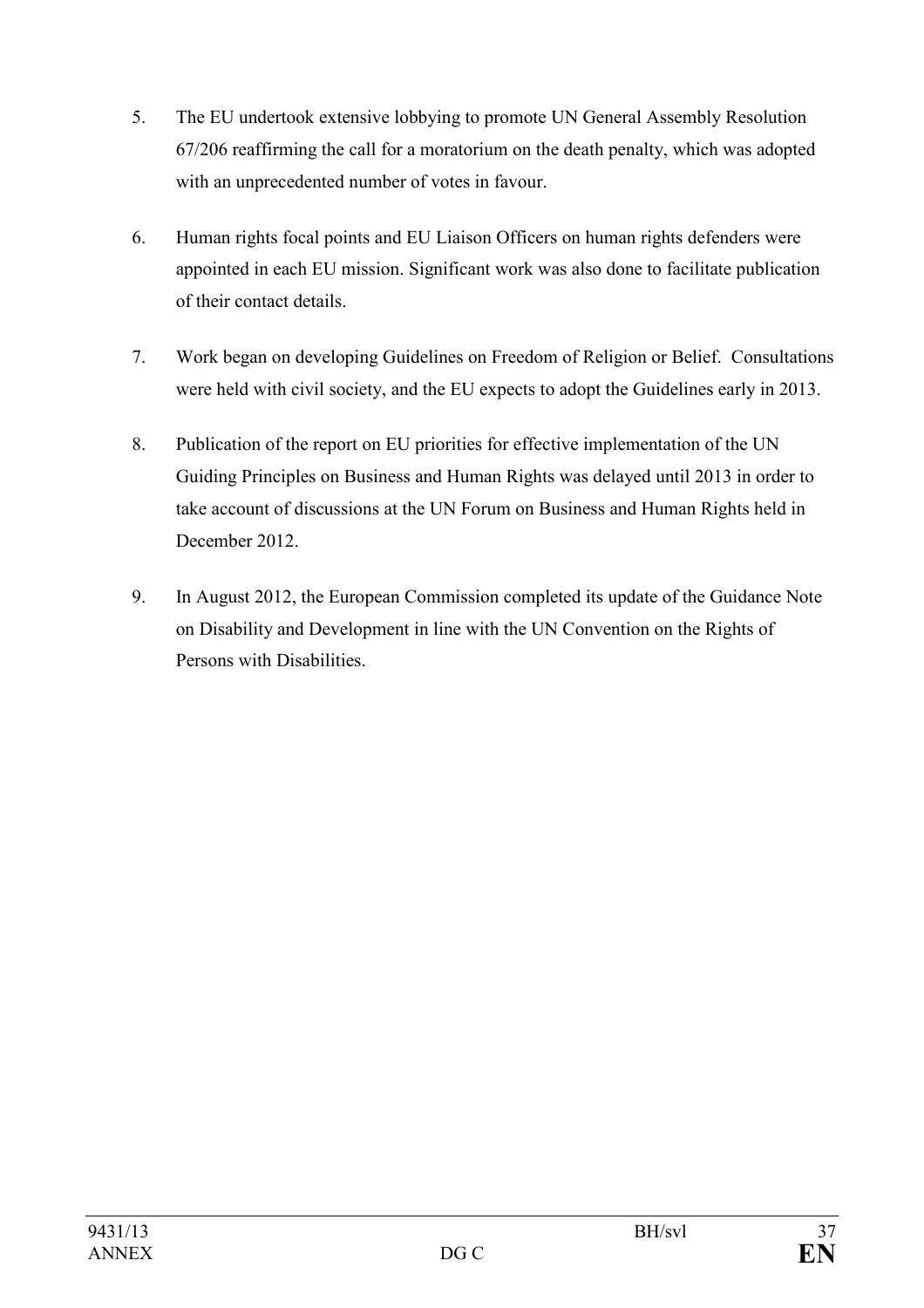5. The EU undertook extensive lobbying to promote UN General Assembly Resolution 67/206 reaffirming the call for a moratorium on the death penalty, which was adopted with an unprecedented number of votes in favour.

6. Human rights focal points and EU Liaison Officers on human rights defenders were appointed in each EU mission. Significant work was also done to facilitate publication of their contact details.

7. Work began on developing Guidelines on Freedom of Religion or Belief. Consultations were held with civil society, and the EU expects to adopt the Guidelines early in 2013.

8. Publication of the report on EU priorities for effective implementation of the UN Guiding Principles on Business and Human Rights was delayed until 2013 in order to take account of discussions at the UN Forum on Business and Human Rights held in December 2012.

9. In August 2012, the European Commission completed its update of the Guidance Note on Disability and Development in line with the UN Convention on the Rights of Persons with Disabilities.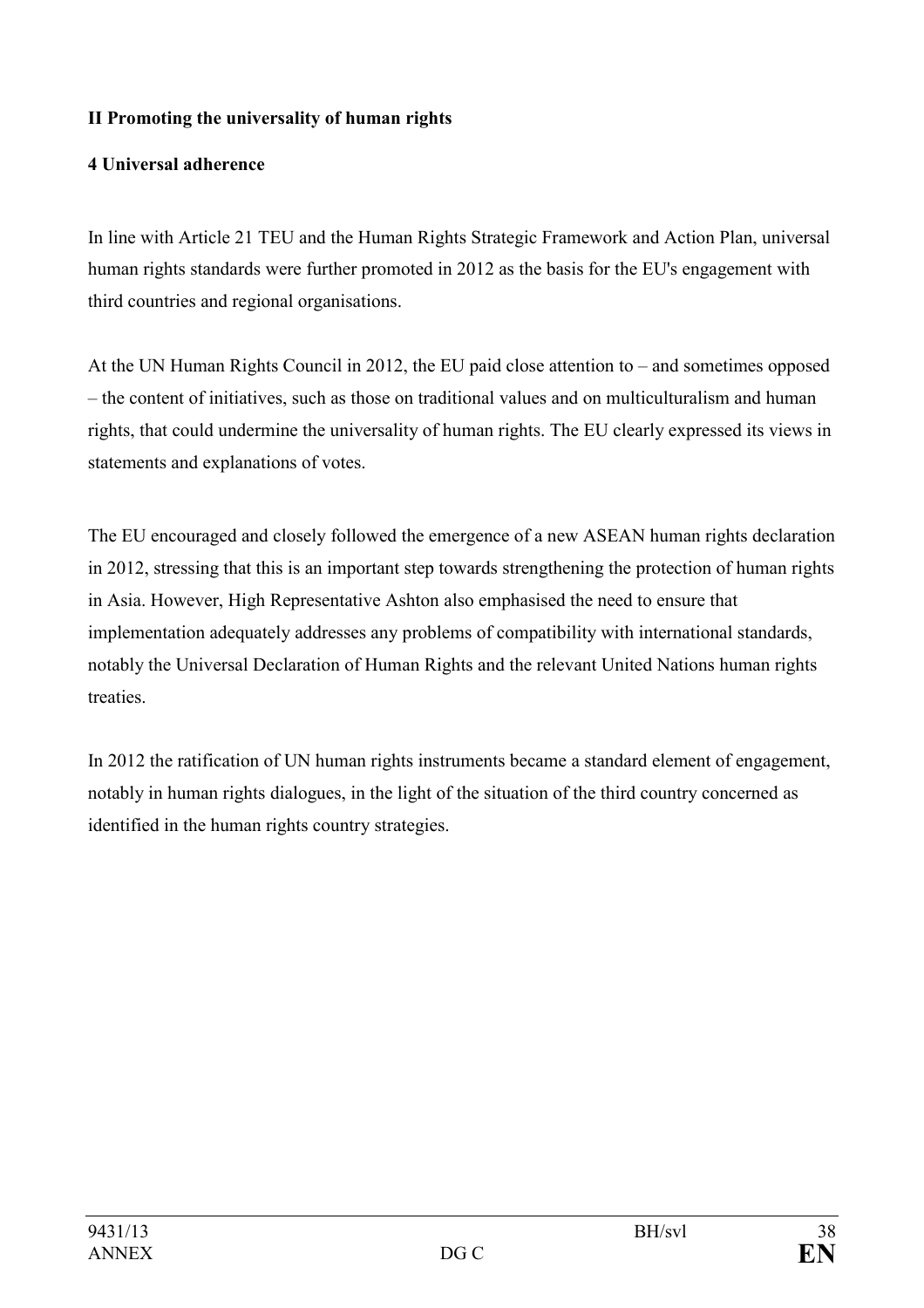## II Promoting the universality of human rights

### 4 Universal adherence

In line with Article 21 TEU and the Human Rights Strategic Framework and Action Plan, universal human rights standards were further promoted in 2012 as the basis for the EU's engagement with third countries and regional organisations.

At the UN Human Rights Council in 2012, the EU paid close attention to – and sometimes opposed – the content of initiatives, such as those on traditional values and on multiculturalism and human rights, that could undermine the universality of human rights. The EU clearly expressed its views in statements and explanations of votes.

The EU encouraged and closely followed the emergence of a new ASEAN human rights declaration in 2012, stressing that this is an important step towards strengthening the protection of human rights in Asia. However, High Representative Ashton also emphasised the need to ensure that implementation adequately addresses any problems of compatibility with international standards, notably the Universal Declaration of Human Rights and the relevant United Nations human rights treaties.

In 2012 the ratification of UN human rights instruments became a standard element of engagement, notably in human rights dialogues, in the light of the situation of the third country concerned as identified in the human rights country strategies.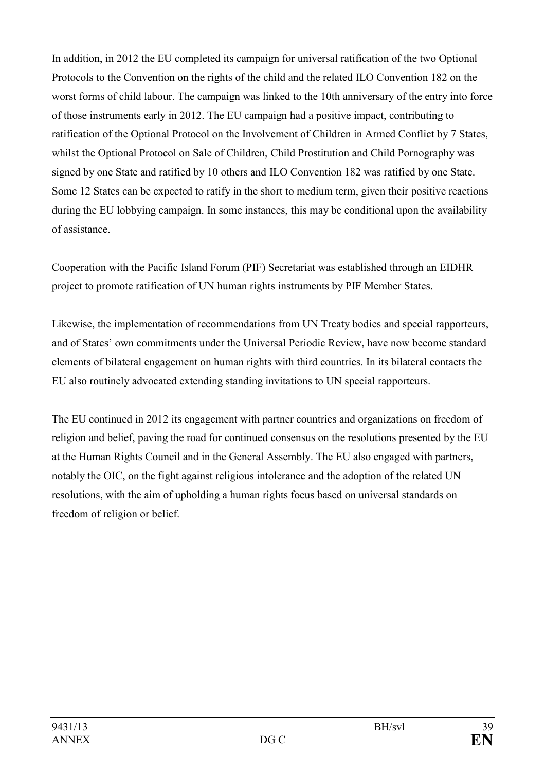In addition, in 2012 the EU completed its campaign for universal ratification of the two Optional Protocols to the Convention on the rights of the child and the related ILO Convention 182 on the worst forms of child labour. The campaign was linked to the 10th anniversary of the entry into force of those instruments early in 2012. The EU campaign had a positive impact, contributing to ratification of the Optional Protocol on the Involvement of Children in Armed Conflict by 7 States, whilst the Optional Protocol on Sale of Children, Child Prostitution and Child Pornography was signed by one State and ratified by 10 others and ILO Convention 182 was ratified by one State. Some 12 States can be expected to ratify in the short to medium term, given their positive reactions during the EU lobbying campaign. In some instances, this may be conditional upon the availability of assistance.

Cooperation with the Pacific Island Forum (PIF) Secretariat was established through an EIDHR project to promote ratification of UN human rights instruments by PIF Member States.

Likewise, the implementation of recommendations from UN Treaty bodies and special rapporteurs, and of States' own commitments under the Universal Periodic Review, have now become standard elements of bilateral engagement on human rights with third countries. In its bilateral contacts the EU also routinely advocated extending standing invitations to UN special rapporteurs.

The EU continued in 2012 its engagement with partner countries and organizations on freedom of religion and belief, paving the road for continued consensus on the resolutions presented by the EU at the Human Rights Council and in the General Assembly. The EU also engaged with partners, notably the OIC, on the fight against religious intolerance and the adoption of the related UN resolutions, with the aim of upholding a human rights focus based on universal standards on freedom of religion or belief.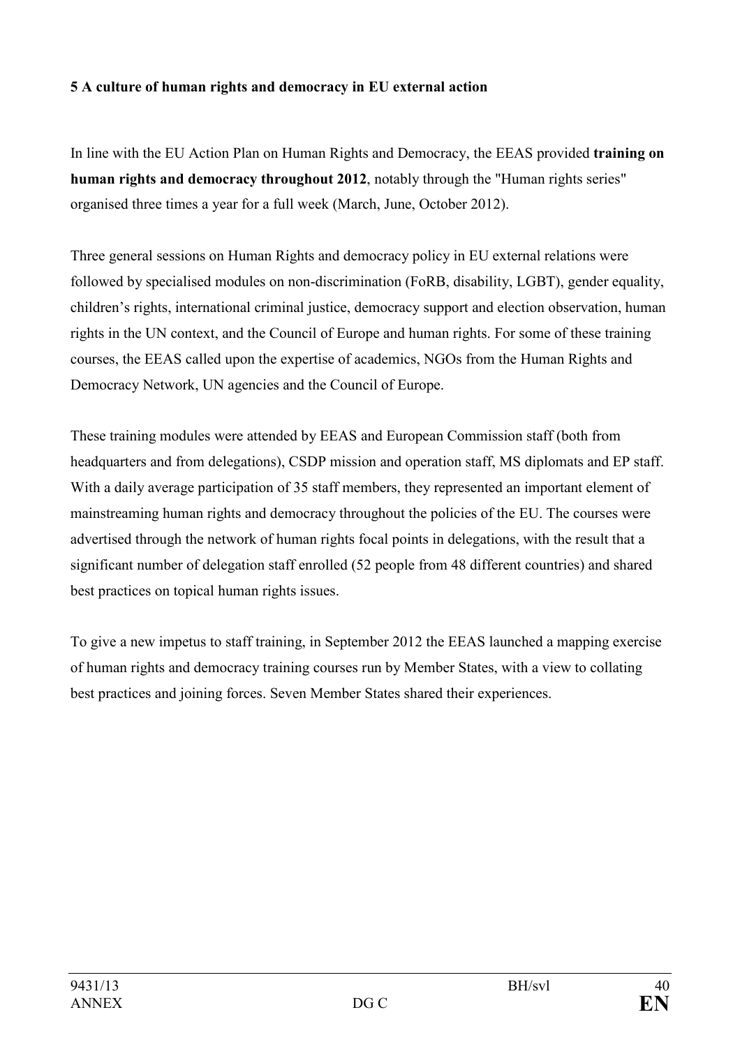**5 A culture of human rights and democracy in EU external action**

In line with the EU Action Plan on Human Rights and Democracy, the EEAS provided **training on human rights and democracy throughout 2012**, notably through the "Human rights series" organised three times a year for a full week (March, June, October 2012).

Three general sessions on Human Rights and democracy policy in EU external relations were followed by specialised modules on non-discrimination (FoRB, disability, LGBT), gender equality, children's rights, international criminal justice, democracy support and election observation, human rights in the UN context, and the Council of Europe and human rights. For some of these training courses, the EEAS called upon the expertise of academics, NGOs from the Human Rights and Democracy Network, UN agencies and the Council of Europe.

These training modules were attended by EEAS and European Commission staff (both from headquarters and from delegations), CSDP mission and operation staff, MS diplomats and EP staff. With a daily average participation of 35 staff members, they represented an important element of mainstreaming human rights and democracy throughout the policies of the EU. The courses were advertised through the network of human rights focal points in delegations, with the result that a significant number of delegation staff enrolled (52 people from 48 different countries) and shared best practices on topical human rights issues.

To give a new impetus to staff training, in September 2012 the EEAS launched a mapping exercise of human rights and democracy training courses run by Member States, with a view to collating best practices and joining forces. Seven Member States shared their experiences.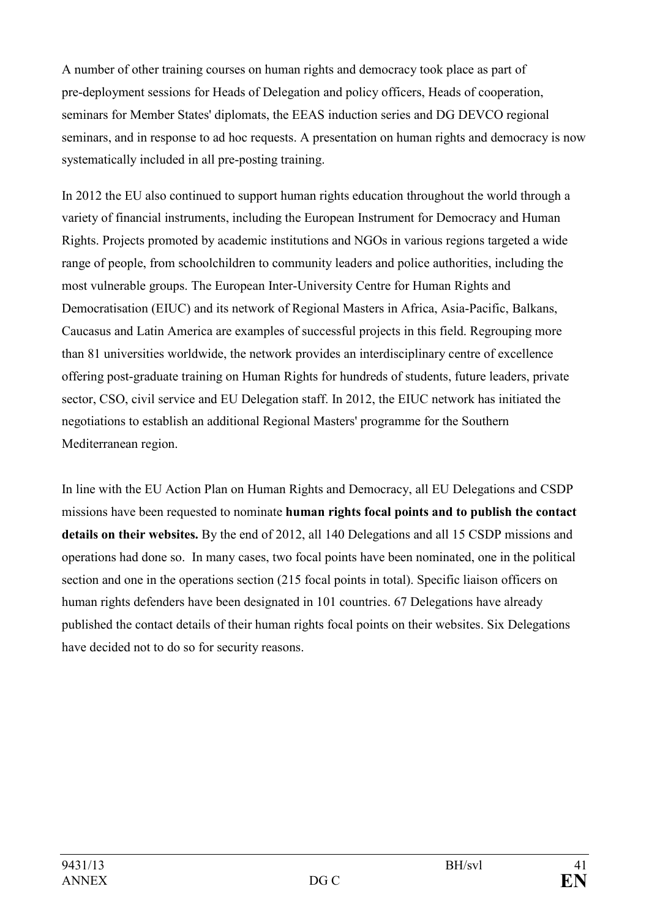A number of other training courses on human rights and democracy took place as part of pre-deployment sessions for Heads of Delegation and policy officers, Heads of cooperation, seminars for Member States' diplomats, the EEAS induction series and DG DEVCO regional seminars, and in response to ad hoc requests. A presentation on human rights and democracy is now systematically included in all pre-posting training.

In 2012 the EU also continued to support human rights education throughout the world through a variety of financial instruments, including the European Instrument for Democracy and Human Rights. Projects promoted by academic institutions and NGOs in various regions targeted a wide range of people, from schoolchildren to community leaders and police authorities, including the most vulnerable groups. The European Inter-University Centre for Human Rights and Democratisation (EIUC) and its network of Regional Masters in Africa, Asia-Pacific, Balkans, Caucasus and Latin America are examples of successful projects in this field. Regrouping more than 81 universities worldwide, the network provides an interdisciplinary centre of excellence offering post-graduate training on Human Rights for hundreds of students, future leaders, private sector, CSO, civil service and EU Delegation staff. In 2012, the EIUC network has initiated the negotiations to establish an additional Regional Masters' programme for the Southern Mediterranean region.

In line with the EU Action Plan on Human Rights and Democracy, all EU Delegations and CSDP missions have been requested to nominate **human rights focal points and to publish the contact details on their websites.** By the end of 2012, all 140 Delegations and all 15 CSDP missions and operations had done so. In many cases, two focal points have been nominated, one in the political section and one in the operations section (215 focal points in total). Specific liaison officers on human rights defenders have been designated in 101 countries. 67 Delegations have already published the contact details of their human rights focal points on their websites. Six Delegations have decided not to do so for security reasons.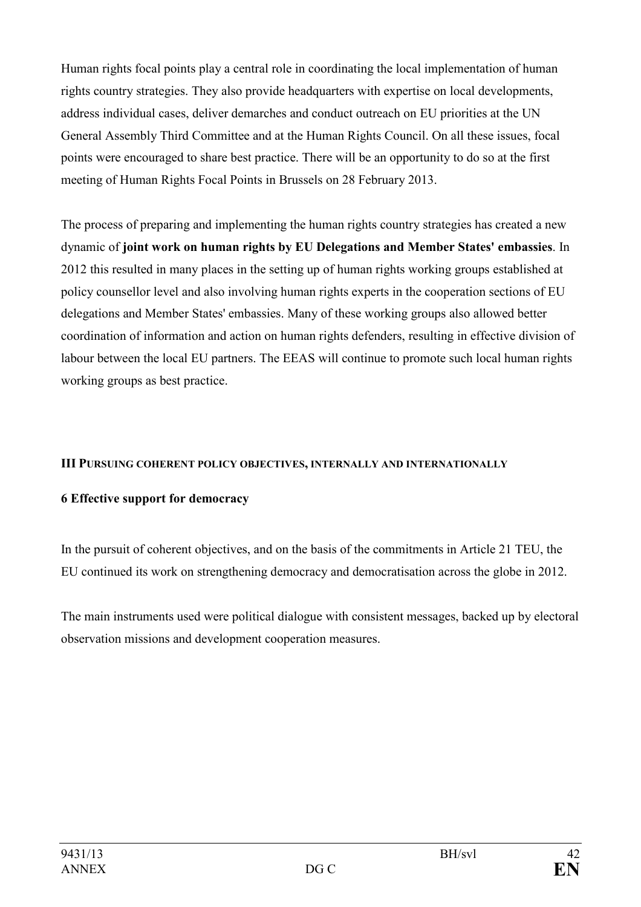Human rights focal points play a central role in coordinating the local implementation of human rights country strategies. They also provide headquarters with expertise on local developments, address individual cases, deliver demarches and conduct outreach on EU priorities at the UN General Assembly Third Committee and at the Human Rights Council. On all these issues, focal points were encouraged to share best practice. There will be an opportunity to do so at the first meeting of Human Rights Focal Points in Brussels on 28 February 2013.

The process of preparing and implementing the human rights country strategies has created a new dynamic of **joint work on human rights by EU Delegations and Member States' embassies**. In 2012 this resulted in many places in the setting up of human rights working groups established at policy counsellor level and also involving human rights experts in the cooperation sections of EU delegations and Member States' embassies. Many of these working groups also allowed better coordination of information and action on human rights defenders, resulting in effective division of labour between the local EU partners. The EEAS will continue to promote such local human rights working groups as best practice.

## III PURSUING COHERENT POLICY OBJECTIVES, INTERNALLY AND INTERNATIONALLY

### 6 Effective support for democracy

In the pursuit of coherent objectives, and on the basis of the commitments in Article 21 TEU, the EU continued its work on strengthening democracy and democratisation across the globe in 2012.

The main instruments used were political dialogue with consistent messages, backed up by electoral observation missions and development cooperation measures.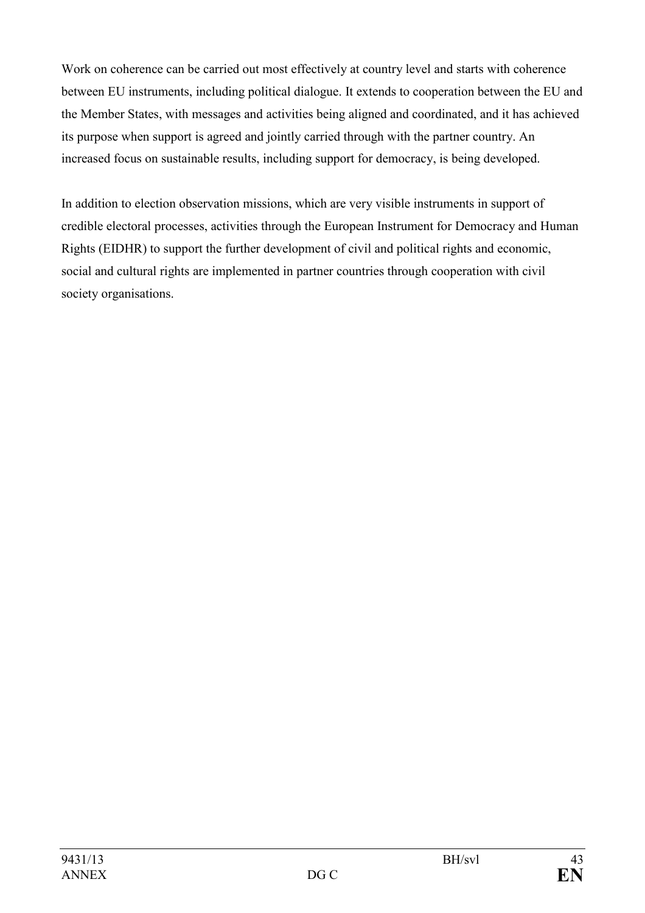Work on coherence can be carried out most effectively at country level and starts with coherence between EU instruments, including political dialogue. It extends to cooperation between the EU and the Member States, with messages and activities being aligned and coordinated, and it has achieved its purpose when support is agreed and jointly carried through with the partner country. An increased focus on sustainable results, including support for democracy, is being developed.

In addition to election observation missions, which are very visible instruments in support of credible electoral processes, activities through the European Instrument for Democracy and Human Rights (EIDHR) to support the further development of civil and political rights and economic, social and cultural rights are implemented in partner countries through cooperation with civil society organisations.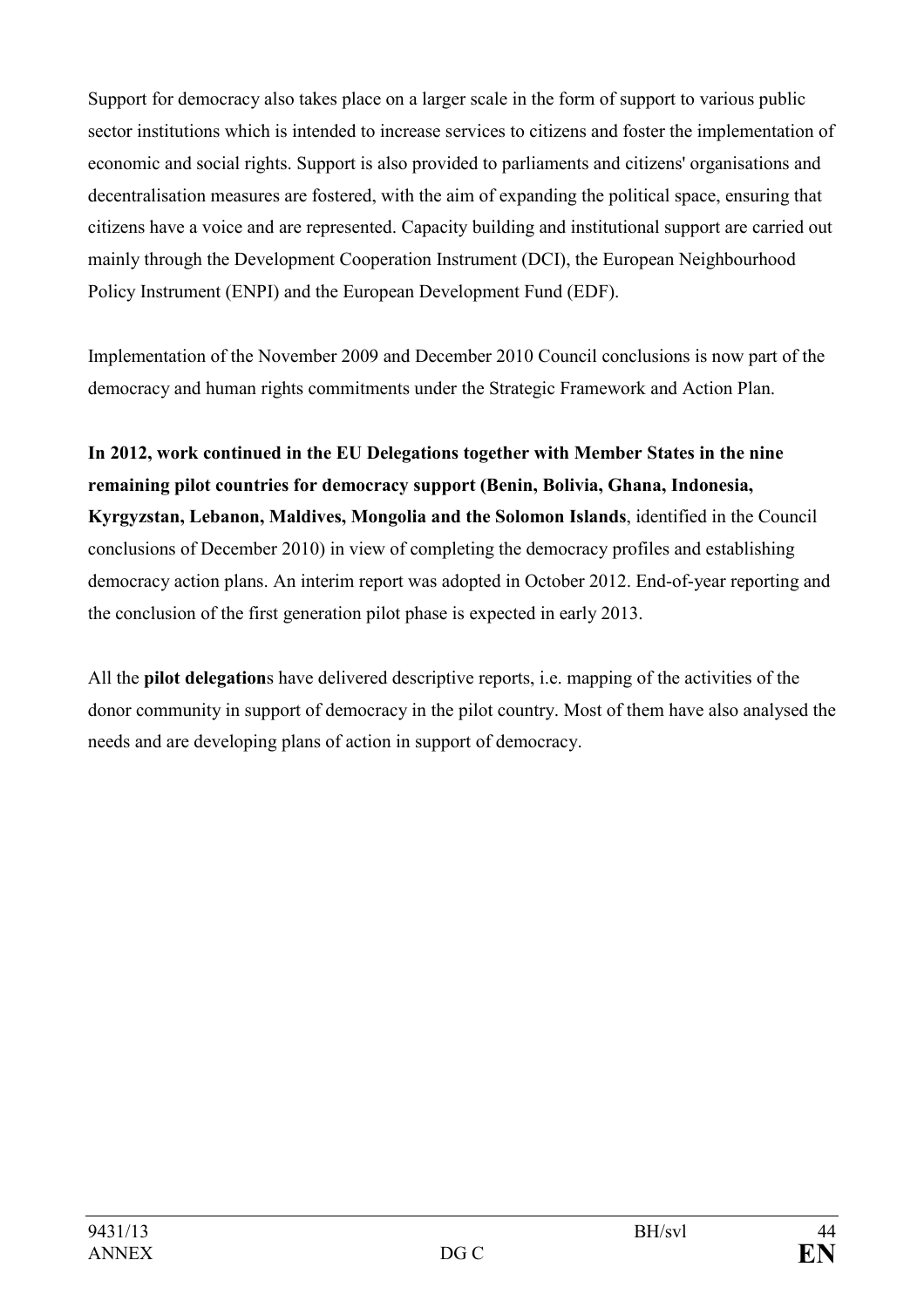Support for democracy also takes place on a larger scale in the form of support to various public sector institutions which is intended to increase services to citizens and foster the implementation of economic and social rights. Support is also provided to parliaments and citizens' organisations and decentralisation measures are fostered, with the aim of expanding the political space, ensuring that citizens have a voice and are represented. Capacity building and institutional support are carried out mainly through the Development Cooperation Instrument (DCI), the European Neighbourhood Policy Instrument (ENPI) and the European Development Fund (EDF).

Implementation of the November 2009 and December 2010 Council conclusions is now part of the democracy and human rights commitments under the Strategic Framework and Action Plan.

**In 2012, work continued in the EU Delegations together with Member States in the nine remaining pilot countries for democracy support (Benin, Bolivia, Ghana, Indonesia, Kyrgyzstan, Lebanon, Maldives, Mongolia and the Solomon Islands**, identified in the Council conclusions of December 2010) in view of completing the democracy profiles and establishing democracy action plans. An interim report was adopted in October 2012. End-of-year reporting and the conclusion of the first generation pilot phase is expected in early 2013.

All the **pilot delegation**s have delivered descriptive reports, i.e. mapping of the activities of the donor community in support of democracy in the pilot country. Most of them have also analysed the needs and are developing plans of action in support of democracy.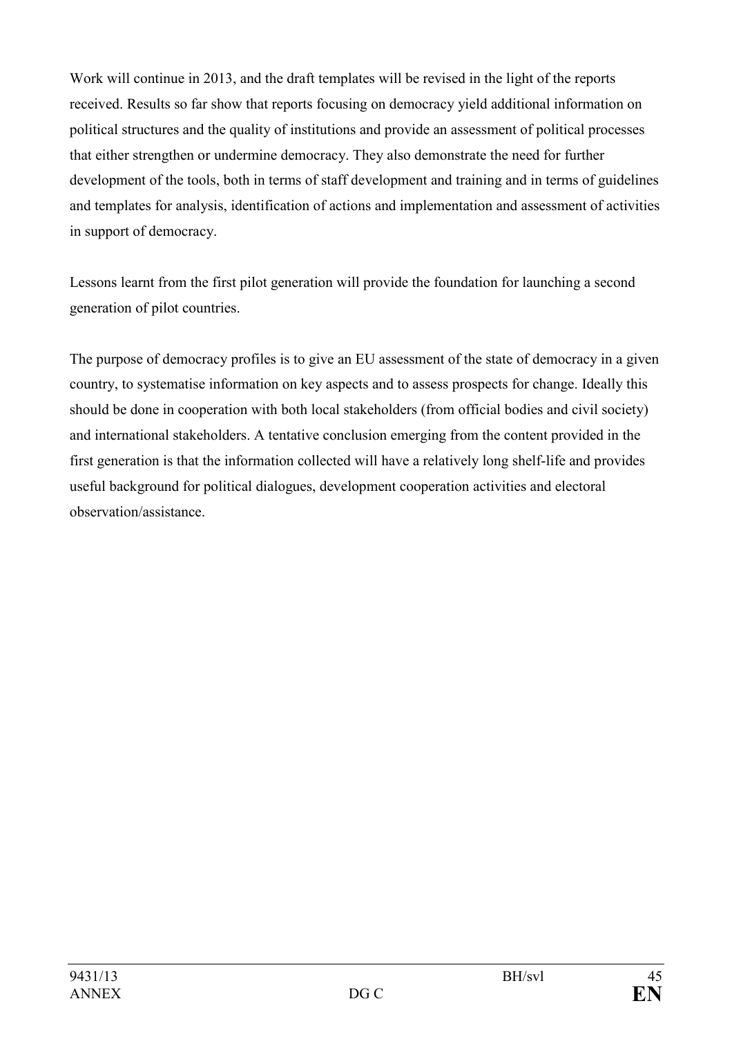Work will continue in 2013, and the draft templates will be revised in the light of the reports received. Results so far show that reports focusing on democracy yield additional information on political structures and the quality of institutions and provide an assessment of political processes that either strengthen or undermine democracy. They also demonstrate the need for further development of the tools, both in terms of staff development and training and in terms of guidelines and templates for analysis, identification of actions and implementation and assessment of activities in support of democracy.

Lessons learnt from the first pilot generation will provide the foundation for launching a second generation of pilot countries.

The purpose of democracy profiles is to give an EU assessment of the state of democracy in a given country, to systematise information on key aspects and to assess prospects for change. Ideally this should be done in cooperation with both local stakeholders (from official bodies and civil society) and international stakeholders. A tentative conclusion emerging from the content provided in the first generation is that the information collected will have a relatively long shelf-life and provides useful background for political dialogues, development cooperation activities and electoral observation/assistance.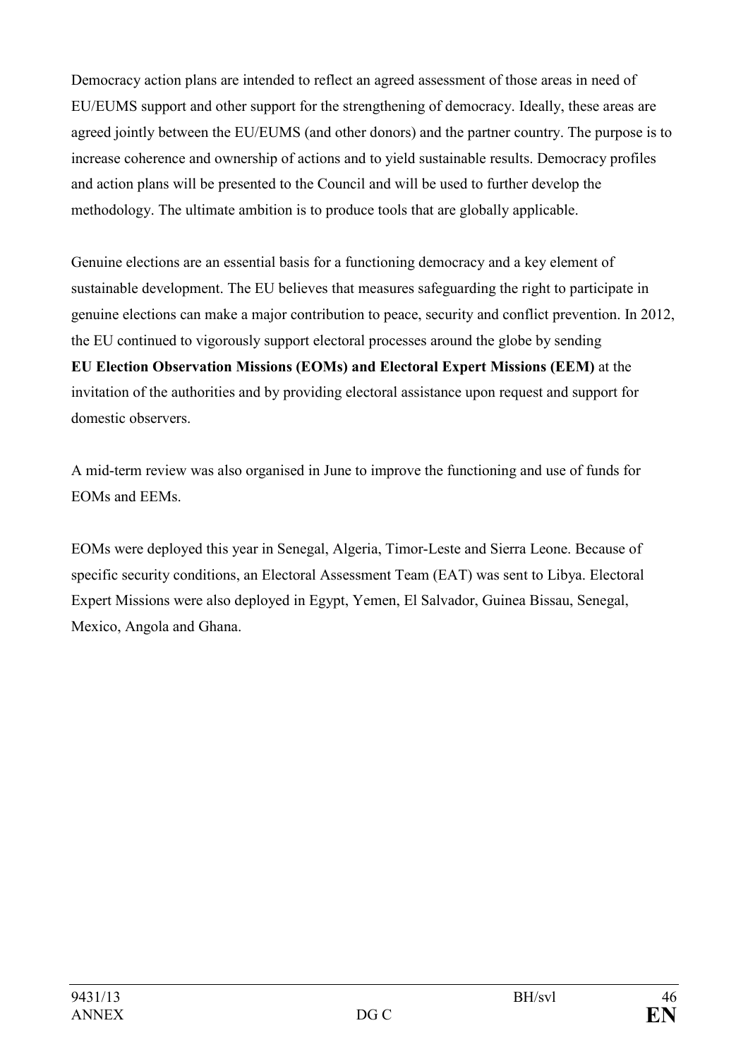Democracy action plans are intended to reflect an agreed assessment of those areas in need of EU/EUMS support and other support for the strengthening of democracy. Ideally, these areas are agreed jointly between the EU/EUMS (and other donors) and the partner country. The purpose is to increase coherence and ownership of actions and to yield sustainable results. Democracy profiles and action plans will be presented to the Council and will be used to further develop the methodology. The ultimate ambition is to produce tools that are globally applicable.

Genuine elections are an essential basis for a functioning democracy and a key element of sustainable development. The EU believes that measures safeguarding the right to participate in genuine elections can make a major contribution to peace, security and conflict prevention. In 2012, the EU continued to vigorously support electoral processes around the globe by sending **EU Election Observation Missions (EOMs) and Electoral Expert Missions (EEM)** at the invitation of the authorities and by providing electoral assistance upon request and support for domestic observers.

A mid-term review was also organised in June to improve the functioning and use of funds for EOMs and EEMs.

EOMs were deployed this year in Senegal, Algeria, Timor-Leste and Sierra Leone. Because of specific security conditions, an Electoral Assessment Team (EAT) was sent to Libya. Electoral Expert Missions were also deployed in Egypt, Yemen, El Salvador, Guinea Bissau, Senegal, Mexico, Angola and Ghana.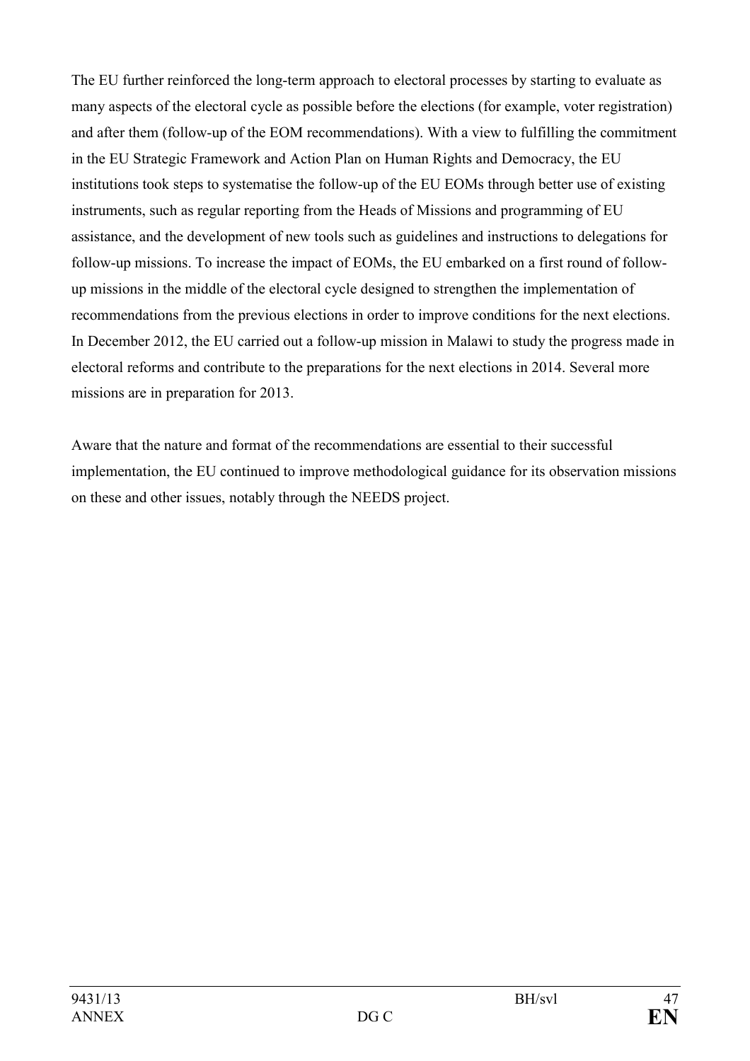The EU further reinforced the long-term approach to electoral processes by starting to evaluate as many aspects of the electoral cycle as possible before the elections (for example, voter registration) and after them (follow-up of the EOM recommendations). With a view to fulfilling the commitment in the EU Strategic Framework and Action Plan on Human Rights and Democracy, the EU institutions took steps to systematise the follow-up of the EU EOMs through better use of existing instruments, such as regular reporting from the Heads of Missions and programming of EU assistance, and the development of new tools such as guidelines and instructions to delegations for follow-up missions. To increase the impact of EOMs, the EU embarked on a first round of follow-up missions in the middle of the electoral cycle designed to strengthen the implementation of recommendations from the previous elections in order to improve conditions for the next elections. In December 2012, the EU carried out a follow-up mission in Malawi to study the progress made in electoral reforms and contribute to the preparations for the next elections in 2014. Several more missions are in preparation for 2013.

Aware that the nature and format of the recommendations are essential to their successful implementation, the EU continued to improve methodological guidance for its observation missions on these and other issues, notably through the NEEDS project.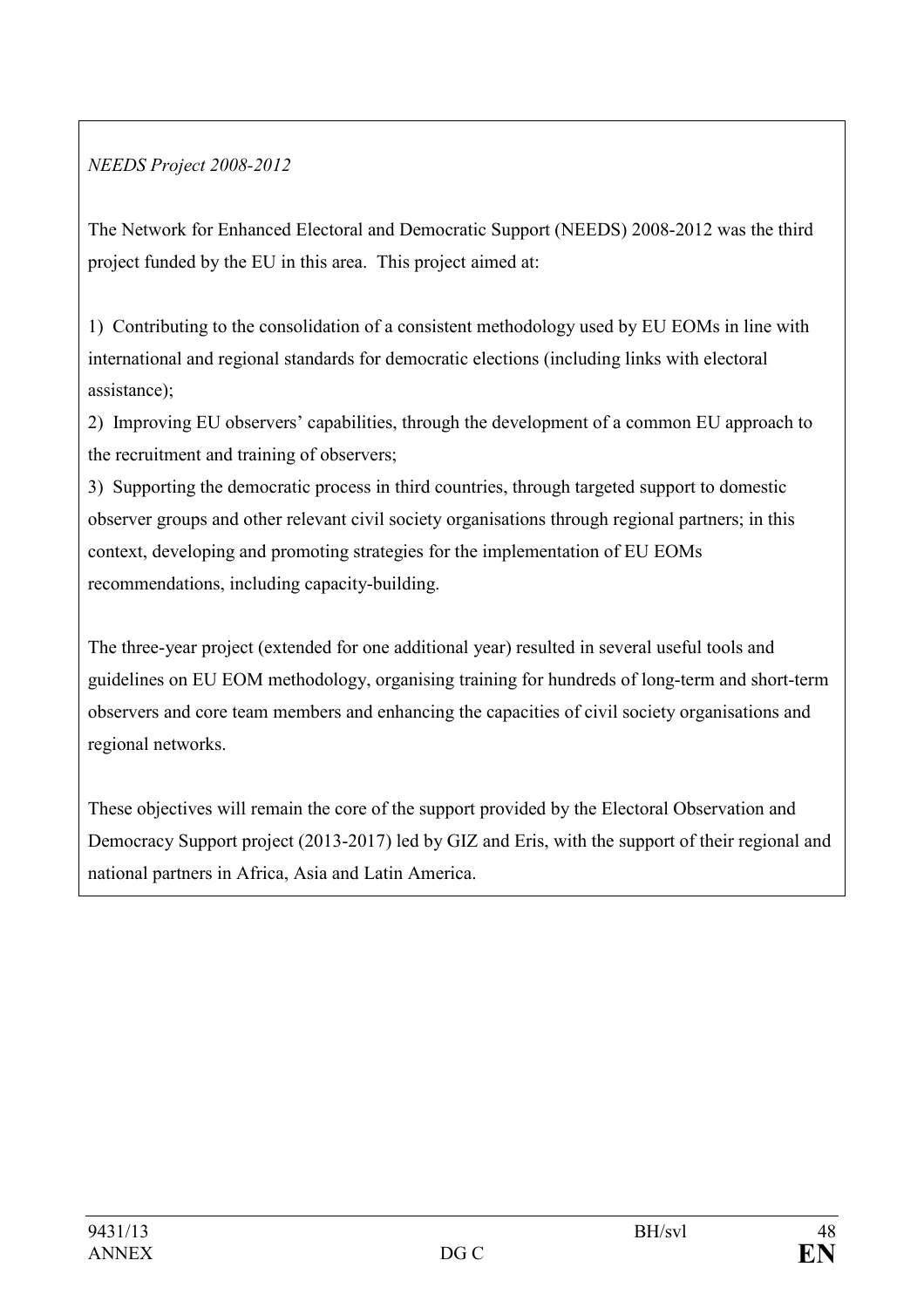*NEEDS Project 2008-2012*

The Network for Enhanced Electoral and Democratic Support (NEEDS) 2008-2012 was the third project funded by the EU in this area. This project aimed at:

1) Contributing to the consolidation of a consistent methodology used by EU EOMs in line with international and regional standards for democratic elections (including links with electoral assistance);
2) Improving EU observers' capabilities, through the development of a common EU approach to the recruitment and training of observers;
3) Supporting the democratic process in third countries, through targeted support to domestic observer groups and other relevant civil society organisations through regional partners; in this context, developing and promoting strategies for the implementation of EU EOMs recommendations, including capacity-building.

The three-year project (extended for one additional year) resulted in several useful tools and guidelines on EU EOM methodology, organising training for hundreds of long-term and short-term observers and core team members and enhancing the capacities of civil society organisations and regional networks.

These objectives will remain the core of the support provided by the Electoral Observation and Democracy Support project (2013-2017) led by GIZ and Eris, with the support of their regional and national partners in Africa, Asia and Latin America.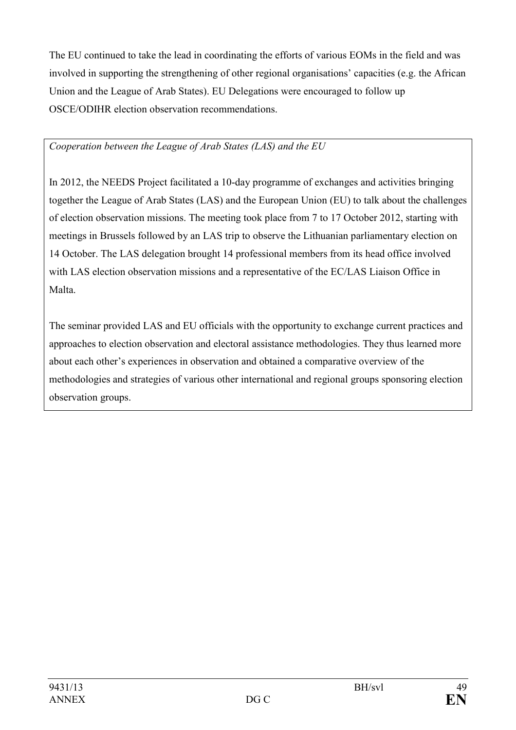The EU continued to take the lead in coordinating the efforts of various EOMs in the field and was involved in supporting the strengthening of other regional organisations' capacities (e.g. the African Union and the League of Arab States). EU Delegations were encouraged to follow up OSCE/ODIHR election observation recommendations.

*Cooperation between the League of Arab States (LAS) and the EU*

In 2012, the NEEDS Project facilitated a 10-day programme of exchanges and activities bringing together the League of Arab States (LAS) and the European Union (EU) to talk about the challenges of election observation missions. The meeting took place from 7 to 17 October 2012, starting with meetings in Brussels followed by an LAS trip to observe the Lithuanian parliamentary election on 14 October. The LAS delegation brought 14 professional members from its head office involved with LAS election observation missions and a representative of the EC/LAS Liaison Office in Malta.

The seminar provided LAS and EU officials with the opportunity to exchange current practices and approaches to election observation and electoral assistance methodologies. They thus learned more about each other's experiences in observation and obtained a comparative overview of the methodologies and strategies of various other international and regional groups sponsoring election observation groups.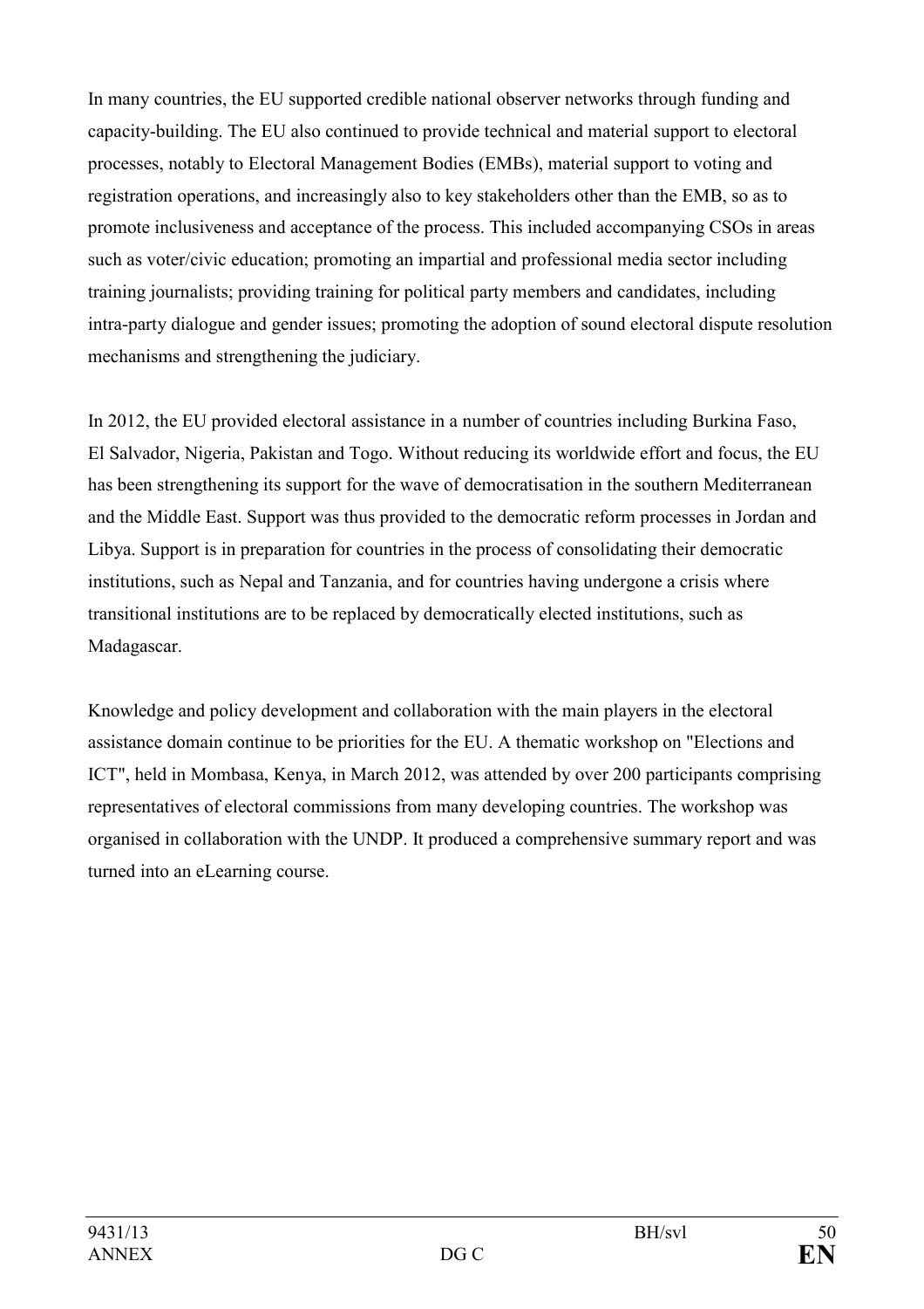In many countries, the EU supported credible national observer networks through funding and capacity-building. The EU also continued to provide technical and material support to electoral processes, notably to Electoral Management Bodies (EMBs), material support to voting and registration operations, and increasingly also to key stakeholders other than the EMB, so as to promote inclusiveness and acceptance of the process. This included accompanying CSOs in areas such as voter/civic education; promoting an impartial and professional media sector including training journalists; providing training for political party members and candidates, including intra-party dialogue and gender issues; promoting the adoption of sound electoral dispute resolution mechanisms and strengthening the judiciary.

In 2012, the EU provided electoral assistance in a number of countries including Burkina Faso, El Salvador, Nigeria, Pakistan and Togo. Without reducing its worldwide effort and focus, the EU has been strengthening its support for the wave of democratisation in the southern Mediterranean and the Middle East. Support was thus provided to the democratic reform processes in Jordan and Libya. Support is in preparation for countries in the process of consolidating their democratic institutions, such as Nepal and Tanzania, and for countries having undergone a crisis where transitional institutions are to be replaced by democratically elected institutions, such as Madagascar.

Knowledge and policy development and collaboration with the main players in the electoral assistance domain continue to be priorities for the EU. A thematic workshop on "Elections and ICT", held in Mombasa, Kenya, in March 2012, was attended by over 200 participants comprising representatives of electoral commissions from many developing countries. The workshop was organised in collaboration with the UNDP. It produced a comprehensive summary report and was turned into an eLearning course.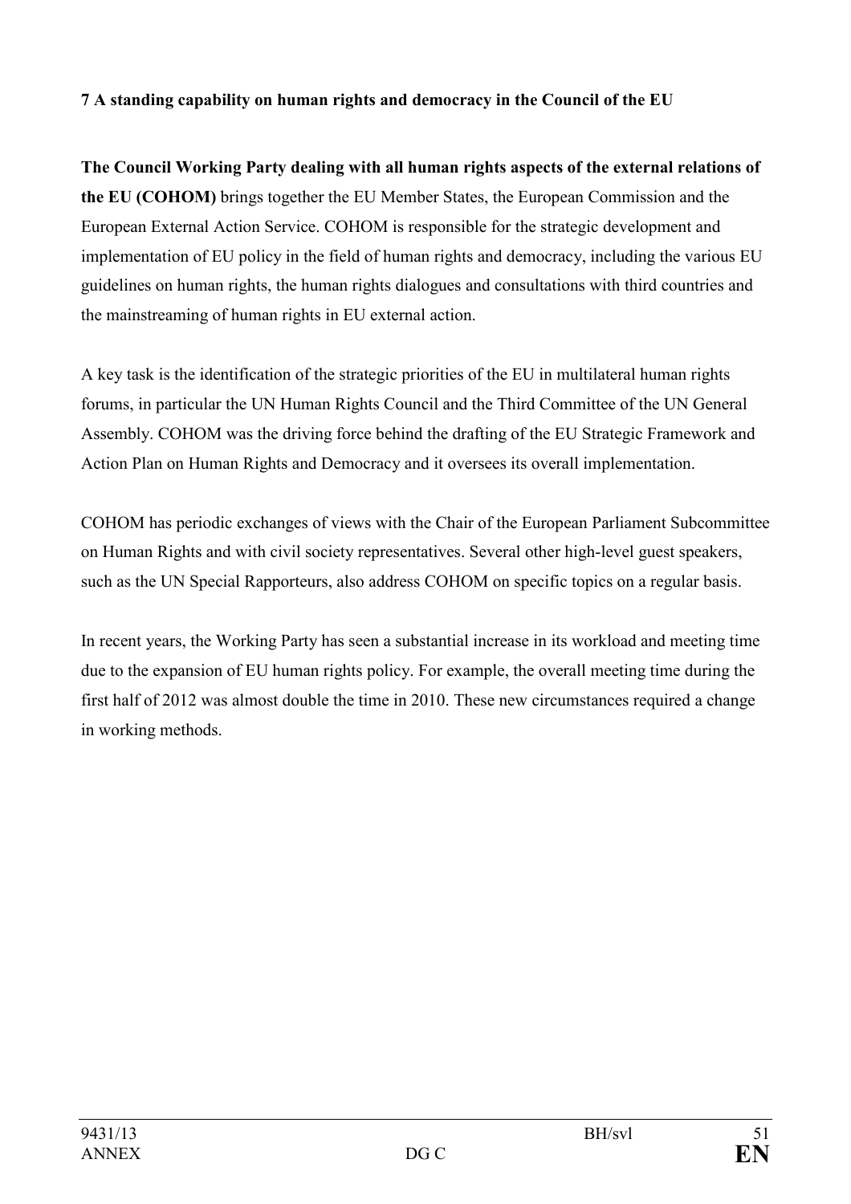## 7 A standing capability on human rights and democracy in the Council of the EU

**The Council Working Party dealing with all human rights aspects of the external relations of the EU (COHOM)** brings together the EU Member States, the European Commission and the European External Action Service. COHOM is responsible for the strategic development and implementation of EU policy in the field of human rights and democracy, including the various EU guidelines on human rights, the human rights dialogues and consultations with third countries and the mainstreaming of human rights in EU external action.

A key task is the identification of the strategic priorities of the EU in multilateral human rights forums, in particular the UN Human Rights Council and the Third Committee of the UN General Assembly. COHOM was the driving force behind the drafting of the EU Strategic Framework and Action Plan on Human Rights and Democracy and it oversees its overall implementation.

COHOM has periodic exchanges of views with the Chair of the European Parliament Subcommittee on Human Rights and with civil society representatives. Several other high-level guest speakers, such as the UN Special Rapporteurs, also address COHOM on specific topics on a regular basis.

In recent years, the Working Party has seen a substantial increase in its workload and meeting time due to the expansion of EU human rights policy. For example, the overall meeting time during the first half of 2012 was almost double the time in 2010. These new circumstances required a change in working methods.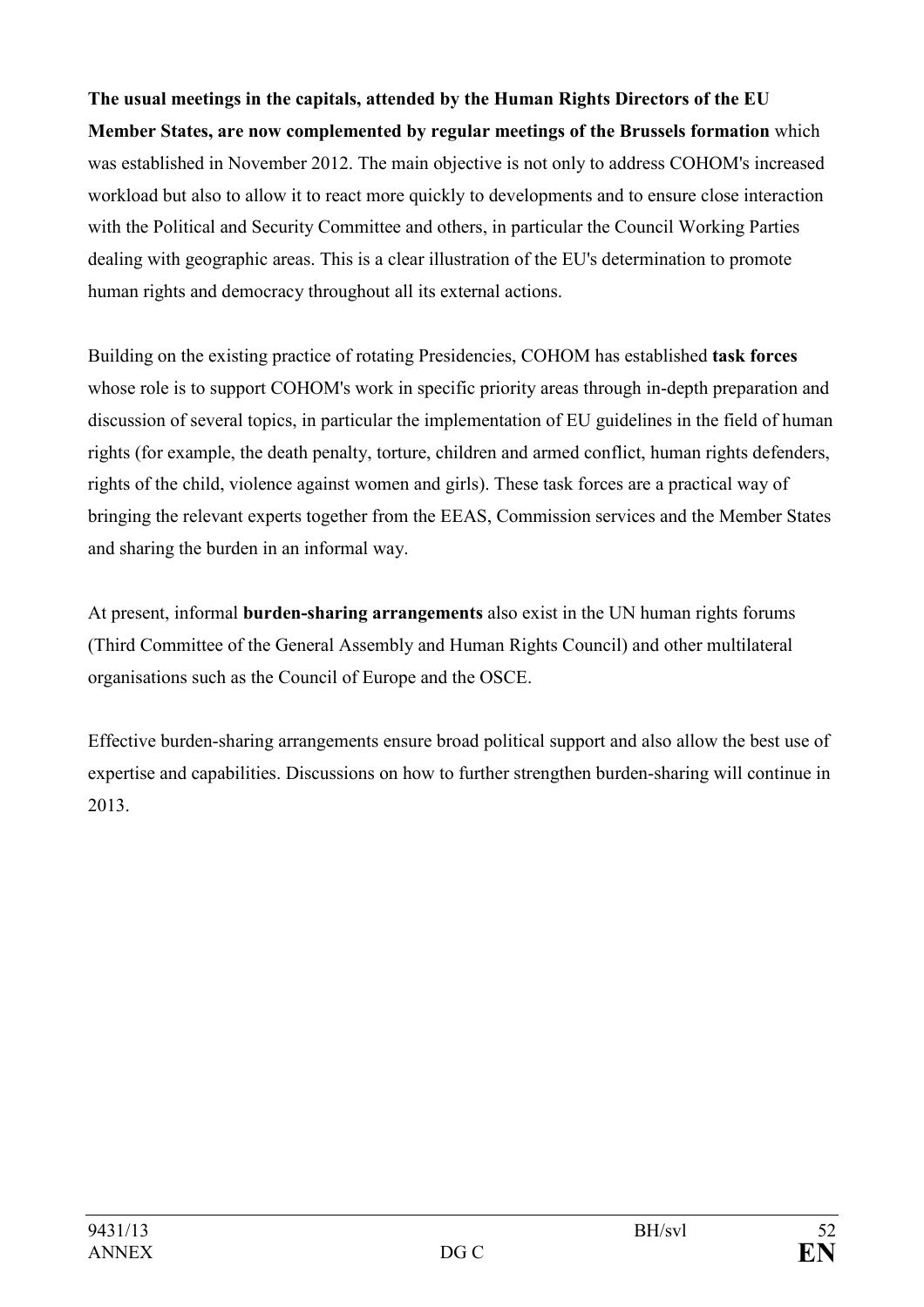**The usual meetings in the capitals, attended by the Human Rights Directors of the EU Member States, are now complemented by regular meetings of the Brussels formation** which was established in November 2012. The main objective is not only to address COHOM's increased workload but also to allow it to react more quickly to developments and to ensure close interaction with the Political and Security Committee and others, in particular the Council Working Parties dealing with geographic areas. This is a clear illustration of the EU's determination to promote human rights and democracy throughout all its external actions.

Building on the existing practice of rotating Presidencies, COHOM has established **task forces** whose role is to support COHOM's work in specific priority areas through in-depth preparation and discussion of several topics, in particular the implementation of EU guidelines in the field of human rights (for example, the death penalty, torture, children and armed conflict, human rights defenders, rights of the child, violence against women and girls). These task forces are a practical way of bringing the relevant experts together from the EEAS, Commission services and the Member States and sharing the burden in an informal way.

At present, informal **burden-sharing arrangements** also exist in the UN human rights forums (Third Committee of the General Assembly and Human Rights Council) and other multilateral organisations such as the Council of Europe and the OSCE.

Effective burden-sharing arrangements ensure broad political support and also allow the best use of expertise and capabilities. Discussions on how to further strengthen burden-sharing will continue in 2013.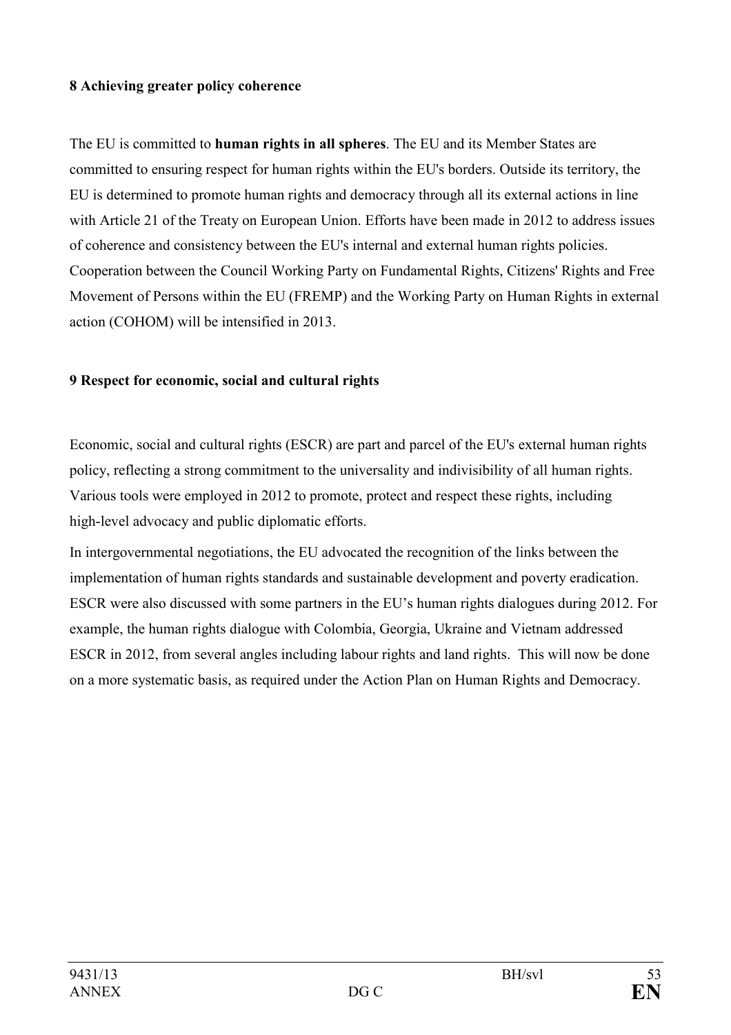## 8 Achieving greater policy coherence

The EU is committed to **human rights in all spheres**. The EU and its Member States are committed to ensuring respect for human rights within the EU's borders. Outside its territory, the EU is determined to promote human rights and democracy through all its external actions in line with Article 21 of the Treaty on European Union. Efforts have been made in 2012 to address issues of coherence and consistency between the EU's internal and external human rights policies. Cooperation between the Council Working Party on Fundamental Rights, Citizens' Rights and Free Movement of Persons within the EU (FREMP) and the Working Party on Human Rights in external action (COHOM) will be intensified in 2013.

## 9 Respect for economic, social and cultural rights

Economic, social and cultural rights (ESCR) are part and parcel of the EU's external human rights policy, reflecting a strong commitment to the universality and indivisibility of all human rights. Various tools were employed in 2012 to promote, protect and respect these rights, including high-level advocacy and public diplomatic efforts.

In intergovernmental negotiations, the EU advocated the recognition of the links between the implementation of human rights standards and sustainable development and poverty eradication. ESCR were also discussed with some partners in the EU's human rights dialogues during 2012. For example, the human rights dialogue with Colombia, Georgia, Ukraine and Vietnam addressed ESCR in 2012, from several angles including labour rights and land rights. This will now be done on a more systematic basis, as required under the Action Plan on Human Rights and Democracy.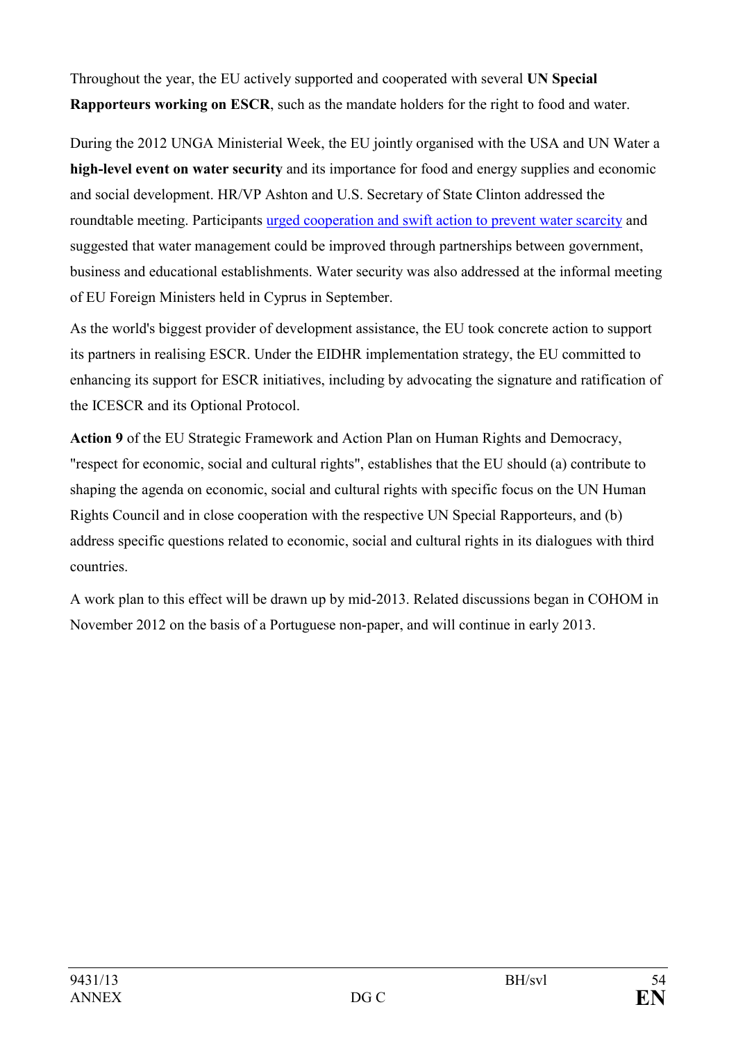Throughout the year, the EU actively supported and cooperated with several **UN Special Rapporteurs working on ESCR**, such as the mandate holders for the right to food and water.

During the 2012 UNGA Ministerial Week, the EU jointly organised with the USA and UN Water a **high-level event on water security** and its importance for food and energy supplies and economic and social development. HR/VP Ashton and U.S. Secretary of State Clinton addressed the roundtable meeting. Participants urged cooperation and swift action to prevent water scarcity and suggested that water management could be improved through partnerships between government, business and educational establishments. Water security was also addressed at the informal meeting of EU Foreign Ministers held in Cyprus in September.

As the world's biggest provider of development assistance, the EU took concrete action to support its partners in realising ESCR. Under the EIDHR implementation strategy, the EU committed to enhancing its support for ESCR initiatives, including by advocating the signature and ratification of the ICESCR and its Optional Protocol.

**Action 9** of the EU Strategic Framework and Action Plan on Human Rights and Democracy, "respect for economic, social and cultural rights", establishes that the EU should (a) contribute to shaping the agenda on economic, social and cultural rights with specific focus on the UN Human Rights Council and in close cooperation with the respective UN Special Rapporteurs, and (b) address specific questions related to economic, social and cultural rights in its dialogues with third countries.

A work plan to this effect will be drawn up by mid-2013. Related discussions began in COHOM in November 2012 on the basis of a Portuguese non-paper, and will continue in early 2013.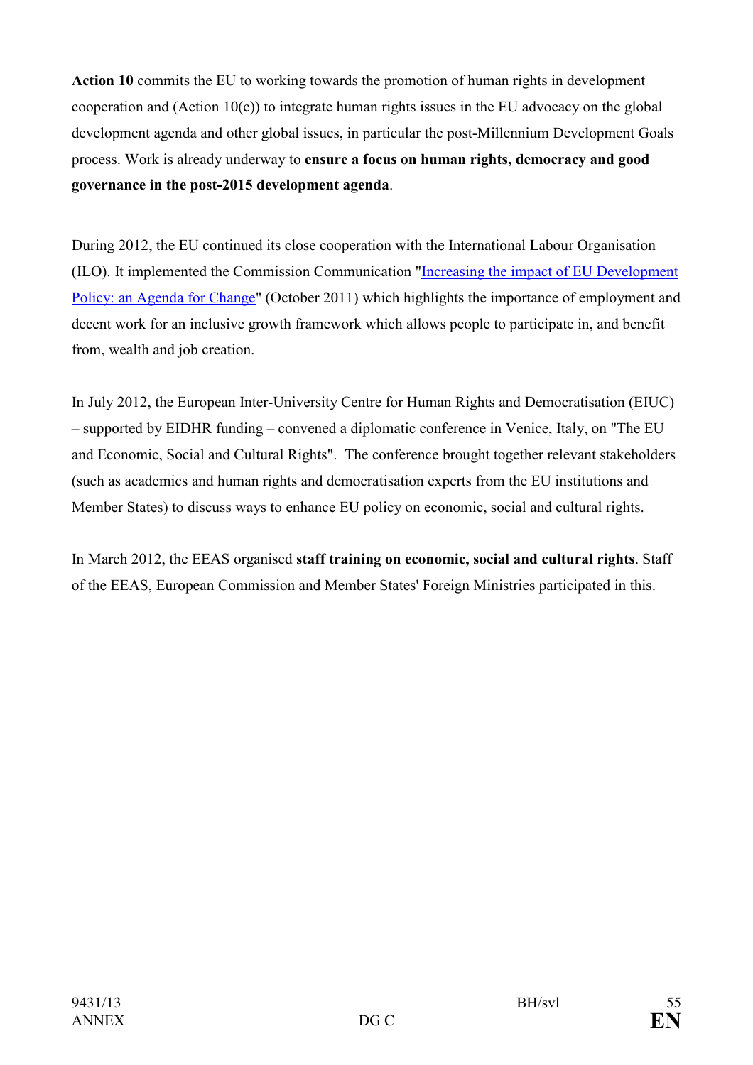**Action 10** commits the EU to working towards the promotion of human rights in development cooperation and (Action 10(c)) to integrate human rights issues in the EU advocacy on the global development agenda and other global issues, in particular the post-Millennium Development Goals process. Work is already underway to **ensure a focus on human rights, democracy and good governance in the post-2015 development agenda**.

During 2012, the EU continued its close cooperation with the International Labour Organisation (ILO). It implemented the Commission Communication "Increasing the impact of EU Development Policy: an Agenda for Change" (October 2011) which highlights the importance of employment and decent work for an inclusive growth framework which allows people to participate in, and benefit from, wealth and job creation.

In July 2012, the European Inter-University Centre for Human Rights and Democratisation (EIUC) – supported by EIDHR funding – convened a diplomatic conference in Venice, Italy, on "The EU and Economic, Social and Cultural Rights". The conference brought together relevant stakeholders (such as academics and human rights and democratisation experts from the EU institutions and Member States) to discuss ways to enhance EU policy on economic, social and cultural rights.

In March 2012, the EEAS organised **staff training on economic, social and cultural rights**. Staff of the EEAS, European Commission and Member States' Foreign Ministries participated in this.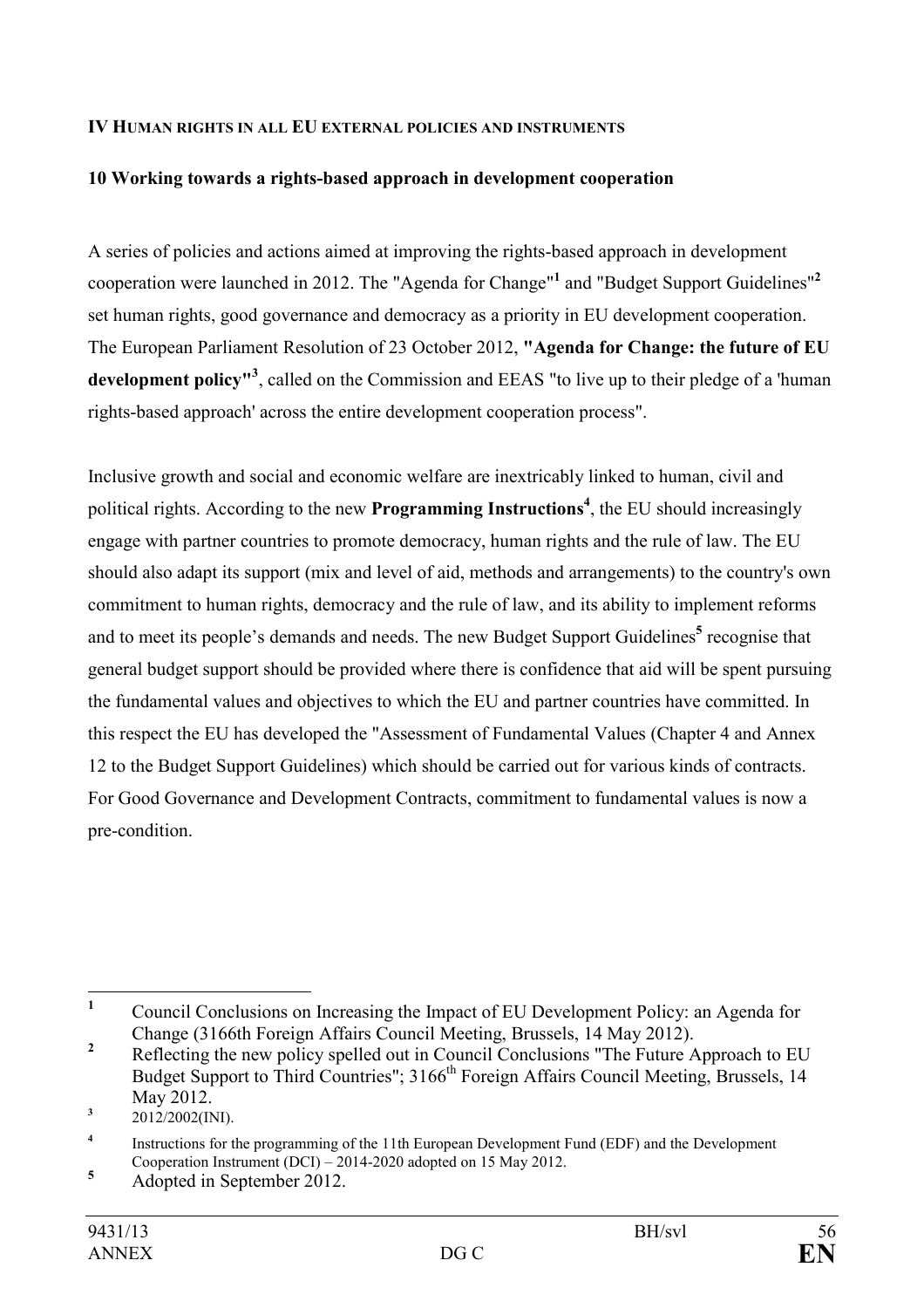**IV HUMAN RIGHTS IN ALL EU EXTERNAL POLICIES AND INSTRUMENTS**

**10 Working towards a rights-based approach in development cooperation**

A series of policies and actions aimed at improving the rights-based approach in development cooperation were launched in 2012. The "Agenda for Change"[1] and "Budget Support Guidelines"[2] set human rights, good governance and democracy as a priority in EU development cooperation. The European Parliament Resolution of 23 October 2012, **"Agenda for Change: the future of EU development policy"**[3], called on the Commission and EEAS "to live up to their pledge of a 'human rights-based approach' across the entire development cooperation process".

Inclusive growth and social and economic welfare are inextricably linked to human, civil and political rights. According to the new **Programming Instructions**[4], the EU should increasingly engage with partner countries to promote democracy, human rights and the rule of law. The EU should also adapt its support (mix and level of aid, methods and arrangements) to the country's own commitment to human rights, democracy and the rule of law, and its ability to implement reforms and to meet its people's demands and needs. The new Budget Support Guidelines[5] recognise that general budget support should be provided where there is confidence that aid will be spent pursuing the fundamental values and objectives to which the EU and partner countries have committed. In this respect the EU has developed the "Assessment of Fundamental Values (Chapter 4 and Annex 12 to the Budget Support Guidelines) which should be carried out for various kinds of contracts. For Good Governance and Development Contracts, commitment to fundamental values is now a pre-condition.

---

[1] Council Conclusions on Increasing the Impact of EU Development Policy: an Agenda for Change (3166th Foreign Affairs Council Meeting, Brussels, 14 May 2012).

[2] Reflecting the new policy spelled out in Council Conclusions "The Future Approach to EU Budget Support to Third Countries"; 3166th Foreign Affairs Council Meeting, Brussels, 14 May 2012.

[3] 2012/2002(INI).

[4] Instructions for the programming of the 11th European Development Fund (EDF) and the Development Cooperation Instrument (DCI) – 2014-2020 adopted on 15 May 2012.

[5] Adopted in September 2012.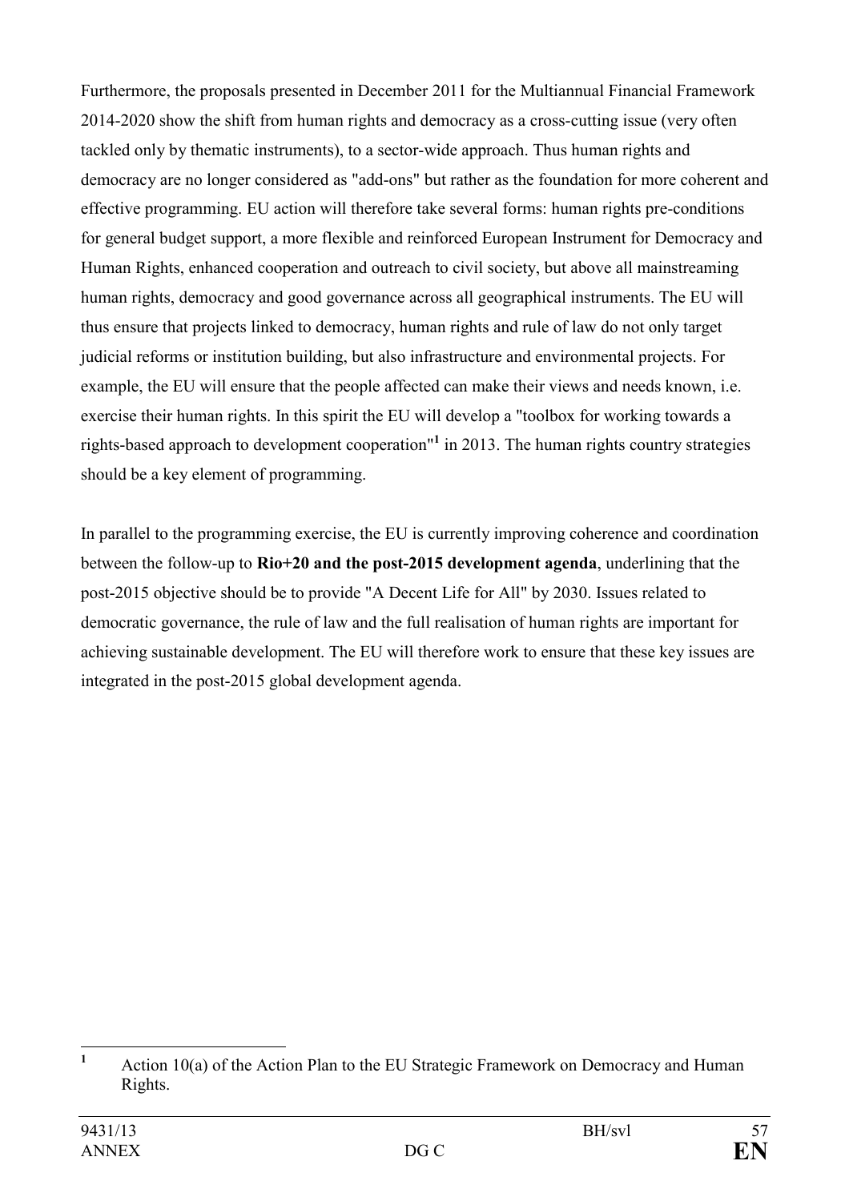Furthermore, the proposals presented in December 2011 for the Multiannual Financial Framework 2014-2020 show the shift from human rights and democracy as a cross-cutting issue (very often tackled only by thematic instruments), to a sector-wide approach. Thus human rights and democracy are no longer considered as "add-ons" but rather as the foundation for more coherent and effective programming. EU action will therefore take several forms: human rights pre-conditions for general budget support, a more flexible and reinforced European Instrument for Democracy and Human Rights, enhanced cooperation and outreach to civil society, but above all mainstreaming human rights, democracy and good governance across all geographical instruments. The EU will thus ensure that projects linked to democracy, human rights and rule of law do not only target judicial reforms or institution building, but also infrastructure and environmental projects. For example, the EU will ensure that the people affected can make their views and needs known, i.e. exercise their human rights. In this spirit the EU will develop a "toolbox for working towards a rights-based approach to development cooperation"[1] in 2013. The human rights country strategies should be a key element of programming.

In parallel to the programming exercise, the EU is currently improving coherence and coordination between the follow-up to **Rio+20 and the post-2015 development agenda**, underlining that the post-2015 objective should be to provide "A Decent Life for All" by 2030. Issues related to democratic governance, the rule of law and the full realisation of human rights are important for achieving sustainable development. The EU will therefore work to ensure that these key issues are integrated in the post-2015 global development agenda.

[1] Action 10(a) of the Action Plan to the EU Strategic Framework on Democracy and Human Rights.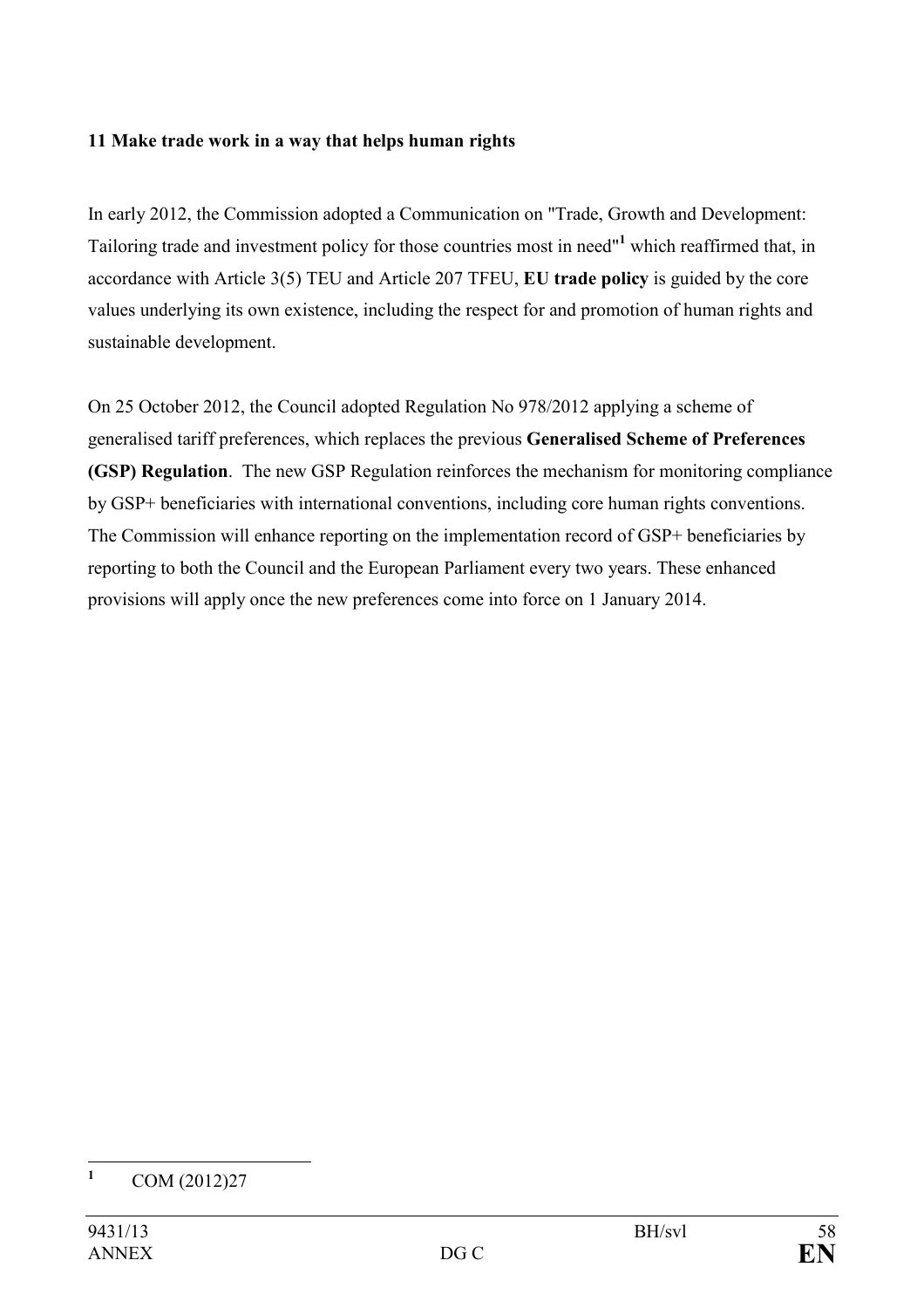### 11 Make trade work in a way that helps human rights

In early 2012, the Commission adopted a Communication on "Trade, Growth and Development: Tailoring trade and investment policy for those countries most in need"[1] which reaffirmed that, in accordance with Article 3(5) TEU and Article 207 TFEU, **EU trade policy** is guided by the core values underlying its own existence, including the respect for and promotion of human rights and sustainable development.

On 25 October 2012, the Council adopted Regulation No 978/2012 applying a scheme of generalised tariff preferences, which replaces the previous **Generalised Scheme of Preferences (GSP) Regulation**. The new GSP Regulation reinforces the mechanism for monitoring compliance by GSP+ beneficiaries with international conventions, including core human rights conventions. The Commission will enhance reporting on the implementation record of GSP+ beneficiaries by reporting to both the Council and the European Parliament every two years. These enhanced provisions will apply once the new preferences come into force on 1 January 2014.

---

[1] COM (2012)27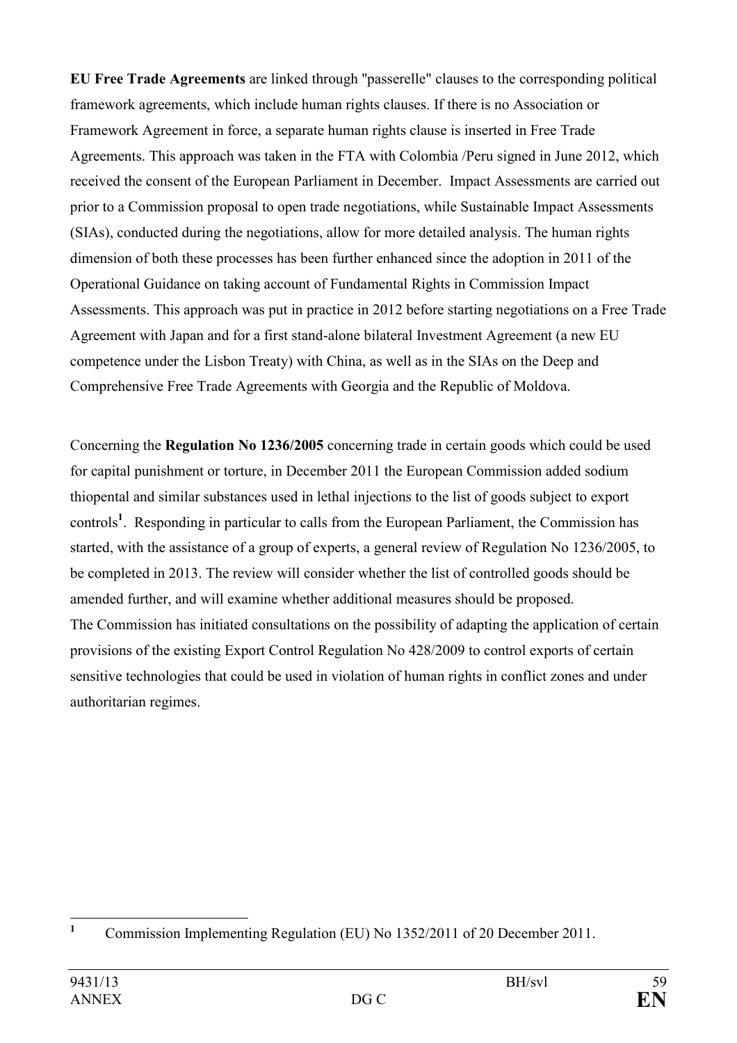**EU Free Trade Agreements** are linked through "passerelle" clauses to the corresponding political framework agreements, which include human rights clauses. If there is no Association or Framework Agreement in force, a separate human rights clause is inserted in Free Trade Agreements. This approach was taken in the FTA with Colombia /Peru signed in June 2012, which received the consent of the European Parliament in December. Impact Assessments are carried out prior to a Commission proposal to open trade negotiations, while Sustainable Impact Assessments (SIAs), conducted during the negotiations, allow for more detailed analysis. The human rights dimension of both these processes has been further enhanced since the adoption in 2011 of the Operational Guidance on taking account of Fundamental Rights in Commission Impact Assessments. This approach was put in practice in 2012 before starting negotiations on a Free Trade Agreement with Japan and for a first stand-alone bilateral Investment Agreement (a new EU competence under the Lisbon Treaty) with China, as well as in the SIAs on the Deep and Comprehensive Free Trade Agreements with Georgia and the Republic of Moldova.

Concerning the **Regulation No 1236/2005** concerning trade in certain goods which could be used for capital punishment or torture, in December 2011 the European Commission added sodium thiopental and similar substances used in lethal injections to the list of goods subject to export controls[1]. Responding in particular to calls from the European Parliament, the Commission has started, with the assistance of a group of experts, a general review of Regulation No 1236/2005, to be completed in 2013. The review will consider whether the list of controlled goods should be amended further, and will examine whether additional measures should be proposed.
The Commission has initiated consultations on the possibility of adapting the application of certain provisions of the existing Export Control Regulation No 428/2009 to control exports of certain sensitive technologies that could be used in violation of human rights in conflict zones and under authoritarian regimes.

[1] Commission Implementing Regulation (EU) No 1352/2011 of 20 December 2011.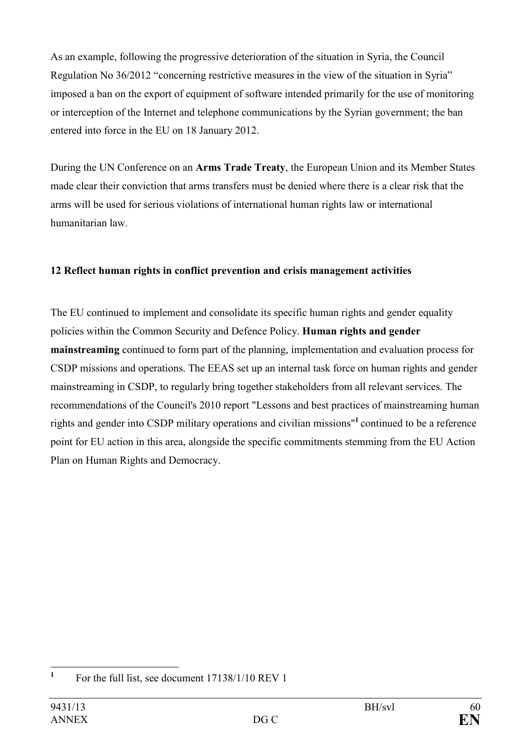As an example, following the progressive deterioration of the situation in Syria, the Council Regulation No 36/2012 "concerning restrictive measures in the view of the situation in Syria" imposed a ban on the export of equipment of software intended primarily for the use of monitoring or interception of the Internet and telephone communications by the Syrian government; the ban entered into force in the EU on 18 January 2012.

During the UN Conference on an **Arms Trade Treaty**, the European Union and its Member States made clear their conviction that arms transfers must be denied where there is a clear risk that the arms will be used for serious violations of international human rights law or international humanitarian law.

**12 Reflect human rights in conflict prevention and crisis management activities**

The EU continued to implement and consolidate its specific human rights and gender equality policies within the Common Security and Defence Policy. **Human rights and gender mainstreaming** continued to form part of the planning, implementation and evaluation process for CSDP missions and operations. The EEAS set up an internal task force on human rights and gender mainstreaming in CSDP, to regularly bring together stakeholders from all relevant services. The recommendations of the Council's 2010 report "Lessons and best practices of mainstreaming human rights and gender into CSDP military operations and civilian missions"[1] continued to be a reference point for EU action in this area, alongside the specific commitments stemming from the EU Action Plan on Human Rights and Democracy.

[1] For the full list, see document 17138/1/10 REV 1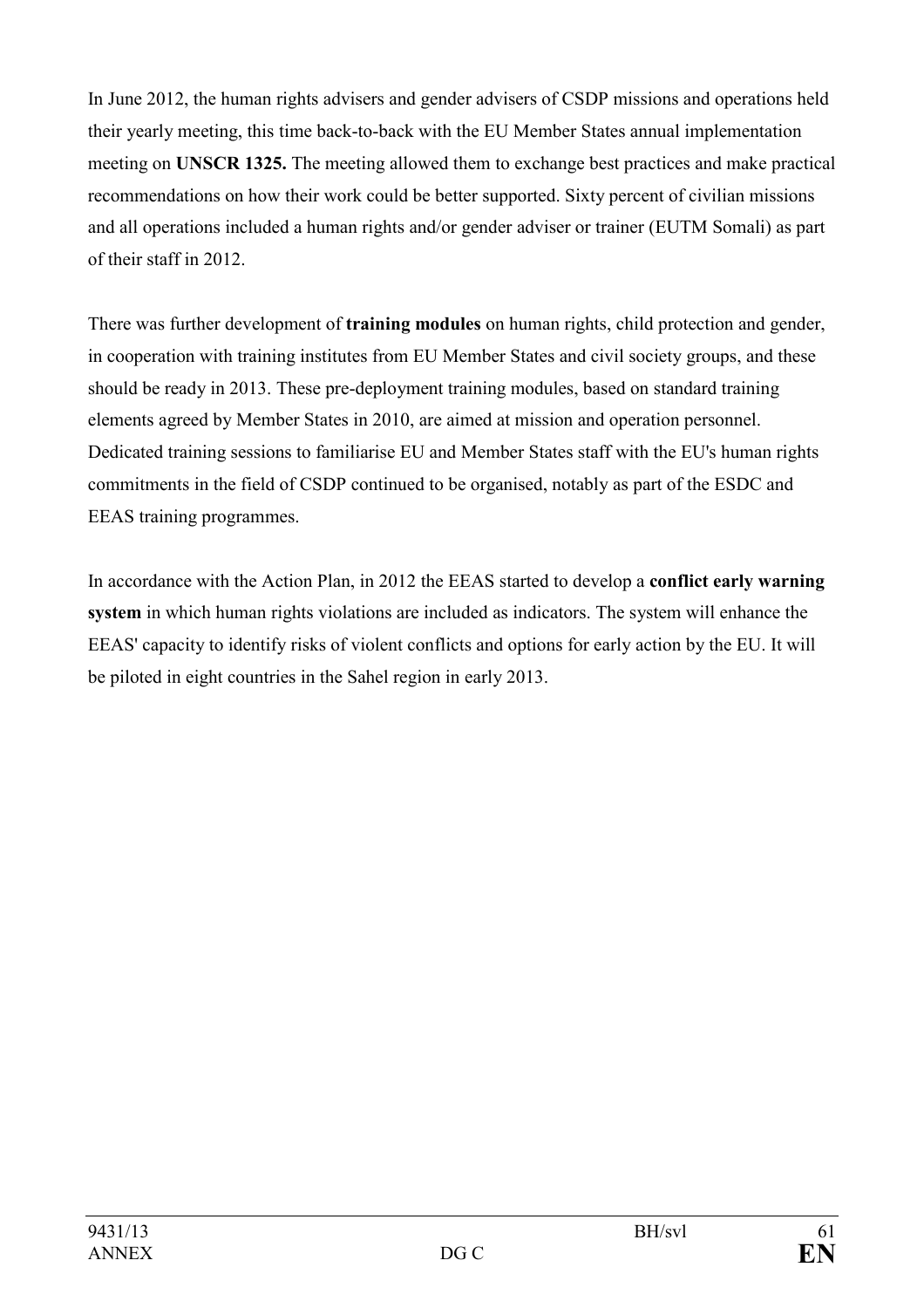In June 2012, the human rights advisers and gender advisers of CSDP missions and operations held their yearly meeting, this time back-to-back with the EU Member States annual implementation meeting on **UNSCR 1325.** The meeting allowed them to exchange best practices and make practical recommendations on how their work could be better supported. Sixty percent of civilian missions and all operations included a human rights and/or gender adviser or trainer (EUTM Somali) as part of their staff in 2012.

There was further development of **training modules** on human rights, child protection and gender, in cooperation with training institutes from EU Member States and civil society groups, and these should be ready in 2013. These pre-deployment training modules, based on standard training elements agreed by Member States in 2010, are aimed at mission and operation personnel. Dedicated training sessions to familiarise EU and Member States staff with the EU's human rights commitments in the field of CSDP continued to be organised, notably as part of the ESDC and EEAS training programmes.

In accordance with the Action Plan, in 2012 the EEAS started to develop a **conflict early warning system** in which human rights violations are included as indicators. The system will enhance the EEAS' capacity to identify risks of violent conflicts and options for early action by the EU. It will be piloted in eight countries in the Sahel region in early 2013.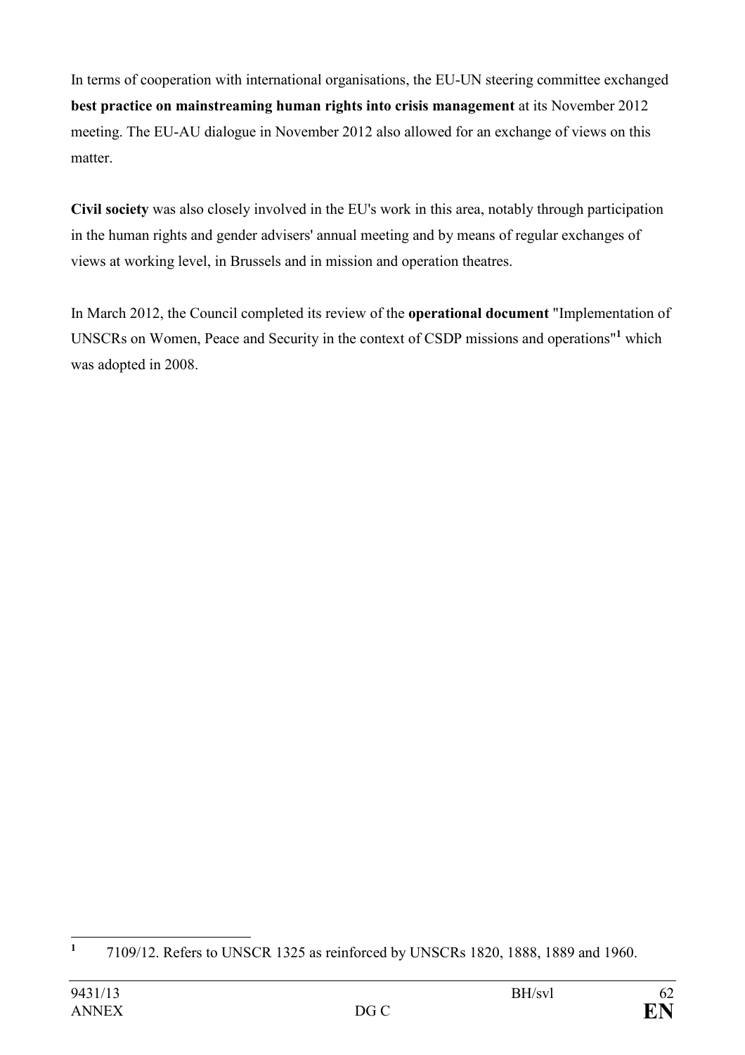In terms of cooperation with international organisations, the EU-UN steering committee exchanged **best practice on mainstreaming human rights into crisis management** at its November 2012 meeting. The EU-AU dialogue in November 2012 also allowed for an exchange of views on this matter.

**Civil society** was also closely involved in the EU's work in this area, notably through participation in the human rights and gender advisers' annual meeting and by means of regular exchanges of views at working level, in Brussels and in mission and operation theatres.

In March 2012, the Council completed its review of the **operational document** "Implementation of UNSCRs on Women, Peace and Security in the context of CSDP missions and operations"[1] which was adopted in 2008.

---

[1] 7109/12. Refers to UNSCR 1325 as reinforced by UNSCRs 1820, 1888, 1889 and 1960.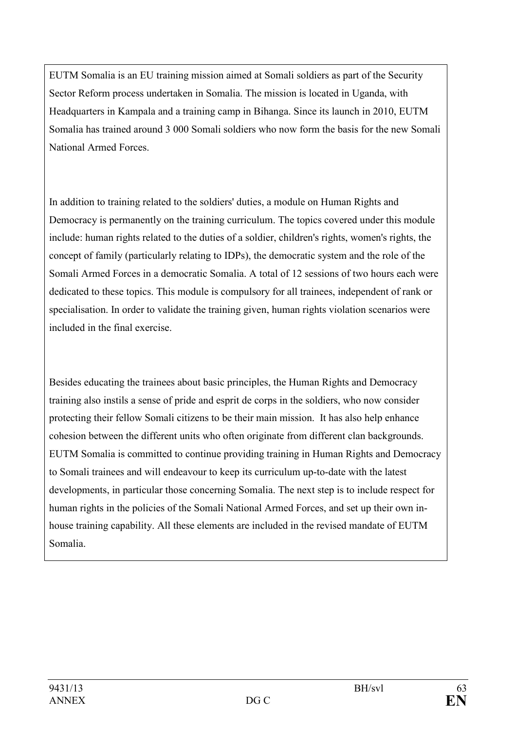EUTM Somalia is an EU training mission aimed at Somali soldiers as part of the Security Sector Reform process undertaken in Somalia. The mission is located in Uganda, with Headquarters in Kampala and a training camp in Bihanga. Since its launch in 2010, EUTM Somalia has trained around 3 000 Somali soldiers who now form the basis for the new Somali National Armed Forces.

In addition to training related to the soldiers' duties, a module on Human Rights and Democracy is permanently on the training curriculum. The topics covered under this module include: human rights related to the duties of a soldier, children's rights, women's rights, the concept of family (particularly relating to IDPs), the democratic system and the role of the Somali Armed Forces in a democratic Somalia. A total of 12 sessions of two hours each were dedicated to these topics. This module is compulsory for all trainees, independent of rank or specialisation. In order to validate the training given, human rights violation scenarios were included in the final exercise.

Besides educating the trainees about basic principles, the Human Rights and Democracy training also instils a sense of pride and esprit de corps in the soldiers, who now consider protecting their fellow Somali citizens to be their main mission. It has also help enhance cohesion between the different units who often originate from different clan backgrounds. EUTM Somalia is committed to continue providing training in Human Rights and Democracy to Somali trainees and will endeavour to keep its curriculum up-to-date with the latest developments, in particular those concerning Somalia. The next step is to include respect for human rights in the policies of the Somali National Armed Forces, and set up their own in-house training capability. All these elements are included in the revised mandate of EUTM Somalia.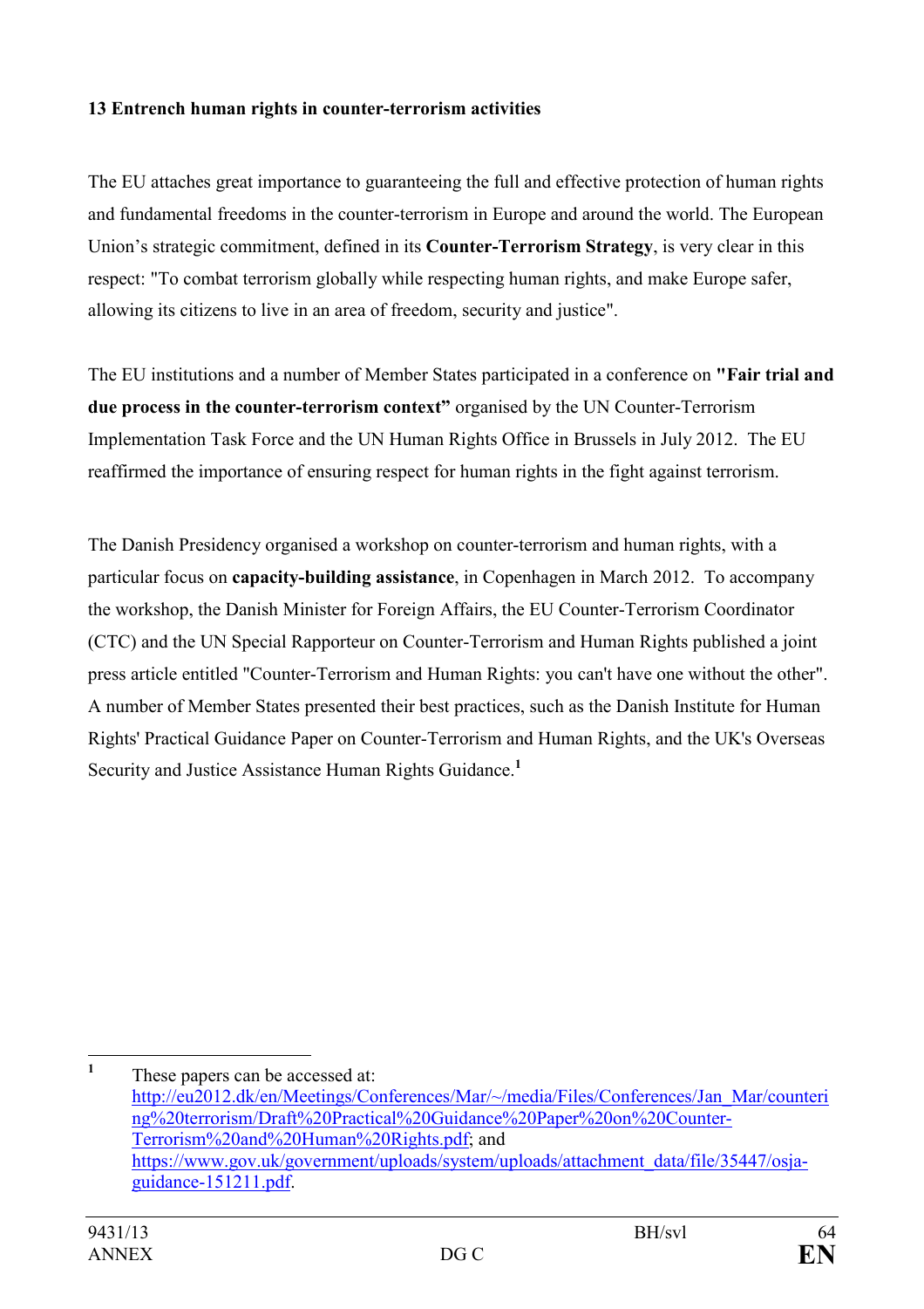## 13 Entrench human rights in counter-terrorism activities

The EU attaches great importance to guaranteeing the full and effective protection of human rights and fundamental freedoms in the counter-terrorism in Europe and around the world. The European Union's strategic commitment, defined in its **Counter-Terrorism Strategy**, is very clear in this respect: "To combat terrorism globally while respecting human rights, and make Europe safer, allowing its citizens to live in an area of freedom, security and justice".

The EU institutions and a number of Member States participated in a conference on **"Fair trial and due process in the counter-terrorism context"** organised by the UN Counter-Terrorism Implementation Task Force and the UN Human Rights Office in Brussels in July 2012. The EU reaffirmed the importance of ensuring respect for human rights in the fight against terrorism.

The Danish Presidency organised a workshop on counter-terrorism and human rights, with a particular focus on **capacity-building assistance**, in Copenhagen in March 2012. To accompany the workshop, the Danish Minister for Foreign Affairs, the EU Counter-Terrorism Coordinator (CTC) and the UN Special Rapporteur on Counter-Terrorism and Human Rights published a joint press article entitled "Counter-Terrorism and Human Rights: you can't have one without the other". A number of Member States presented their best practices, such as the Danish Institute for Human Rights' Practical Guidance Paper on Counter-Terrorism and Human Rights, and the UK's Overseas Security and Justice Assistance Human Rights Guidance.[1]

---

[1] These papers can be accessed at: http://eu2012.dk/en/Meetings/Conferences/Mar/~/media/Files/Conferences/Jan_Mar/countering%20terrorism/Draft%20Practical%20Guidance%20Paper%20on%20Counter-Terrorism%20and%20Human%20Rights.pdf; and https://www.gov.uk/government/uploads/system/uploads/attachment_data/file/35447/osja-guidance-151211.pdf.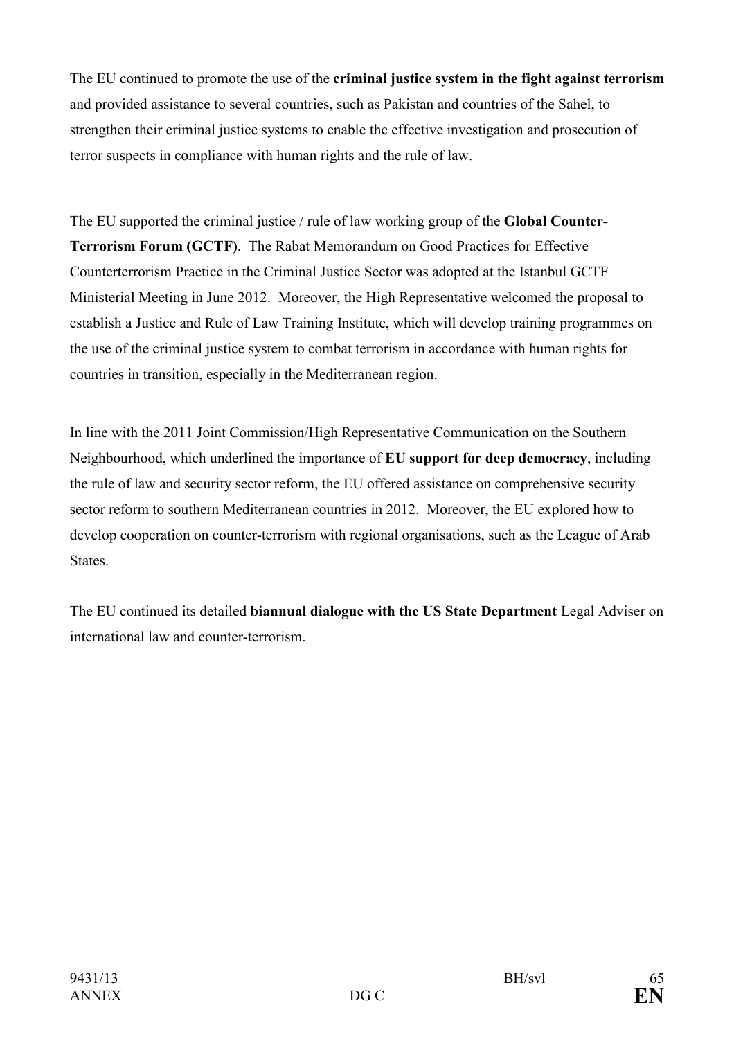The EU continued to promote the use of the **criminal justice system in the fight against terrorism** and provided assistance to several countries, such as Pakistan and countries of the Sahel, to strengthen their criminal justice systems to enable the effective investigation and prosecution of terror suspects in compliance with human rights and the rule of law.

The EU supported the criminal justice / rule of law working group of the **Global Counter-Terrorism Forum (GCTF)**. The Rabat Memorandum on Good Practices for Effective Counterterrorism Practice in the Criminal Justice Sector was adopted at the Istanbul GCTF Ministerial Meeting in June 2012. Moreover, the High Representative welcomed the proposal to establish a Justice and Rule of Law Training Institute, which will develop training programmes on the use of the criminal justice system to combat terrorism in accordance with human rights for countries in transition, especially in the Mediterranean region.

In line with the 2011 Joint Commission/High Representative Communication on the Southern Neighbourhood, which underlined the importance of **EU support for deep democracy**, including the rule of law and security sector reform, the EU offered assistance on comprehensive security sector reform to southern Mediterranean countries in 2012. Moreover, the EU explored how to develop cooperation on counter-terrorism with regional organisations, such as the League of Arab States.

The EU continued its detailed **biannual dialogue with the US State Department** Legal Adviser on international law and counter-terrorism.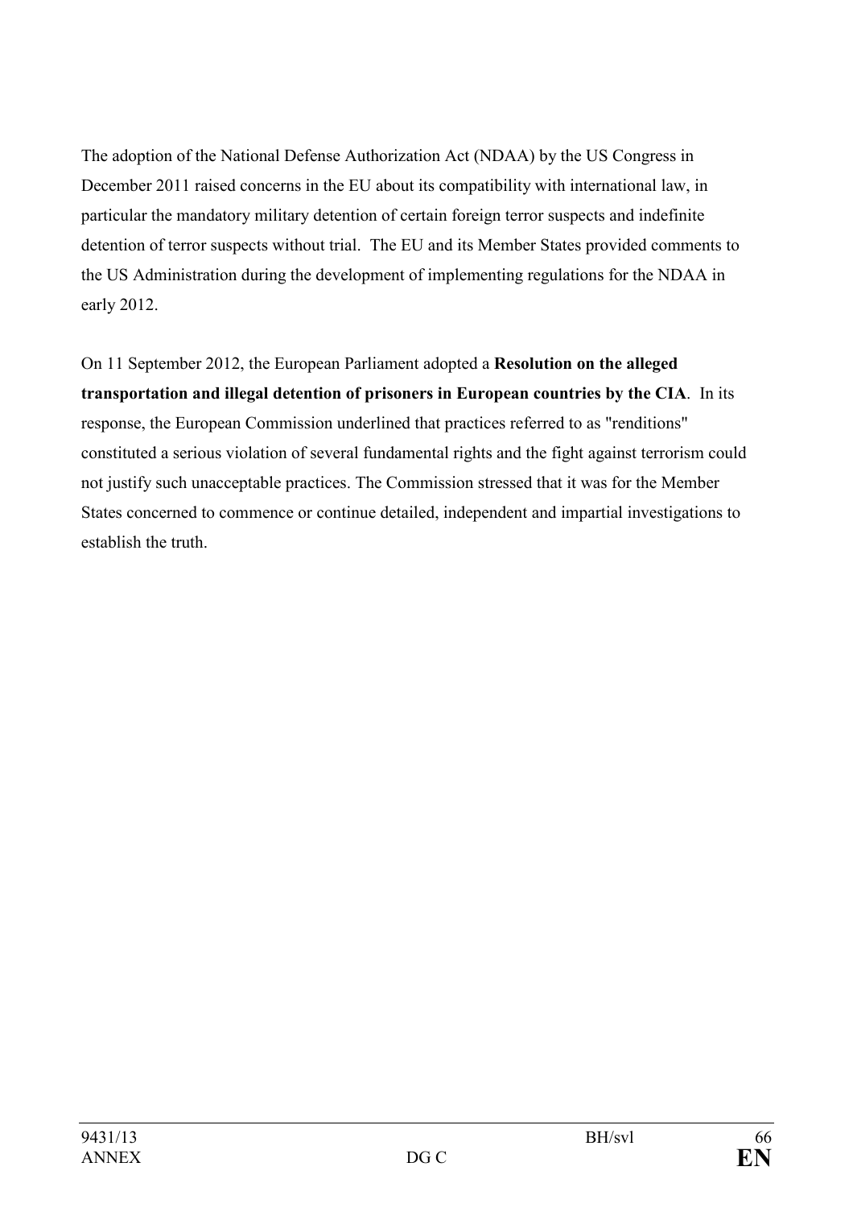The adoption of the National Defense Authorization Act (NDAA) by the US Congress in December 2011 raised concerns in the EU about its compatibility with international law, in particular the mandatory military detention of certain foreign terror suspects and indefinite detention of terror suspects without trial. The EU and its Member States provided comments to the US Administration during the development of implementing regulations for the NDAA in early 2012.

On 11 September 2012, the European Parliament adopted a **Resolution on the alleged transportation and illegal detention of prisoners in European countries by the CIA**. In its response, the European Commission underlined that practices referred to as "renditions" constituted a serious violation of several fundamental rights and the fight against terrorism could not justify such unacceptable practices. The Commission stressed that it was for the Member States concerned to commence or continue detailed, independent and impartial investigations to establish the truth.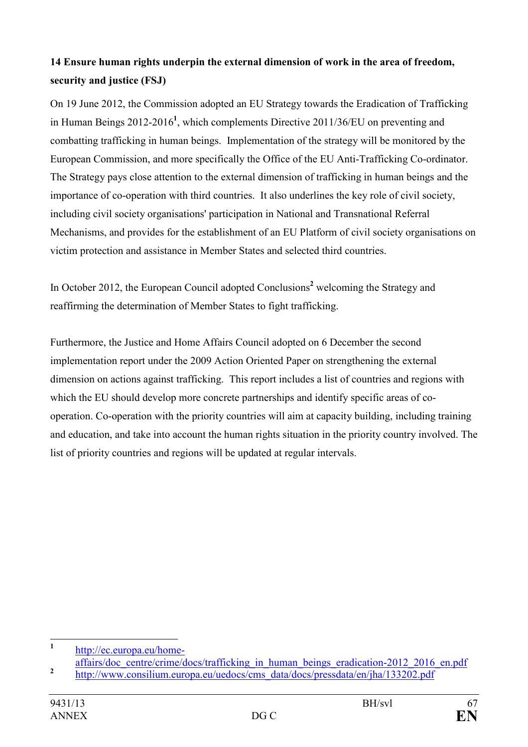**14 Ensure human rights underpin the external dimension of work in the area of freedom, security and justice (FSJ)**

On 19 June 2012, the Commission adopted an EU Strategy towards the Eradication of Trafficking in Human Beings 2012-2016[1], which complements Directive 2011/36/EU on preventing and combatting trafficking in human beings. Implementation of the strategy will be monitored by the European Commission, and more specifically the Office of the EU Anti-Trafficking Co-ordinator. The Strategy pays close attention to the external dimension of trafficking in human beings and the importance of co-operation with third countries. It also underlines the key role of civil society, including civil society organisations' participation in National and Transnational Referral Mechanisms, and provides for the establishment of an EU Platform of civil society organisations on victim protection and assistance in Member States and selected third countries.

In October 2012, the European Council adopted Conclusions[2] welcoming the Strategy and reaffirming the determination of Member States to fight trafficking.

Furthermore, the Justice and Home Affairs Council adopted on 6 December the second implementation report under the 2009 Action Oriented Paper on strengthening the external dimension on actions against trafficking. This report includes a list of countries and regions with which the EU should develop more concrete partnerships and identify specific areas of co-operation. Co-operation with the priority countries will aim at capacity building, including training and education, and take into account the human rights situation in the priority country involved. The list of priority countries and regions will be updated at regular intervals.

---

[1] http://ec.europa.eu/home-affairs/doc_centre/crime/docs/trafficking_in_human_beings_eradication-2012_2016_en.pdf

[2] http://www.consilium.europa.eu/uedocs/cms_data/docs/pressdata/en/jha/133202.pdf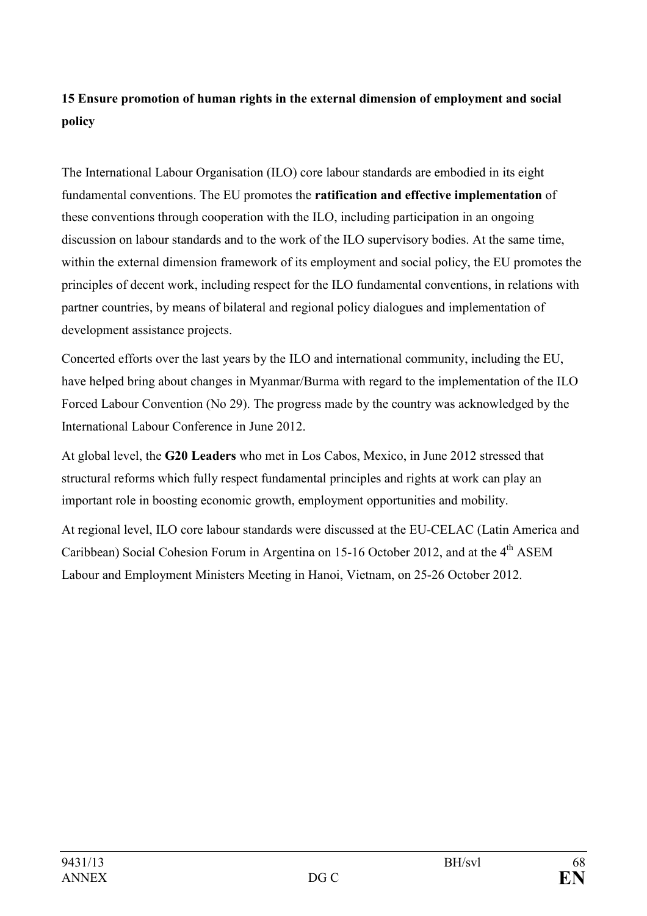## 15 Ensure promotion of human rights in the external dimension of employment and social policy

The International Labour Organisation (ILO) core labour standards are embodied in its eight fundamental conventions. The EU promotes the **ratification and effective implementation** of these conventions through cooperation with the ILO, including participation in an ongoing discussion on labour standards and to the work of the ILO supervisory bodies. At the same time, within the external dimension framework of its employment and social policy, the EU promotes the principles of decent work, including respect for the ILO fundamental conventions, in relations with partner countries, by means of bilateral and regional policy dialogues and implementation of development assistance projects.

Concerted efforts over the last years by the ILO and international community, including the EU, have helped bring about changes in Myanmar/Burma with regard to the implementation of the ILO Forced Labour Convention (No 29). The progress made by the country was acknowledged by the International Labour Conference in June 2012.

At global level, the **G20 Leaders** who met in Los Cabos, Mexico, in June 2012 stressed that structural reforms which fully respect fundamental principles and rights at work can play an important role in boosting economic growth, employment opportunities and mobility.

At regional level, ILO core labour standards were discussed at the EU-CELAC (Latin America and Caribbean) Social Cohesion Forum in Argentina on 15-16 October 2012, and at the 4th ASEM Labour and Employment Ministers Meeting in Hanoi, Vietnam, on 25-26 October 2012.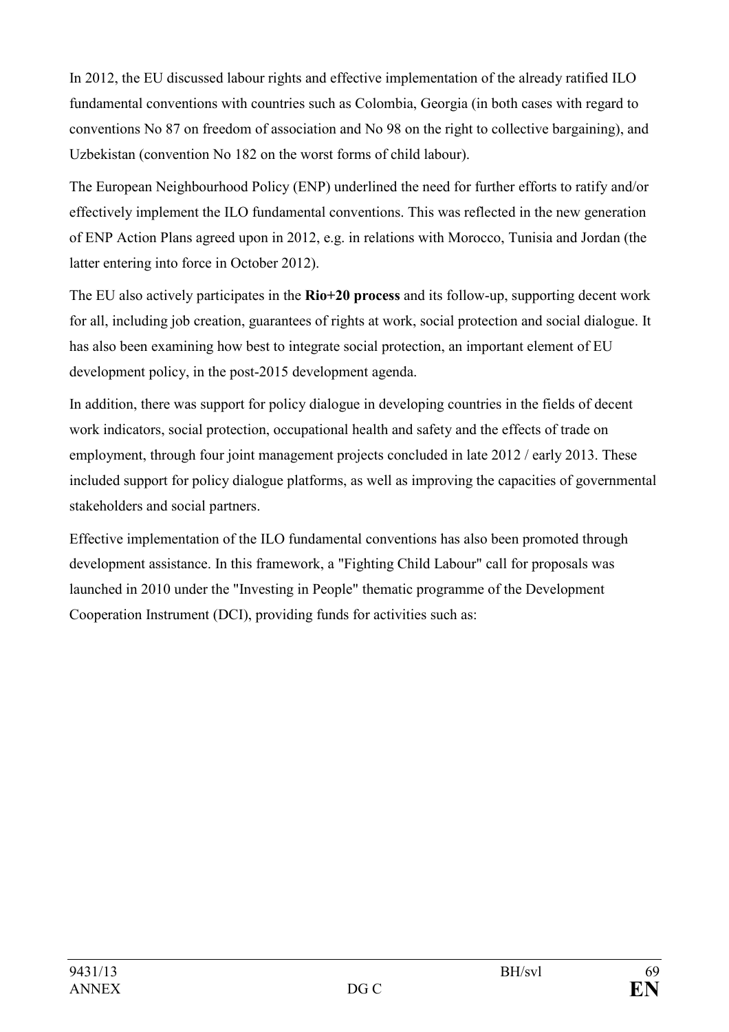In 2012, the EU discussed labour rights and effective implementation of the already ratified ILO fundamental conventions with countries such as Colombia, Georgia (in both cases with regard to conventions No 87 on freedom of association and No 98 on the right to collective bargaining), and Uzbekistan (convention No 182 on the worst forms of child labour).

The European Neighbourhood Policy (ENP) underlined the need for further efforts to ratify and/or effectively implement the ILO fundamental conventions. This was reflected in the new generation of ENP Action Plans agreed upon in 2012, e.g. in relations with Morocco, Tunisia and Jordan (the latter entering into force in October 2012).

The EU also actively participates in the **Rio+20 process** and its follow-up, supporting decent work for all, including job creation, guarantees of rights at work, social protection and social dialogue. It has also been examining how best to integrate social protection, an important element of EU development policy, in the post-2015 development agenda.

In addition, there was support for policy dialogue in developing countries in the fields of decent work indicators, social protection, occupational health and safety and the effects of trade on employment, through four joint management projects concluded in late 2012 / early 2013. These included support for policy dialogue platforms, as well as improving the capacities of governmental stakeholders and social partners.

Effective implementation of the ILO fundamental conventions has also been promoted through development assistance. In this framework, a "Fighting Child Labour" call for proposals was launched in 2010 under the "Investing in People" thematic programme of the Development Cooperation Instrument (DCI), providing funds for activities such as: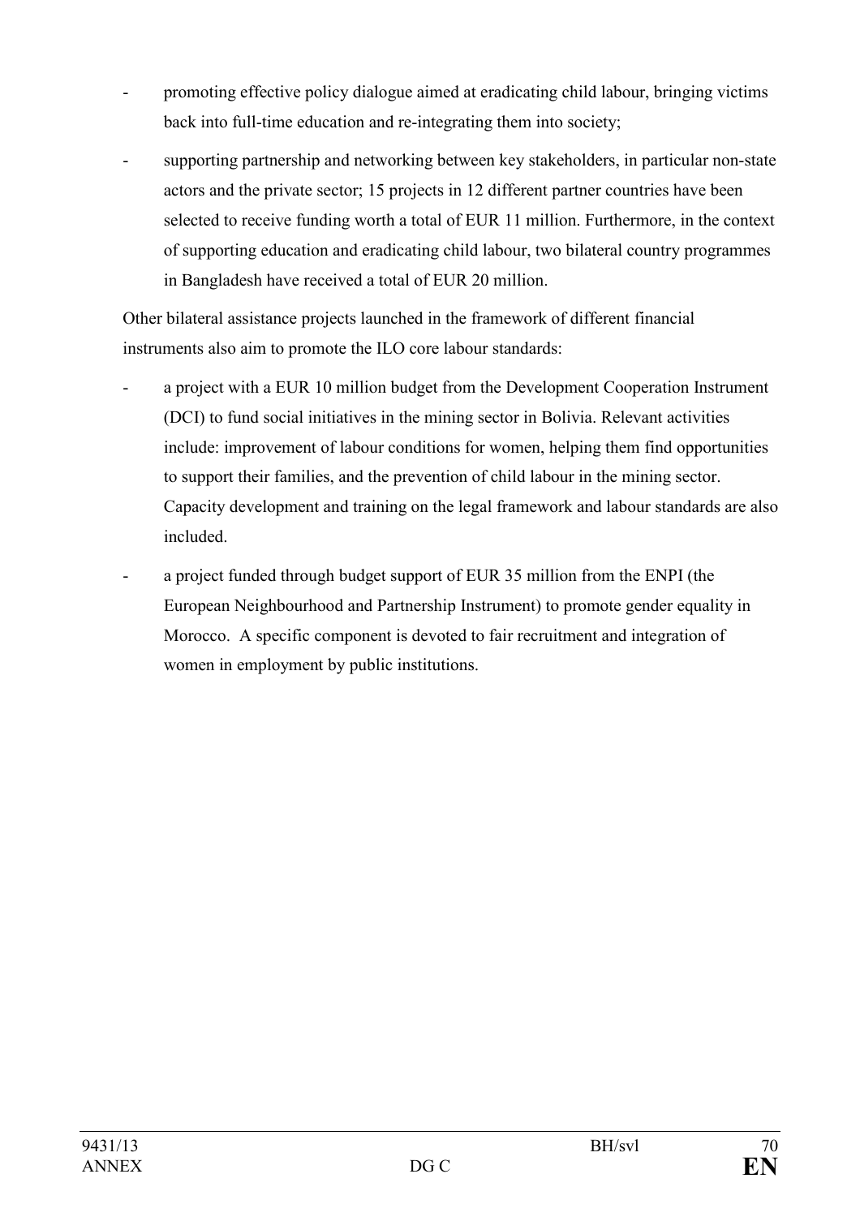- promoting effective policy dialogue aimed at eradicating child labour, bringing victims back into full-time education and re-integrating them into society;
- supporting partnership and networking between key stakeholders, in particular non-state actors and the private sector; 15 projects in 12 different partner countries have been selected to receive funding worth a total of EUR 11 million. Furthermore, in the context of supporting education and eradicating child labour, two bilateral country programmes in Bangladesh have received a total of EUR 20 million.

Other bilateral assistance projects launched in the framework of different financial instruments also aim to promote the ILO core labour standards:

- a project with a EUR 10 million budget from the Development Cooperation Instrument (DCI) to fund social initiatives in the mining sector in Bolivia. Relevant activities include: improvement of labour conditions for women, helping them find opportunities to support their families, and the prevention of child labour in the mining sector. Capacity development and training on the legal framework and labour standards are also included.
- a project funded through budget support of EUR 35 million from the ENPI (the European Neighbourhood and Partnership Instrument) to promote gender equality in Morocco. A specific component is devoted to fair recruitment and integration of women in employment by public institutions.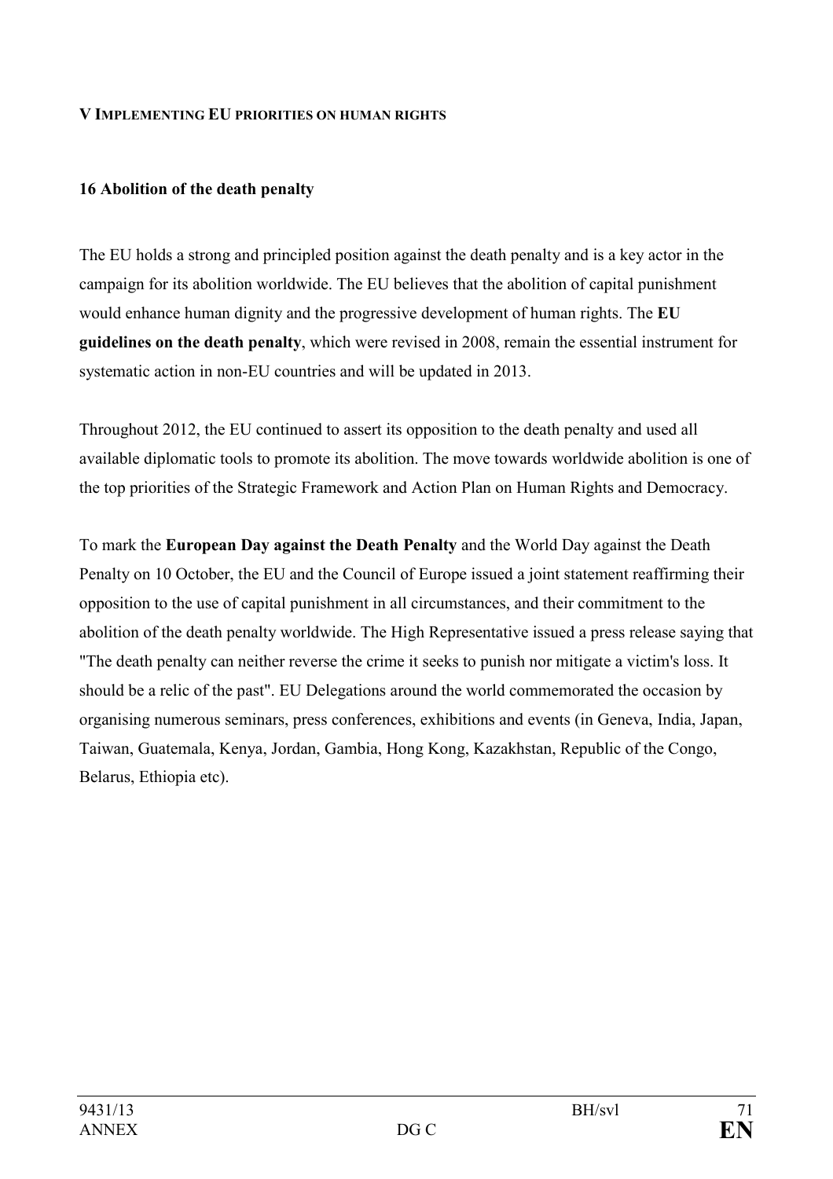# V Implementing EU priorities on human rights

## 16 Abolition of the death penalty

The EU holds a strong and principled position against the death penalty and is a key actor in the campaign for its abolition worldwide. The EU believes that the abolition of capital punishment would enhance human dignity and the progressive development of human rights. The **EU guidelines on the death penalty**, which were revised in 2008, remain the essential instrument for systematic action in non-EU countries and will be updated in 2013.

Throughout 2012, the EU continued to assert its opposition to the death penalty and used all available diplomatic tools to promote its abolition. The move towards worldwide abolition is one of the top priorities of the Strategic Framework and Action Plan on Human Rights and Democracy.

To mark the **European Day against the Death Penalty** and the World Day against the Death Penalty on 10 October, the EU and the Council of Europe issued a joint statement reaffirming their opposition to the use of capital punishment in all circumstances, and their commitment to the abolition of the death penalty worldwide. The High Representative issued a press release saying that "The death penalty can neither reverse the crime it seeks to punish nor mitigate a victim's loss. It should be a relic of the past". EU Delegations around the world commemorated the occasion by organising numerous seminars, press conferences, exhibitions and events (in Geneva, India, Japan, Taiwan, Guatemala, Kenya, Jordan, Gambia, Hong Kong, Kazakhstan, Republic of the Congo, Belarus, Ethiopia etc).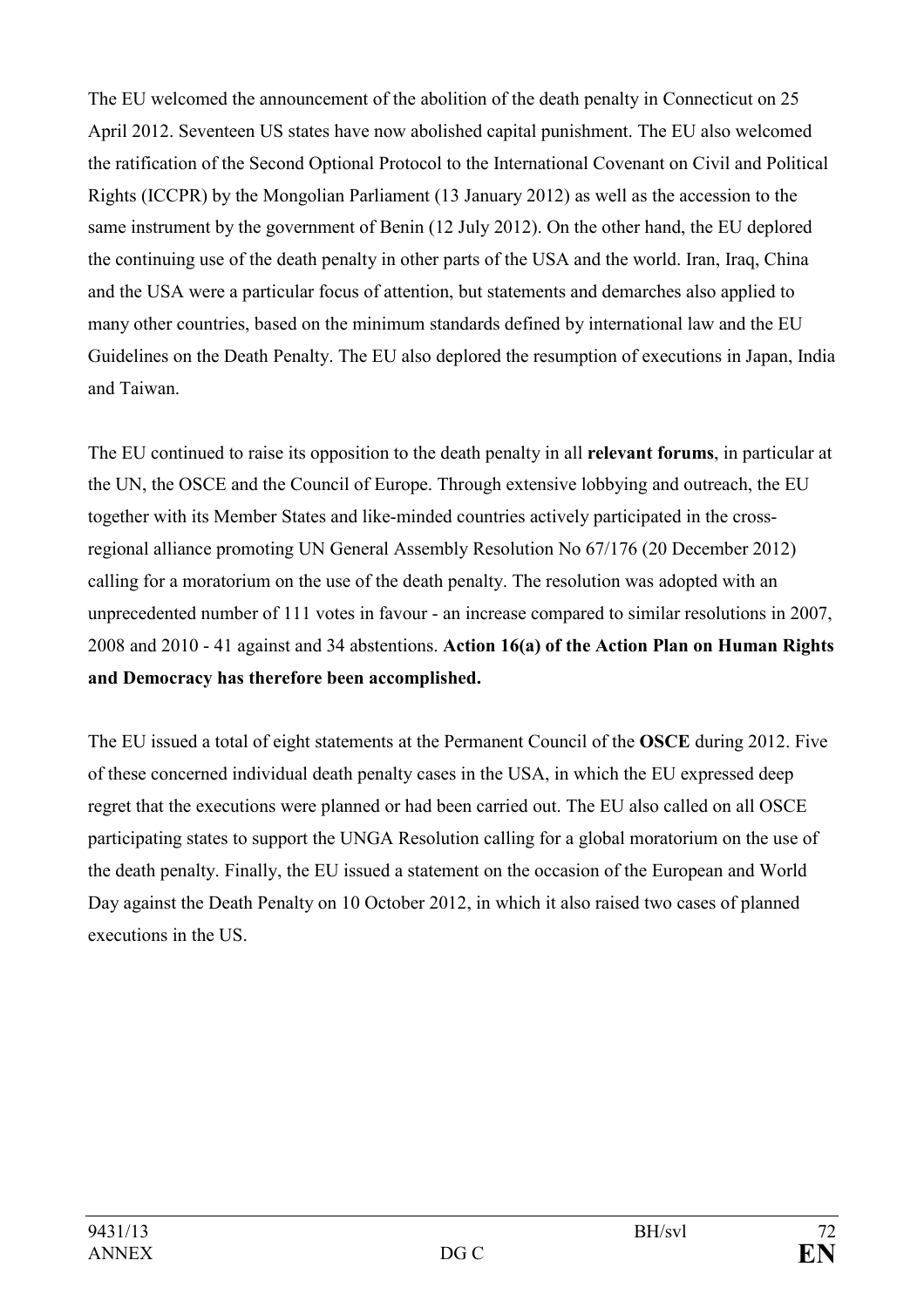The EU welcomed the announcement of the abolition of the death penalty in Connecticut on 25 April 2012. Seventeen US states have now abolished capital punishment. The EU also welcomed the ratification of the Second Optional Protocol to the International Covenant on Civil and Political Rights (ICCPR) by the Mongolian Parliament (13 January 2012) as well as the accession to the same instrument by the government of Benin (12 July 2012). On the other hand, the EU deplored the continuing use of the death penalty in other parts of the USA and the world. Iran, Iraq, China and the USA were a particular focus of attention, but statements and demarches also applied to many other countries, based on the minimum standards defined by international law and the EU Guidelines on the Death Penalty. The EU also deplored the resumption of executions in Japan, India and Taiwan.

The EU continued to raise its opposition to the death penalty in all **relevant forums**, in particular at the UN, the OSCE and the Council of Europe. Through extensive lobbying and outreach, the EU together with its Member States and like-minded countries actively participated in the cross-regional alliance promoting UN General Assembly Resolution No 67/176 (20 December 2012) calling for a moratorium on the use of the death penalty. The resolution was adopted with an unprecedented number of 111 votes in favour - an increase compared to similar resolutions in 2007, 2008 and 2010 - 41 against and 34 abstentions. **Action 16(a) of the Action Plan on Human Rights and Democracy has therefore been accomplished.**

The EU issued a total of eight statements at the Permanent Council of the **OSCE** during 2012. Five of these concerned individual death penalty cases in the USA, in which the EU expressed deep regret that the executions were planned or had been carried out. The EU also called on all OSCE participating states to support the UNGA Resolution calling for a global moratorium on the use of the death penalty. Finally, the EU issued a statement on the occasion of the European and World Day against the Death Penalty on 10 October 2012, in which it also raised two cases of planned executions in the US.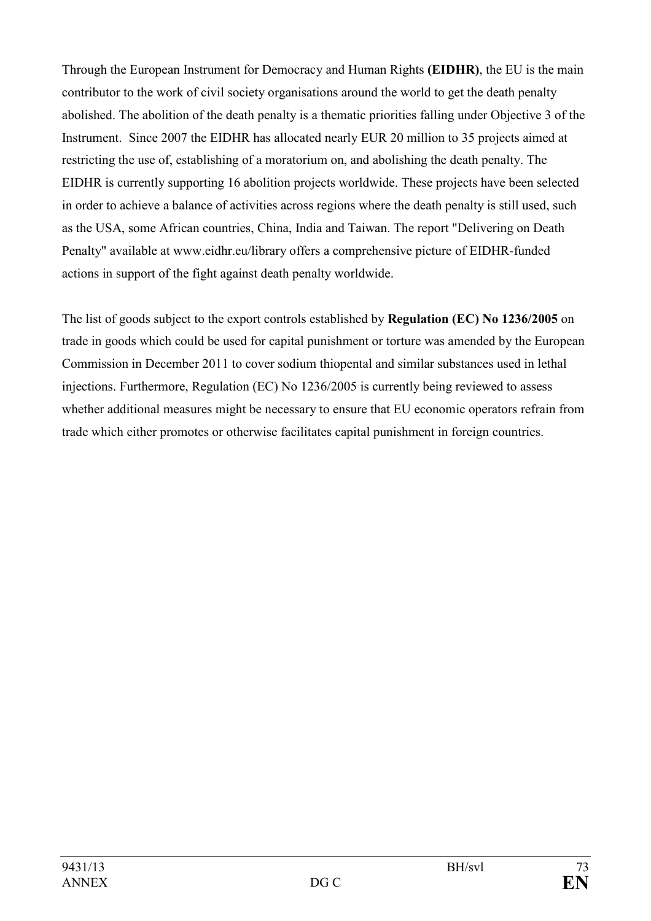Through the European Instrument for Democracy and Human Rights **(EIDHR)**, the EU is the main contributor to the work of civil society organisations around the world to get the death penalty abolished. The abolition of the death penalty is a thematic priorities falling under Objective 3 of the Instrument. Since 2007 the EIDHR has allocated nearly EUR 20 million to 35 projects aimed at restricting the use of, establishing of a moratorium on, and abolishing the death penalty. The EIDHR is currently supporting 16 abolition projects worldwide. These projects have been selected in order to achieve a balance of activities across regions where the death penalty is still used, such as the USA, some African countries, China, India and Taiwan. The report "Delivering on Death Penalty" available at www.eidhr.eu/library offers a comprehensive picture of EIDHR-funded actions in support of the fight against death penalty worldwide.

The list of goods subject to the export controls established by **Regulation (EC) No 1236/2005** on trade in goods which could be used for capital punishment or torture was amended by the European Commission in December 2011 to cover sodium thiopental and similar substances used in lethal injections. Furthermore, Regulation (EC) No 1236/2005 is currently being reviewed to assess whether additional measures might be necessary to ensure that EU economic operators refrain from trade which either promotes or otherwise facilitates capital punishment in foreign countries.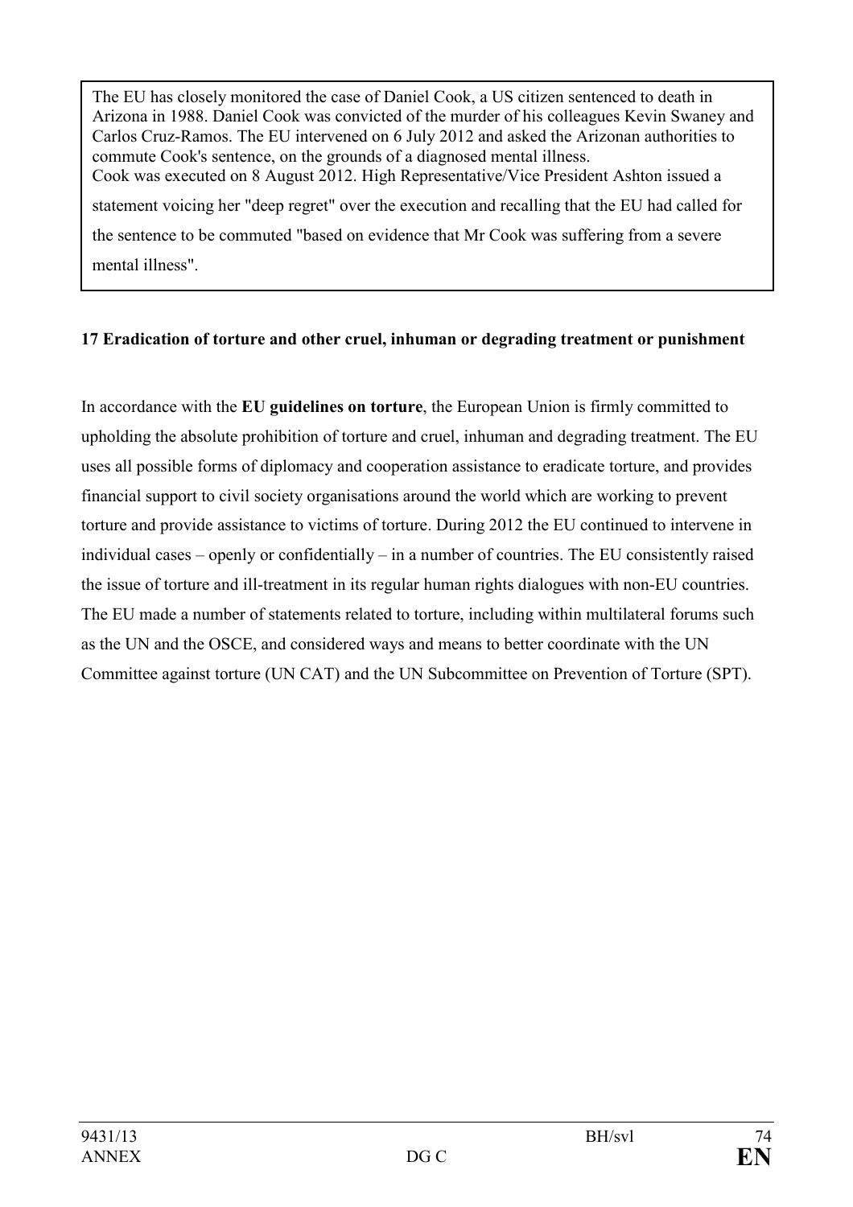The EU has closely monitored the case of Daniel Cook, a US citizen sentenced to death in Arizona in 1988. Daniel Cook was convicted of the murder of his colleagues Kevin Swaney and Carlos Cruz-Ramos. The EU intervened on 6 July 2012 and asked the Arizonan authorities to commute Cook's sentence, on the grounds of a diagnosed mental illness.
Cook was executed on 8 August 2012. High Representative/Vice President Ashton issued a statement voicing her "deep regret" over the execution and recalling that the EU had called for the sentence to be commuted "based on evidence that Mr Cook was suffering from a severe mental illness".

## 17 Eradication of torture and other cruel, inhuman or degrading treatment or punishment

In accordance with the **EU guidelines on torture**, the European Union is firmly committed to upholding the absolute prohibition of torture and cruel, inhuman and degrading treatment. The EU uses all possible forms of diplomacy and cooperation assistance to eradicate torture, and provides financial support to civil society organisations around the world which are working to prevent torture and provide assistance to victims of torture. During 2012 the EU continued to intervene in individual cases – openly or confidentially – in a number of countries. The EU consistently raised the issue of torture and ill-treatment in its regular human rights dialogues with non-EU countries. The EU made a number of statements related to torture, including within multilateral forums such as the UN and the OSCE, and considered ways and means to better coordinate with the UN Committee against torture (UN CAT) and the UN Subcommittee on Prevention of Torture (SPT).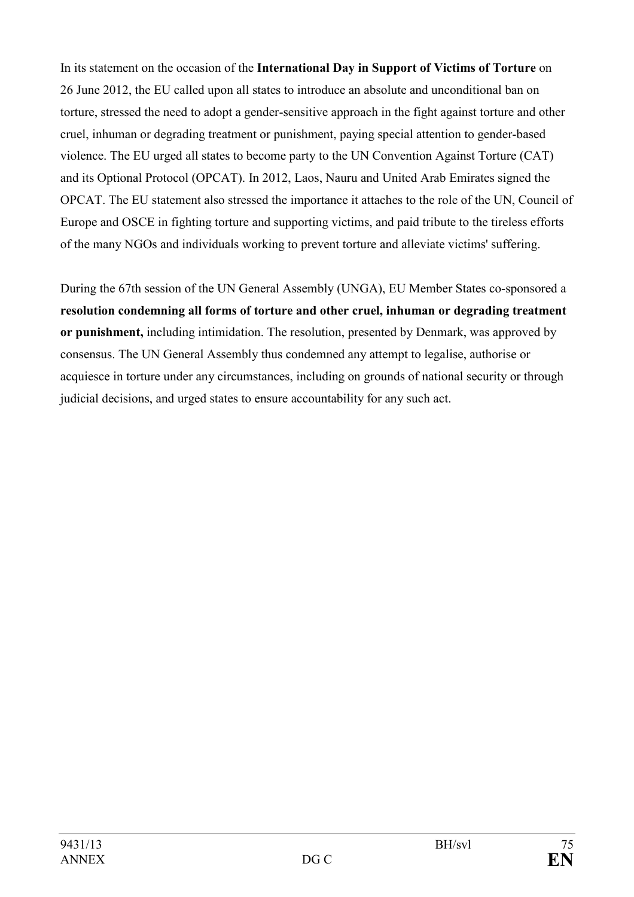In its statement on the occasion of the **International Day in Support of Victims of Torture** on 26 June 2012, the EU called upon all states to introduce an absolute and unconditional ban on torture, stressed the need to adopt a gender-sensitive approach in the fight against torture and other cruel, inhuman or degrading treatment or punishment, paying special attention to gender-based violence. The EU urged all states to become party to the UN Convention Against Torture (CAT) and its Optional Protocol (OPCAT). In 2012, Laos, Nauru and United Arab Emirates signed the OPCAT. The EU statement also stressed the importance it attaches to the role of the UN, Council of Europe and OSCE in fighting torture and supporting victims, and paid tribute to the tireless efforts of the many NGOs and individuals working to prevent torture and alleviate victims' suffering.

During the 67th session of the UN General Assembly (UNGA), EU Member States co-sponsored a **resolution condemning all forms of torture and other cruel, inhuman or degrading treatment or punishment,** including intimidation. The resolution, presented by Denmark, was approved by consensus. The UN General Assembly thus condemned any attempt to legalise, authorise or acquiesce in torture under any circumstances, including on grounds of national security or through judicial decisions, and urged states to ensure accountability for any such act.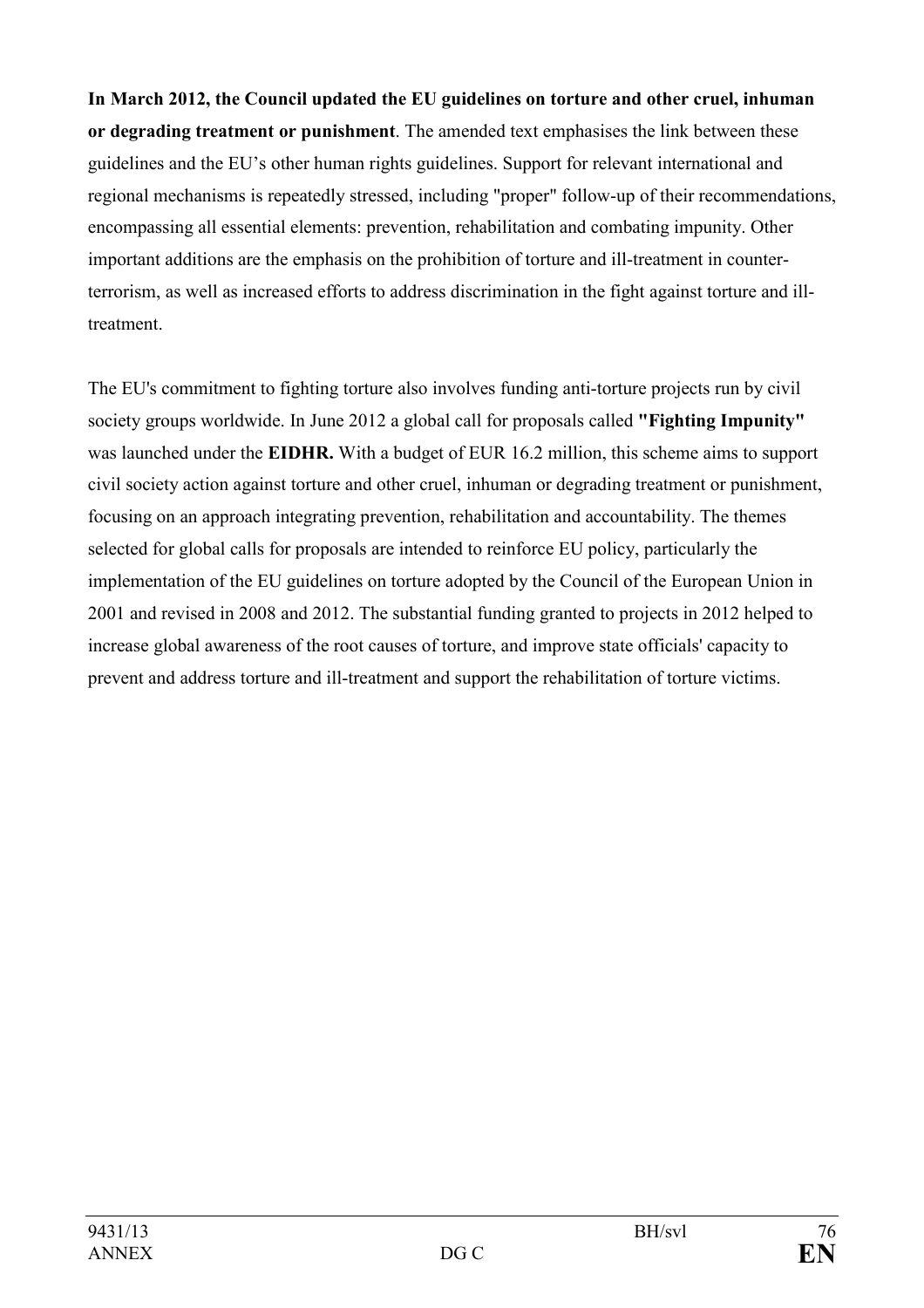**In March 2012, the Council updated the EU guidelines on torture and other cruel, inhuman or degrading treatment or punishment**. The amended text emphasises the link between these guidelines and the EU's other human rights guidelines. Support for relevant international and regional mechanisms is repeatedly stressed, including "proper" follow-up of their recommendations, encompassing all essential elements: prevention, rehabilitation and combating impunity. Other important additions are the emphasis on the prohibition of torture and ill-treatment in counter-terrorism, as well as increased efforts to address discrimination in the fight against torture and ill-treatment.

The EU's commitment to fighting torture also involves funding anti-torture projects run by civil society groups worldwide. In June 2012 a global call for proposals called **"Fighting Impunity"** was launched under the **EIDHR.** With a budget of EUR 16.2 million, this scheme aims to support civil society action against torture and other cruel, inhuman or degrading treatment or punishment, focusing on an approach integrating prevention, rehabilitation and accountability. The themes selected for global calls for proposals are intended to reinforce EU policy, particularly the implementation of the EU guidelines on torture adopted by the Council of the European Union in 2001 and revised in 2008 and 2012. The substantial funding granted to projects in 2012 helped to increase global awareness of the root causes of torture, and improve state officials' capacity to prevent and address torture and ill-treatment and support the rehabilitation of torture victims.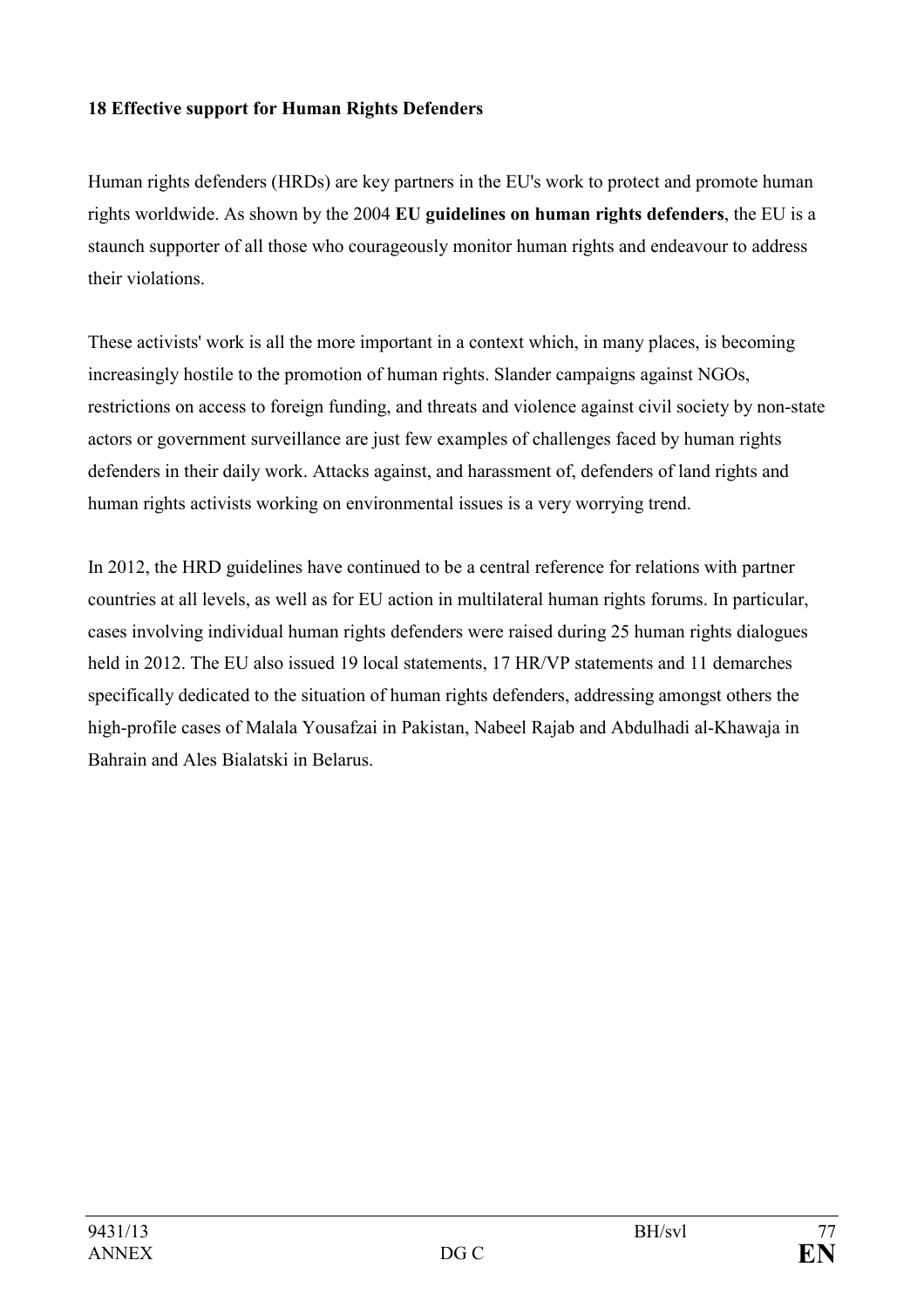## 18 Effective support for Human Rights Defenders

Human rights defenders (HRDs) are key partners in the EU's work to protect and promote human rights worldwide. As shown by the 2004 **EU guidelines on human rights defenders**, the EU is a staunch supporter of all those who courageously monitor human rights and endeavour to address their violations.

These activists' work is all the more important in a context which, in many places, is becoming increasingly hostile to the promotion of human rights. Slander campaigns against NGOs, restrictions on access to foreign funding, and threats and violence against civil society by non-state actors or government surveillance are just few examples of challenges faced by human rights defenders in their daily work. Attacks against, and harassment of, defenders of land rights and human rights activists working on environmental issues is a very worrying trend.

In 2012, the HRD guidelines have continued to be a central reference for relations with partner countries at all levels, as well as for EU action in multilateral human rights forums. In particular, cases involving individual human rights defenders were raised during 25 human rights dialogues held in 2012. The EU also issued 19 local statements, 17 HR/VP statements and 11 demarches specifically dedicated to the situation of human rights defenders, addressing amongst others the high-profile cases of Malala Yousafzai in Pakistan, Nabeel Rajab and Abdulhadi al-Khawaja in Bahrain and Ales Bialatski in Belarus.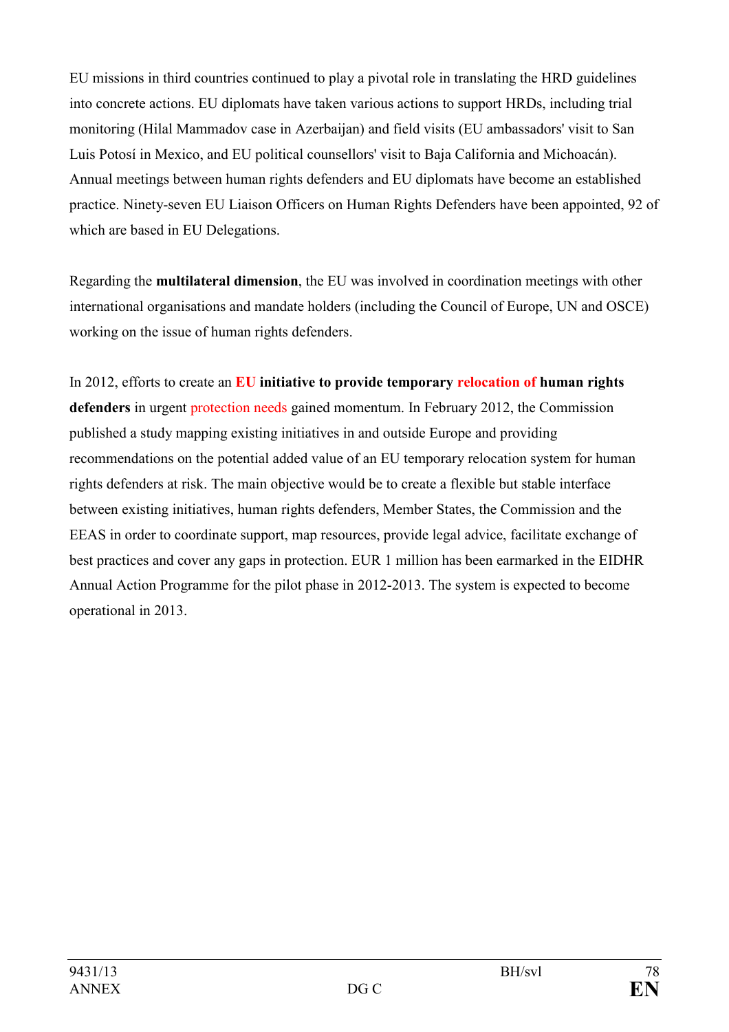EU missions in third countries continued to play a pivotal role in translating the HRD guidelines into concrete actions. EU diplomats have taken various actions to support HRDs, including trial monitoring (Hilal Mammadov case in Azerbaijan) and field visits (EU ambassadors' visit to San Luis Potosí in Mexico, and EU political counsellors' visit to Baja California and Michoacán). Annual meetings between human rights defenders and EU diplomats have become an established practice. Ninety-seven EU Liaison Officers on Human Rights Defenders have been appointed, 92 of which are based in EU Delegations.

Regarding the **multilateral dimension**, the EU was involved in coordination meetings with other international organisations and mandate holders (including the Council of Europe, UN and OSCE) working on the issue of human rights defenders.

In 2012, efforts to create an **EU initiative to provide temporary relocation of human rights defenders** in urgent protection needs gained momentum. In February 2012, the Commission published a study mapping existing initiatives in and outside Europe and providing recommendations on the potential added value of an EU temporary relocation system for human rights defenders at risk. The main objective would be to create a flexible but stable interface between existing initiatives, human rights defenders, Member States, the Commission and the EEAS in order to coordinate support, map resources, provide legal advice, facilitate exchange of best practices and cover any gaps in protection. EUR 1 million has been earmarked in the EIDHR Annual Action Programme for the pilot phase in 2012-2013. The system is expected to become operational in 2013.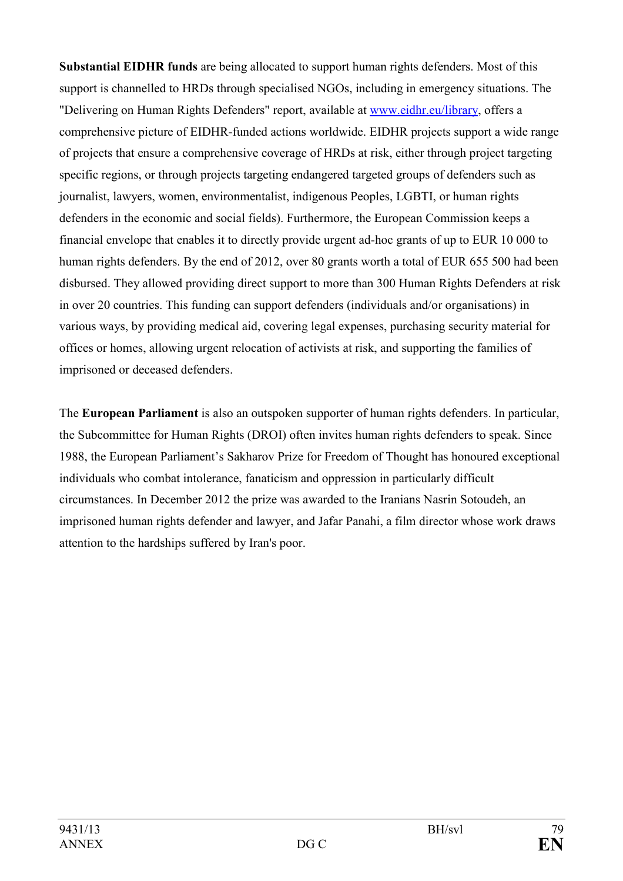**Substantial EIDHR funds** are being allocated to support human rights defenders. Most of this support is channelled to HRDs through specialised NGOs, including in emergency situations. The "Delivering on Human Rights Defenders" report, available at [www.eidhr.eu/library](www.eidhr.eu/library), offers a comprehensive picture of EIDHR-funded actions worldwide. EIDHR projects support a wide range of projects that ensure a comprehensive coverage of HRDs at risk, either through project targeting specific regions, or through projects targeting endangered targeted groups of defenders such as journalist, lawyers, women, environmentalist, indigenous Peoples, LGBTI, or human rights defenders in the economic and social fields). Furthermore, the European Commission keeps a financial envelope that enables it to directly provide urgent ad-hoc grants of up to EUR 10 000 to human rights defenders. By the end of 2012, over 80 grants worth a total of EUR 655 500 had been disbursed. They allowed providing direct support to more than 300 Human Rights Defenders at risk in over 20 countries. This funding can support defenders (individuals and/or organisations) in various ways, by providing medical aid, covering legal expenses, purchasing security material for offices or homes, allowing urgent relocation of activists at risk, and supporting the families of imprisoned or deceased defenders.

The **European Parliament** is also an outspoken supporter of human rights defenders. In particular, the Subcommittee for Human Rights (DROI) often invites human rights defenders to speak. Since 1988, the European Parliament's Sakharov Prize for Freedom of Thought has honoured exceptional individuals who combat intolerance, fanaticism and oppression in particularly difficult circumstances. In December 2012 the prize was awarded to the Iranians Nasrin Sotoudeh, an imprisoned human rights defender and lawyer, and Jafar Panahi, a film director whose work draws attention to the hardships suffered by Iran's poor.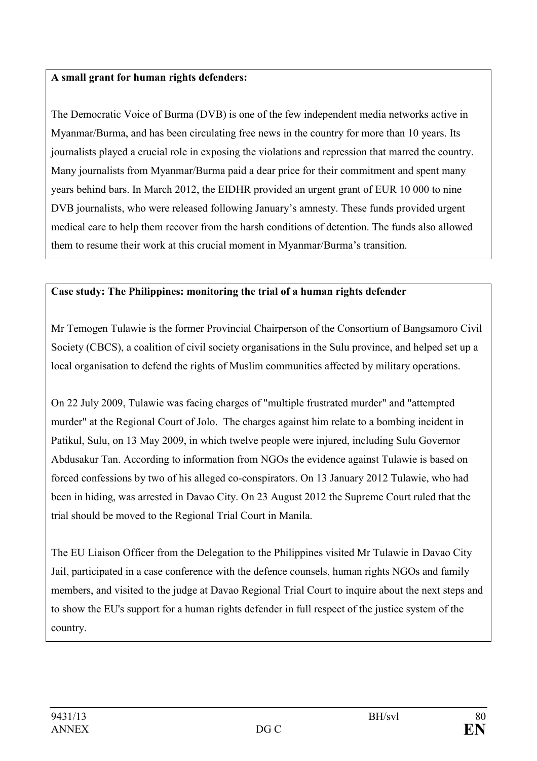**A small grant for human rights defenders:**

The Democratic Voice of Burma (DVB) is one of the few independent media networks active in Myanmar/Burma, and has been circulating free news in the country for more than 10 years. Its journalists played a crucial role in exposing the violations and repression that marred the country. Many journalists from Myanmar/Burma paid a dear price for their commitment and spent many years behind bars. In March 2012, the EIDHR provided an urgent grant of EUR 10 000 to nine DVB journalists, who were released following January's amnesty. These funds provided urgent medical care to help them recover from the harsh conditions of detention. The funds also allowed them to resume their work at this crucial moment in Myanmar/Burma's transition.

**Case study: The Philippines: monitoring the trial of a human rights defender**

Mr Temogen Tulawie is the former Provincial Chairperson of the Consortium of Bangsamoro Civil Society (CBCS), a coalition of civil society organisations in the Sulu province, and helped set up a local organisation to defend the rights of Muslim communities affected by military operations.

On 22 July 2009, Tulawie was facing charges of "multiple frustrated murder" and "attempted murder" at the Regional Court of Jolo. The charges against him relate to a bombing incident in Patikul, Sulu, on 13 May 2009, in which twelve people were injured, including Sulu Governor Abdusakur Tan. According to information from NGOs the evidence against Tulawie is based on forced confessions by two of his alleged co-conspirators. On 13 January 2012 Tulawie, who had been in hiding, was arrested in Davao City. On 23 August 2012 the Supreme Court ruled that the trial should be moved to the Regional Trial Court in Manila.

The EU Liaison Officer from the Delegation to the Philippines visited Mr Tulawie in Davao City Jail, participated in a case conference with the defence counsels, human rights NGOs and family members, and visited to the judge at Davao Regional Trial Court to inquire about the next steps and to show the EU's support for a human rights defender in full respect of the justice system of the country.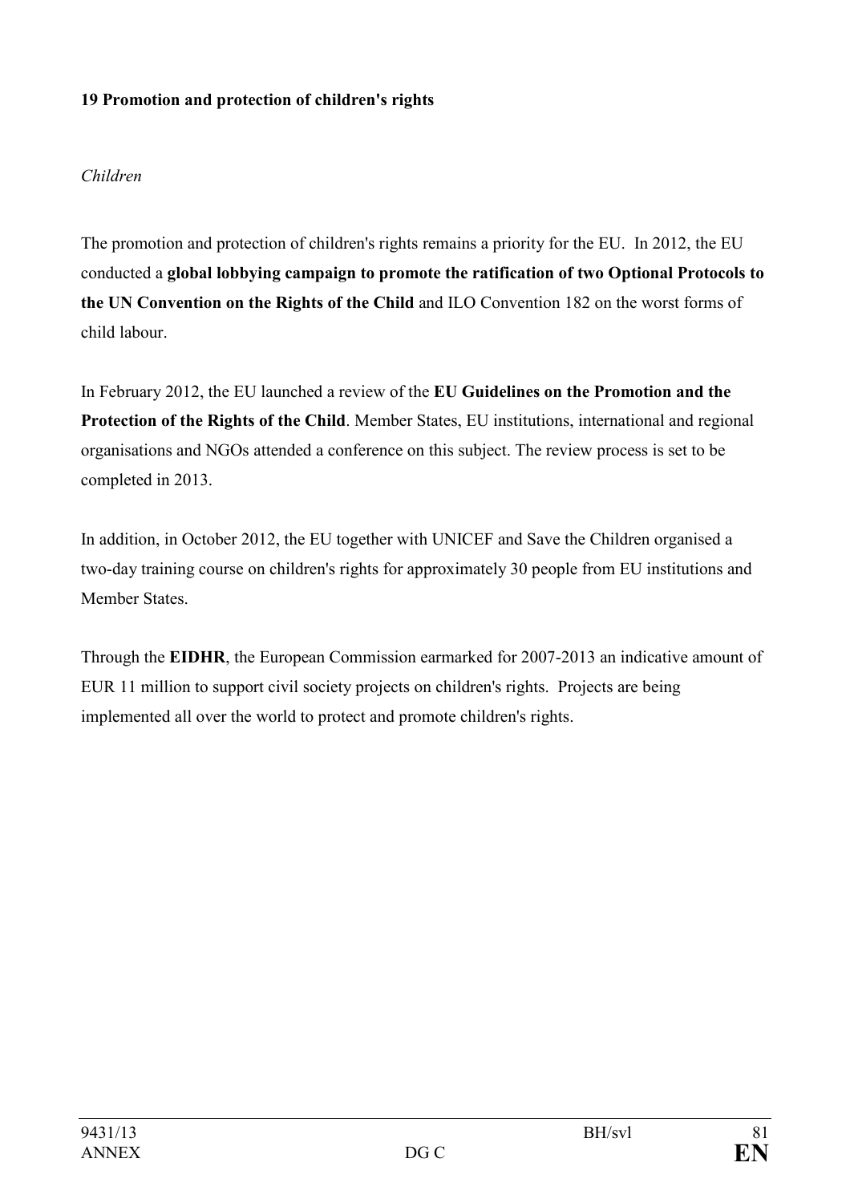## 19 Promotion and protection of children's rights

*Children*

The promotion and protection of children's rights remains a priority for the EU. In 2012, the EU conducted a **global lobbying campaign to promote the ratification of two Optional Protocols to the UN Convention on the Rights of the Child** and ILO Convention 182 on the worst forms of child labour.

In February 2012, the EU launched a review of the **EU Guidelines on the Promotion and the Protection of the Rights of the Child**. Member States, EU institutions, international and regional organisations and NGOs attended a conference on this subject. The review process is set to be completed in 2013.

In addition, in October 2012, the EU together with UNICEF and Save the Children organised a two-day training course on children's rights for approximately 30 people from EU institutions and Member States.

Through the **EIDHR**, the European Commission earmarked for 2007-2013 an indicative amount of EUR 11 million to support civil society projects on children's rights. Projects are being implemented all over the world to protect and promote children's rights.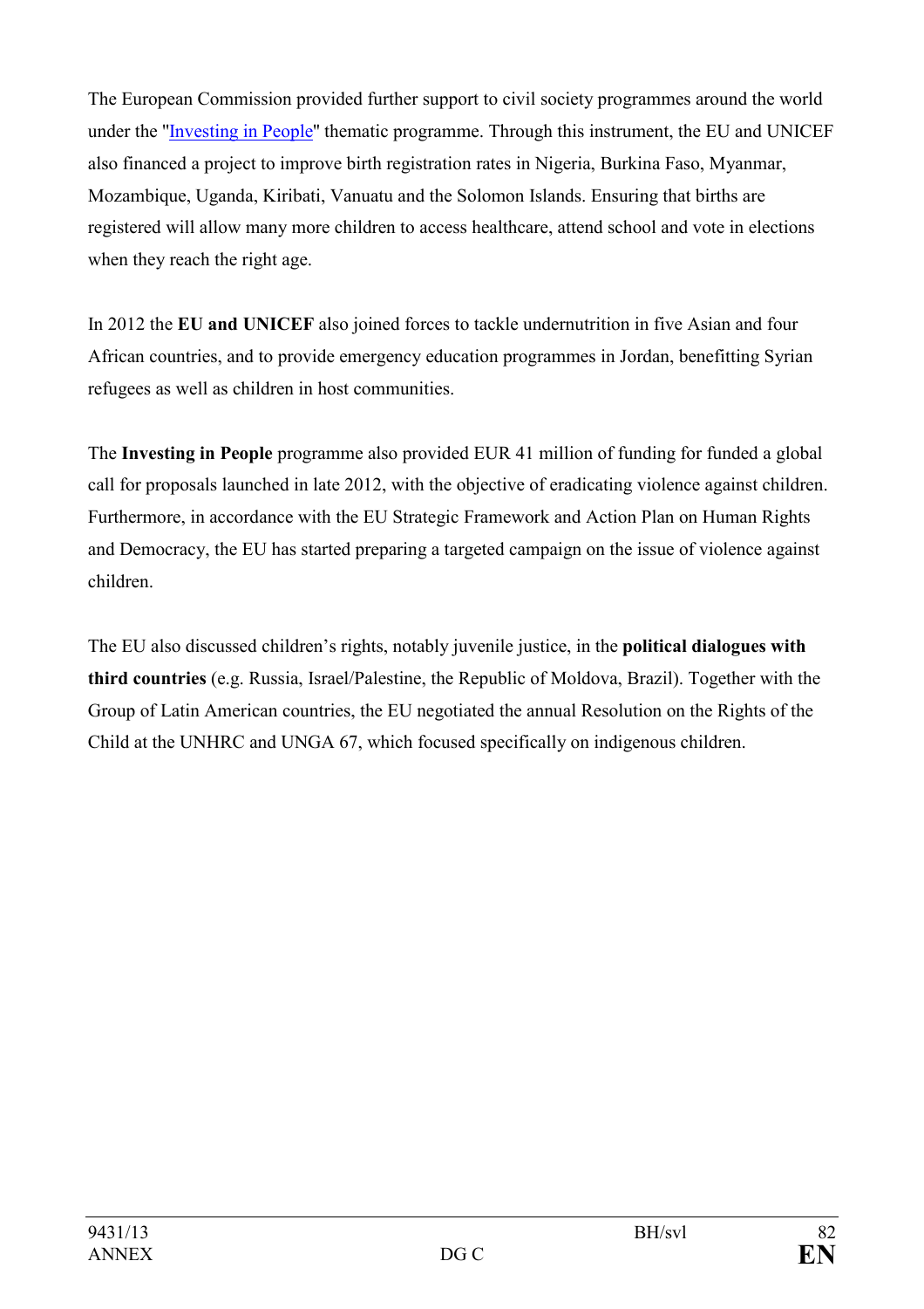The European Commission provided further support to civil society programmes around the world under the "Investing in People" thematic programme. Through this instrument, the EU and UNICEF also financed a project to improve birth registration rates in Nigeria, Burkina Faso, Myanmar, Mozambique, Uganda, Kiribati, Vanuatu and the Solomon Islands. Ensuring that births are registered will allow many more children to access healthcare, attend school and vote in elections when they reach the right age.

In 2012 the **EU and UNICEF** also joined forces to tackle undernutrition in five Asian and four African countries, and to provide emergency education programmes in Jordan, benefitting Syrian refugees as well as children in host communities.

The **Investing in People** programme also provided EUR 41 million of funding for funded a global call for proposals launched in late 2012, with the objective of eradicating violence against children. Furthermore, in accordance with the EU Strategic Framework and Action Plan on Human Rights and Democracy, the EU has started preparing a targeted campaign on the issue of violence against children.

The EU also discussed children's rights, notably juvenile justice, in the **political dialogues with third countries** (e.g. Russia, Israel/Palestine, the Republic of Moldova, Brazil). Together with the Group of Latin American countries, the EU negotiated the annual Resolution on the Rights of the Child at the UNHRC and UNGA 67, which focused specifically on indigenous children.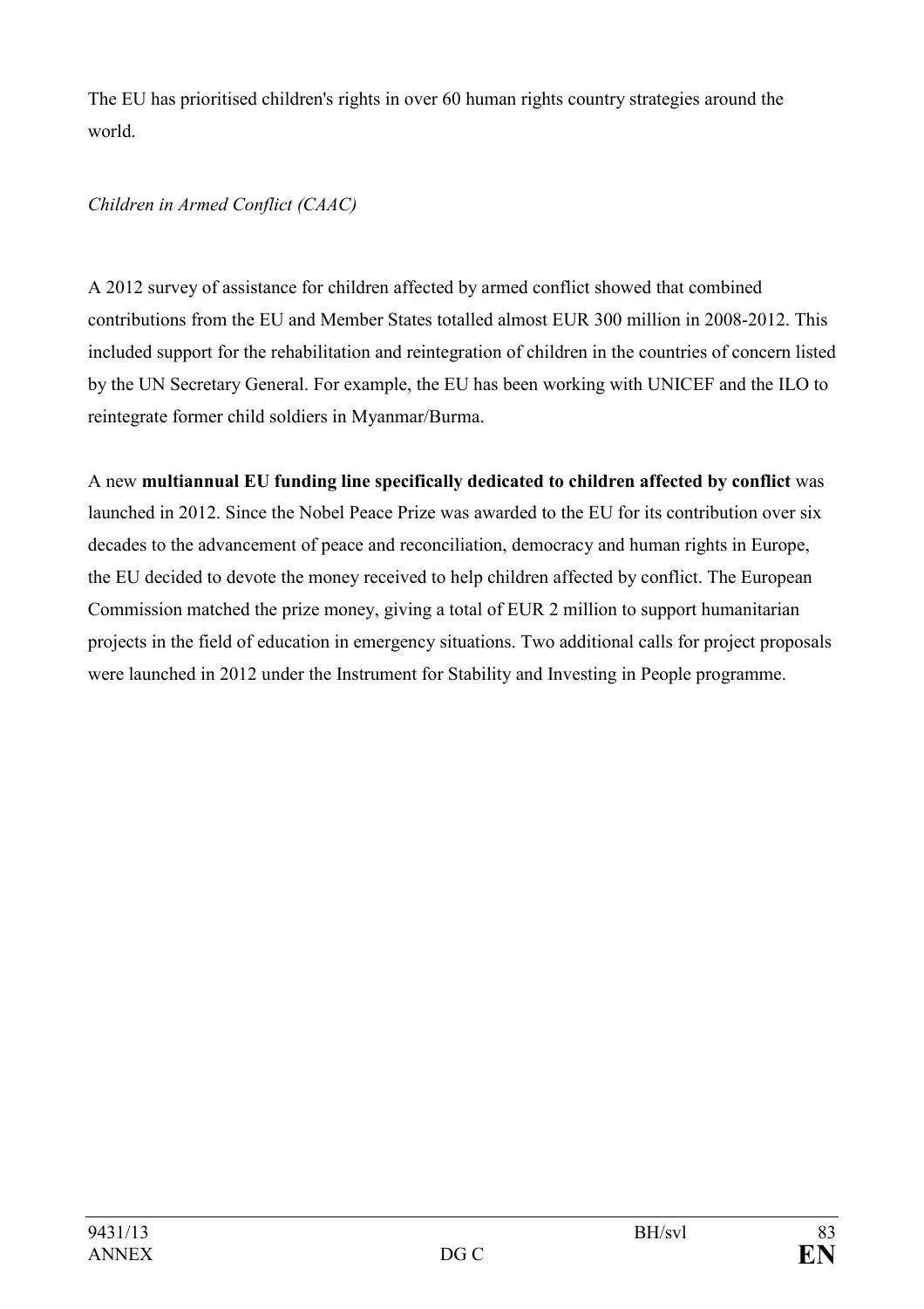The EU has prioritised children's rights in over 60 human rights country strategies around the world.

*Children in Armed Conflict (CAAC)*

A 2012 survey of assistance for children affected by armed conflict showed that combined contributions from the EU and Member States totalled almost EUR 300 million in 2008-2012. This included support for the rehabilitation and reintegration of children in the countries of concern listed by the UN Secretary General. For example, the EU has been working with UNICEF and the ILO to reintegrate former child soldiers in Myanmar/Burma.

A new **multiannual EU funding line specifically dedicated to children affected by conflict** was launched in 2012. Since the Nobel Peace Prize was awarded to the EU for its contribution over six decades to the advancement of peace and reconciliation, democracy and human rights in Europe, the EU decided to devote the money received to help children affected by conflict. The European Commission matched the prize money, giving a total of EUR 2 million to support humanitarian projects in the field of education in emergency situations. Two additional calls for project proposals were launched in 2012 under the Instrument for Stability and Investing in People programme.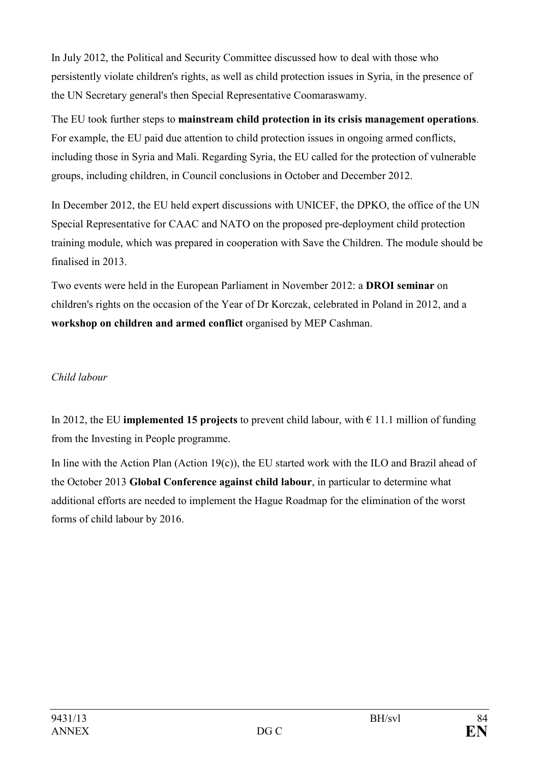In July 2012, the Political and Security Committee discussed how to deal with those who persistently violate children's rights, as well as child protection issues in Syria, in the presence of the UN Secretary general's then Special Representative Coomaraswamy.

The EU took further steps to **mainstream child protection in its crisis management operations**. For example, the EU paid due attention to child protection issues in ongoing armed conflicts, including those in Syria and Mali. Regarding Syria, the EU called for the protection of vulnerable groups, including children, in Council conclusions in October and December 2012.

In December 2012, the EU held expert discussions with UNICEF, the DPKO, the office of the UN Special Representative for CAAC and NATO on the proposed pre-deployment child protection training module, which was prepared in cooperation with Save the Children. The module should be finalised in 2013.

Two events were held in the European Parliament in November 2012: a **DROI seminar** on children's rights on the occasion of the Year of Dr Korczak, celebrated in Poland in 2012, and a **workshop on children and armed conflict** organised by MEP Cashman.

*Child labour*

In 2012, the EU **implemented 15 projects** to prevent child labour, with € 11.1 million of funding from the Investing in People programme.

In line with the Action Plan (Action 19(c)), the EU started work with the ILO and Brazil ahead of the October 2013 **Global Conference against child labour**, in particular to determine what additional efforts are needed to implement the Hague Roadmap for the elimination of the worst forms of child labour by 2016.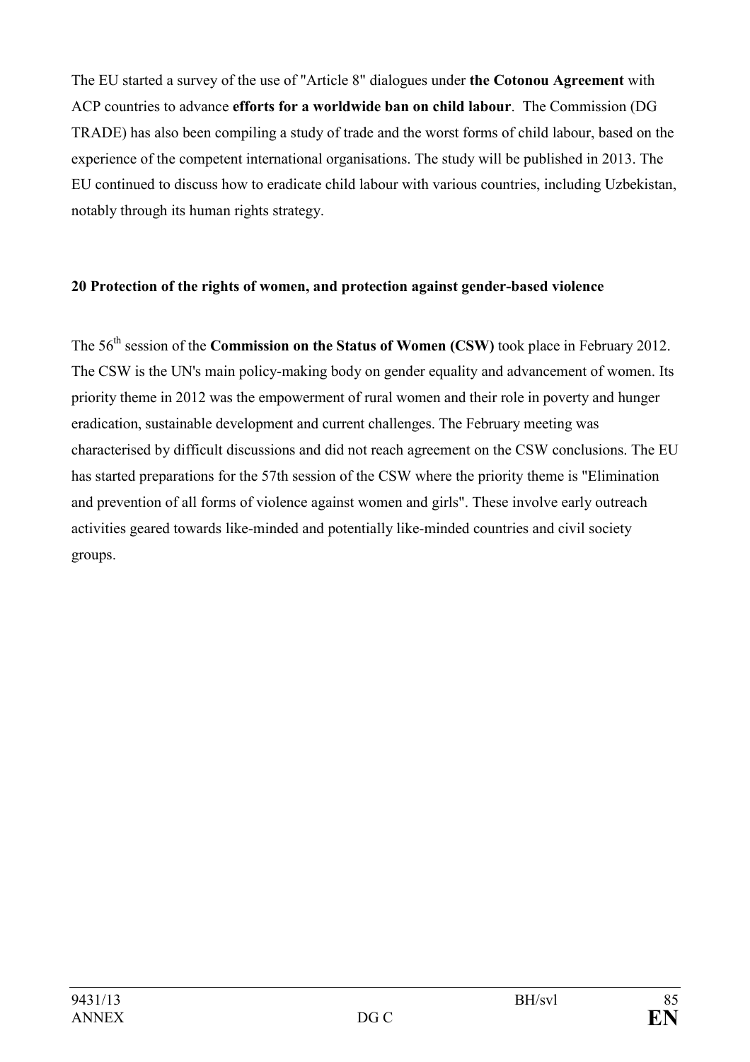The EU started a survey of the use of "Article 8" dialogues under **the Cotonou Agreement** with ACP countries to advance **efforts for a worldwide ban on child labour**. The Commission (DG TRADE) has also been compiling a study of trade and the worst forms of child labour, based on the experience of the competent international organisations. The study will be published in 2013. The EU continued to discuss how to eradicate child labour with various countries, including Uzbekistan, notably through its human rights strategy.

## 20 Protection of the rights of women, and protection against gender-based violence

The 56th session of the **Commission on the Status of Women (CSW)** took place in February 2012. The CSW is the UN's main policy-making body on gender equality and advancement of women. Its priority theme in 2012 was the empowerment of rural women and their role in poverty and hunger eradication, sustainable development and current challenges. The February meeting was characterised by difficult discussions and did not reach agreement on the CSW conclusions. The EU has started preparations for the 57th session of the CSW where the priority theme is "Elimination and prevention of all forms of violence against women and girls". These involve early outreach activities geared towards like-minded and potentially like-minded countries and civil society groups.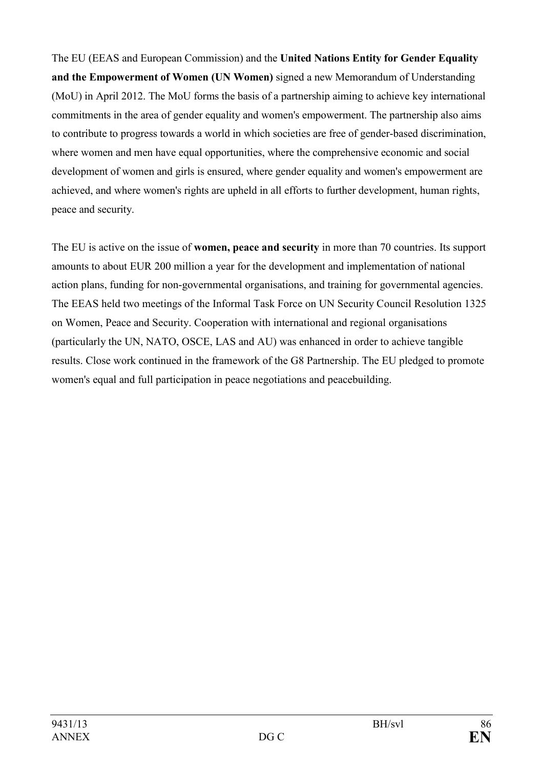The EU (EEAS and European Commission) and the **United Nations Entity for Gender Equality and the Empowerment of Women (UN Women)** signed a new Memorandum of Understanding (MoU) in April 2012. The MoU forms the basis of a partnership aiming to achieve key international commitments in the area of gender equality and women's empowerment. The partnership also aims to contribute to progress towards a world in which societies are free of gender-based discrimination, where women and men have equal opportunities, where the comprehensive economic and social development of women and girls is ensured, where gender equality and women's empowerment are achieved, and where women's rights are upheld in all efforts to further development, human rights, peace and security.

The EU is active on the issue of **women, peace and security** in more than 70 countries. Its support amounts to about EUR 200 million a year for the development and implementation of national action plans, funding for non-governmental organisations, and training for governmental agencies. The EEAS held two meetings of the Informal Task Force on UN Security Council Resolution 1325 on Women, Peace and Security. Cooperation with international and regional organisations (particularly the UN, NATO, OSCE, LAS and AU) was enhanced in order to achieve tangible results. Close work continued in the framework of the G8 Partnership. The EU pledged to promote women's equal and full participation in peace negotiations and peacebuilding.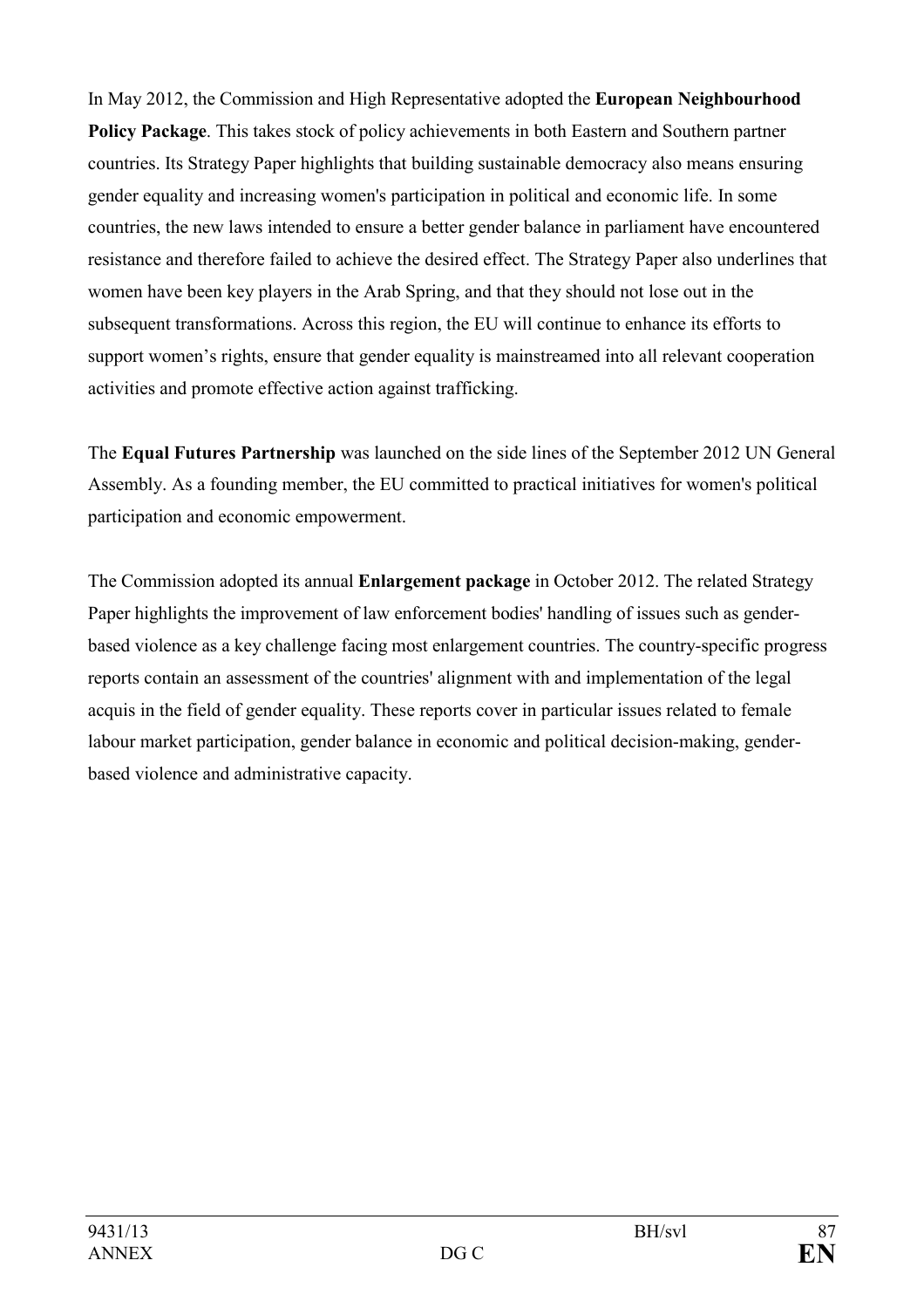In May 2012, the Commission and High Representative adopted the **European Neighbourhood Policy Package**. This takes stock of policy achievements in both Eastern and Southern partner countries. Its Strategy Paper highlights that building sustainable democracy also means ensuring gender equality and increasing women's participation in political and economic life. In some countries, the new laws intended to ensure a better gender balance in parliament have encountered resistance and therefore failed to achieve the desired effect. The Strategy Paper also underlines that women have been key players in the Arab Spring, and that they should not lose out in the subsequent transformations. Across this region, the EU will continue to enhance its efforts to support women's rights, ensure that gender equality is mainstreamed into all relevant cooperation activities and promote effective action against trafficking.

The **Equal Futures Partnership** was launched on the side lines of the September 2012 UN General Assembly. As a founding member, the EU committed to practical initiatives for women's political participation and economic empowerment.

The Commission adopted its annual **Enlargement package** in October 2012. The related Strategy Paper highlights the improvement of law enforcement bodies' handling of issues such as gender-based violence as a key challenge facing most enlargement countries. The country-specific progress reports contain an assessment of the countries' alignment with and implementation of the legal acquis in the field of gender equality. These reports cover in particular issues related to female labour market participation, gender balance in economic and political decision-making, gender-based violence and administrative capacity.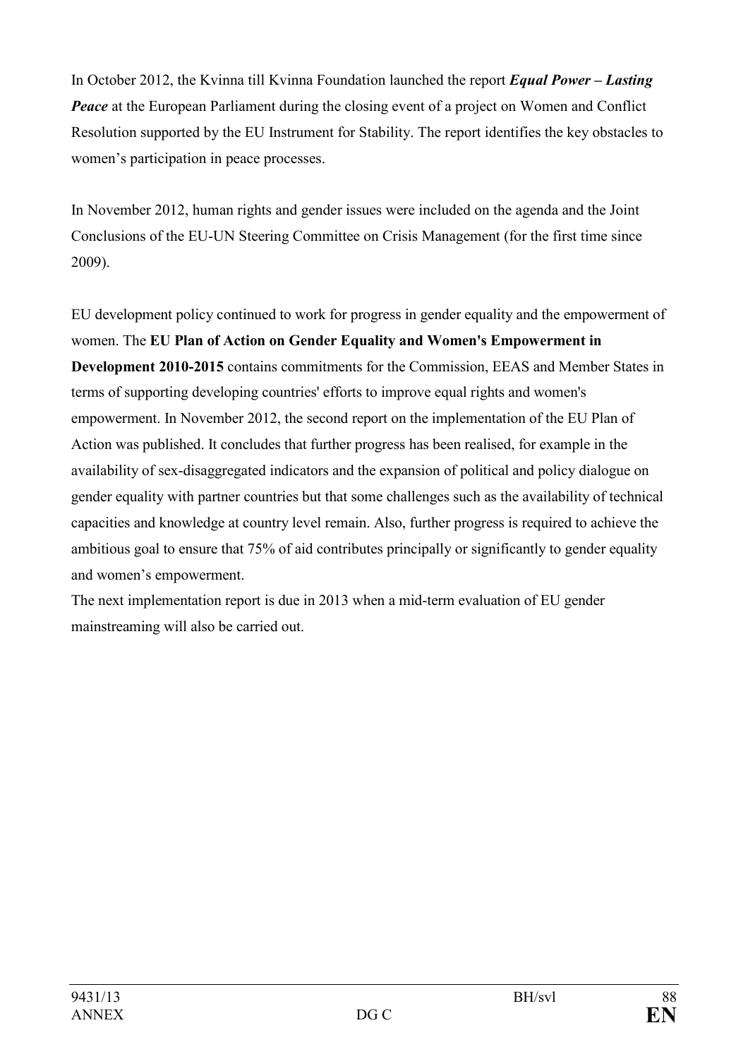In October 2012, the Kvinna till Kvinna Foundation launched the report ***Equal Power – Lasting Peace*** at the European Parliament during the closing event of a project on Women and Conflict Resolution supported by the EU Instrument for Stability. The report identifies the key obstacles to women's participation in peace processes.

In November 2012, human rights and gender issues were included on the agenda and the Joint Conclusions of the EU-UN Steering Committee on Crisis Management (for the first time since 2009).

EU development policy continued to work for progress in gender equality and the empowerment of women. The **EU Plan of Action on Gender Equality and Women's Empowerment in Development 2010-2015** contains commitments for the Commission, EEAS and Member States in terms of supporting developing countries' efforts to improve equal rights and women's empowerment. In November 2012, the second report on the implementation of the EU Plan of Action was published. It concludes that further progress has been realised, for example in the availability of sex-disaggregated indicators and the expansion of political and policy dialogue on gender equality with partner countries but that some challenges such as the availability of technical capacities and knowledge at country level remain. Also, further progress is required to achieve the ambitious goal to ensure that 75% of aid contributes principally or significantly to gender equality and women's empowerment.

The next implementation report is due in 2013 when a mid-term evaluation of EU gender mainstreaming will also be carried out.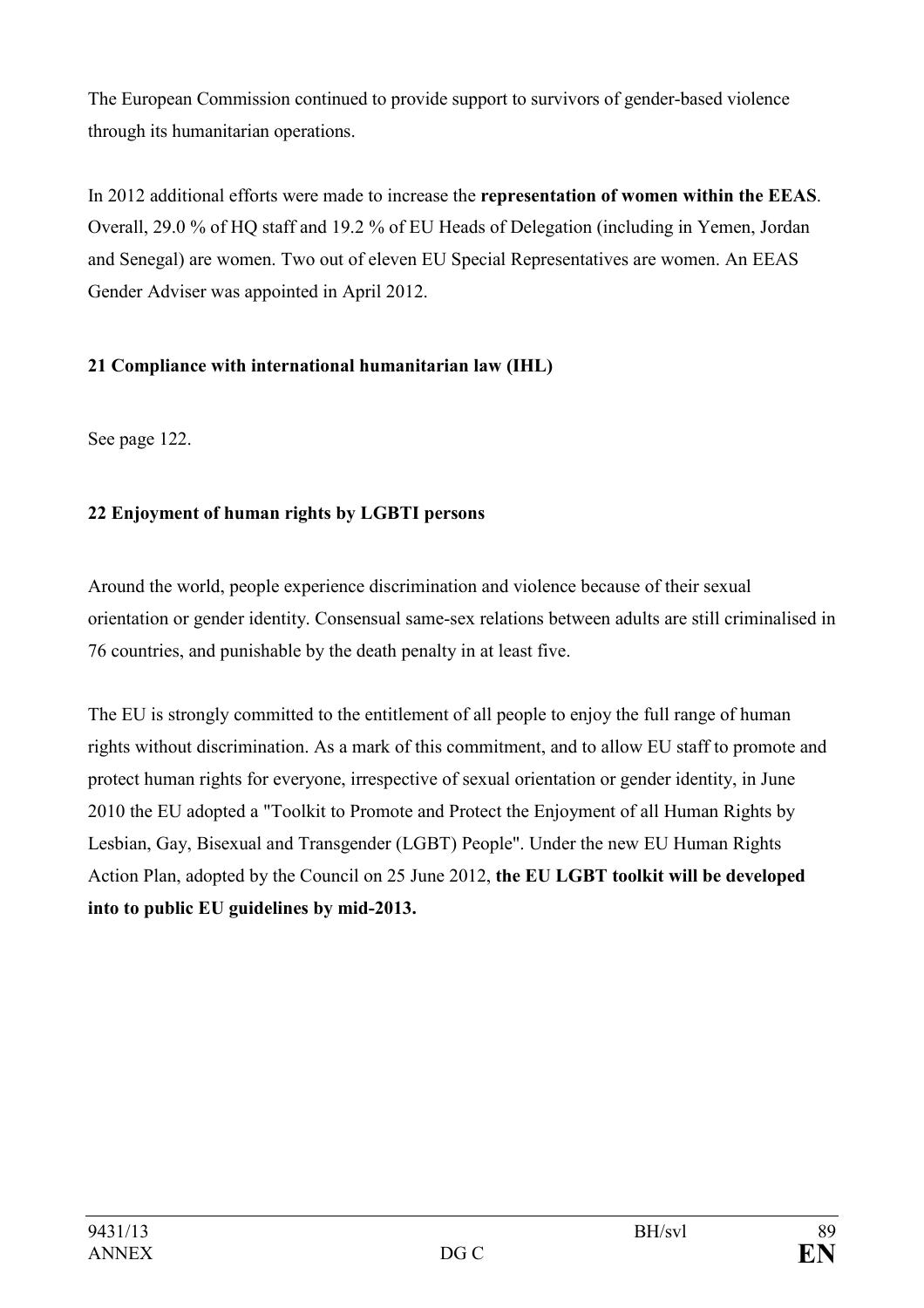The European Commission continued to provide support to survivors of gender-based violence through its humanitarian operations.

In 2012 additional efforts were made to increase the **representation of women within the EEAS**. Overall, 29.0 % of HQ staff and 19.2 % of EU Heads of Delegation (including in Yemen, Jordan and Senegal) are women. Two out of eleven EU Special Representatives are women. An EEAS Gender Adviser was appointed in April 2012.

## 21 Compliance with international humanitarian law (IHL)

See page 122.

## 22 Enjoyment of human rights by LGBTI persons

Around the world, people experience discrimination and violence because of their sexual orientation or gender identity. Consensual same-sex relations between adults are still criminalised in 76 countries, and punishable by the death penalty in at least five.

The EU is strongly committed to the entitlement of all people to enjoy the full range of human rights without discrimination. As a mark of this commitment, and to allow EU staff to promote and protect human rights for everyone, irrespective of sexual orientation or gender identity, in June 2010 the EU adopted a "Toolkit to Promote and Protect the Enjoyment of all Human Rights by Lesbian, Gay, Bisexual and Transgender (LGBT) People". Under the new EU Human Rights Action Plan, adopted by the Council on 25 June 2012, **the EU LGBT toolkit will be developed into to public EU guidelines by mid-2013.**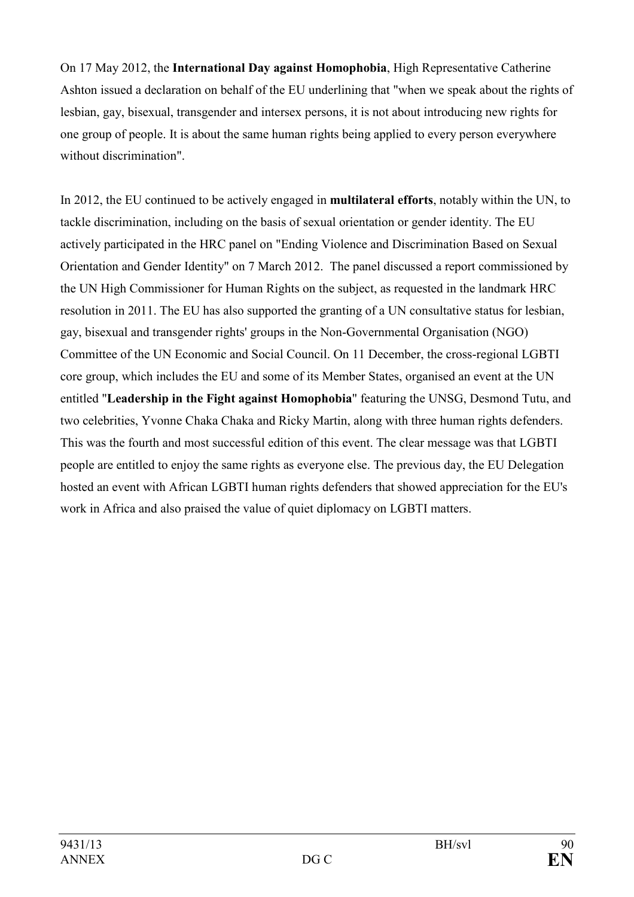On 17 May 2012, the **International Day against Homophobia**, High Representative Catherine Ashton issued a declaration on behalf of the EU underlining that "when we speak about the rights of lesbian, gay, bisexual, transgender and intersex persons, it is not about introducing new rights for one group of people. It is about the same human rights being applied to every person everywhere without discrimination".

In 2012, the EU continued to be actively engaged in **multilateral efforts**, notably within the UN, to tackle discrimination, including on the basis of sexual orientation or gender identity. The EU actively participated in the HRC panel on "Ending Violence and Discrimination Based on Sexual Orientation and Gender Identity" on 7 March 2012. The panel discussed a report commissioned by the UN High Commissioner for Human Rights on the subject, as requested in the landmark HRC resolution in 2011. The EU has also supported the granting of a UN consultative status for lesbian, gay, bisexual and transgender rights' groups in the Non-Governmental Organisation (NGO) Committee of the UN Economic and Social Council. On 11 December, the cross-regional LGBTI core group, which includes the EU and some of its Member States, organised an event at the UN entitled "**Leadership in the Fight against Homophobia**" featuring the UNSG, Desmond Tutu, and two celebrities, Yvonne Chaka Chaka and Ricky Martin, along with three human rights defenders. This was the fourth and most successful edition of this event. The clear message was that LGBTI people are entitled to enjoy the same rights as everyone else. The previous day, the EU Delegation hosted an event with African LGBTI human rights defenders that showed appreciation for the EU's work in Africa and also praised the value of quiet diplomacy on LGBTI matters.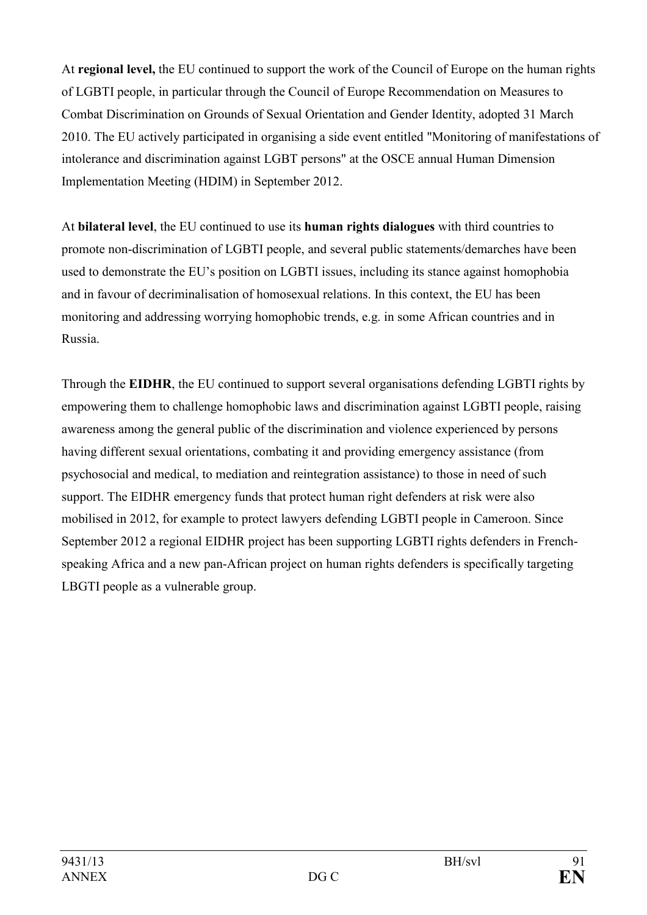At **regional level,** the EU continued to support the work of the Council of Europe on the human rights of LGBTI people, in particular through the Council of Europe Recommendation on Measures to Combat Discrimination on Grounds of Sexual Orientation and Gender Identity, adopted 31 March 2010. The EU actively participated in organising a side event entitled "Monitoring of manifestations of intolerance and discrimination against LGBT persons" at the OSCE annual Human Dimension Implementation Meeting (HDIM) in September 2012.

At **bilateral level**, the EU continued to use its **human rights dialogues** with third countries to promote non-discrimination of LGBTI people, and several public statements/demarches have been used to demonstrate the EU's position on LGBTI issues, including its stance against homophobia and in favour of decriminalisation of homosexual relations. In this context, the EU has been monitoring and addressing worrying homophobic trends, e.g. in some African countries and in Russia.

Through the **EIDHR**, the EU continued to support several organisations defending LGBTI rights by empowering them to challenge homophobic laws and discrimination against LGBTI people, raising awareness among the general public of the discrimination and violence experienced by persons having different sexual orientations, combating it and providing emergency assistance (from psychosocial and medical, to mediation and reintegration assistance) to those in need of such support. The EIDHR emergency funds that protect human right defenders at risk were also mobilised in 2012, for example to protect lawyers defending LGBTI people in Cameroon. Since September 2012 a regional EIDHR project has been supporting LGBTI rights defenders in French-speaking Africa and a new pan-African project on human rights defenders is specifically targeting LBGTI people as a vulnerable group.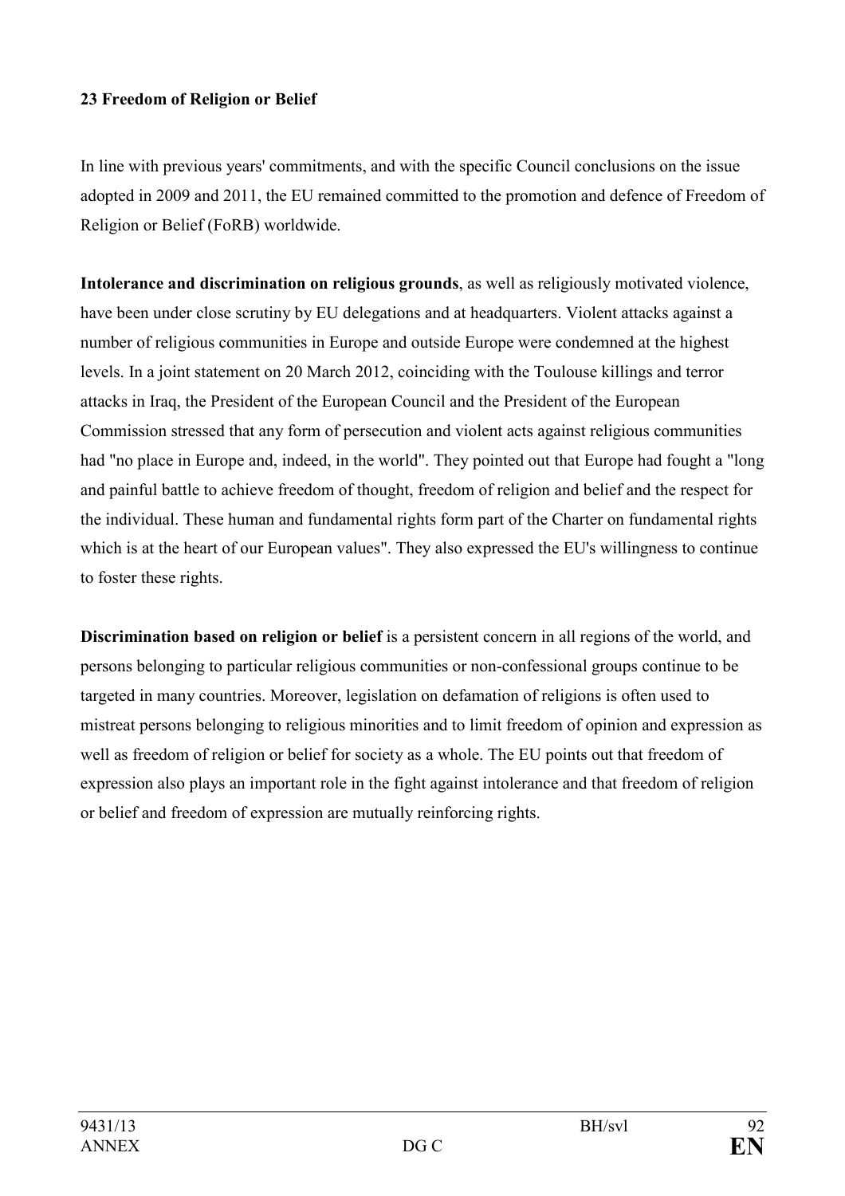## 23 Freedom of Religion or Belief

In line with previous years' commitments, and with the specific Council conclusions on the issue adopted in 2009 and 2011, the EU remained committed to the promotion and defence of Freedom of Religion or Belief (FoRB) worldwide.

**Intolerance and discrimination on religious grounds**, as well as religiously motivated violence, have been under close scrutiny by EU delegations and at headquarters. Violent attacks against a number of religious communities in Europe and outside Europe were condemned at the highest levels. In a joint statement on 20 March 2012, coinciding with the Toulouse killings and terror attacks in Iraq, the President of the European Council and the President of the European Commission stressed that any form of persecution and violent acts against religious communities had "no place in Europe and, indeed, in the world". They pointed out that Europe had fought a "long and painful battle to achieve freedom of thought, freedom of religion and belief and the respect for the individual. These human and fundamental rights form part of the Charter on fundamental rights which is at the heart of our European values". They also expressed the EU's willingness to continue to foster these rights.

**Discrimination based on religion or belief** is a persistent concern in all regions of the world, and persons belonging to particular religious communities or non-confessional groups continue to be targeted in many countries. Moreover, legislation on defamation of religions is often used to mistreat persons belonging to religious minorities and to limit freedom of opinion and expression as well as freedom of religion or belief for society as a whole. The EU points out that freedom of expression also plays an important role in the fight against intolerance and that freedom of religion or belief and freedom of expression are mutually reinforcing rights.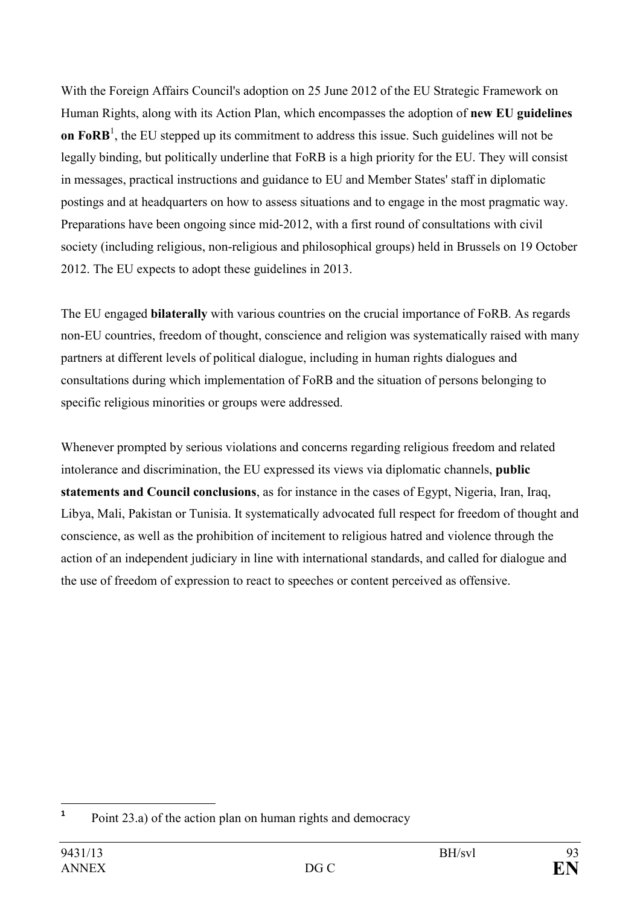With the Foreign Affairs Council's adoption on 25 June 2012 of the EU Strategic Framework on Human Rights, along with its Action Plan, which encompasses the adoption of **new EU guidelines on FoRB**[1], the EU stepped up its commitment to address this issue. Such guidelines will not be legally binding, but politically underline that FoRB is a high priority for the EU. They will consist in messages, practical instructions and guidance to EU and Member States' staff in diplomatic postings and at headquarters on how to assess situations and to engage in the most pragmatic way. Preparations have been ongoing since mid-2012, with a first round of consultations with civil society (including religious, non-religious and philosophical groups) held in Brussels on 19 October 2012. The EU expects to adopt these guidelines in 2013.

The EU engaged **bilaterally** with various countries on the crucial importance of FoRB. As regards non-EU countries, freedom of thought, conscience and religion was systematically raised with many partners at different levels of political dialogue, including in human rights dialogues and consultations during which implementation of FoRB and the situation of persons belonging to specific religious minorities or groups were addressed.

Whenever prompted by serious violations and concerns regarding religious freedom and related intolerance and discrimination, the EU expressed its views via diplomatic channels, **public statements and Council conclusions**, as for instance in the cases of Egypt, Nigeria, Iran, Iraq, Libya, Mali, Pakistan or Tunisia. It systematically advocated full respect for freedom of thought and conscience, as well as the prohibition of incitement to religious hatred and violence through the action of an independent judiciary in line with international standards, and called for dialogue and the use of freedom of expression to react to speeches or content perceived as offensive.

[1] Point 23.a) of the action plan on human rights and democracy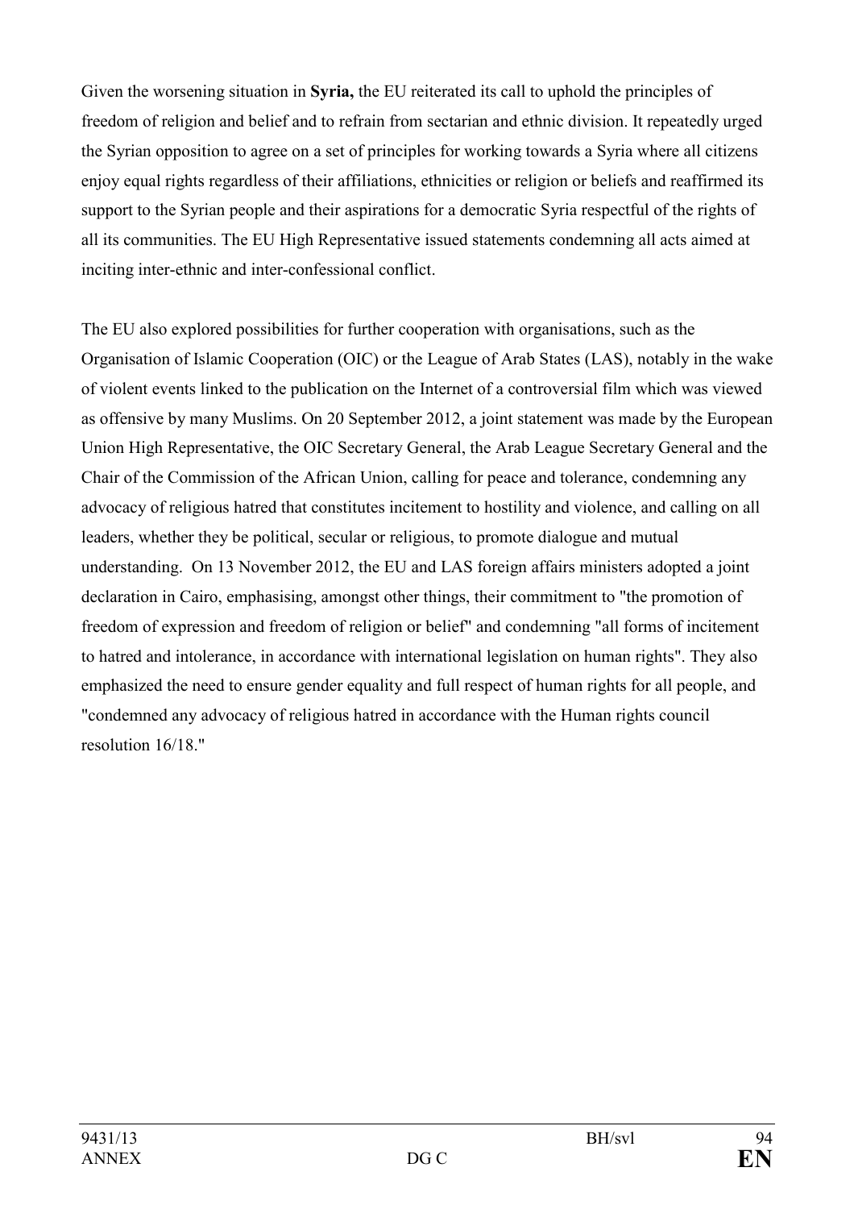Given the worsening situation in **Syria,** the EU reiterated its call to uphold the principles of freedom of religion and belief and to refrain from sectarian and ethnic division. It repeatedly urged the Syrian opposition to agree on a set of principles for working towards a Syria where all citizens enjoy equal rights regardless of their affiliations, ethnicities or religion or beliefs and reaffirmed its support to the Syrian people and their aspirations for a democratic Syria respectful of the rights of all its communities. The EU High Representative issued statements condemning all acts aimed at inciting inter-ethnic and inter-confessional conflict.

The EU also explored possibilities for further cooperation with organisations, such as the Organisation of Islamic Cooperation (OIC) or the League of Arab States (LAS), notably in the wake of violent events linked to the publication on the Internet of a controversial film which was viewed as offensive by many Muslims. On 20 September 2012, a joint statement was made by the European Union High Representative, the OIC Secretary General, the Arab League Secretary General and the Chair of the Commission of the African Union, calling for peace and tolerance, condemning any advocacy of religious hatred that constitutes incitement to hostility and violence, and calling on all leaders, whether they be political, secular or religious, to promote dialogue and mutual understanding. On 13 November 2012, the EU and LAS foreign affairs ministers adopted a joint declaration in Cairo, emphasising, amongst other things, their commitment to "the promotion of freedom of expression and freedom of religion or belief" and condemning "all forms of incitement to hatred and intolerance, in accordance with international legislation on human rights". They also emphasized the need to ensure gender equality and full respect of human rights for all people, and "condemned any advocacy of religious hatred in accordance with the Human rights council resolution 16/18."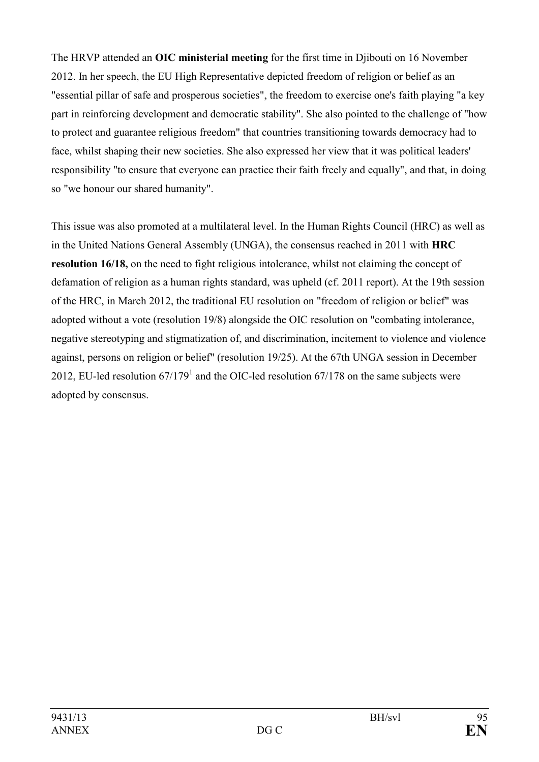The HRVP attended an **OIC ministerial meeting** for the first time in Djibouti on 16 November 2012. In her speech, the EU High Representative depicted freedom of religion or belief as an "essential pillar of safe and prosperous societies", the freedom to exercise one's faith playing "a key part in reinforcing development and democratic stability". She also pointed to the challenge of "how to protect and guarantee religious freedom" that countries transitioning towards democracy had to face, whilst shaping their new societies. She also expressed her view that it was political leaders' responsibility "to ensure that everyone can practice their faith freely and equally", and that, in doing so "we honour our shared humanity".

This issue was also promoted at a multilateral level. In the Human Rights Council (HRC) as well as in the United Nations General Assembly (UNGA), the consensus reached in 2011 with **HRC resolution 16/18,** on the need to fight religious intolerance, whilst not claiming the concept of defamation of religion as a human rights standard, was upheld (cf. 2011 report). At the 19th session of the HRC, in March 2012, the traditional EU resolution on "freedom of religion or belief" was adopted without a vote (resolution 19/8) alongside the OIC resolution on "combating intolerance, negative stereotyping and stigmatization of, and discrimination, incitement to violence and violence against, persons on religion or belief" (resolution 19/25). At the 67th UNGA session in December 2012, EU-led resolution 67/179[1] and the OIC-led resolution 67/178 on the same subjects were adopted by consensus.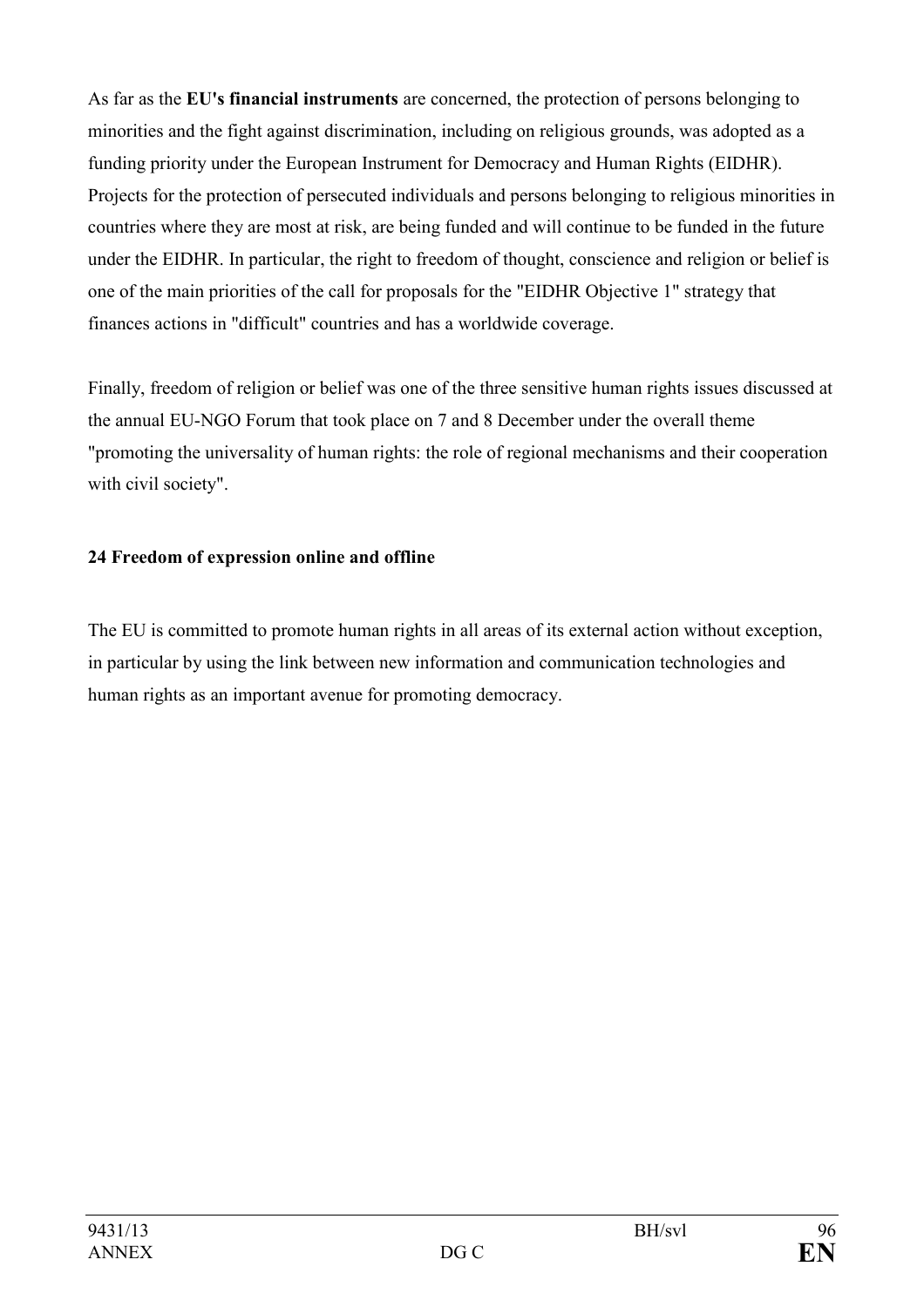As far as the **EU's financial instruments** are concerned, the protection of persons belonging to minorities and the fight against discrimination, including on religious grounds, was adopted as a funding priority under the European Instrument for Democracy and Human Rights (EIDHR). Projects for the protection of persecuted individuals and persons belonging to religious minorities in countries where they are most at risk, are being funded and will continue to be funded in the future under the EIDHR. In particular, the right to freedom of thought, conscience and religion or belief is one of the main priorities of the call for proposals for the "EIDHR Objective 1" strategy that finances actions in "difficult" countries and has a worldwide coverage.

Finally, freedom of religion or belief was one of the three sensitive human rights issues discussed at the annual EU-NGO Forum that took place on 7 and 8 December under the overall theme "promoting the universality of human rights: the role of regional mechanisms and their cooperation with civil society".

## 24 Freedom of expression online and offline

The EU is committed to promote human rights in all areas of its external action without exception, in particular by using the link between new information and communication technologies and human rights as an important avenue for promoting democracy.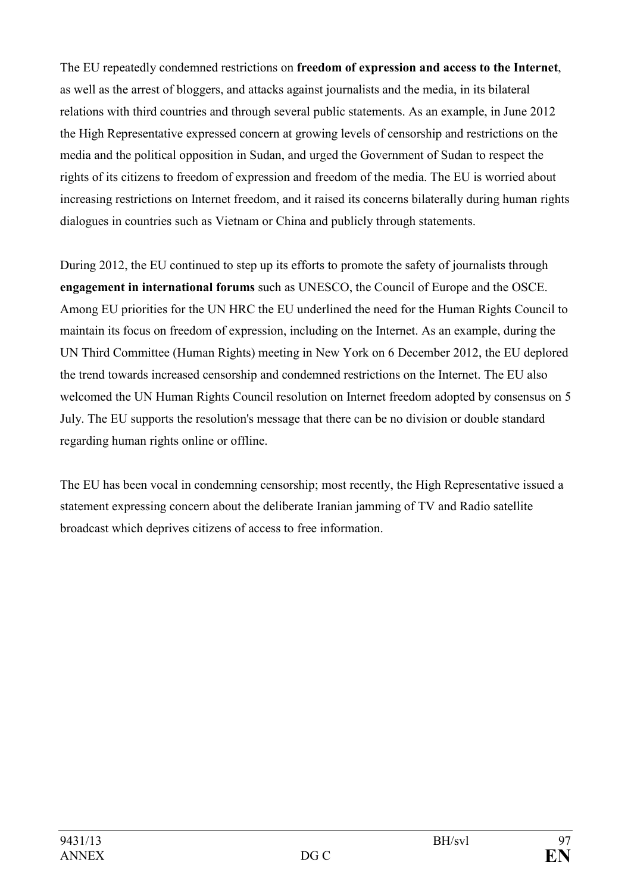The EU repeatedly condemned restrictions on **freedom of expression and access to the Internet**, as well as the arrest of bloggers, and attacks against journalists and the media, in its bilateral relations with third countries and through several public statements. As an example, in June 2012 the High Representative expressed concern at growing levels of censorship and restrictions on the media and the political opposition in Sudan, and urged the Government of Sudan to respect the rights of its citizens to freedom of expression and freedom of the media. The EU is worried about increasing restrictions on Internet freedom, and it raised its concerns bilaterally during human rights dialogues in countries such as Vietnam or China and publicly through statements.

During 2012, the EU continued to step up its efforts to promote the safety of journalists through **engagement in international forums** such as UNESCO, the Council of Europe and the OSCE. Among EU priorities for the UN HRC the EU underlined the need for the Human Rights Council to maintain its focus on freedom of expression, including on the Internet. As an example, during the UN Third Committee (Human Rights) meeting in New York on 6 December 2012, the EU deplored the trend towards increased censorship and condemned restrictions on the Internet. The EU also welcomed the UN Human Rights Council resolution on Internet freedom adopted by consensus on 5 July. The EU supports the resolution's message that there can be no division or double standard regarding human rights online or offline.

The EU has been vocal in condemning censorship; most recently, the High Representative issued a statement expressing concern about the deliberate Iranian jamming of TV and Radio satellite broadcast which deprives citizens of access to free information.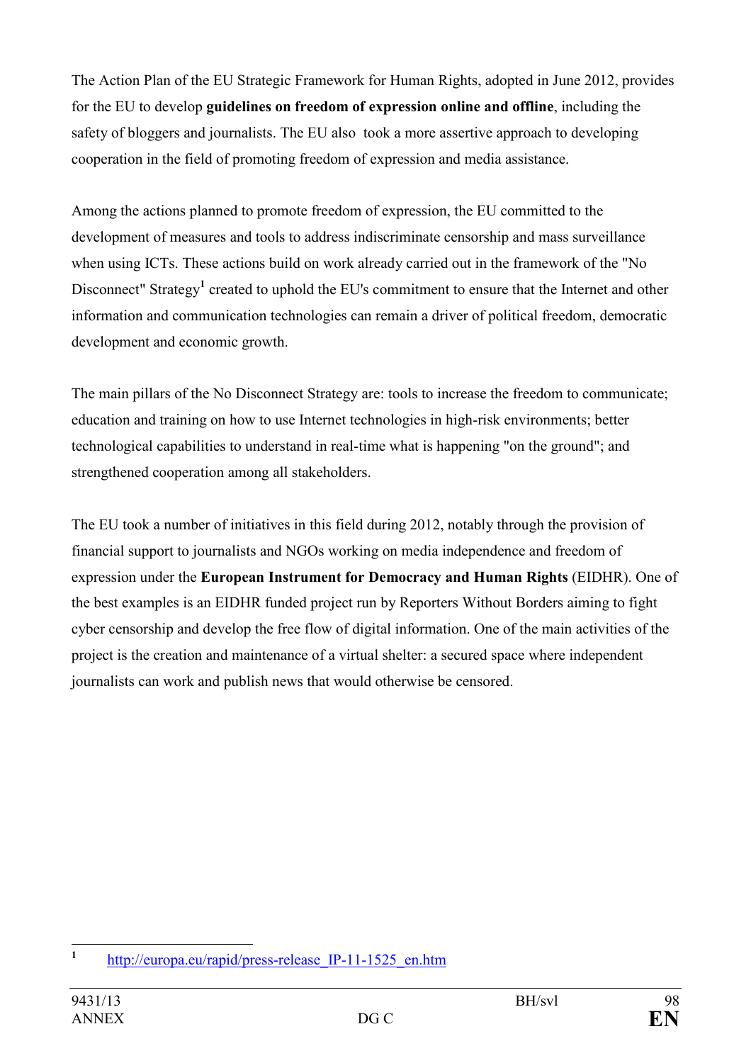The Action Plan of the EU Strategic Framework for Human Rights, adopted in June 2012, provides for the EU to develop **guidelines on freedom of expression online and offline**, including the safety of bloggers and journalists. The EU also took a more assertive approach to developing cooperation in the field of promoting freedom of expression and media assistance.

Among the actions planned to promote freedom of expression, the EU committed to the development of measures and tools to address indiscriminate censorship and mass surveillance when using ICTs. These actions build on work already carried out in the framework of the "No Disconnect" Strategy[1] created to uphold the EU's commitment to ensure that the Internet and other information and communication technologies can remain a driver of political freedom, democratic development and economic growth.

The main pillars of the No Disconnect Strategy are: tools to increase the freedom to communicate; education and training on how to use Internet technologies in high-risk environments; better technological capabilities to understand in real-time what is happening "on the ground"; and strengthened cooperation among all stakeholders.

The EU took a number of initiatives in this field during 2012, notably through the provision of financial support to journalists and NGOs working on media independence and freedom of expression under the **European Instrument for Democracy and Human Rights** (EIDHR). One of the best examples is an EIDHR funded project run by Reporters Without Borders aiming to fight cyber censorship and develop the free flow of digital information. One of the main activities of the project is the creation and maintenance of a virtual shelter: a secured space where independent journalists can work and publish news that would otherwise be censored.

[1] http://europa.eu/rapid/press-release_IP-11-1525_en.htm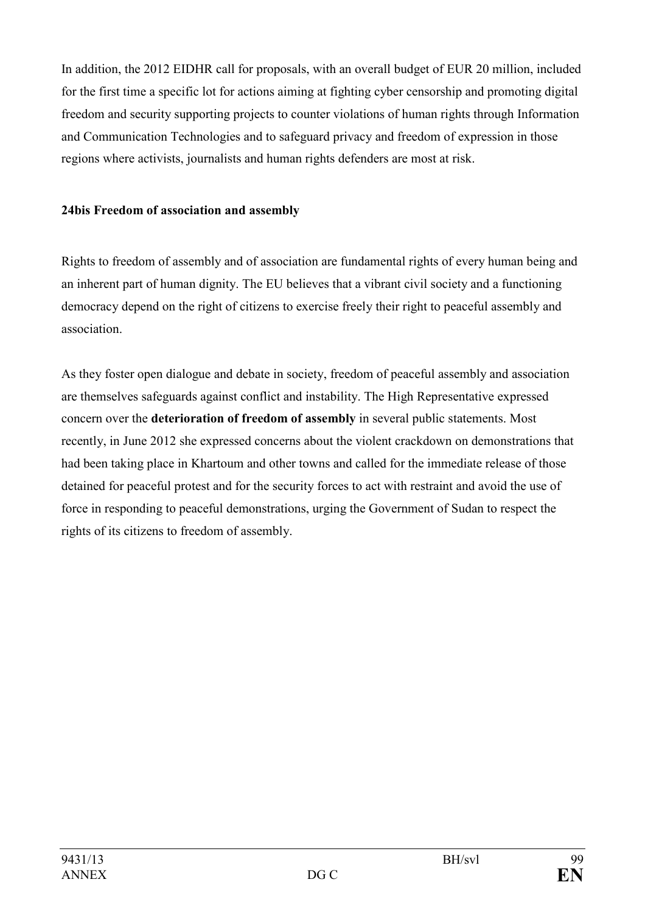In addition, the 2012 EIDHR call for proposals, with an overall budget of EUR 20 million, included for the first time a specific lot for actions aiming at fighting cyber censorship and promoting digital freedom and security supporting projects to counter violations of human rights through Information and Communication Technologies and to safeguard privacy and freedom of expression in those regions where activists, journalists and human rights defenders are most at risk.

**24bis Freedom of association and assembly**

Rights to freedom of assembly and of association are fundamental rights of every human being and an inherent part of human dignity. The EU believes that a vibrant civil society and a functioning democracy depend on the right of citizens to exercise freely their right to peaceful assembly and association.

As they foster open dialogue and debate in society, freedom of peaceful assembly and association are themselves safeguards against conflict and instability. The High Representative expressed concern over the **deterioration of freedom of assembly** in several public statements. Most recently, in June 2012 she expressed concerns about the violent crackdown on demonstrations that had been taking place in Khartoum and other towns and called for the immediate release of those detained for peaceful protest and for the security forces to act with restraint and avoid the use of force in responding to peaceful demonstrations, urging the Government of Sudan to respect the rights of its citizens to freedom of assembly.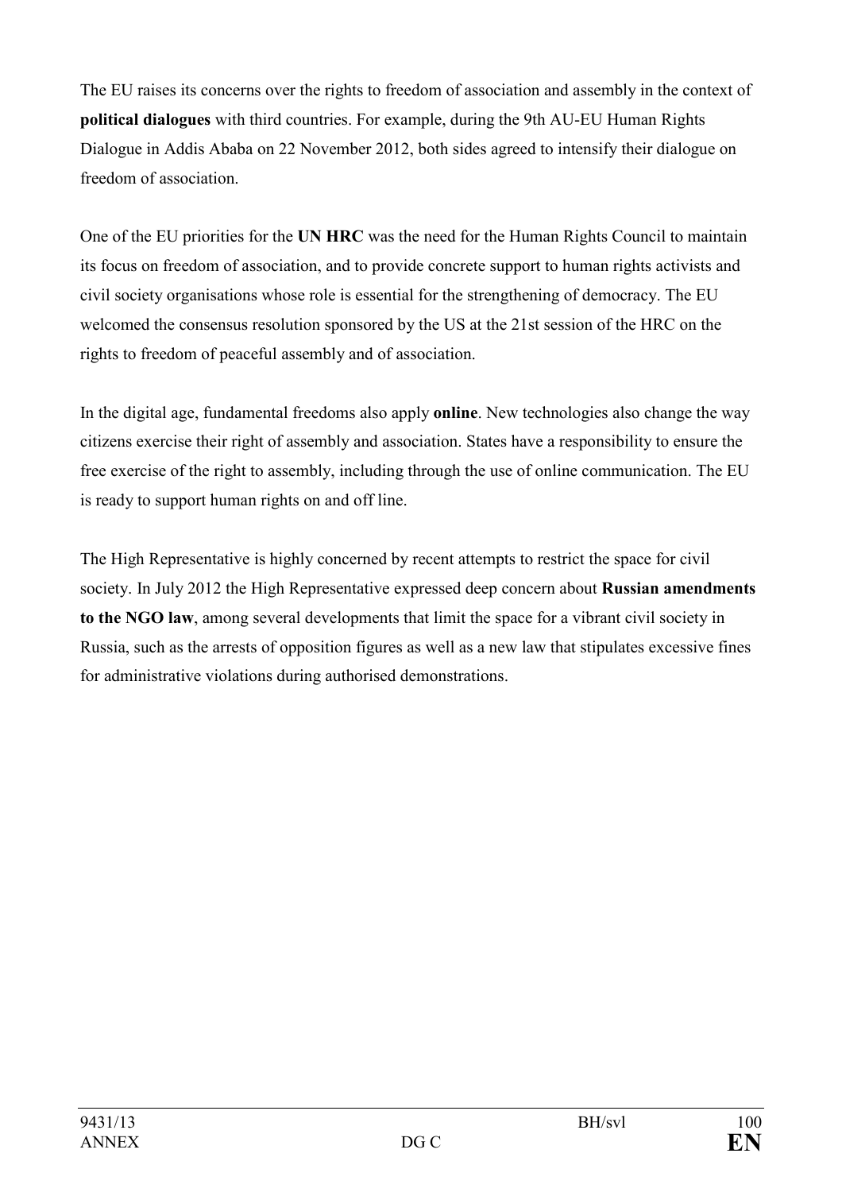The EU raises its concerns over the rights to freedom of association and assembly in the context of **political dialogues** with third countries. For example, during the 9th AU-EU Human Rights Dialogue in Addis Ababa on 22 November 2012, both sides agreed to intensify their dialogue on freedom of association.

One of the EU priorities for the **UN HRC** was the need for the Human Rights Council to maintain its focus on freedom of association, and to provide concrete support to human rights activists and civil society organisations whose role is essential for the strengthening of democracy. The EU welcomed the consensus resolution sponsored by the US at the 21st session of the HRC on the rights to freedom of peaceful assembly and of association.

In the digital age, fundamental freedoms also apply **online**. New technologies also change the way citizens exercise their right of assembly and association. States have a responsibility to ensure the free exercise of the right to assembly, including through the use of online communication. The EU is ready to support human rights on and off line.

The High Representative is highly concerned by recent attempts to restrict the space for civil society. In July 2012 the High Representative expressed deep concern about **Russian amendments to the NGO law**, among several developments that limit the space for a vibrant civil society in Russia, such as the arrests of opposition figures as well as a new law that stipulates excessive fines for administrative violations during authorised demonstrations.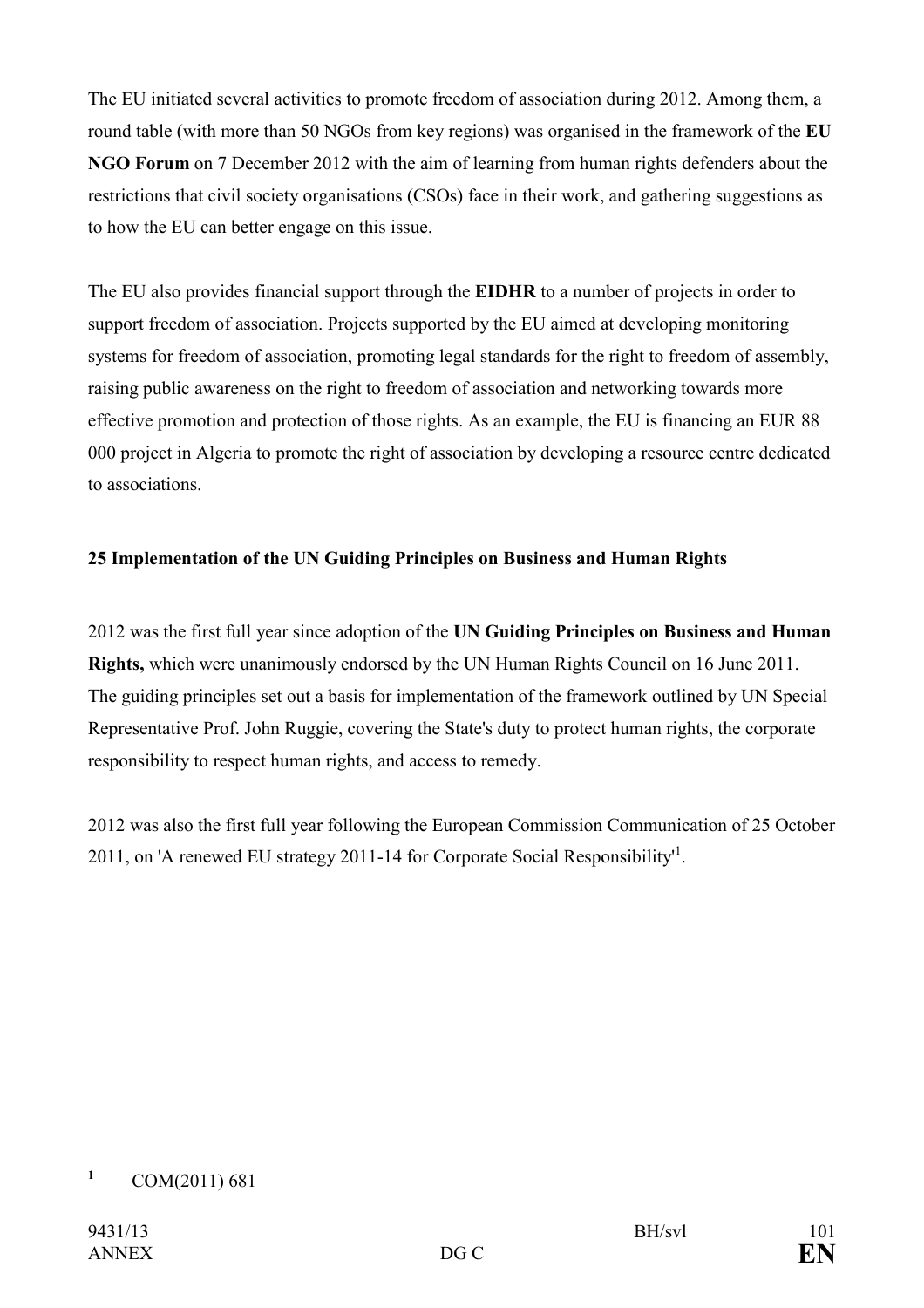The EU initiated several activities to promote freedom of association during 2012. Among them, a round table (with more than 50 NGOs from key regions) was organised in the framework of the **EU NGO Forum** on 7 December 2012 with the aim of learning from human rights defenders about the restrictions that civil society organisations (CSOs) face in their work, and gathering suggestions as to how the EU can better engage on this issue.

The EU also provides financial support through the **EIDHR** to a number of projects in order to support freedom of association. Projects supported by the EU aimed at developing monitoring systems for freedom of association, promoting legal standards for the right to freedom of assembly, raising public awareness on the right to freedom of association and networking towards more effective promotion and protection of those rights. As an example, the EU is financing an EUR 88 000 project in Algeria to promote the right of association by developing a resource centre dedicated to associations.

### 25 Implementation of the UN Guiding Principles on Business and Human Rights

2012 was the first full year since adoption of the **UN Guiding Principles on Business and Human Rights,** which were unanimously endorsed by the UN Human Rights Council on 16 June 2011. The guiding principles set out a basis for implementation of the framework outlined by UN Special Representative Prof. John Ruggie, covering the State's duty to protect human rights, the corporate responsibility to respect human rights, and access to remedy.

2012 was also the first full year following the European Commission Communication of 25 October 2011, on 'A renewed EU strategy 2011-14 for Corporate Social Responsibility'[1].

---

[1] COM(2011) 681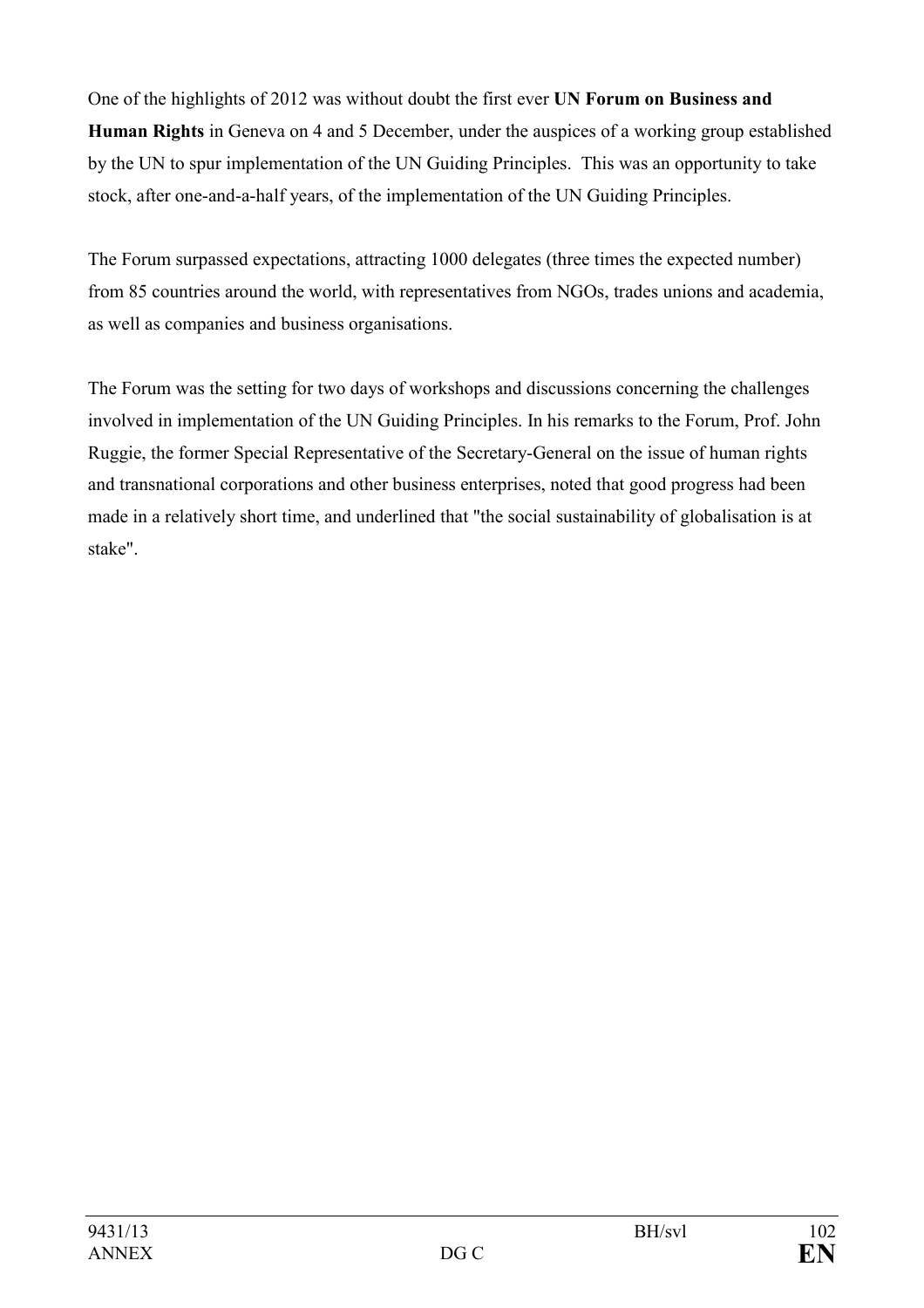One of the highlights of 2012 was without doubt the first ever **UN Forum on Business and Human Rights** in Geneva on 4 and 5 December, under the auspices of a working group established by the UN to spur implementation of the UN Guiding Principles. This was an opportunity to take stock, after one-and-a-half years, of the implementation of the UN Guiding Principles.

The Forum surpassed expectations, attracting 1000 delegates (three times the expected number) from 85 countries around the world, with representatives from NGOs, trades unions and academia, as well as companies and business organisations.

The Forum was the setting for two days of workshops and discussions concerning the challenges involved in implementation of the UN Guiding Principles. In his remarks to the Forum, Prof. John Ruggie, the former Special Representative of the Secretary-General on the issue of human rights and transnational corporations and other business enterprises, noted that good progress had been made in a relatively short time, and underlined that "the social sustainability of globalisation is at stake".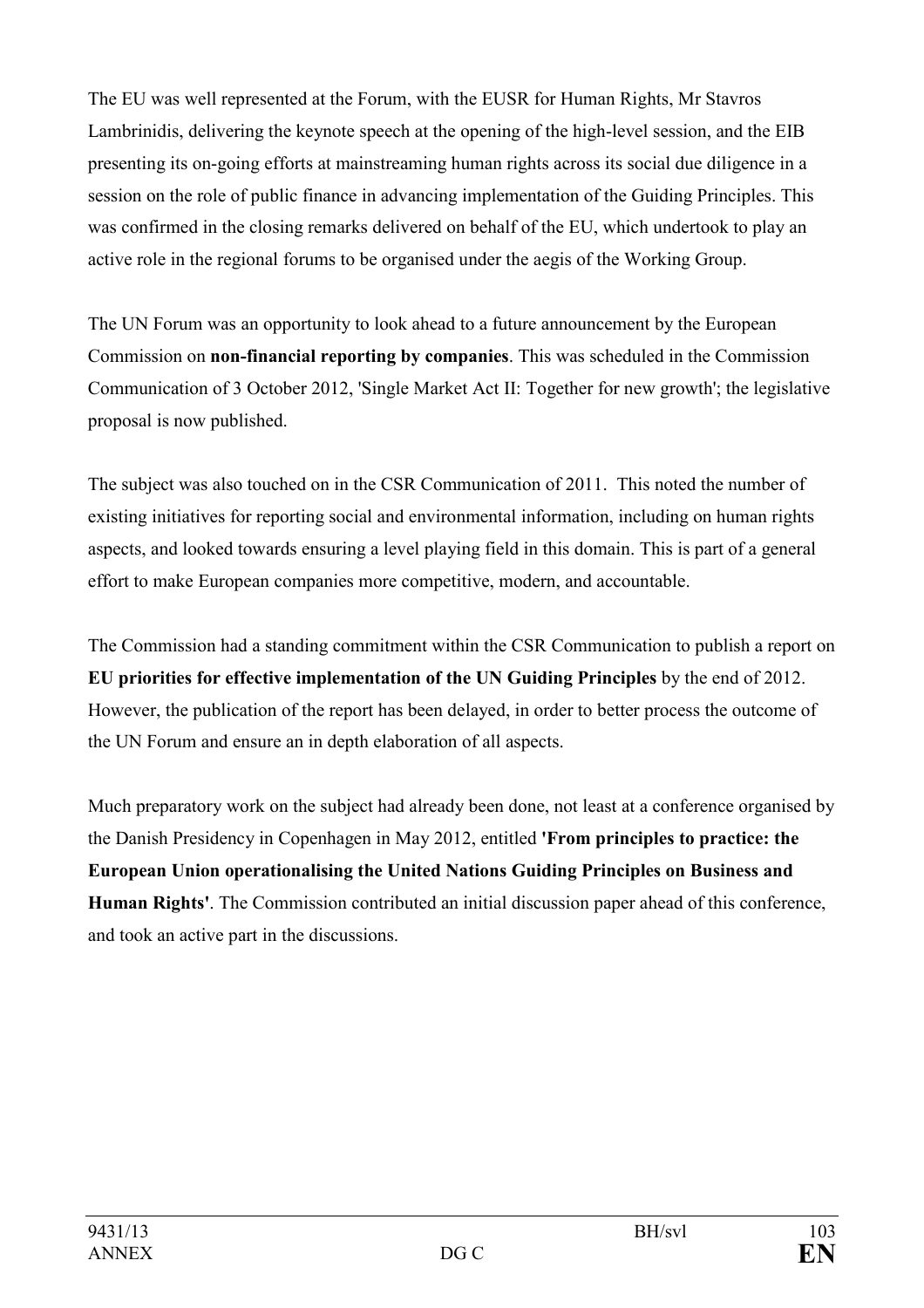The EU was well represented at the Forum, with the EUSR for Human Rights, Mr Stavros Lambrinidis, delivering the keynote speech at the opening of the high-level session, and the EIB presenting its on-going efforts at mainstreaming human rights across its social due diligence in a session on the role of public finance in advancing implementation of the Guiding Principles. This was confirmed in the closing remarks delivered on behalf of the EU, which undertook to play an active role in the regional forums to be organised under the aegis of the Working Group.

The UN Forum was an opportunity to look ahead to a future announcement by the European Commission on **non-financial reporting by companies**. This was scheduled in the Commission Communication of 3 October 2012, 'Single Market Act II: Together for new growth'; the legislative proposal is now published.

The subject was also touched on in the CSR Communication of 2011. This noted the number of existing initiatives for reporting social and environmental information, including on human rights aspects, and looked towards ensuring a level playing field in this domain. This is part of a general effort to make European companies more competitive, modern, and accountable.

The Commission had a standing commitment within the CSR Communication to publish a report on **EU priorities for effective implementation of the UN Guiding Principles** by the end of 2012. However, the publication of the report has been delayed, in order to better process the outcome of the UN Forum and ensure an in depth elaboration of all aspects.

Much preparatory work on the subject had already been done, not least at a conference organised by the Danish Presidency in Copenhagen in May 2012, entitled **'From principles to practice: the European Union operationalising the United Nations Guiding Principles on Business and Human Rights'**. The Commission contributed an initial discussion paper ahead of this conference, and took an active part in the discussions.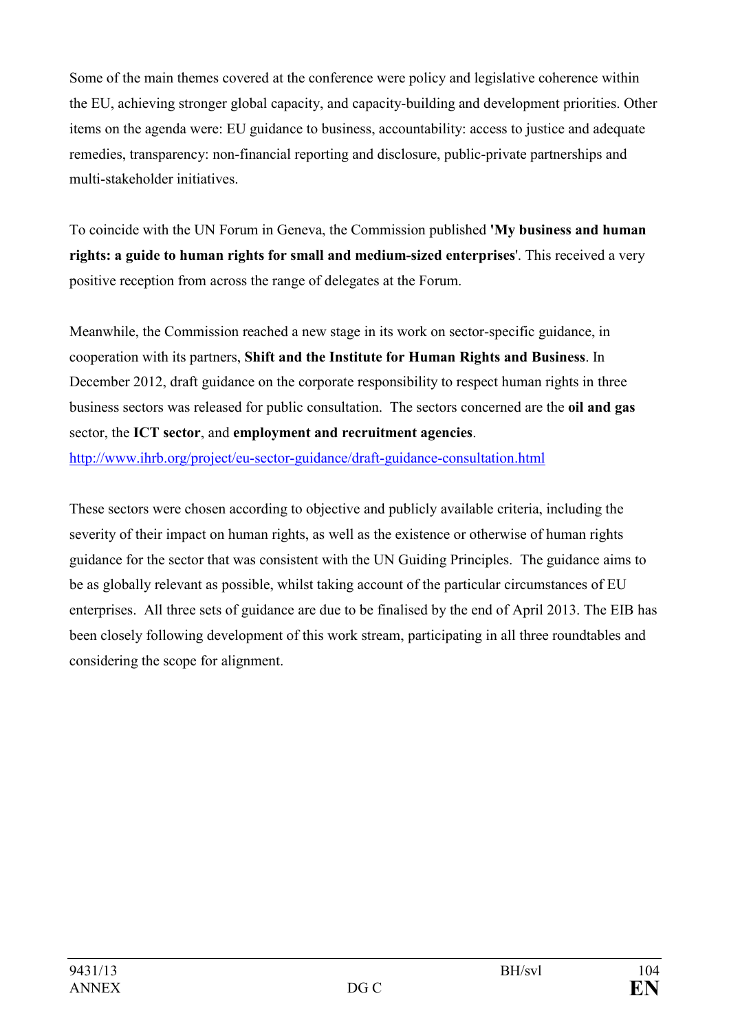Some of the main themes covered at the conference were policy and legislative coherence within the EU, achieving stronger global capacity, and capacity-building and development priorities. Other items on the agenda were: EU guidance to business, accountability: access to justice and adequate remedies, transparency: non-financial reporting and disclosure, public-private partnerships and multi-stakeholder initiatives.

To coincide with the UN Forum in Geneva, the Commission published **'My business and human rights: a guide to human rights for small and medium-sized enterprises**'. This received a very positive reception from across the range of delegates at the Forum.

Meanwhile, the Commission reached a new stage in its work on sector-specific guidance, in cooperation with its partners, **Shift and the Institute for Human Rights and Business**. In December 2012, draft guidance on the corporate responsibility to respect human rights in three business sectors was released for public consultation. The sectors concerned are the **oil and gas** sector, the **ICT sector**, and **employment and recruitment agencies**.
http://www.ihrb.org/project/eu-sector-guidance/draft-guidance-consultation.html

These sectors were chosen according to objective and publicly available criteria, including the severity of their impact on human rights, as well as the existence or otherwise of human rights guidance for the sector that was consistent with the UN Guiding Principles. The guidance aims to be as globally relevant as possible, whilst taking account of the particular circumstances of EU enterprises. All three sets of guidance are due to be finalised by the end of April 2013. The EIB has been closely following development of this work stream, participating in all three roundtables and considering the scope for alignment.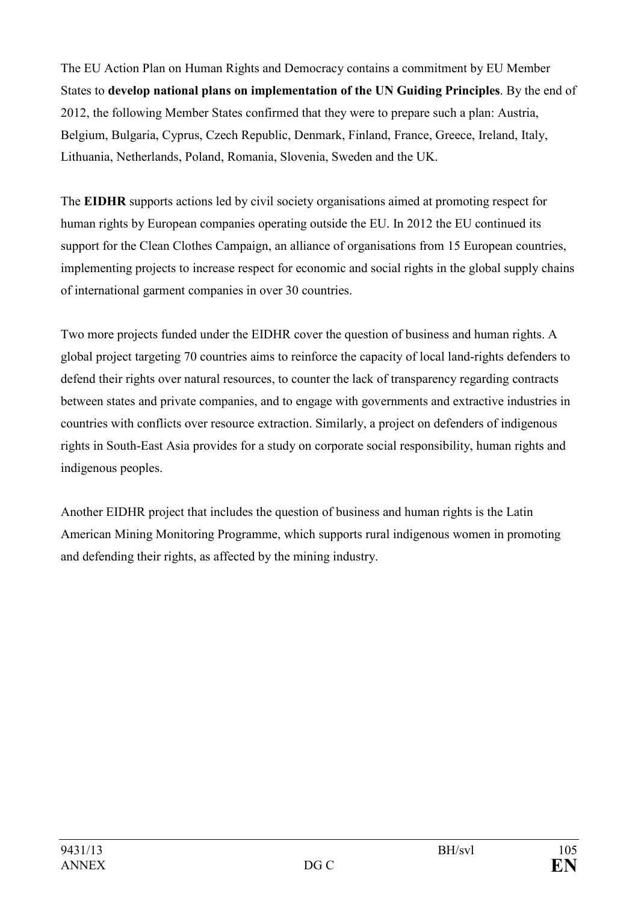The EU Action Plan on Human Rights and Democracy contains a commitment by EU Member States to **develop national plans on implementation of the UN Guiding Principles**. By the end of 2012, the following Member States confirmed that they were to prepare such a plan: Austria, Belgium, Bulgaria, Cyprus, Czech Republic, Denmark, Finland, France, Greece, Ireland, Italy, Lithuania, Netherlands, Poland, Romania, Slovenia, Sweden and the UK.

The **EIDHR** supports actions led by civil society organisations aimed at promoting respect for human rights by European companies operating outside the EU. In 2012 the EU continued its support for the Clean Clothes Campaign, an alliance of organisations from 15 European countries, implementing projects to increase respect for economic and social rights in the global supply chains of international garment companies in over 30 countries.

Two more projects funded under the EIDHR cover the question of business and human rights. A global project targeting 70 countries aims to reinforce the capacity of local land-rights defenders to defend their rights over natural resources, to counter the lack of transparency regarding contracts between states and private companies, and to engage with governments and extractive industries in countries with conflicts over resource extraction. Similarly, a project on defenders of indigenous rights in South-East Asia provides for a study on corporate social responsibility, human rights and indigenous peoples.

Another EIDHR project that includes the question of business and human rights is the Latin American Mining Monitoring Programme, which supports rural indigenous women in promoting and defending their rights, as affected by the mining industry.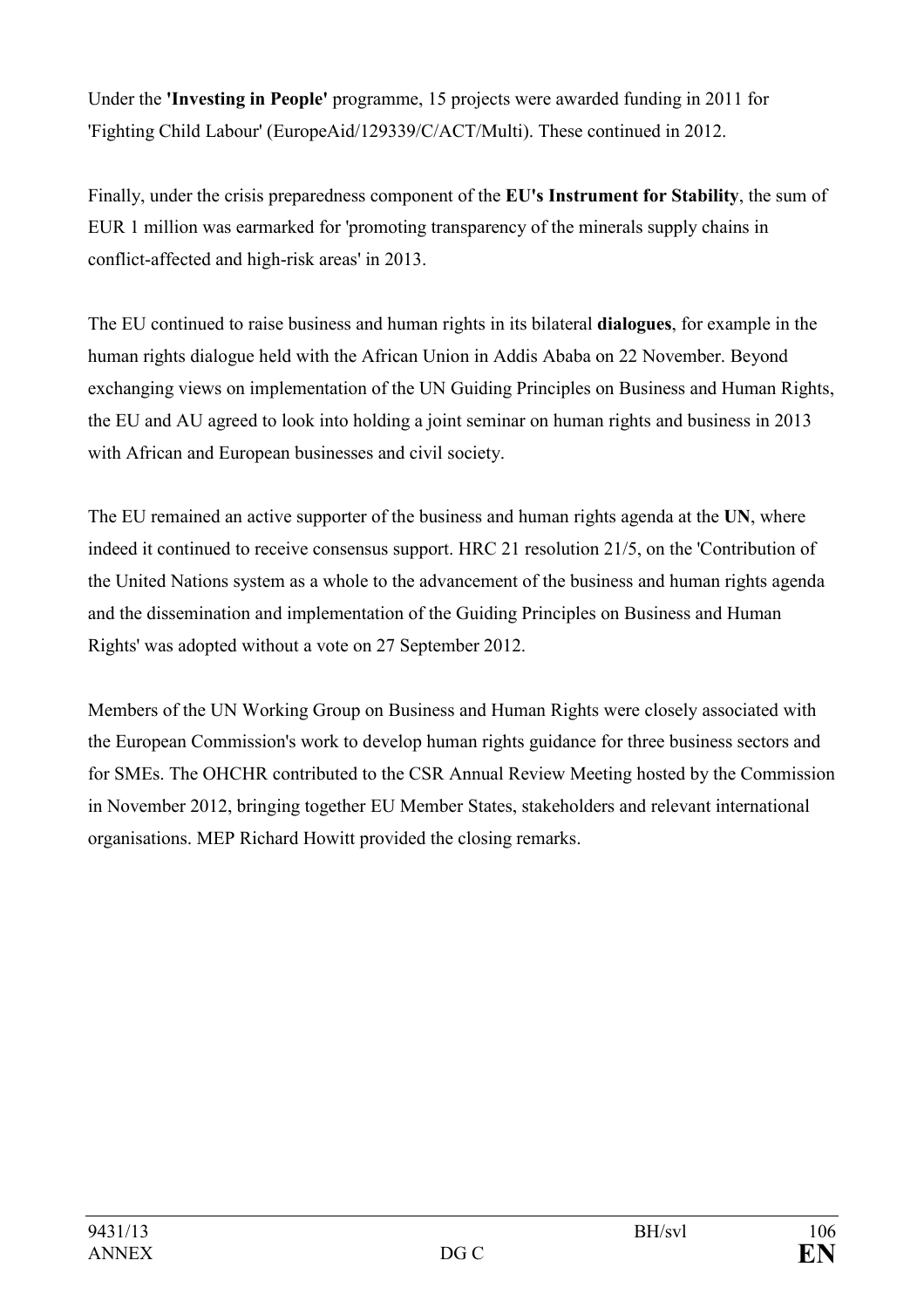Under the **'Investing in People'** programme, 15 projects were awarded funding in 2011 for 'Fighting Child Labour' (EuropeAid/129339/C/ACT/Multi). These continued in 2012.

Finally, under the crisis preparedness component of the **EU's Instrument for Stability**, the sum of EUR 1 million was earmarked for 'promoting transparency of the minerals supply chains in conflict-affected and high-risk areas' in 2013.

The EU continued to raise business and human rights in its bilateral **dialogues**, for example in the human rights dialogue held with the African Union in Addis Ababa on 22 November. Beyond exchanging views on implementation of the UN Guiding Principles on Business and Human Rights, the EU and AU agreed to look into holding a joint seminar on human rights and business in 2013 with African and European businesses and civil society.

The EU remained an active supporter of the business and human rights agenda at the **UN**, where indeed it continued to receive consensus support. HRC 21 resolution 21/5, on the 'Contribution of the United Nations system as a whole to the advancement of the business and human rights agenda and the dissemination and implementation of the Guiding Principles on Business and Human Rights' was adopted without a vote on 27 September 2012.

Members of the UN Working Group on Business and Human Rights were closely associated with the European Commission's work to develop human rights guidance for three business sectors and for SMEs. The OHCHR contributed to the CSR Annual Review Meeting hosted by the Commission in November 2012, bringing together EU Member States, stakeholders and relevant international organisations. MEP Richard Howitt provided the closing remarks.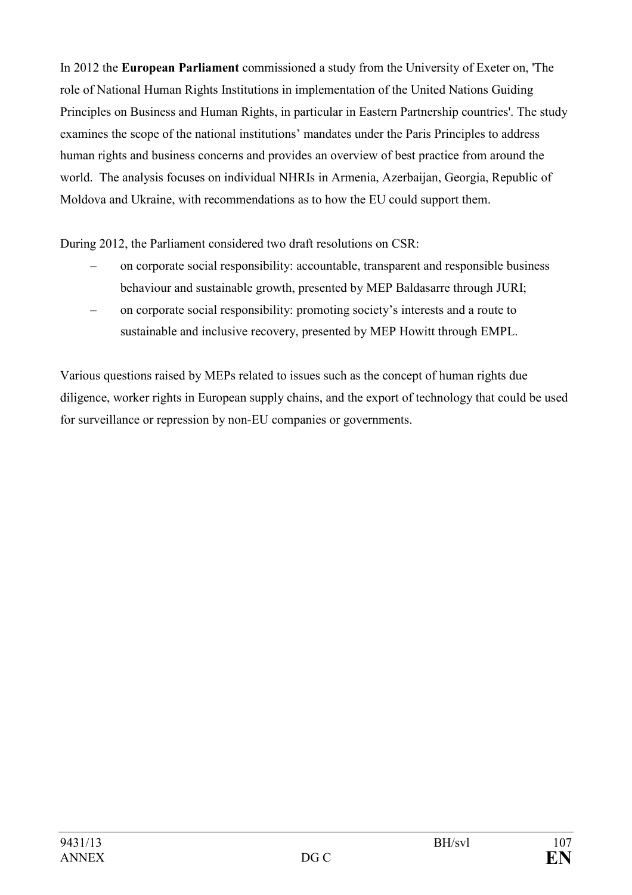In 2012 the **European Parliament** commissioned a study from the University of Exeter on, 'The role of National Human Rights Institutions in implementation of the United Nations Guiding Principles on Business and Human Rights, in particular in Eastern Partnership countries'. The study examines the scope of the national institutions' mandates under the Paris Principles to address human rights and business concerns and provides an overview of best practice from around the world. The analysis focuses on individual NHRIs in Armenia, Azerbaijan, Georgia, Republic of Moldova and Ukraine, with recommendations as to how the EU could support them.

During 2012, the Parliament considered two draft resolutions on CSR:

– on corporate social responsibility: accountable, transparent and responsible business behaviour and sustainable growth, presented by MEP Baldasarre through JURI;
– on corporate social responsibility: promoting society's interests and a route to sustainable and inclusive recovery, presented by MEP Howitt through EMPL.

Various questions raised by MEPs related to issues such as the concept of human rights due diligence, worker rights in European supply chains, and the export of technology that could be used for surveillance or repression by non-EU companies or governments.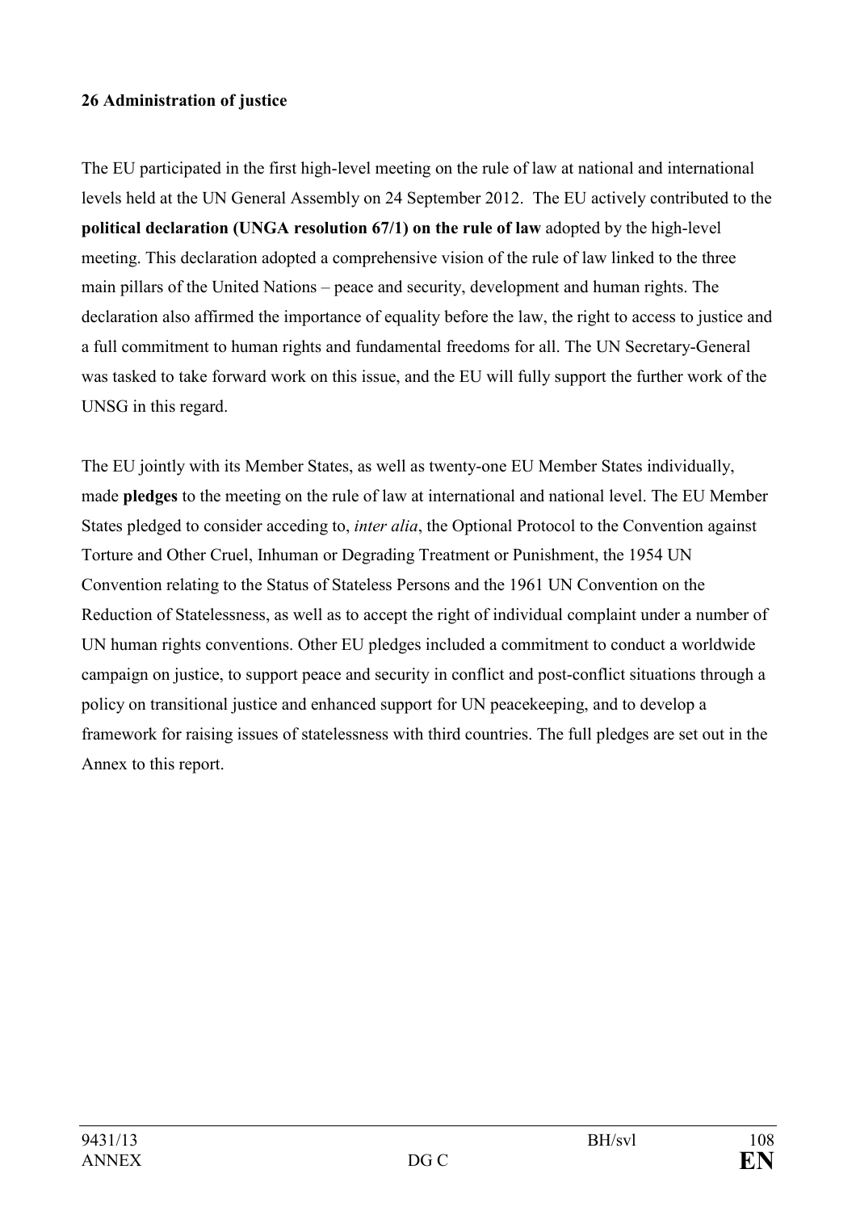## 26 Administration of justice

The EU participated in the first high-level meeting on the rule of law at national and international levels held at the UN General Assembly on 24 September 2012. The EU actively contributed to the **political declaration (UNGA resolution 67/1) on the rule of law** adopted by the high-level meeting. This declaration adopted a comprehensive vision of the rule of law linked to the three main pillars of the United Nations – peace and security, development and human rights. The declaration also affirmed the importance of equality before the law, the right to access to justice and a full commitment to human rights and fundamental freedoms for all. The UN Secretary-General was tasked to take forward work on this issue, and the EU will fully support the further work of the UNSG in this regard.

The EU jointly with its Member States, as well as twenty-one EU Member States individually, made **pledges** to the meeting on the rule of law at international and national level. The EU Member States pledged to consider acceding to, *inter alia*, the Optional Protocol to the Convention against Torture and Other Cruel, Inhuman or Degrading Treatment or Punishment, the 1954 UN Convention relating to the Status of Stateless Persons and the 1961 UN Convention on the Reduction of Statelessness, as well as to accept the right of individual complaint under a number of UN human rights conventions. Other EU pledges included a commitment to conduct a worldwide campaign on justice, to support peace and security in conflict and post-conflict situations through a policy on transitional justice and enhanced support for UN peacekeeping, and to develop a framework for raising issues of statelessness with third countries. The full pledges are set out in the Annex to this report.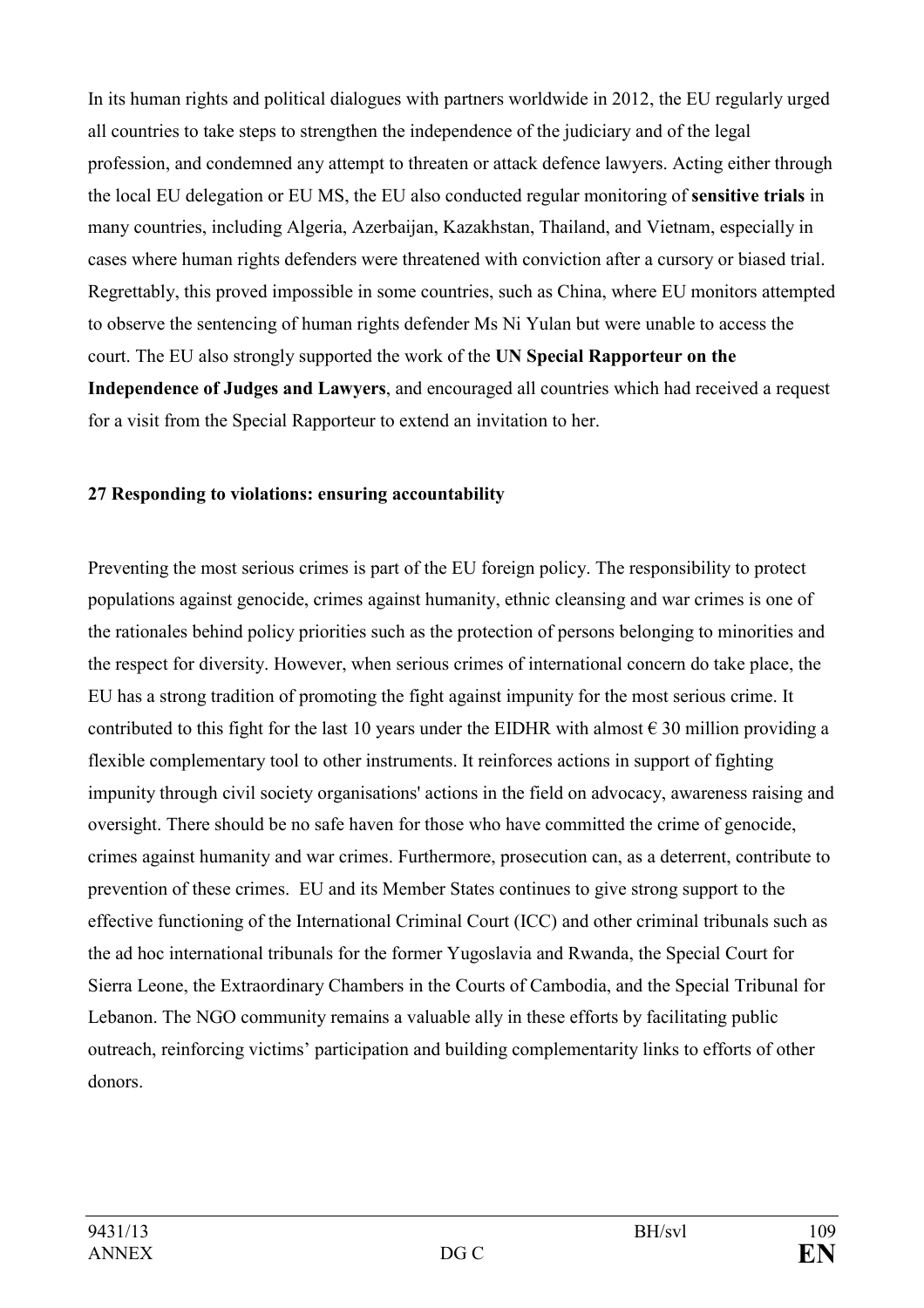In its human rights and political dialogues with partners worldwide in 2012, the EU regularly urged all countries to take steps to strengthen the independence of the judiciary and of the legal profession, and condemned any attempt to threaten or attack defence lawyers. Acting either through the local EU delegation or EU MS, the EU also conducted regular monitoring of **sensitive trials** in many countries, including Algeria, Azerbaijan, Kazakhstan, Thailand, and Vietnam, especially in cases where human rights defenders were threatened with conviction after a cursory or biased trial. Regrettably, this proved impossible in some countries, such as China, where EU monitors attempted to observe the sentencing of human rights defender Ms Ni Yulan but were unable to access the court. The EU also strongly supported the work of the **UN Special Rapporteur on the Independence of Judges and Lawyers**, and encouraged all countries which had received a request for a visit from the Special Rapporteur to extend an invitation to her.

## 27 Responding to violations: ensuring accountability

Preventing the most serious crimes is part of the EU foreign policy. The responsibility to protect populations against genocide, crimes against humanity, ethnic cleansing and war crimes is one of the rationales behind policy priorities such as the protection of persons belonging to minorities and the respect for diversity. However, when serious crimes of international concern do take place, the EU has a strong tradition of promoting the fight against impunity for the most serious crime. It contributed to this fight for the last 10 years under the EIDHR with almost € 30 million providing a flexible complementary tool to other instruments. It reinforces actions in support of fighting impunity through civil society organisations' actions in the field on advocacy, awareness raising and oversight. There should be no safe haven for those who have committed the crime of genocide, crimes against humanity and war crimes. Furthermore, prosecution can, as a deterrent, contribute to prevention of these crimes. EU and its Member States continues to give strong support to the effective functioning of the International Criminal Court (ICC) and other criminal tribunals such as the ad hoc international tribunals for the former Yugoslavia and Rwanda, the Special Court for Sierra Leone, the Extraordinary Chambers in the Courts of Cambodia, and the Special Tribunal for Lebanon. The NGO community remains a valuable ally in these efforts by facilitating public outreach, reinforcing victims' participation and building complementarity links to efforts of other donors.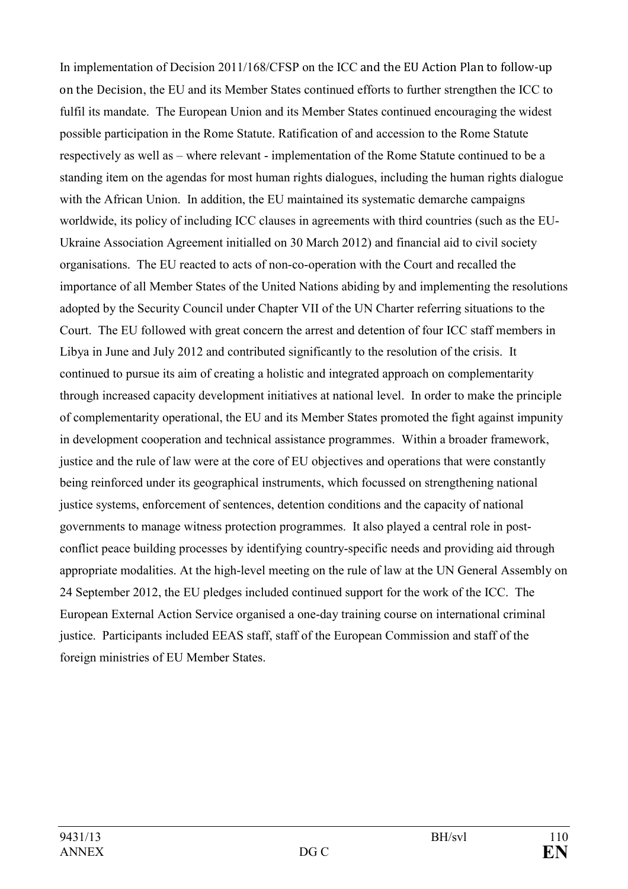In implementation of Decision 2011/168/CFSP on the ICC and the EU Action Plan to follow-up on the Decision, the EU and its Member States continued efforts to further strengthen the ICC to fulfil its mandate. The European Union and its Member States continued encouraging the widest possible participation in the Rome Statute. Ratification of and accession to the Rome Statute respectively as well as – where relevant - implementation of the Rome Statute continued to be a standing item on the agendas for most human rights dialogues, including the human rights dialogue with the African Union. In addition, the EU maintained its systematic demarche campaigns worldwide, its policy of including ICC clauses in agreements with third countries (such as the EU-Ukraine Association Agreement initialled on 30 March 2012) and financial aid to civil society organisations. The EU reacted to acts of non-co-operation with the Court and recalled the importance of all Member States of the United Nations abiding by and implementing the resolutions adopted by the Security Council under Chapter VII of the UN Charter referring situations to the Court. The EU followed with great concern the arrest and detention of four ICC staff members in Libya in June and July 2012 and contributed significantly to the resolution of the crisis. It continued to pursue its aim of creating a holistic and integrated approach on complementarity through increased capacity development initiatives at national level. In order to make the principle of complementarity operational, the EU and its Member States promoted the fight against impunity in development cooperation and technical assistance programmes. Within a broader framework, justice and the rule of law were at the core of EU objectives and operations that were constantly being reinforced under its geographical instruments, which focussed on strengthening national justice systems, enforcement of sentences, detention conditions and the capacity of national governments to manage witness protection programmes. It also played a central role in post-conflict peace building processes by identifying country-specific needs and providing aid through appropriate modalities. At the high-level meeting on the rule of law at the UN General Assembly on 24 September 2012, the EU pledges included continued support for the work of the ICC. The European External Action Service organised a one-day training course on international criminal justice. Participants included EEAS staff, staff of the European Commission and staff of the foreign ministries of EU Member States.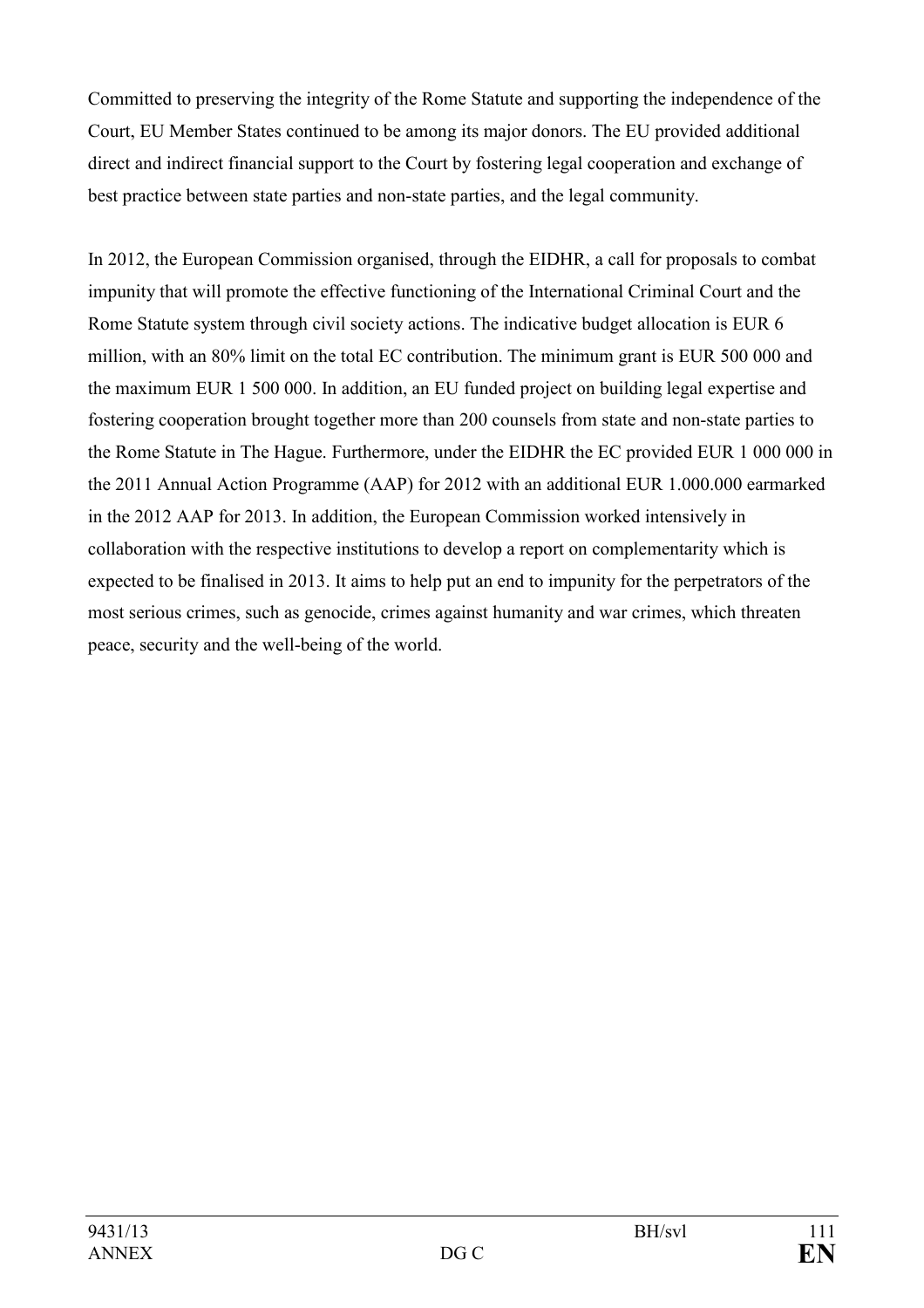Committed to preserving the integrity of the Rome Statute and supporting the independence of the Court, EU Member States continued to be among its major donors. The EU provided additional direct and indirect financial support to the Court by fostering legal cooperation and exchange of best practice between state parties and non-state parties, and the legal community.

In 2012, the European Commission organised, through the EIDHR, a call for proposals to combat impunity that will promote the effective functioning of the International Criminal Court and the Rome Statute system through civil society actions. The indicative budget allocation is EUR 6 million, with an 80% limit on the total EC contribution. The minimum grant is EUR 500 000 and the maximum EUR 1 500 000. In addition, an EU funded project on building legal expertise and fostering cooperation brought together more than 200 counsels from state and non-state parties to the Rome Statute in The Hague. Furthermore, under the EIDHR the EC provided EUR 1 000 000 in the 2011 Annual Action Programme (AAP) for 2012 with an additional EUR 1.000.000 earmarked in the 2012 AAP for 2013. In addition, the European Commission worked intensively in collaboration with the respective institutions to develop a report on complementarity which is expected to be finalised in 2013. It aims to help put an end to impunity for the perpetrators of the most serious crimes, such as genocide, crimes against humanity and war crimes, which threaten peace, security and the well-being of the world.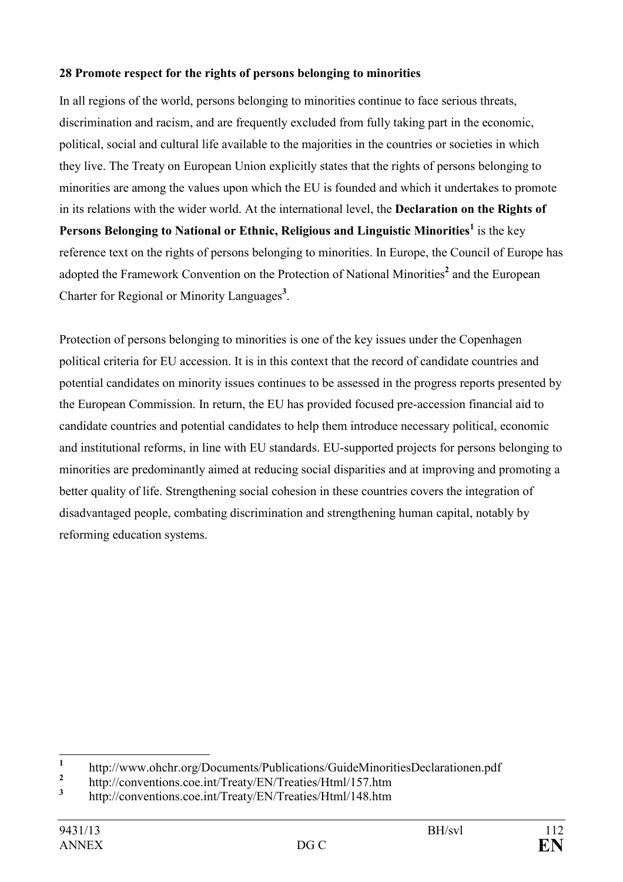**28 Promote respect for the rights of persons belonging to minorities**

In all regions of the world, persons belonging to minorities continue to face serious threats, discrimination and racism, and are frequently excluded from fully taking part in the economic, political, social and cultural life available to the majorities in the countries or societies in which they live. The Treaty on European Union explicitly states that the rights of persons belonging to minorities are among the values upon which the EU is founded and which it undertakes to promote in its relations with the wider world. At the international level, the **Declaration on the Rights of Persons Belonging to National or Ethnic, Religious and Linguistic Minorities**[1] is the key reference text on the rights of persons belonging to minorities. In Europe, the Council of Europe has adopted the Framework Convention on the Protection of National Minorities[2] and the European Charter for Regional or Minority Languages[3].

Protection of persons belonging to minorities is one of the key issues under the Copenhagen political criteria for EU accession. It is in this context that the record of candidate countries and potential candidates on minority issues continues to be assessed in the progress reports presented by the European Commission. In return, the EU has provided focused pre-accession financial aid to candidate countries and potential candidates to help them introduce necessary political, economic and institutional reforms, in line with EU standards. EU-supported projects for persons belonging to minorities are predominantly aimed at reducing social disparities and at improving and promoting a better quality of life. Strengthening social cohesion in these countries covers the integration of disadvantaged people, combating discrimination and strengthening human capital, notably by reforming education systems.

---

[1] http://www.ohchr.org/Documents/Publications/GuideMinoritiesDeclarationen.pdf

[2] http://conventions.coe.int/Treaty/EN/Treaties/Html/157.htm

[3] http://conventions.coe.int/Treaty/EN/Treaties/Html/148.htm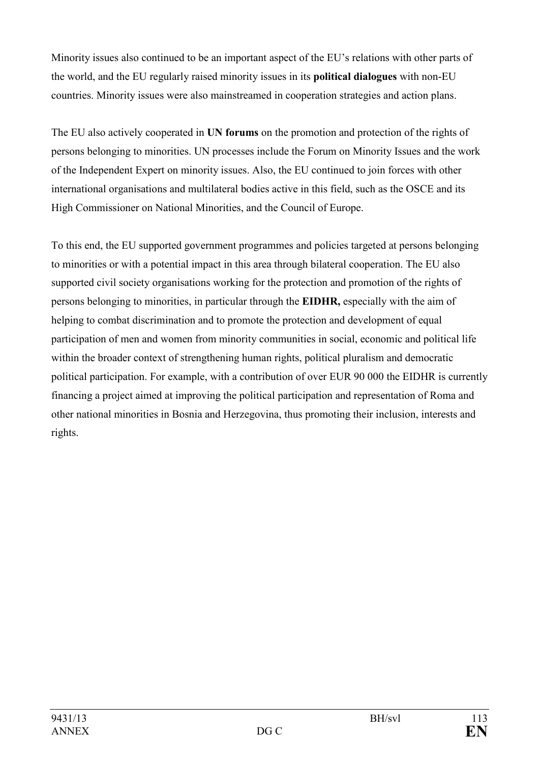Minority issues also continued to be an important aspect of the EU's relations with other parts of the world, and the EU regularly raised minority issues in its **political dialogues** with non-EU countries. Minority issues were also mainstreamed in cooperation strategies and action plans.

The EU also actively cooperated in **UN forums** on the promotion and protection of the rights of persons belonging to minorities. UN processes include the Forum on Minority Issues and the work of the Independent Expert on minority issues. Also, the EU continued to join forces with other international organisations and multilateral bodies active in this field, such as the OSCE and its High Commissioner on National Minorities, and the Council of Europe.

To this end, the EU supported government programmes and policies targeted at persons belonging to minorities or with a potential impact in this area through bilateral cooperation. The EU also supported civil society organisations working for the protection and promotion of the rights of persons belonging to minorities, in particular through the **EIDHR,** especially with the aim of helping to combat discrimination and to promote the protection and development of equal participation of men and women from minority communities in social, economic and political life within the broader context of strengthening human rights, political pluralism and democratic political participation. For example, with a contribution of over EUR 90 000 the EIDHR is currently financing a project aimed at improving the political participation and representation of Roma and other national minorities in Bosnia and Herzegovina, thus promoting their inclusion, interests and rights.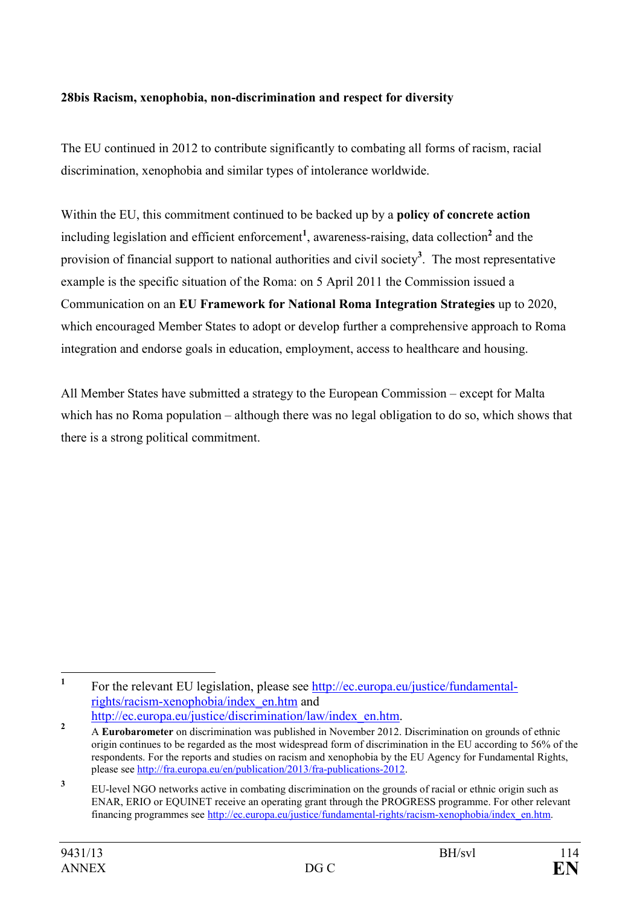**28bis Racism, xenophobia, non-discrimination and respect for diversity**

The EU continued in 2012 to contribute significantly to combating all forms of racism, racial discrimination, xenophobia and similar types of intolerance worldwide.

Within the EU, this commitment continued to be backed up by a **policy of concrete action** including legislation and efficient enforcement[1], awareness-raising, data collection[2] and the provision of financial support to national authorities and civil society[3]. The most representative example is the specific situation of the Roma: on 5 April 2011 the Commission issued a Communication on an **EU Framework for National Roma Integration Strategies** up to 2020, which encouraged Member States to adopt or develop further a comprehensive approach to Roma integration and endorse goals in education, employment, access to healthcare and housing.

All Member States have submitted a strategy to the European Commission – except for Malta which has no Roma population – although there was no legal obligation to do so, which shows that there is a strong political commitment.

---

[1] For the relevant EU legislation, please see http://ec.europa.eu/justice/fundamental-rights/racism-xenophobia/index_en.htm and http://ec.europa.eu/justice/discrimination/law/index_en.htm.

[2] A **Eurobarometer** on discrimination was published in November 2012. Discrimination on grounds of ethnic origin continues to be regarded as the most widespread form of discrimination in the EU according to 56% of the respondents. For the reports and studies on racism and xenophobia by the EU Agency for Fundamental Rights, please see http://fra.europa.eu/en/publication/2013/fra-publications-2012.

[3] EU-level NGO networks active in combating discrimination on the grounds of racial or ethnic origin such as ENAR, ERIO or EQUINET receive an operating grant through the PROGRESS programme. For other relevant financing programmes see http://ec.europa.eu/justice/fundamental-rights/racism-xenophobia/index_en.htm.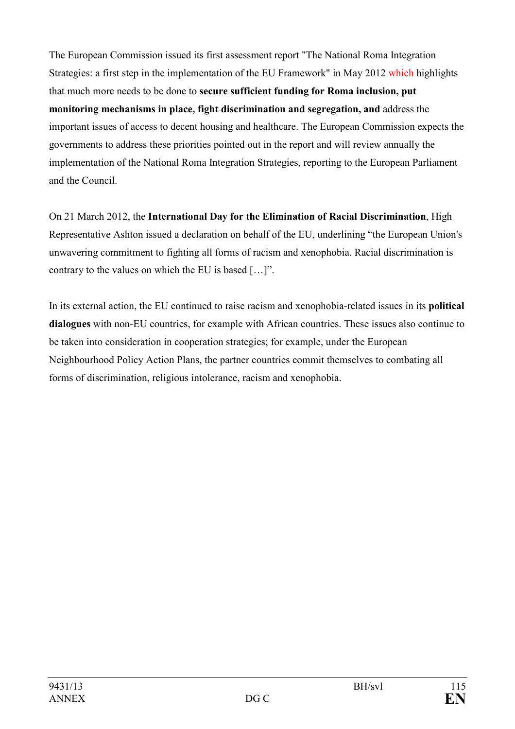The European Commission issued its first assessment report "The National Roma Integration Strategies: a first step in the implementation of the EU Framework" in May 2012 which highlights that much more needs to be done to **secure sufficient funding for Roma inclusion, put monitoring mechanisms in place, fight discrimination and segregation, and** address the important issues of access to decent housing and healthcare. The European Commission expects the governments to address these priorities pointed out in the report and will review annually the implementation of the National Roma Integration Strategies, reporting to the European Parliament and the Council.

On 21 March 2012, the **International Day for the Elimination of Racial Discrimination**, High Representative Ashton issued a declaration on behalf of the EU, underlining "the European Union's unwavering commitment to fighting all forms of racism and xenophobia. Racial discrimination is contrary to the values on which the EU is based […]".

In its external action, the EU continued to raise racism and xenophobia-related issues in its **political dialogues** with non-EU countries, for example with African countries. These issues also continue to be taken into consideration in cooperation strategies; for example, under the European Neighbourhood Policy Action Plans, the partner countries commit themselves to combating all forms of discrimination, religious intolerance, racism and xenophobia.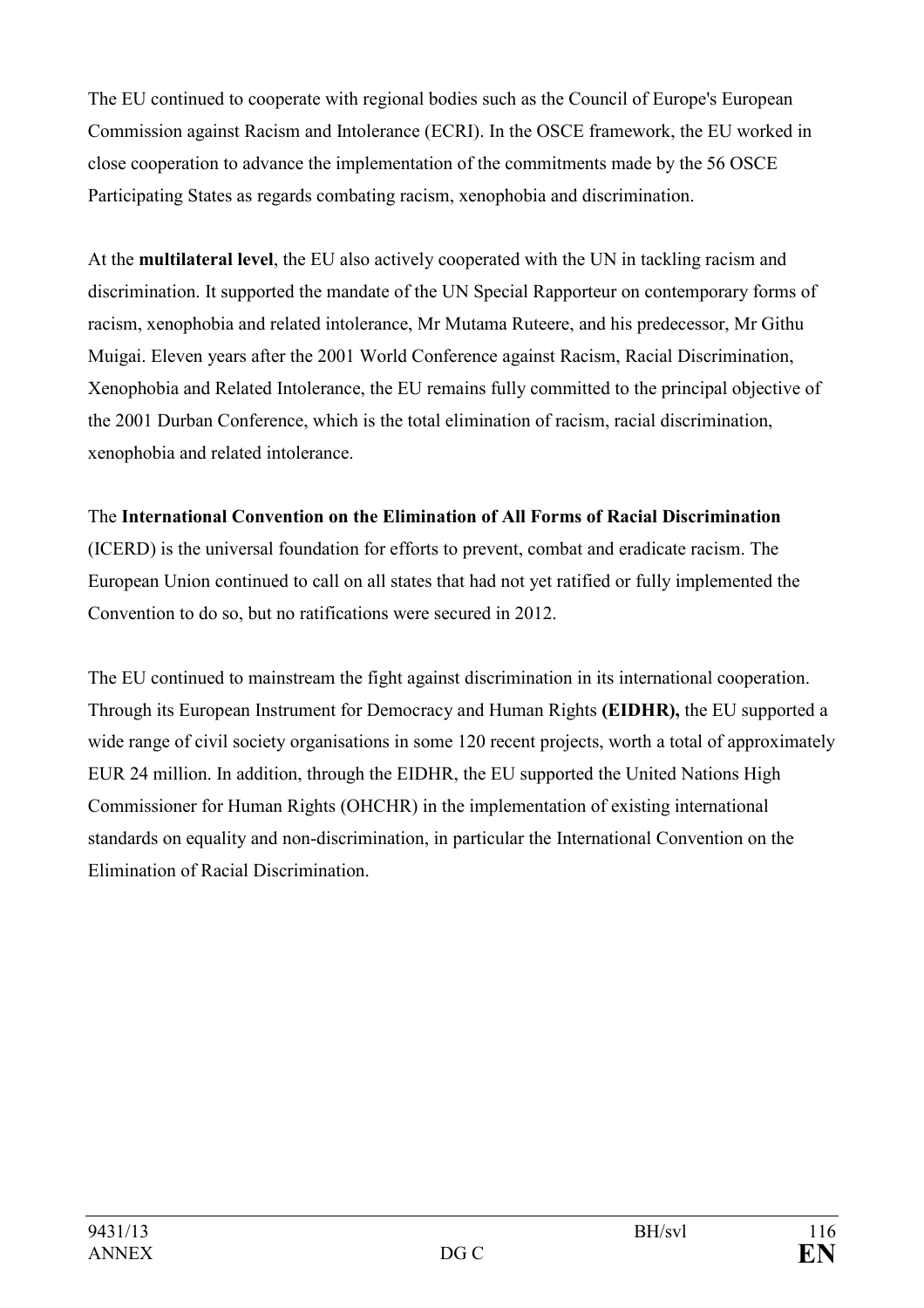The EU continued to cooperate with regional bodies such as the Council of Europe's European Commission against Racism and Intolerance (ECRI). In the OSCE framework, the EU worked in close cooperation to advance the implementation of the commitments made by the 56 OSCE Participating States as regards combating racism, xenophobia and discrimination.

At the **multilateral level**, the EU also actively cooperated with the UN in tackling racism and discrimination. It supported the mandate of the UN Special Rapporteur on contemporary forms of racism, xenophobia and related intolerance, Mr Mutama Ruteere, and his predecessor, Mr Githu Muigai. Eleven years after the 2001 World Conference against Racism, Racial Discrimination, Xenophobia and Related Intolerance, the EU remains fully committed to the principal objective of the 2001 Durban Conference, which is the total elimination of racism, racial discrimination, xenophobia and related intolerance.

The **International Convention on the Elimination of All Forms of Racial Discrimination** (ICERD) is the universal foundation for efforts to prevent, combat and eradicate racism. The European Union continued to call on all states that had not yet ratified or fully implemented the Convention to do so, but no ratifications were secured in 2012.

The EU continued to mainstream the fight against discrimination in its international cooperation. Through its European Instrument for Democracy and Human Rights **(EIDHR),** the EU supported a wide range of civil society organisations in some 120 recent projects, worth a total of approximately EUR 24 million. In addition, through the EIDHR, the EU supported the United Nations High Commissioner for Human Rights (OHCHR) in the implementation of existing international standards on equality and non-discrimination, in particular the International Convention on the Elimination of Racial Discrimination.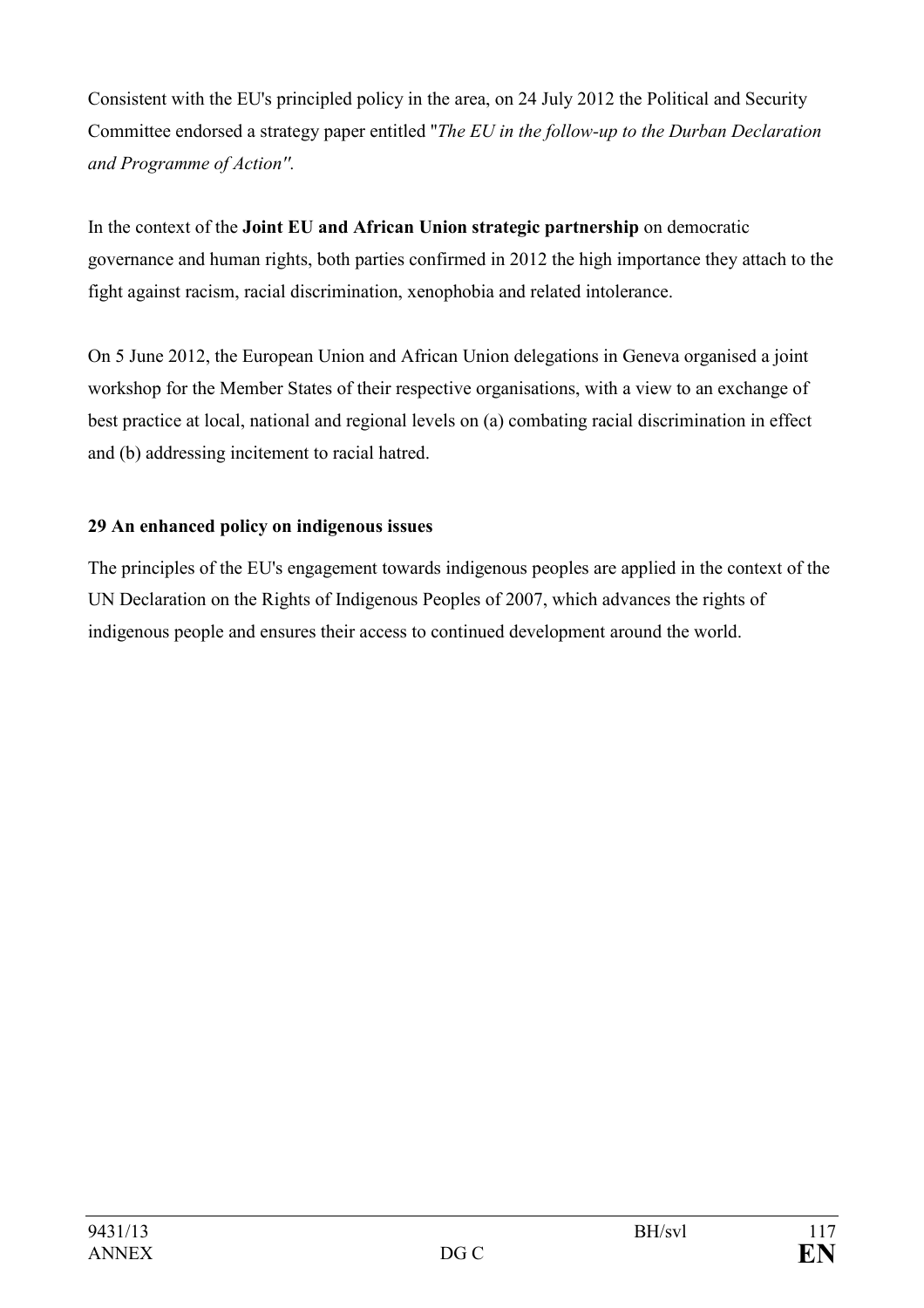Consistent with the EU's principled policy in the area, on 24 July 2012 the Political and Security Committee endorsed a strategy paper entitled "*The EU in the follow-up to the Durban Declaration and Programme of Action".*

In the context of the **Joint EU and African Union strategic partnership** on democratic governance and human rights, both parties confirmed in 2012 the high importance they attach to the fight against racism, racial discrimination, xenophobia and related intolerance.

On 5 June 2012, the European Union and African Union delegations in Geneva organised a joint workshop for the Member States of their respective organisations, with a view to an exchange of best practice at local, national and regional levels on (a) combating racial discrimination in effect and (b) addressing incitement to racial hatred.

**29 An enhanced policy on indigenous issues**

The principles of the EU's engagement towards indigenous peoples are applied in the context of the UN Declaration on the Rights of Indigenous Peoples of 2007, which advances the rights of indigenous people and ensures their access to continued development around the world.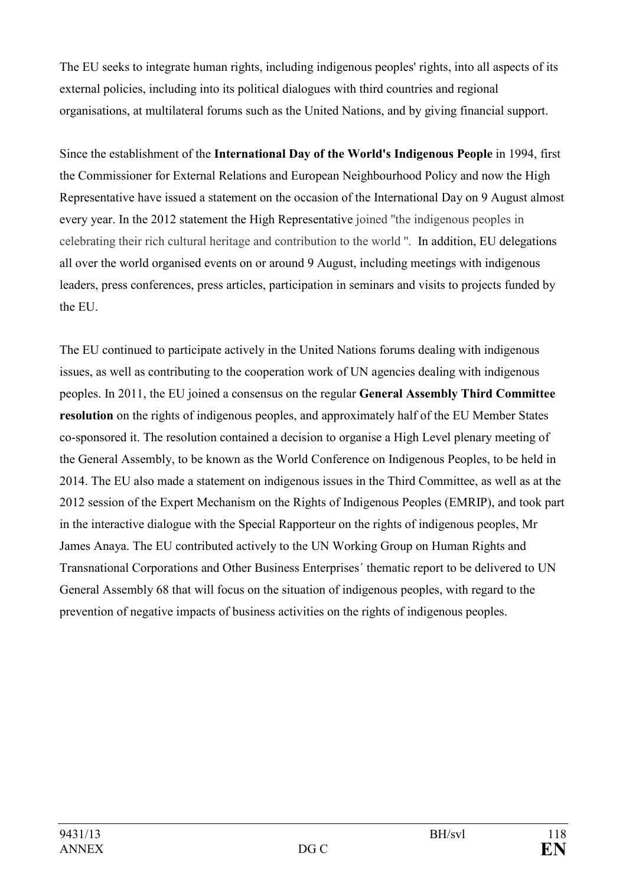The EU seeks to integrate human rights, including indigenous peoples' rights, into all aspects of its external policies, including into its political dialogues with third countries and regional organisations, at multilateral forums such as the United Nations, and by giving financial support.

Since the establishment of the **International Day of the World's Indigenous People** in 1994, first the Commissioner for External Relations and European Neighbourhood Policy and now the High Representative have issued a statement on the occasion of the International Day on 9 August almost every year. In the 2012 statement the High Representative joined "the indigenous peoples in celebrating their rich cultural heritage and contribution to the world ". In addition, EU delegations all over the world organised events on or around 9 August, including meetings with indigenous leaders, press conferences, press articles, participation in seminars and visits to projects funded by the EU.

The EU continued to participate actively in the United Nations forums dealing with indigenous issues, as well as contributing to the cooperation work of UN agencies dealing with indigenous peoples. In 2011, the EU joined a consensus on the regular **General Assembly Third Committee resolution** on the rights of indigenous peoples, and approximately half of the EU Member States co-sponsored it. The resolution contained a decision to organise a High Level plenary meeting of the General Assembly, to be known as the World Conference on Indigenous Peoples, to be held in 2014. The EU also made a statement on indigenous issues in the Third Committee, as well as at the 2012 session of the Expert Mechanism on the Rights of Indigenous Peoples (EMRIP), and took part in the interactive dialogue with the Special Rapporteur on the rights of indigenous peoples, Mr James Anaya. The EU contributed actively to the UN Working Group on Human Rights and Transnational Corporations and Other Business Enterprises´ thematic report to be delivered to UN General Assembly 68 that will focus on the situation of indigenous peoples, with regard to the prevention of negative impacts of business activities on the rights of indigenous peoples.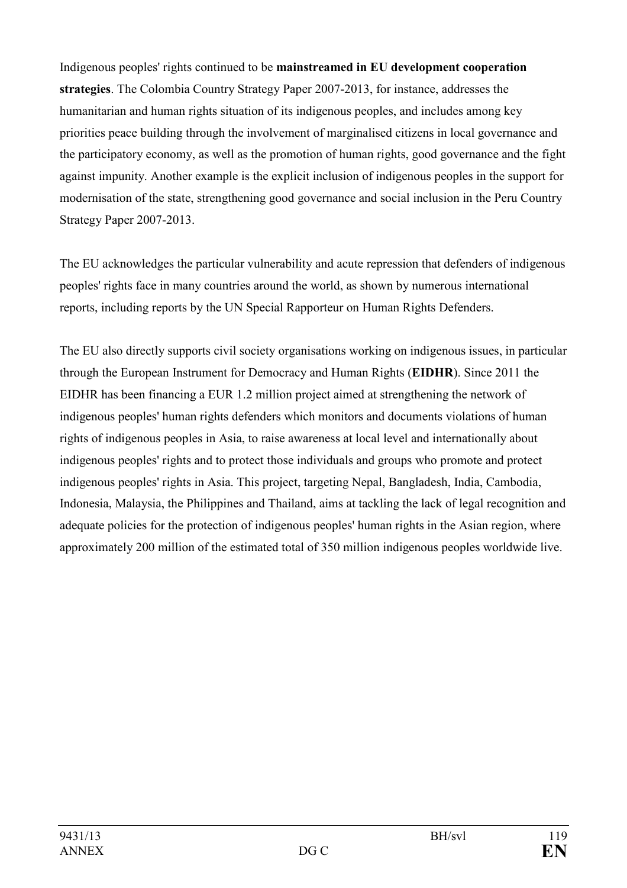Indigenous peoples' rights continued to be **mainstreamed in EU development cooperation strategies**. The Colombia Country Strategy Paper 2007-2013, for instance, addresses the humanitarian and human rights situation of its indigenous peoples, and includes among key priorities peace building through the involvement of marginalised citizens in local governance and the participatory economy, as well as the promotion of human rights, good governance and the fight against impunity. Another example is the explicit inclusion of indigenous peoples in the support for modernisation of the state, strengthening good governance and social inclusion in the Peru Country Strategy Paper 2007-2013.

The EU acknowledges the particular vulnerability and acute repression that defenders of indigenous peoples' rights face in many countries around the world, as shown by numerous international reports, including reports by the UN Special Rapporteur on Human Rights Defenders.

The EU also directly supports civil society organisations working on indigenous issues, in particular through the European Instrument for Democracy and Human Rights (**EIDHR**). Since 2011 the EIDHR has been financing a EUR 1.2 million project aimed at strengthening the network of indigenous peoples' human rights defenders which monitors and documents violations of human rights of indigenous peoples in Asia, to raise awareness at local level and internationally about indigenous peoples' rights and to protect those individuals and groups who promote and protect indigenous peoples' rights in Asia. This project, targeting Nepal, Bangladesh, India, Cambodia, Indonesia, Malaysia, the Philippines and Thailand, aims at tackling the lack of legal recognition and adequate policies for the protection of indigenous peoples' human rights in the Asian region, where approximately 200 million of the estimated total of 350 million indigenous peoples worldwide live.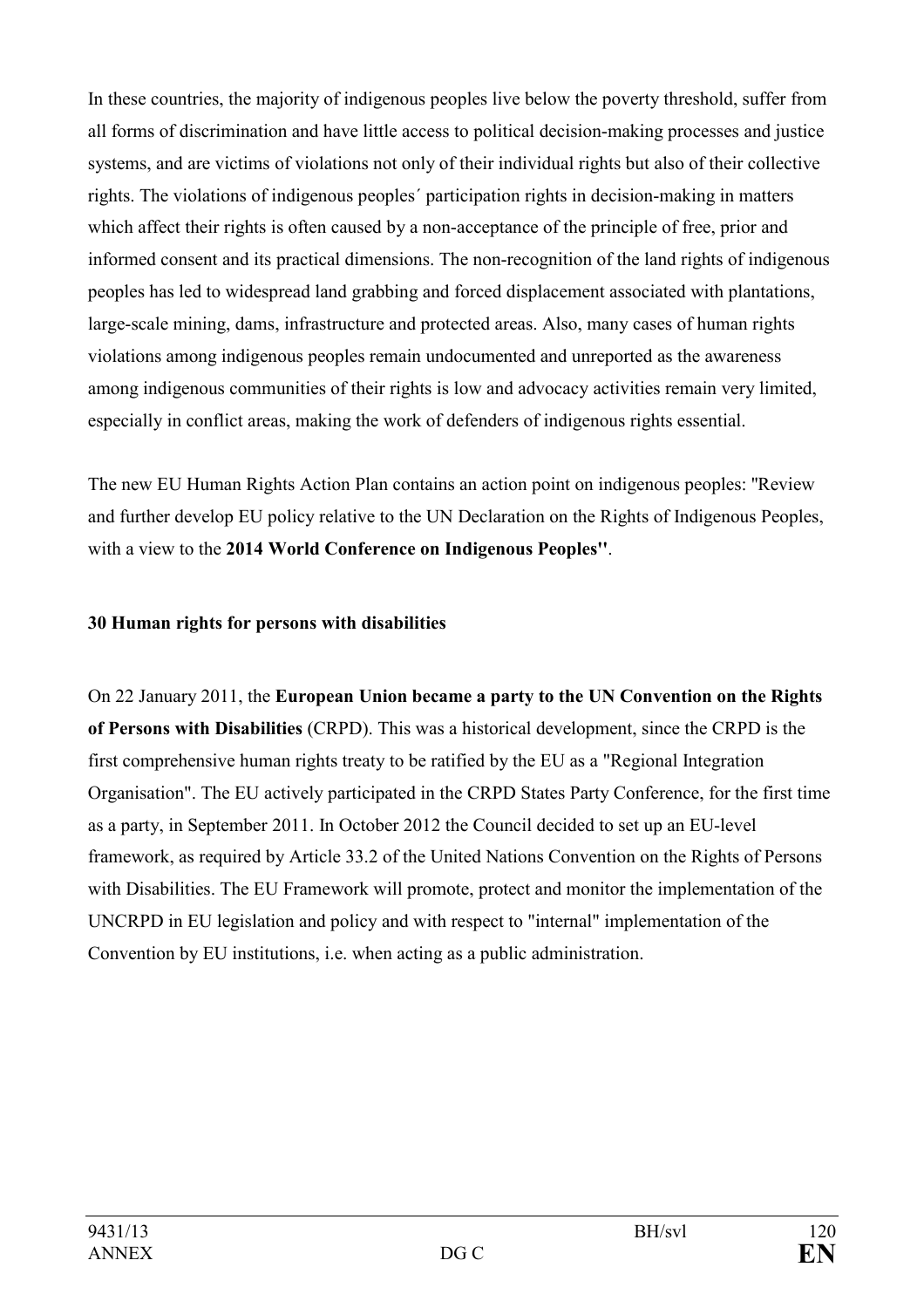In these countries, the majority of indigenous peoples live below the poverty threshold, suffer from all forms of discrimination and have little access to political decision-making processes and justice systems, and are victims of violations not only of their individual rights but also of their collective rights. The violations of indigenous peoples´ participation rights in decision-making in matters which affect their rights is often caused by a non-acceptance of the principle of free, prior and informed consent and its practical dimensions. The non-recognition of the land rights of indigenous peoples has led to widespread land grabbing and forced displacement associated with plantations, large-scale mining, dams, infrastructure and protected areas. Also, many cases of human rights violations among indigenous peoples remain undocumented and unreported as the awareness among indigenous communities of their rights is low and advocacy activities remain very limited, especially in conflict areas, making the work of defenders of indigenous rights essential.

The new EU Human Rights Action Plan contains an action point on indigenous peoples: "Review and further develop EU policy relative to the UN Declaration on the Rights of Indigenous Peoples, with a view to the **2014 World Conference on Indigenous Peoples"**.

**30 Human rights for persons with disabilities**

On 22 January 2011, the **European Union became a party to the UN Convention on the Rights of Persons with Disabilities** (CRPD). This was a historical development, since the CRPD is the first comprehensive human rights treaty to be ratified by the EU as a "Regional Integration Organisation". The EU actively participated in the CRPD States Party Conference, for the first time as a party, in September 2011. In October 2012 the Council decided to set up an EU-level framework, as required by Article 33.2 of the United Nations Convention on the Rights of Persons with Disabilities. The EU Framework will promote, protect and monitor the implementation of the UNCRPD in EU legislation and policy and with respect to "internal" implementation of the Convention by EU institutions, i.e. when acting as a public administration.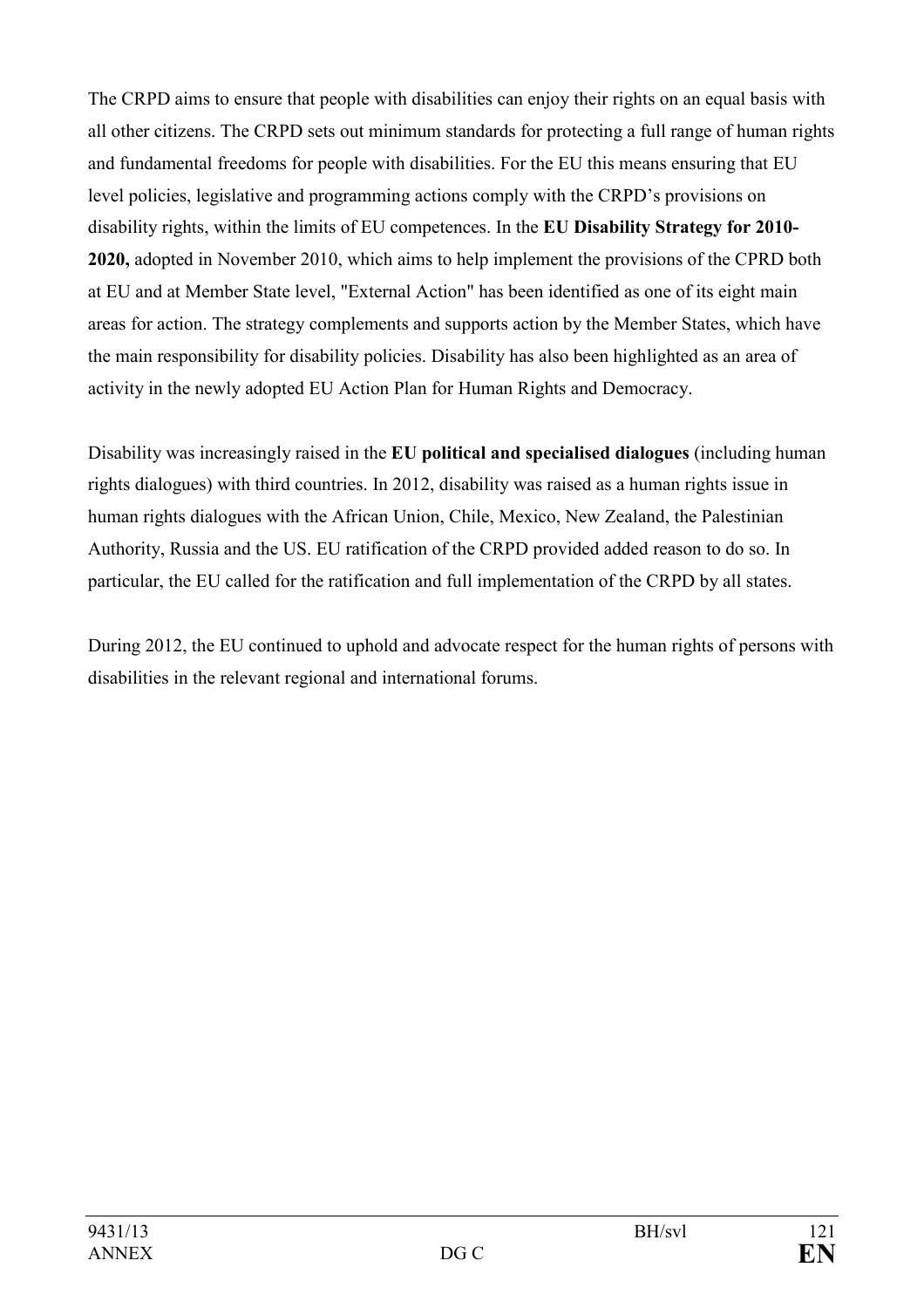The CRPD aims to ensure that people with disabilities can enjoy their rights on an equal basis with all other citizens. The CRPD sets out minimum standards for protecting a full range of human rights and fundamental freedoms for people with disabilities. For the EU this means ensuring that EU level policies, legislative and programming actions comply with the CRPD's provisions on disability rights, within the limits of EU competences. In the **EU Disability Strategy for 2010-2020,** adopted in November 2010, which aims to help implement the provisions of the CPRD both at EU and at Member State level, "External Action" has been identified as one of its eight main areas for action. The strategy complements and supports action by the Member States, which have the main responsibility for disability policies. Disability has also been highlighted as an area of activity in the newly adopted EU Action Plan for Human Rights and Democracy.

Disability was increasingly raised in the **EU political and specialised dialogues** (including human rights dialogues) with third countries. In 2012, disability was raised as a human rights issue in human rights dialogues with the African Union, Chile, Mexico, New Zealand, the Palestinian Authority, Russia and the US. EU ratification of the CRPD provided added reason to do so. In particular, the EU called for the ratification and full implementation of the CRPD by all states.

During 2012, the EU continued to uphold and advocate respect for the human rights of persons with disabilities in the relevant regional and international forums.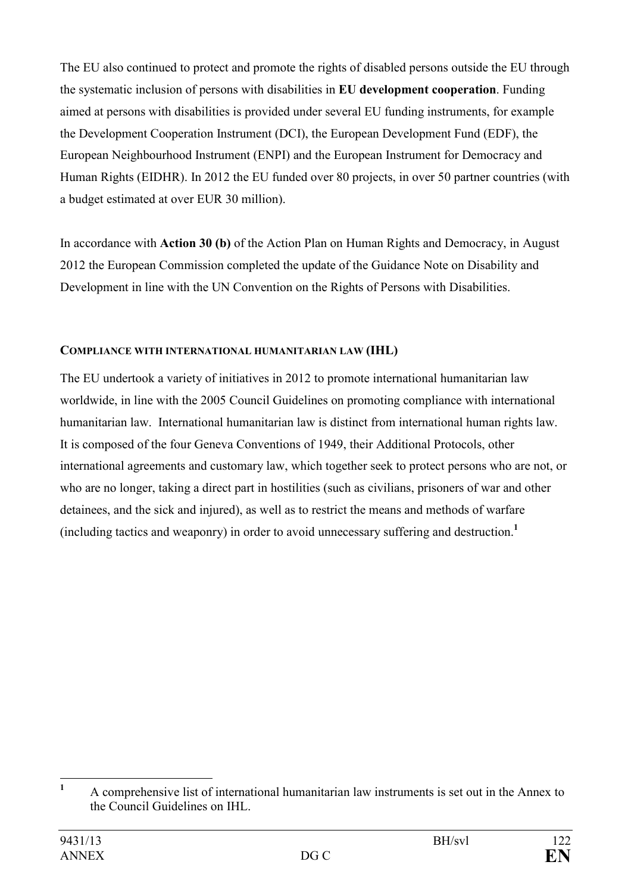The EU also continued to protect and promote the rights of disabled persons outside the EU through the systematic inclusion of persons with disabilities in **EU development cooperation**. Funding aimed at persons with disabilities is provided under several EU funding instruments, for example the Development Cooperation Instrument (DCI), the European Development Fund (EDF), the European Neighbourhood Instrument (ENPI) and the European Instrument for Democracy and Human Rights (EIDHR). In 2012 the EU funded over 80 projects, in over 50 partner countries (with a budget estimated at over EUR 30 million).

In accordance with **Action 30 (b)** of the Action Plan on Human Rights and Democracy, in August 2012 the European Commission completed the update of the Guidance Note on Disability and Development in line with the UN Convention on the Rights of Persons with Disabilities.

#### COMPLIANCE WITH INTERNATIONAL HUMANITARIAN LAW (IHL)

The EU undertook a variety of initiatives in 2012 to promote international humanitarian law worldwide, in line with the 2005 Council Guidelines on promoting compliance with international humanitarian law. International humanitarian law is distinct from international human rights law. It is composed of the four Geneva Conventions of 1949, their Additional Protocols, other international agreements and customary law, which together seek to protect persons who are not, or who are no longer, taking a direct part in hostilities (such as civilians, prisoners of war and other detainees, and the sick and injured), as well as to restrict the means and methods of warfare (including tactics and weaponry) in order to avoid unnecessary suffering and destruction.[1]

---

[1] A comprehensive list of international humanitarian law instruments is set out in the Annex to the Council Guidelines on IHL.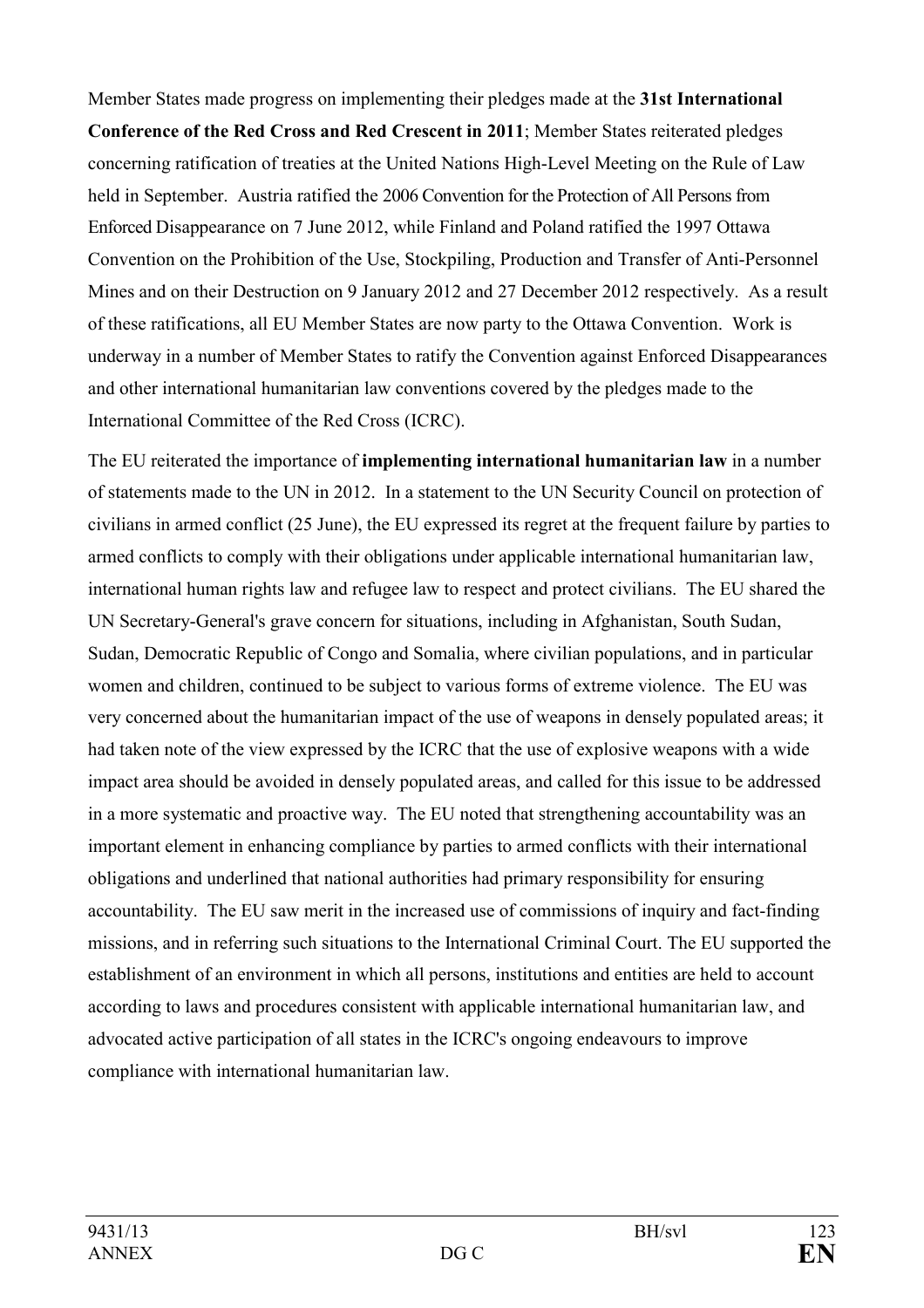Member States made progress on implementing their pledges made at the **31st International Conference of the Red Cross and Red Crescent in 2011**; Member States reiterated pledges concerning ratification of treaties at the United Nations High-Level Meeting on the Rule of Law held in September. Austria ratified the 2006 Convention for the Protection of All Persons from Enforced Disappearance on 7 June 2012, while Finland and Poland ratified the 1997 Ottawa Convention on the Prohibition of the Use, Stockpiling, Production and Transfer of Anti-Personnel Mines and on their Destruction on 9 January 2012 and 27 December 2012 respectively. As a result of these ratifications, all EU Member States are now party to the Ottawa Convention. Work is underway in a number of Member States to ratify the Convention against Enforced Disappearances and other international humanitarian law conventions covered by the pledges made to the International Committee of the Red Cross (ICRC).

The EU reiterated the importance of **implementing international humanitarian law** in a number of statements made to the UN in 2012. In a statement to the UN Security Council on protection of civilians in armed conflict (25 June), the EU expressed its regret at the frequent failure by parties to armed conflicts to comply with their obligations under applicable international humanitarian law, international human rights law and refugee law to respect and protect civilians. The EU shared the UN Secretary-General's grave concern for situations, including in Afghanistan, South Sudan, Sudan, Democratic Republic of Congo and Somalia, where civilian populations, and in particular women and children, continued to be subject to various forms of extreme violence. The EU was very concerned about the humanitarian impact of the use of weapons in densely populated areas; it had taken note of the view expressed by the ICRC that the use of explosive weapons with a wide impact area should be avoided in densely populated areas, and called for this issue to be addressed in a more systematic and proactive way. The EU noted that strengthening accountability was an important element in enhancing compliance by parties to armed conflicts with their international obligations and underlined that national authorities had primary responsibility for ensuring accountability. The EU saw merit in the increased use of commissions of inquiry and fact-finding missions, and in referring such situations to the International Criminal Court. The EU supported the establishment of an environment in which all persons, institutions and entities are held to account according to laws and procedures consistent with applicable international humanitarian law, and advocated active participation of all states in the ICRC's ongoing endeavours to improve compliance with international humanitarian law.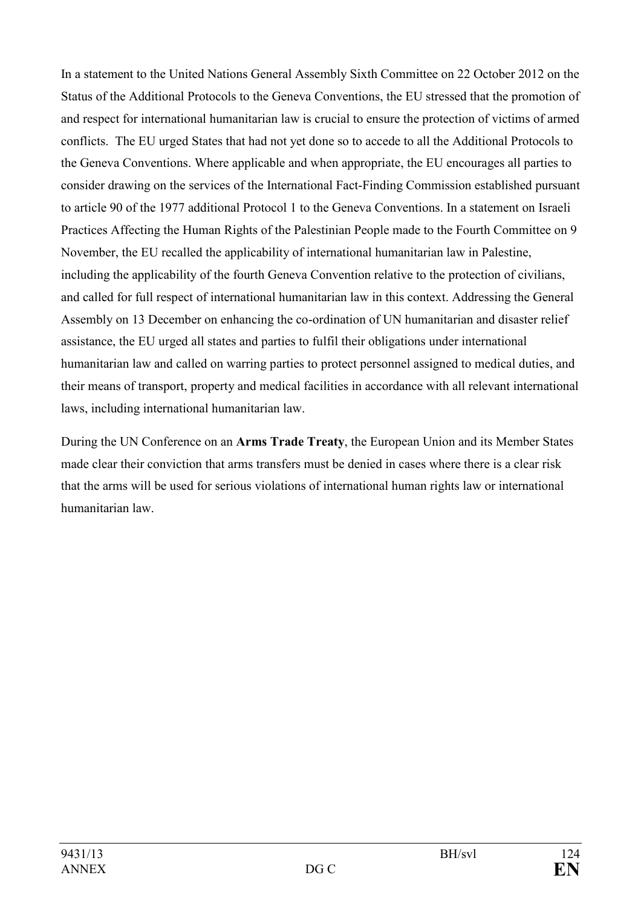In a statement to the United Nations General Assembly Sixth Committee on 22 October 2012 on the Status of the Additional Protocols to the Geneva Conventions, the EU stressed that the promotion of and respect for international humanitarian law is crucial to ensure the protection of victims of armed conflicts. The EU urged States that had not yet done so to accede to all the Additional Protocols to the Geneva Conventions. Where applicable and when appropriate, the EU encourages all parties to consider drawing on the services of the International Fact-Finding Commission established pursuant to article 90 of the 1977 additional Protocol 1 to the Geneva Conventions. In a statement on Israeli Practices Affecting the Human Rights of the Palestinian People made to the Fourth Committee on 9 November, the EU recalled the applicability of international humanitarian law in Palestine, including the applicability of the fourth Geneva Convention relative to the protection of civilians, and called for full respect of international humanitarian law in this context. Addressing the General Assembly on 13 December on enhancing the co-ordination of UN humanitarian and disaster relief assistance, the EU urged all states and parties to fulfil their obligations under international humanitarian law and called on warring parties to protect personnel assigned to medical duties, and their means of transport, property and medical facilities in accordance with all relevant international laws, including international humanitarian law.

During the UN Conference on an **Arms Trade Treaty**, the European Union and its Member States made clear their conviction that arms transfers must be denied in cases where there is a clear risk that the arms will be used for serious violations of international human rights law or international humanitarian law.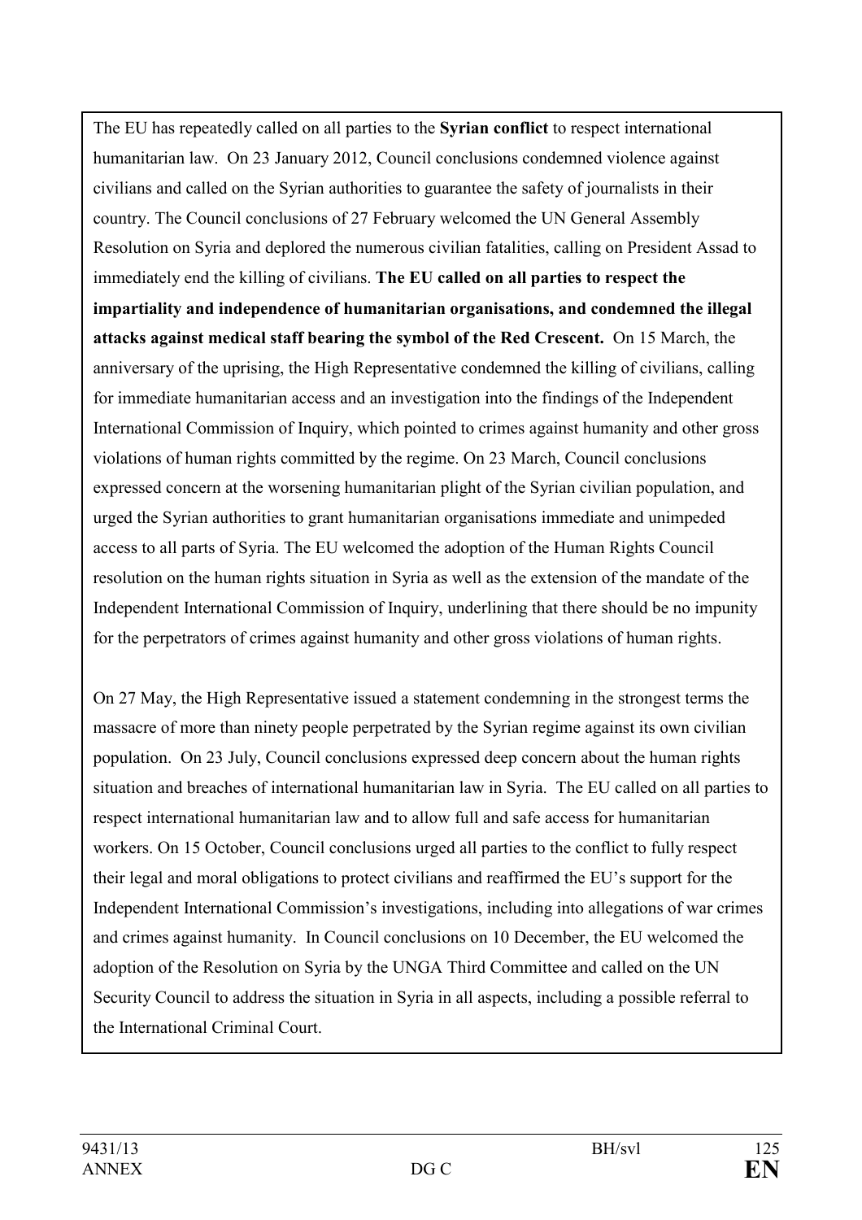The EU has repeatedly called on all parties to the **Syrian conflict** to respect international humanitarian law. On 23 January 2012, Council conclusions condemned violence against civilians and called on the Syrian authorities to guarantee the safety of journalists in their country. The Council conclusions of 27 February welcomed the UN General Assembly Resolution on Syria and deplored the numerous civilian fatalities, calling on President Assad to immediately end the killing of civilians. **The EU called on all parties to respect the impartiality and independence of humanitarian organisations, and condemned the illegal attacks against medical staff bearing the symbol of the Red Crescent.** On 15 March, the anniversary of the uprising, the High Representative condemned the killing of civilians, calling for immediate humanitarian access and an investigation into the findings of the Independent International Commission of Inquiry, which pointed to crimes against humanity and other gross violations of human rights committed by the regime. On 23 March, Council conclusions expressed concern at the worsening humanitarian plight of the Syrian civilian population, and urged the Syrian authorities to grant humanitarian organisations immediate and unimpeded access to all parts of Syria. The EU welcomed the adoption of the Human Rights Council resolution on the human rights situation in Syria as well as the extension of the mandate of the Independent International Commission of Inquiry, underlining that there should be no impunity for the perpetrators of crimes against humanity and other gross violations of human rights.

On 27 May, the High Representative issued a statement condemning in the strongest terms the massacre of more than ninety people perpetrated by the Syrian regime against its own civilian population. On 23 July, Council conclusions expressed deep concern about the human rights situation and breaches of international humanitarian law in Syria. The EU called on all parties to respect international humanitarian law and to allow full and safe access for humanitarian workers. On 15 October, Council conclusions urged all parties to the conflict to fully respect their legal and moral obligations to protect civilians and reaffirmed the EU's support for the Independent International Commission's investigations, including into allegations of war crimes and crimes against humanity. In Council conclusions on 10 December, the EU welcomed the adoption of the Resolution on Syria by the UNGA Third Committee and called on the UN Security Council to address the situation in Syria in all aspects, including a possible referral to the International Criminal Court.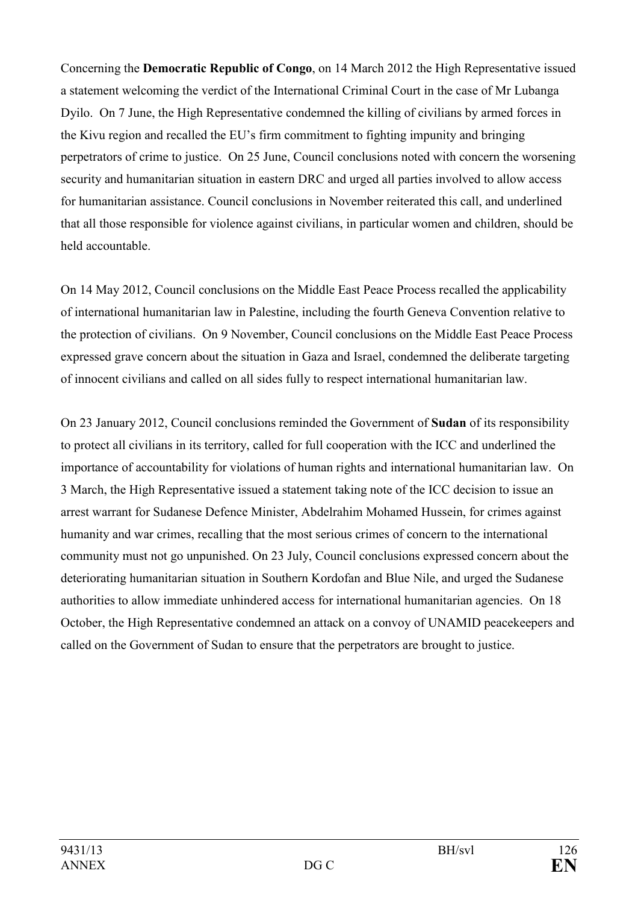Concerning the **Democratic Republic of Congo**, on 14 March 2012 the High Representative issued a statement welcoming the verdict of the International Criminal Court in the case of Mr Lubanga Dyilo. On 7 June, the High Representative condemned the killing of civilians by armed forces in the Kivu region and recalled the EU's firm commitment to fighting impunity and bringing perpetrators of crime to justice. On 25 June, Council conclusions noted with concern the worsening security and humanitarian situation in eastern DRC and urged all parties involved to allow access for humanitarian assistance. Council conclusions in November reiterated this call, and underlined that all those responsible for violence against civilians, in particular women and children, should be held accountable.

On 14 May 2012, Council conclusions on the Middle East Peace Process recalled the applicability of international humanitarian law in Palestine, including the fourth Geneva Convention relative to the protection of civilians. On 9 November, Council conclusions on the Middle East Peace Process expressed grave concern about the situation in Gaza and Israel, condemned the deliberate targeting of innocent civilians and called on all sides fully to respect international humanitarian law.

On 23 January 2012, Council conclusions reminded the Government of **Sudan** of its responsibility to protect all civilians in its territory, called for full cooperation with the ICC and underlined the importance of accountability for violations of human rights and international humanitarian law. On 3 March, the High Representative issued a statement taking note of the ICC decision to issue an arrest warrant for Sudanese Defence Minister, Abdelrahim Mohamed Hussein, for crimes against humanity and war crimes, recalling that the most serious crimes of concern to the international community must not go unpunished. On 23 July, Council conclusions expressed concern about the deteriorating humanitarian situation in Southern Kordofan and Blue Nile, and urged the Sudanese authorities to allow immediate unhindered access for international humanitarian agencies. On 18 October, the High Representative condemned an attack on a convoy of UNAMID peacekeepers and called on the Government of Sudan to ensure that the perpetrators are brought to justice.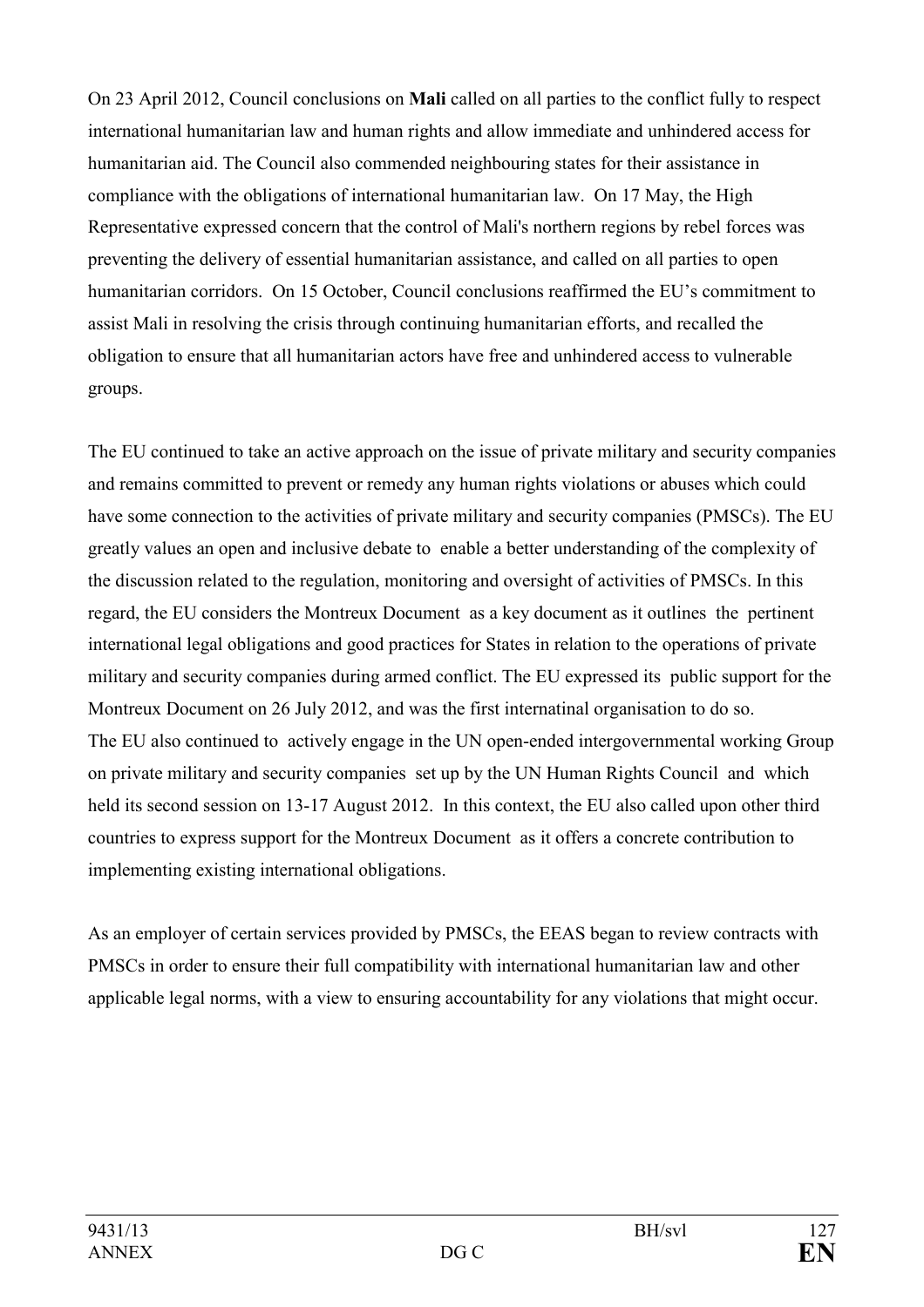On 23 April 2012, Council conclusions on **Mali** called on all parties to the conflict fully to respect international humanitarian law and human rights and allow immediate and unhindered access for humanitarian aid. The Council also commended neighbouring states for their assistance in compliance with the obligations of international humanitarian law. On 17 May, the High Representative expressed concern that the control of Mali's northern regions by rebel forces was preventing the delivery of essential humanitarian assistance, and called on all parties to open humanitarian corridors. On 15 October, Council conclusions reaffirmed the EU's commitment to assist Mali in resolving the crisis through continuing humanitarian efforts, and recalled the obligation to ensure that all humanitarian actors have free and unhindered access to vulnerable groups.

The EU continued to take an active approach on the issue of private military and security companies and remains committed to prevent or remedy any human rights violations or abuses which could have some connection to the activities of private military and security companies (PMSCs). The EU greatly values an open and inclusive debate to enable a better understanding of the complexity of the discussion related to the regulation, monitoring and oversight of activities of PMSCs. In this regard, the EU considers the Montreux Document as a key document as it outlines the pertinent international legal obligations and good practices for States in relation to the operations of private military and security companies during armed conflict. The EU expressed its public support for the Montreux Document on 26 July 2012, and was the first internatinal organisation to do so.
The EU also continued to actively engage in the UN open-ended intergovernmental working Group on private military and security companies set up by the UN Human Rights Council and which held its second session on 13-17 August 2012. In this context, the EU also called upon other third countries to express support for the Montreux Document as it offers a concrete contribution to implementing existing international obligations.

As an employer of certain services provided by PMSCs, the EEAS began to review contracts with PMSCs in order to ensure their full compatibility with international humanitarian law and other applicable legal norms, with a view to ensuring accountability for any violations that might occur.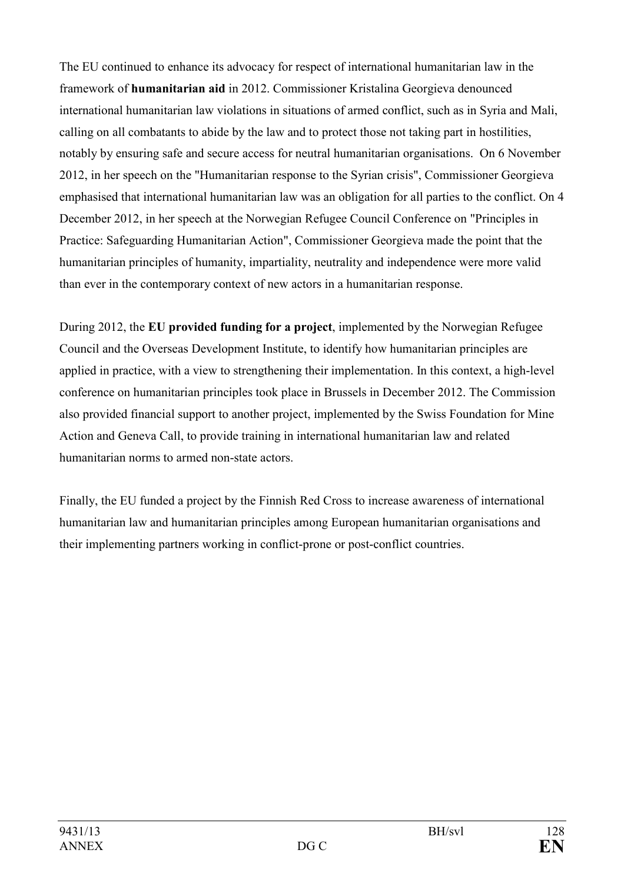The EU continued to enhance its advocacy for respect of international humanitarian law in the framework of **humanitarian aid** in 2012. Commissioner Kristalina Georgieva denounced international humanitarian law violations in situations of armed conflict, such as in Syria and Mali, calling on all combatants to abide by the law and to protect those not taking part in hostilities, notably by ensuring safe and secure access for neutral humanitarian organisations. On 6 November 2012, in her speech on the "Humanitarian response to the Syrian crisis", Commissioner Georgieva emphasised that international humanitarian law was an obligation for all parties to the conflict. On 4 December 2012, in her speech at the Norwegian Refugee Council Conference on "Principles in Practice: Safeguarding Humanitarian Action", Commissioner Georgieva made the point that the humanitarian principles of humanity, impartiality, neutrality and independence were more valid than ever in the contemporary context of new actors in a humanitarian response.

During 2012, the **EU provided funding for a project**, implemented by the Norwegian Refugee Council and the Overseas Development Institute, to identify how humanitarian principles are applied in practice, with a view to strengthening their implementation. In this context, a high-level conference on humanitarian principles took place in Brussels in December 2012. The Commission also provided financial support to another project, implemented by the Swiss Foundation for Mine Action and Geneva Call, to provide training in international humanitarian law and related humanitarian norms to armed non-state actors.

Finally, the EU funded a project by the Finnish Red Cross to increase awareness of international humanitarian law and humanitarian principles among European humanitarian organisations and their implementing partners working in conflict-prone or post-conflict countries.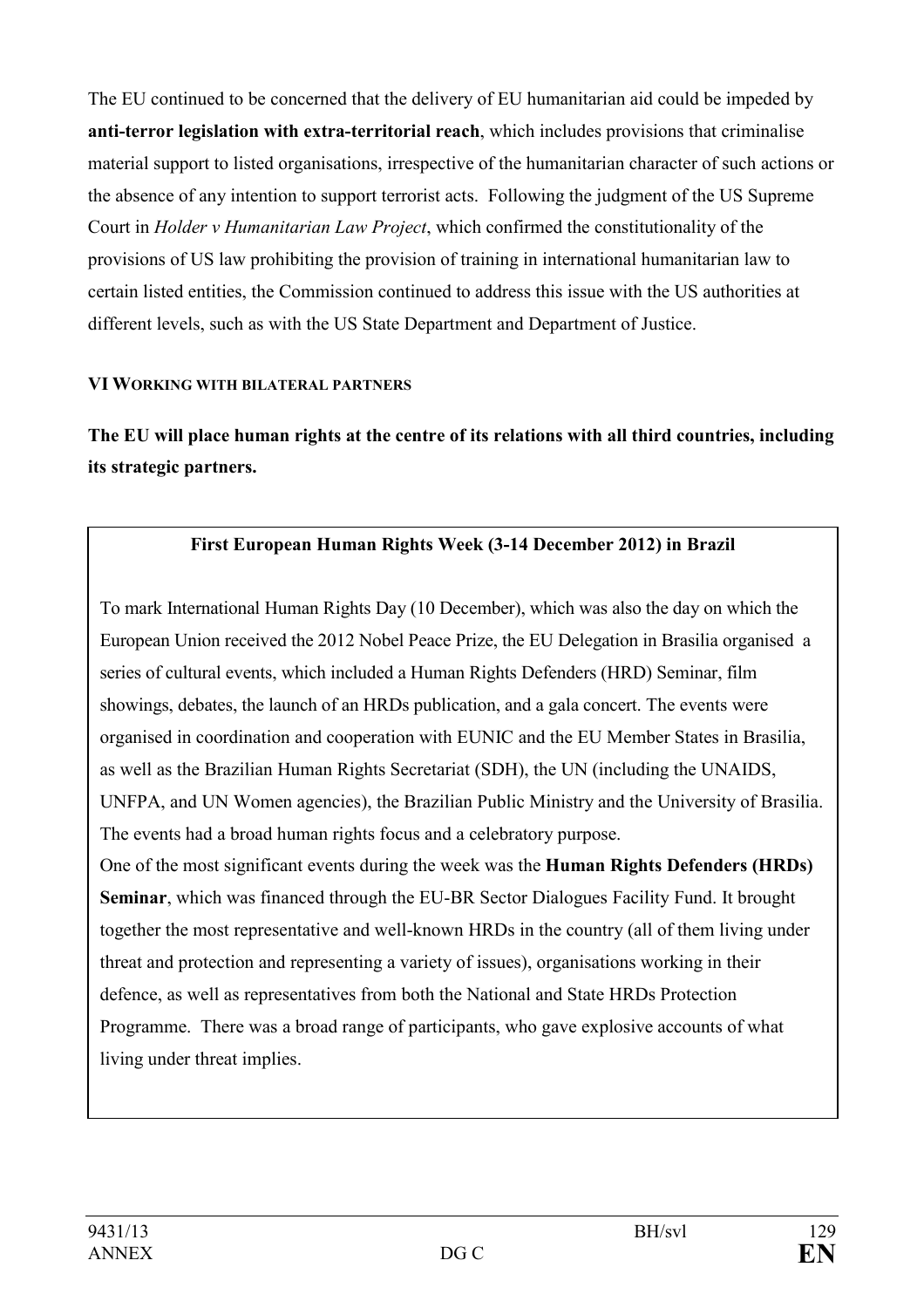The EU continued to be concerned that the delivery of EU humanitarian aid could be impeded by **anti-terror legislation with extra-territorial reach**, which includes provisions that criminalise material support to listed organisations, irrespective of the humanitarian character of such actions or the absence of any intention to support terrorist acts. Following the judgment of the US Supreme Court in *Holder v Humanitarian Law Project*, which confirmed the constitutionality of the provisions of US law prohibiting the provision of training in international humanitarian law to certain listed entities, the Commission continued to address this issue with the US authorities at different levels, such as with the US State Department and Department of Justice.

## VI WORKING WITH BILATERAL PARTNERS

**The EU will place human rights at the centre of its relations with all third countries, including its strategic partners.**

> **First European Human Rights Week (3-14 December 2012) in Brazil**
>
> To mark International Human Rights Day (10 December), which was also the day on which the European Union received the 2012 Nobel Peace Prize, the EU Delegation in Brasilia organised a series of cultural events, which included a Human Rights Defenders (HRD) Seminar, film showings, debates, the launch of an HRDs publication, and a gala concert. The events were organised in coordination and cooperation with EUNIC and the EU Member States in Brasilia, as well as the Brazilian Human Rights Secretariat (SDH), the UN (including the UNAIDS, UNFPA, and UN Women agencies), the Brazilian Public Ministry and the University of Brasilia. The events had a broad human rights focus and a celebratory purpose.
>
> One of the most significant events during the week was the **Human Rights Defenders (HRDs) Seminar**, which was financed through the EU-BR Sector Dialogues Facility Fund. It brought together the most representative and well-known HRDs in the country (all of them living under threat and protection and representing a variety of issues), organisations working in their defence, as well as representatives from both the National and State HRDs Protection Programme. There was a broad range of participants, who gave explosive accounts of what living under threat implies.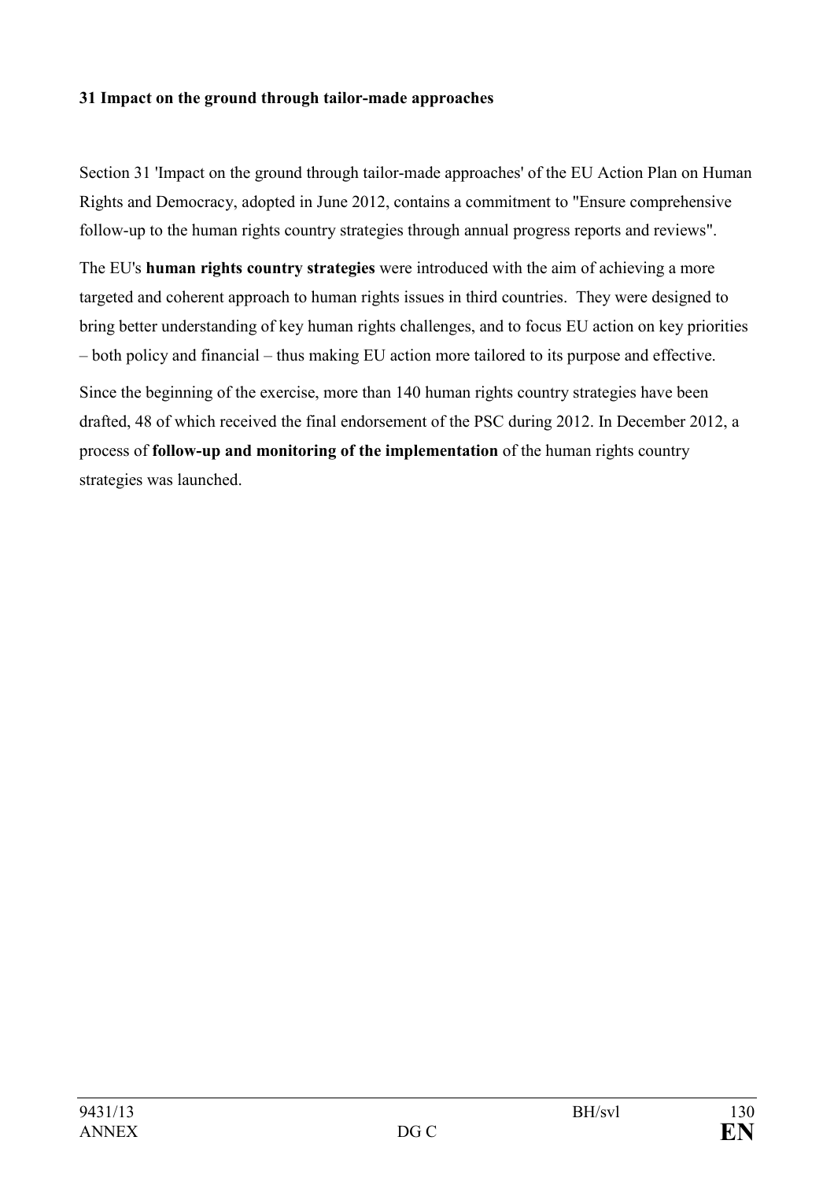**31 Impact on the ground through tailor-made approaches**

Section 31 'Impact on the ground through tailor-made approaches' of the EU Action Plan on Human Rights and Democracy, adopted in June 2012, contains a commitment to "Ensure comprehensive follow-up to the human rights country strategies through annual progress reports and reviews".

The EU's **human rights country strategies** were introduced with the aim of achieving a more targeted and coherent approach to human rights issues in third countries. They were designed to bring better understanding of key human rights challenges, and to focus EU action on key priorities – both policy and financial – thus making EU action more tailored to its purpose and effective.

Since the beginning of the exercise, more than 140 human rights country strategies have been drafted, 48 of which received the final endorsement of the PSC during 2012. In December 2012, a process of **follow-up and monitoring of the implementation** of the human rights country strategies was launched.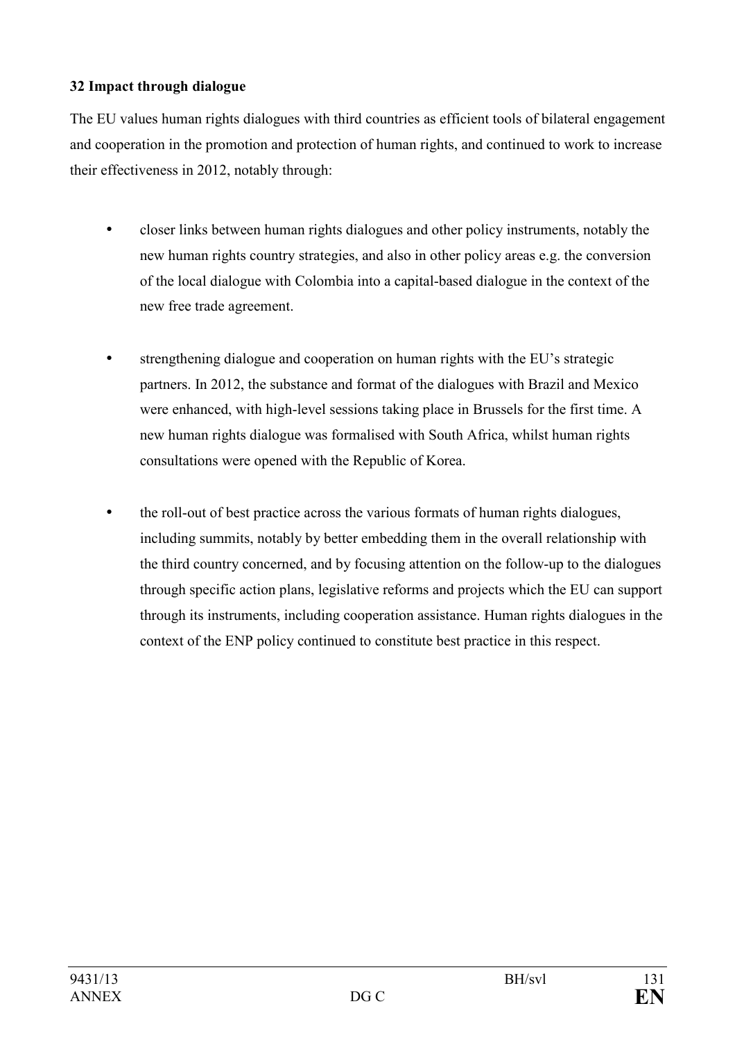**32 Impact through dialogue**

The EU values human rights dialogues with third countries as efficient tools of bilateral engagement and cooperation in the promotion and protection of human rights, and continued to work to increase their effectiveness in 2012, notably through:

- closer links between human rights dialogues and other policy instruments, notably the new human rights country strategies, and also in other policy areas e.g. the conversion of the local dialogue with Colombia into a capital-based dialogue in the context of the new free trade agreement.

- strengthening dialogue and cooperation on human rights with the EU's strategic partners. In 2012, the substance and format of the dialogues with Brazil and Mexico were enhanced, with high-level sessions taking place in Brussels for the first time. A new human rights dialogue was formalised with South Africa, whilst human rights consultations were opened with the Republic of Korea.

- the roll-out of best practice across the various formats of human rights dialogues, including summits, notably by better embedding them in the overall relationship with the third country concerned, and by focusing attention on the follow-up to the dialogues through specific action plans, legislative reforms and projects which the EU can support through its instruments, including cooperation assistance. Human rights dialogues in the context of the ENP policy continued to constitute best practice in this respect.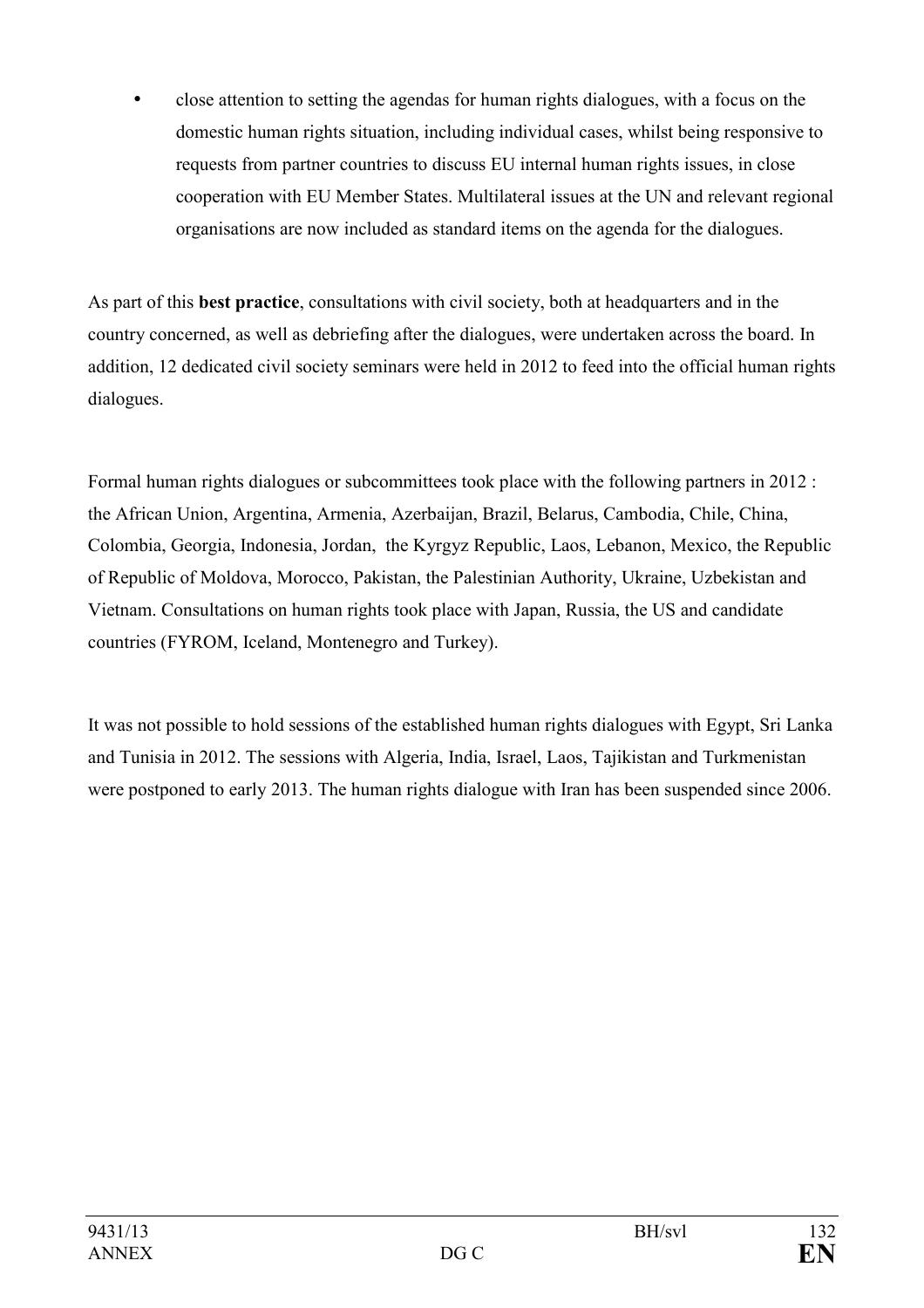- close attention to setting the agendas for human rights dialogues, with a focus on the domestic human rights situation, including individual cases, whilst being responsive to requests from partner countries to discuss EU internal human rights issues, in close cooperation with EU Member States. Multilateral issues at the UN and relevant regional organisations are now included as standard items on the agenda for the dialogues.

As part of this **best practice**, consultations with civil society, both at headquarters and in the country concerned, as well as debriefing after the dialogues, were undertaken across the board. In addition, 12 dedicated civil society seminars were held in 2012 to feed into the official human rights dialogues.

Formal human rights dialogues or subcommittees took place with the following partners in 2012 : the African Union, Argentina, Armenia, Azerbaijan, Brazil, Belarus, Cambodia, Chile, China, Colombia, Georgia, Indonesia, Jordan, the Kyrgyz Republic, Laos, Lebanon, Mexico, the Republic of Republic of Moldova, Morocco, Pakistan, the Palestinian Authority, Ukraine, Uzbekistan and Vietnam. Consultations on human rights took place with Japan, Russia, the US and candidate countries (FYROM, Iceland, Montenegro and Turkey).

It was not possible to hold sessions of the established human rights dialogues with Egypt, Sri Lanka and Tunisia in 2012. The sessions with Algeria, India, Israel, Laos, Tajikistan and Turkmenistan were postponed to early 2013. The human rights dialogue with Iran has been suspended since 2006.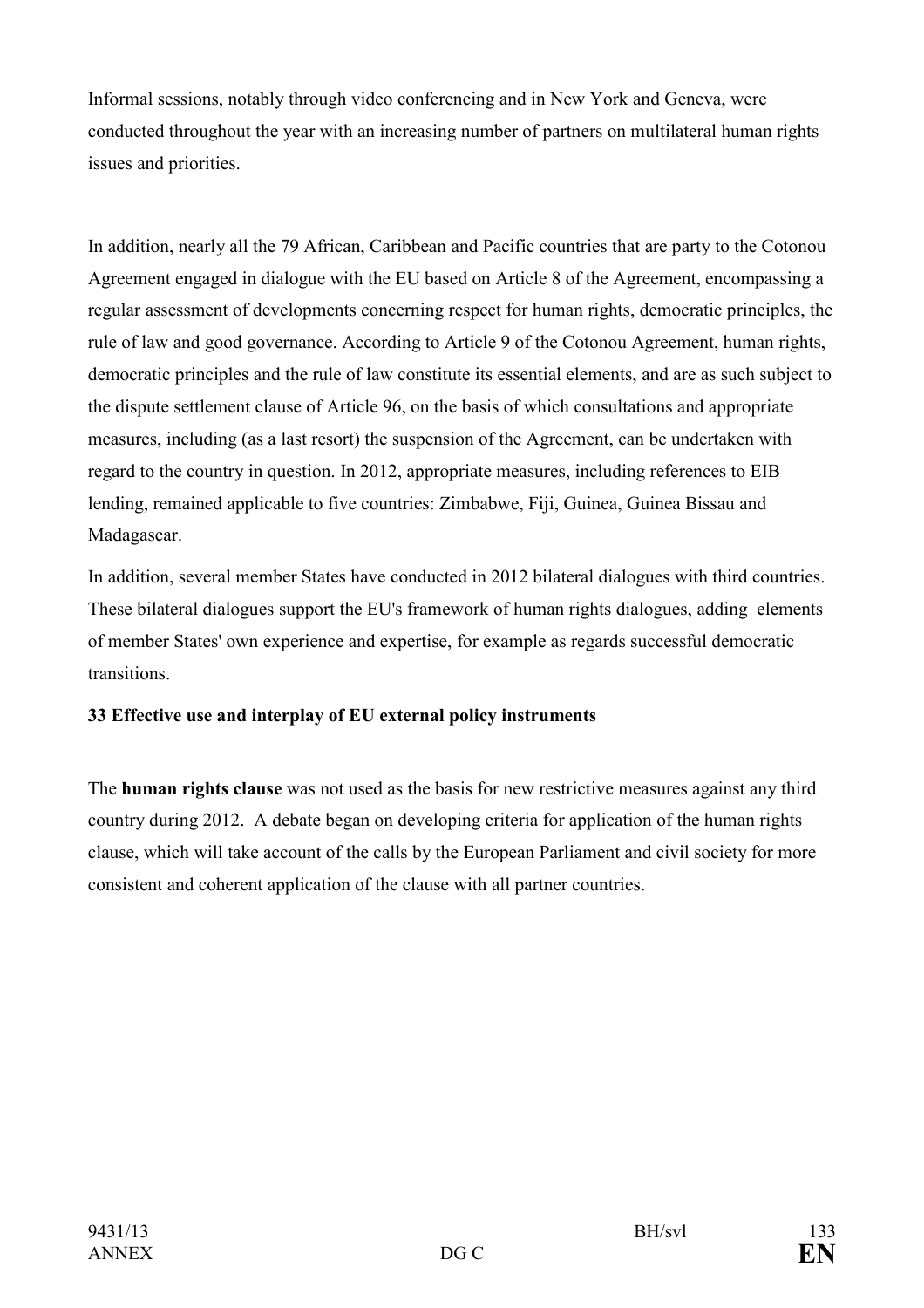Informal sessions, notably through video conferencing and in New York and Geneva, were conducted throughout the year with an increasing number of partners on multilateral human rights issues and priorities.

In addition, nearly all the 79 African, Caribbean and Pacific countries that are party to the Cotonou Agreement engaged in dialogue with the EU based on Article 8 of the Agreement, encompassing a regular assessment of developments concerning respect for human rights, democratic principles, the rule of law and good governance. According to Article 9 of the Cotonou Agreement, human rights, democratic principles and the rule of law constitute its essential elements, and are as such subject to the dispute settlement clause of Article 96, on the basis of which consultations and appropriate measures, including (as a last resort) the suspension of the Agreement, can be undertaken with regard to the country in question. In 2012, appropriate measures, including references to EIB lending, remained applicable to five countries: Zimbabwe, Fiji, Guinea, Guinea Bissau and Madagascar.

In addition, several member States have conducted in 2012 bilateral dialogues with third countries. These bilateral dialogues support the EU's framework of human rights dialogues, adding elements of member States' own experience and expertise, for example as regards successful democratic transitions.

**33 Effective use and interplay of EU external policy instruments**

The **human rights clause** was not used as the basis for new restrictive measures against any third country during 2012. A debate began on developing criteria for application of the human rights clause, which will take account of the calls by the European Parliament and civil society for more consistent and coherent application of the clause with all partner countries.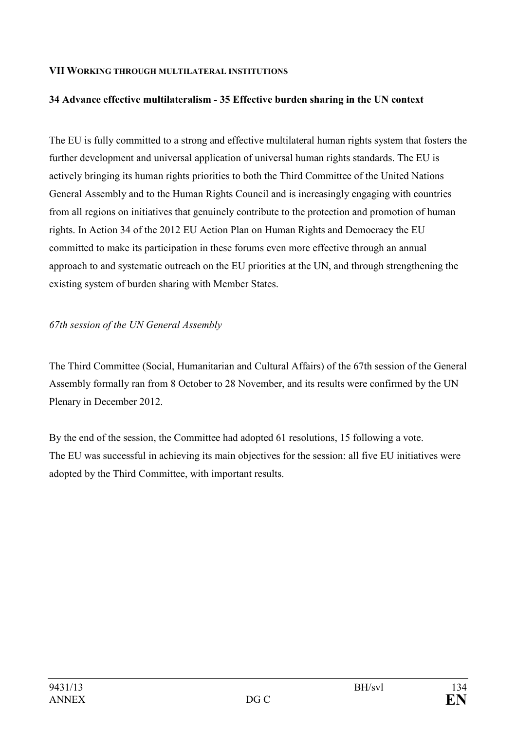## VII WORKING THROUGH MULTILATERAL INSTITUTIONS

### 34 Advance effective multilateralism - 35 Effective burden sharing in the UN context

The EU is fully committed to a strong and effective multilateral human rights system that fosters the further development and universal application of universal human rights standards. The EU is actively bringing its human rights priorities to both the Third Committee of the United Nations General Assembly and to the Human Rights Council and is increasingly engaging with countries from all regions on initiatives that genuinely contribute to the protection and promotion of human rights. In Action 34 of the 2012 EU Action Plan on Human Rights and Democracy the EU committed to make its participation in these forums even more effective through an annual approach to and systematic outreach on the EU priorities at the UN, and through strengthening the existing system of burden sharing with Member States.

*67th session of the UN General Assembly*

The Third Committee (Social, Humanitarian and Cultural Affairs) of the 67th session of the General Assembly formally ran from 8 October to 28 November, and its results were confirmed by the UN Plenary in December 2012.

By the end of the session, the Committee had adopted 61 resolutions, 15 following a vote.
The EU was successful in achieving its main objectives for the session: all five EU initiatives were adopted by the Third Committee, with important results.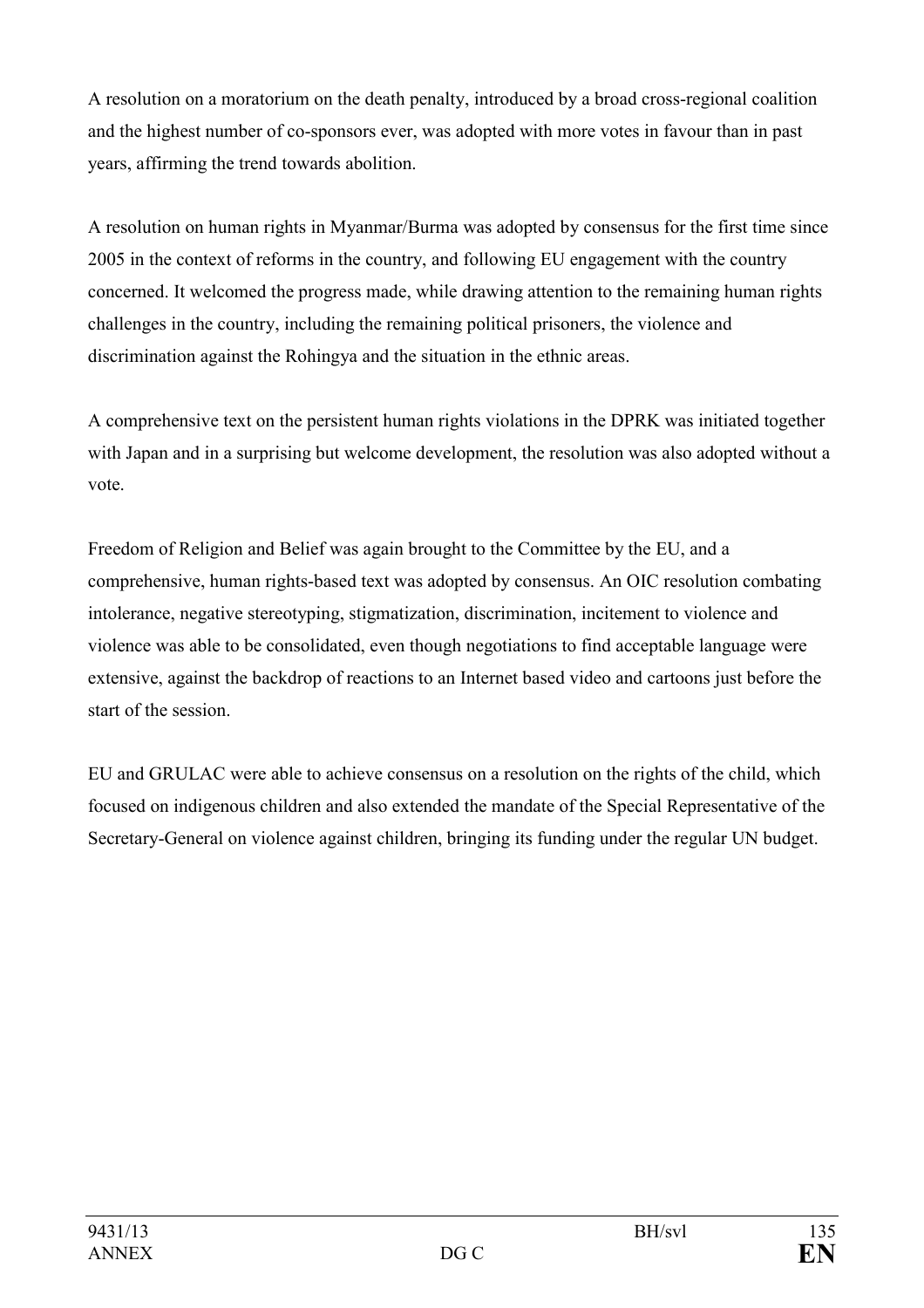A resolution on a moratorium on the death penalty, introduced by a broad cross-regional coalition and the highest number of co-sponsors ever, was adopted with more votes in favour than in past years, affirming the trend towards abolition.

A resolution on human rights in Myanmar/Burma was adopted by consensus for the first time since 2005 in the context of reforms in the country, and following EU engagement with the country concerned. It welcomed the progress made, while drawing attention to the remaining human rights challenges in the country, including the remaining political prisoners, the violence and discrimination against the Rohingya and the situation in the ethnic areas.

A comprehensive text on the persistent human rights violations in the DPRK was initiated together with Japan and in a surprising but welcome development, the resolution was also adopted without a vote.

Freedom of Religion and Belief was again brought to the Committee by the EU, and a comprehensive, human rights-based text was adopted by consensus. An OIC resolution combating intolerance, negative stereotyping, stigmatization, discrimination, incitement to violence and violence was able to be consolidated, even though negotiations to find acceptable language were extensive, against the backdrop of reactions to an Internet based video and cartoons just before the start of the session.

EU and GRULAC were able to achieve consensus on a resolution on the rights of the child, which focused on indigenous children and also extended the mandate of the Special Representative of the Secretary-General on violence against children, bringing its funding under the regular UN budget.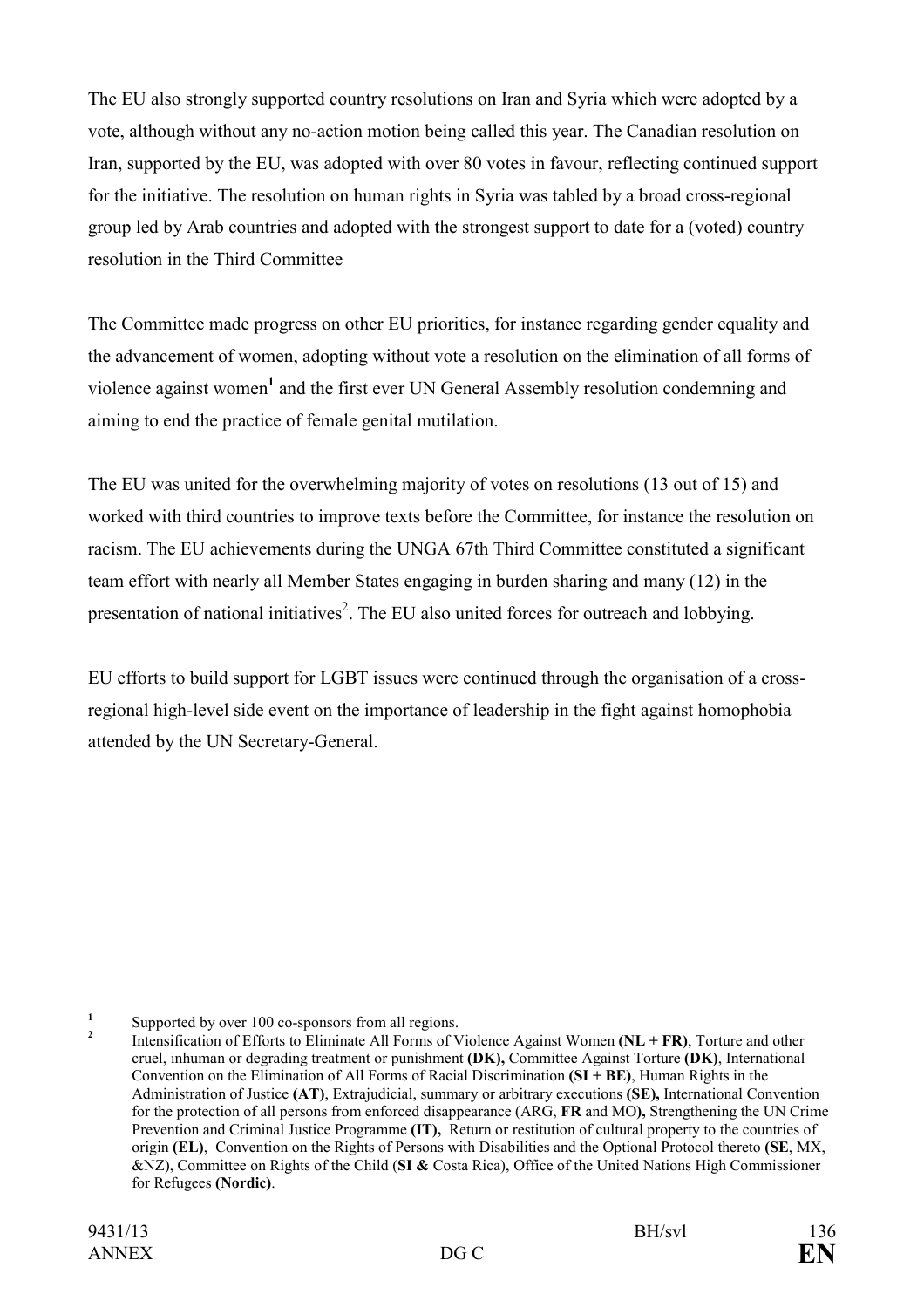The EU also strongly supported country resolutions on Iran and Syria which were adopted by a vote, although without any no-action motion being called this year. The Canadian resolution on Iran, supported by the EU, was adopted with over 80 votes in favour, reflecting continued support for the initiative. The resolution on human rights in Syria was tabled by a broad cross-regional group led by Arab countries and adopted with the strongest support to date for a (voted) country resolution in the Third Committee

The Committee made progress on other EU priorities, for instance regarding gender equality and the advancement of women, adopting without vote a resolution on the elimination of all forms of violence against women[1] and the first ever UN General Assembly resolution condemning and aiming to end the practice of female genital mutilation.

The EU was united for the overwhelming majority of votes on resolutions (13 out of 15) and worked with third countries to improve texts before the Committee, for instance the resolution on racism. The EU achievements during the UNGA 67th Third Committee constituted a significant team effort with nearly all Member States engaging in burden sharing and many (12) in the presentation of national initiatives[2]. The EU also united forces for outreach and lobbying.

EU efforts to build support for LGBT issues were continued through the organisation of a cross-regional high-level side event on the importance of leadership in the fight against homophobia attended by the UN Secretary-General.

---

[1] Supported by over 100 co-sponsors from all regions.

[2] Intensification of Efforts to Eliminate All Forms of Violence Against Women **(NL + FR)**, Torture and other cruel, inhuman or degrading treatment or punishment **(DK),** Committee Against Torture **(DK)**, International Convention on the Elimination of All Forms of Racial Discrimination **(SI + BE)**, Human Rights in the Administration of Justice **(AT)**, Extrajudicial, summary or arbitrary executions **(SE),** International Convention for the protection of all persons from enforced disappearance (ARG, **FR** and MO**),** Strengthening the UN Crime Prevention and Criminal Justice Programme **(IT),** Return or restitution of cultural property to the countries of origin **(EL)**, Convention on the Rights of Persons with Disabilities and the Optional Protocol thereto **(SE**, MX, &NZ), Committee on Rights of the Child (**SI &** Costa Rica), Office of the United Nations High Commissioner for Refugees **(Nordic)**.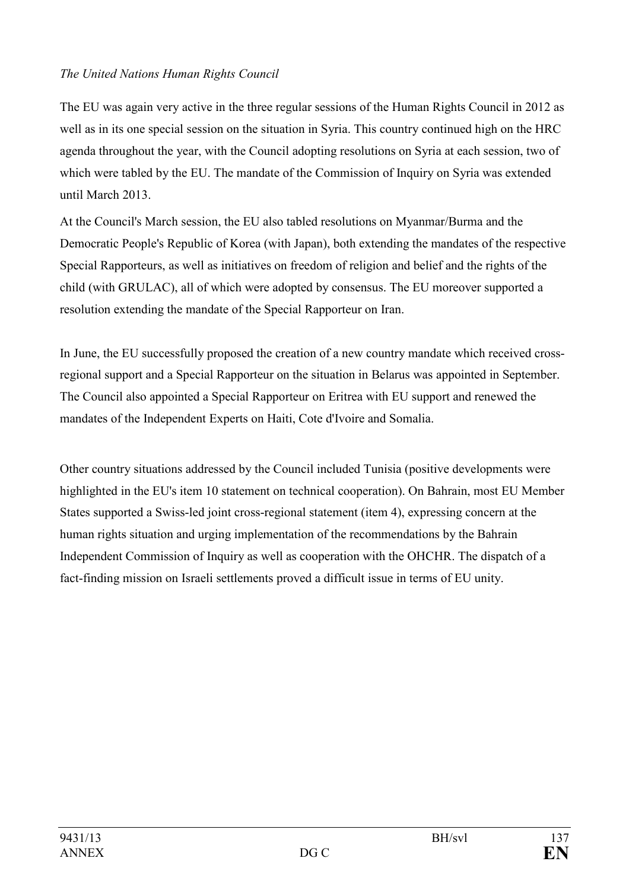*The United Nations Human Rights Council*

The EU was again very active in the three regular sessions of the Human Rights Council in 2012 as well as in its one special session on the situation in Syria. This country continued high on the HRC agenda throughout the year, with the Council adopting resolutions on Syria at each session, two of which were tabled by the EU. The mandate of the Commission of Inquiry on Syria was extended until March 2013.

At the Council's March session, the EU also tabled resolutions on Myanmar/Burma and the Democratic People's Republic of Korea (with Japan), both extending the mandates of the respective Special Rapporteurs, as well as initiatives on freedom of religion and belief and the rights of the child (with GRULAC), all of which were adopted by consensus. The EU moreover supported a resolution extending the mandate of the Special Rapporteur on Iran.

In June, the EU successfully proposed the creation of a new country mandate which received cross-regional support and a Special Rapporteur on the situation in Belarus was appointed in September. The Council also appointed a Special Rapporteur on Eritrea with EU support and renewed the mandates of the Independent Experts on Haiti, Cote d'Ivoire and Somalia.

Other country situations addressed by the Council included Tunisia (positive developments were highlighted in the EU's item 10 statement on technical cooperation). On Bahrain, most EU Member States supported a Swiss-led joint cross-regional statement (item 4), expressing concern at the human rights situation and urging implementation of the recommendations by the Bahrain Independent Commission of Inquiry as well as cooperation with the OHCHR. The dispatch of a fact-finding mission on Israeli settlements proved a difficult issue in terms of EU unity.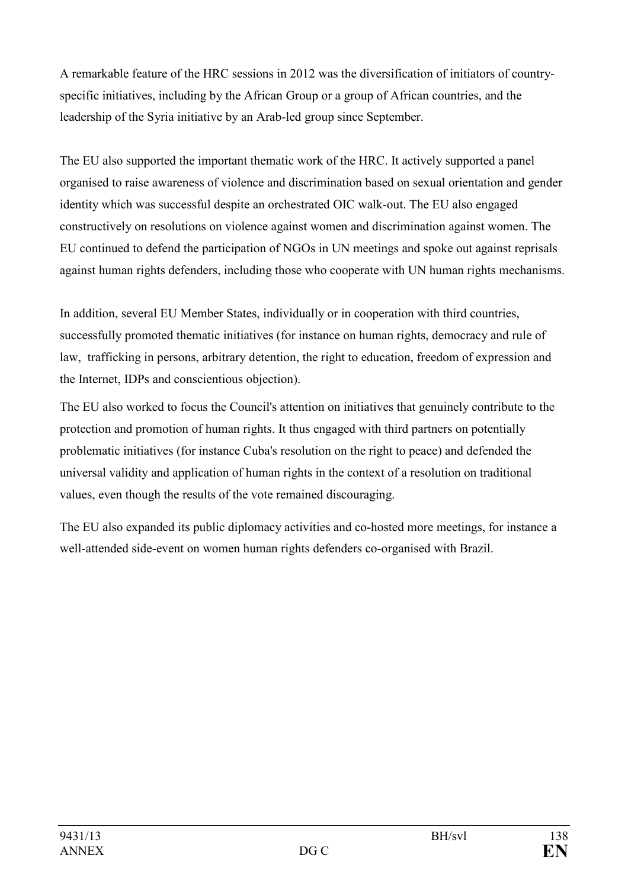A remarkable feature of the HRC sessions in 2012 was the diversification of initiators of country-specific initiatives, including by the African Group or a group of African countries, and the leadership of the Syria initiative by an Arab-led group since September.

The EU also supported the important thematic work of the HRC. It actively supported a panel organised to raise awareness of violence and discrimination based on sexual orientation and gender identity which was successful despite an orchestrated OIC walk-out. The EU also engaged constructively on resolutions on violence against women and discrimination against women. The EU continued to defend the participation of NGOs in UN meetings and spoke out against reprisals against human rights defenders, including those who cooperate with UN human rights mechanisms.

In addition, several EU Member States, individually or in cooperation with third countries, successfully promoted thematic initiatives (for instance on human rights, democracy and rule of law, trafficking in persons, arbitrary detention, the right to education, freedom of expression and the Internet, IDPs and conscientious objection).

The EU also worked to focus the Council's attention on initiatives that genuinely contribute to the protection and promotion of human rights. It thus engaged with third partners on potentially problematic initiatives (for instance Cuba's resolution on the right to peace) and defended the universal validity and application of human rights in the context of a resolution on traditional values, even though the results of the vote remained discouraging.

The EU also expanded its public diplomacy activities and co-hosted more meetings, for instance a well-attended side-event on women human rights defenders co-organised with Brazil.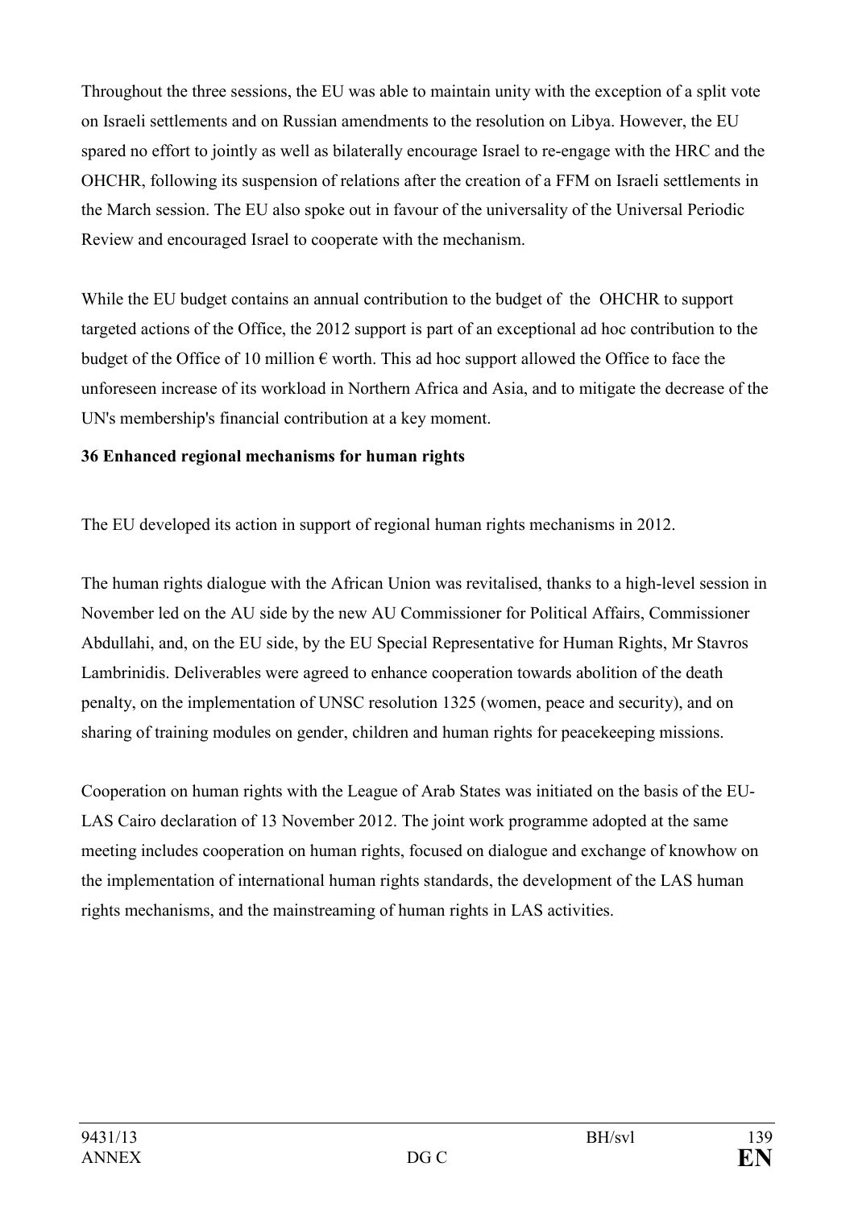Throughout the three sessions, the EU was able to maintain unity with the exception of a split vote on Israeli settlements and on Russian amendments to the resolution on Libya. However, the EU spared no effort to jointly as well as bilaterally encourage Israel to re-engage with the HRC and the OHCHR, following its suspension of relations after the creation of a FFM on Israeli settlements in the March session. The EU also spoke out in favour of the universality of the Universal Periodic Review and encouraged Israel to cooperate with the mechanism.

While the EU budget contains an annual contribution to the budget of the OHCHR to support targeted actions of the Office, the 2012 support is part of an exceptional ad hoc contribution to the budget of the Office of 10 million € worth. This ad hoc support allowed the Office to face the unforeseen increase of its workload in Northern Africa and Asia, and to mitigate the decrease of the UN's membership's financial contribution at a key moment.

**36 Enhanced regional mechanisms for human rights**

The EU developed its action in support of regional human rights mechanisms in 2012.

The human rights dialogue with the African Union was revitalised, thanks to a high-level session in November led on the AU side by the new AU Commissioner for Political Affairs, Commissioner Abdullahi, and, on the EU side, by the EU Special Representative for Human Rights, Mr Stavros Lambrinidis. Deliverables were agreed to enhance cooperation towards abolition of the death penalty, on the implementation of UNSC resolution 1325 (women, peace and security), and on sharing of training modules on gender, children and human rights for peacekeeping missions.

Cooperation on human rights with the League of Arab States was initiated on the basis of the EU-LAS Cairo declaration of 13 November 2012. The joint work programme adopted at the same meeting includes cooperation on human rights, focused on dialogue and exchange of knowhow on the implementation of international human rights standards, the development of the LAS human rights mechanisms, and the mainstreaming of human rights in LAS activities.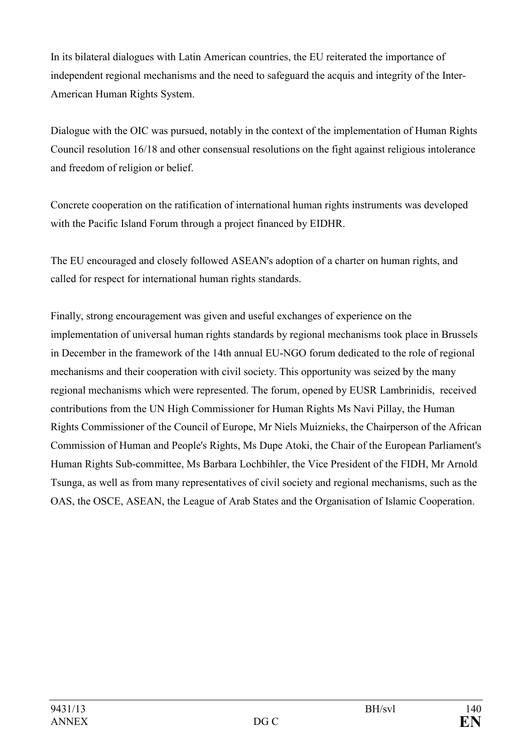In its bilateral dialogues with Latin American countries, the EU reiterated the importance of independent regional mechanisms and the need to safeguard the acquis and integrity of the Inter-American Human Rights System.

Dialogue with the OIC was pursued, notably in the context of the implementation of Human Rights Council resolution 16/18 and other consensual resolutions on the fight against religious intolerance and freedom of religion or belief.

Concrete cooperation on the ratification of international human rights instruments was developed with the Pacific Island Forum through a project financed by EIDHR.

The EU encouraged and closely followed ASEAN's adoption of a charter on human rights, and called for respect for international human rights standards.

Finally, strong encouragement was given and useful exchanges of experience on the implementation of universal human rights standards by regional mechanisms took place in Brussels in December in the framework of the 14th annual EU-NGO forum dedicated to the role of regional mechanisms and their cooperation with civil society. This opportunity was seized by the many regional mechanisms which were represented. The forum, opened by EUSR Lambrinidis, received contributions from the UN High Commissioner for Human Rights Ms Navi Pillay, the Human Rights Commissioner of the Council of Europe, Mr Niels Muiznieks, the Chairperson of the African Commission of Human and People's Rights, Ms Dupe Atoki, the Chair of the European Parliament's Human Rights Sub-committee, Ms Barbara Lochbihler, the Vice President of the FIDH, Mr Arnold Tsunga, as well as from many representatives of civil society and regional mechanisms, such as the OAS, the OSCE, ASEAN, the League of Arab States and the Organisation of Islamic Cooperation.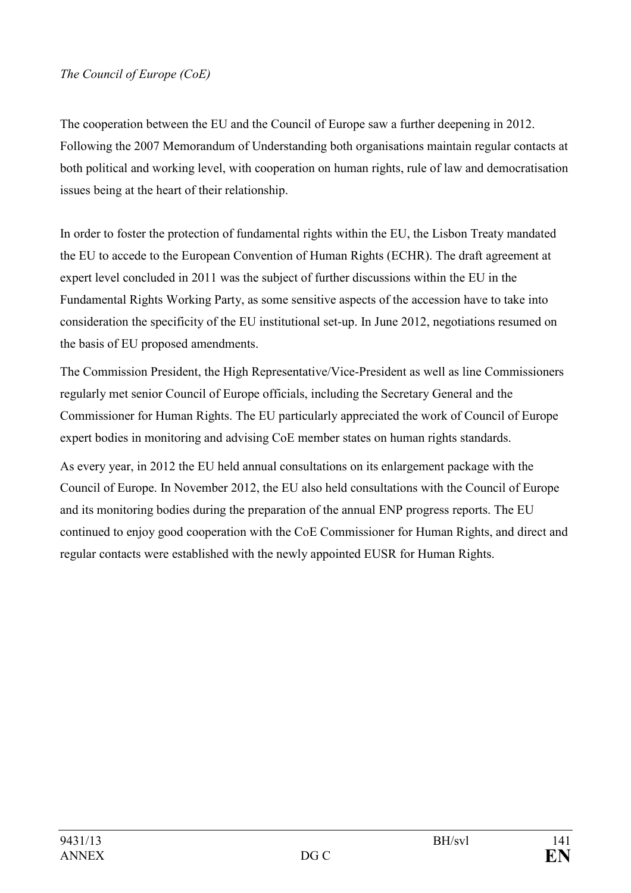*The Council of Europe (CoE)*

The cooperation between the EU and the Council of Europe saw a further deepening in 2012. Following the 2007 Memorandum of Understanding both organisations maintain regular contacts at both political and working level, with cooperation on human rights, rule of law and democratisation issues being at the heart of their relationship.

In order to foster the protection of fundamental rights within the EU, the Lisbon Treaty mandated the EU to accede to the European Convention of Human Rights (ECHR). The draft agreement at expert level concluded in 2011 was the subject of further discussions within the EU in the Fundamental Rights Working Party, as some sensitive aspects of the accession have to take into consideration the specificity of the EU institutional set-up. In June 2012, negotiations resumed on the basis of EU proposed amendments.

The Commission President, the High Representative/Vice-President as well as line Commissioners regularly met senior Council of Europe officials, including the Secretary General and the Commissioner for Human Rights. The EU particularly appreciated the work of Council of Europe expert bodies in monitoring and advising CoE member states on human rights standards.

As every year, in 2012 the EU held annual consultations on its enlargement package with the Council of Europe. In November 2012, the EU also held consultations with the Council of Europe and its monitoring bodies during the preparation of the annual ENP progress reports. The EU continued to enjoy good cooperation with the CoE Commissioner for Human Rights, and direct and regular contacts were established with the newly appointed EUSR for Human Rights.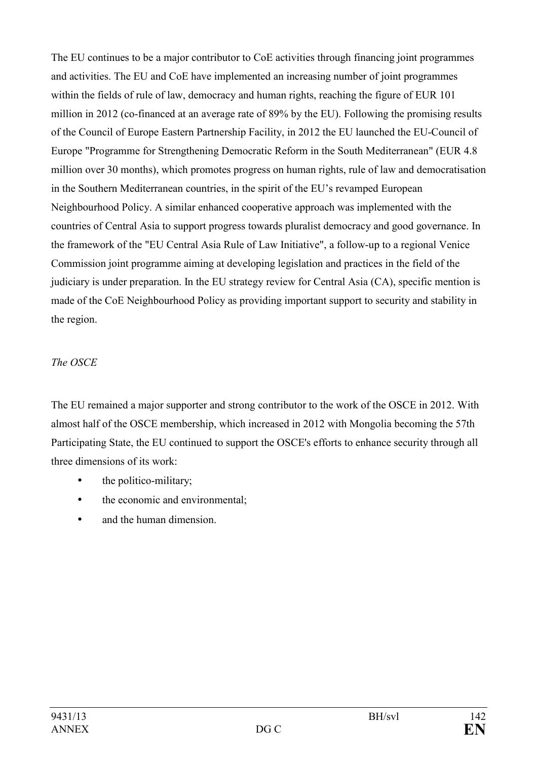The EU continues to be a major contributor to CoE activities through financing joint programmes and activities. The EU and CoE have implemented an increasing number of joint programmes within the fields of rule of law, democracy and human rights, reaching the figure of EUR 101 million in 2012 (co-financed at an average rate of 89% by the EU). Following the promising results of the Council of Europe Eastern Partnership Facility, in 2012 the EU launched the EU-Council of Europe "Programme for Strengthening Democratic Reform in the South Mediterranean" (EUR 4.8 million over 30 months), which promotes progress on human rights, rule of law and democratisation in the Southern Mediterranean countries, in the spirit of the EU's revamped European Neighbourhood Policy. A similar enhanced cooperative approach was implemented with the countries of Central Asia to support progress towards pluralist democracy and good governance. In the framework of the "EU Central Asia Rule of Law Initiative", a follow-up to a regional Venice Commission joint programme aiming at developing legislation and practices in the field of the judiciary is under preparation. In the EU strategy review for Central Asia (CA), specific mention is made of the CoE Neighbourhood Policy as providing important support to security and stability in the region.

*The OSCE*

The EU remained a major supporter and strong contributor to the work of the OSCE in 2012. With almost half of the OSCE membership, which increased in 2012 with Mongolia becoming the 57th Participating State, the EU continued to support the OSCE's efforts to enhance security through all three dimensions of its work:

- the politico-military;
- the economic and environmental;
- and the human dimension.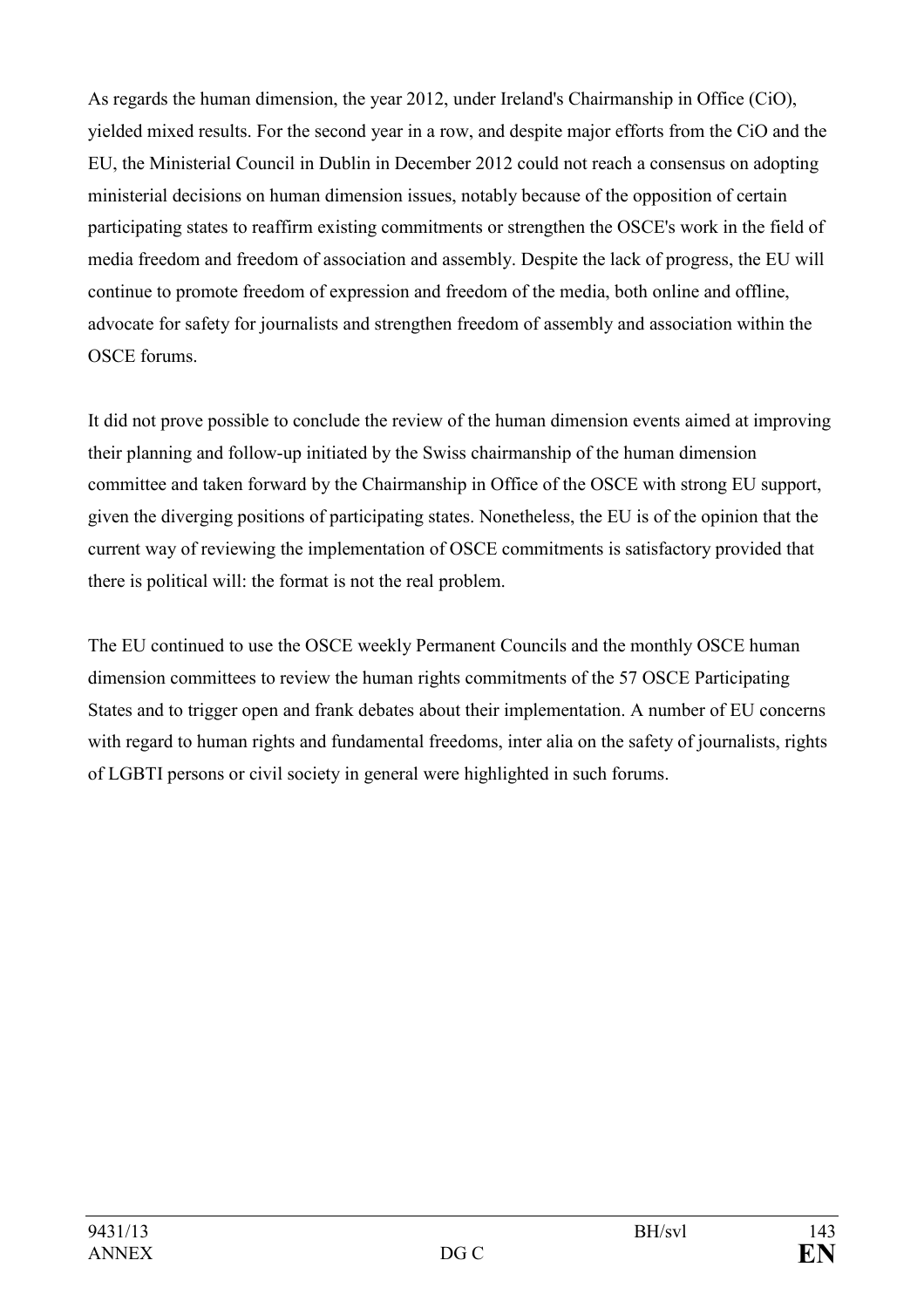As regards the human dimension, the year 2012, under Ireland's Chairmanship in Office (CiO), yielded mixed results. For the second year in a row, and despite major efforts from the CiO and the EU, the Ministerial Council in Dublin in December 2012 could not reach a consensus on adopting ministerial decisions on human dimension issues, notably because of the opposition of certain participating states to reaffirm existing commitments or strengthen the OSCE's work in the field of media freedom and freedom of association and assembly. Despite the lack of progress, the EU will continue to promote freedom of expression and freedom of the media, both online and offline, advocate for safety for journalists and strengthen freedom of assembly and association within the OSCE forums.

It did not prove possible to conclude the review of the human dimension events aimed at improving their planning and follow-up initiated by the Swiss chairmanship of the human dimension committee and taken forward by the Chairmanship in Office of the OSCE with strong EU support, given the diverging positions of participating states. Nonetheless, the EU is of the opinion that the current way of reviewing the implementation of OSCE commitments is satisfactory provided that there is political will: the format is not the real problem.

The EU continued to use the OSCE weekly Permanent Councils and the monthly OSCE human dimension committees to review the human rights commitments of the 57 OSCE Participating States and to trigger open and frank debates about their implementation. A number of EU concerns with regard to human rights and fundamental freedoms, inter alia on the safety of journalists, rights of LGBTI persons or civil society in general were highlighted in such forums.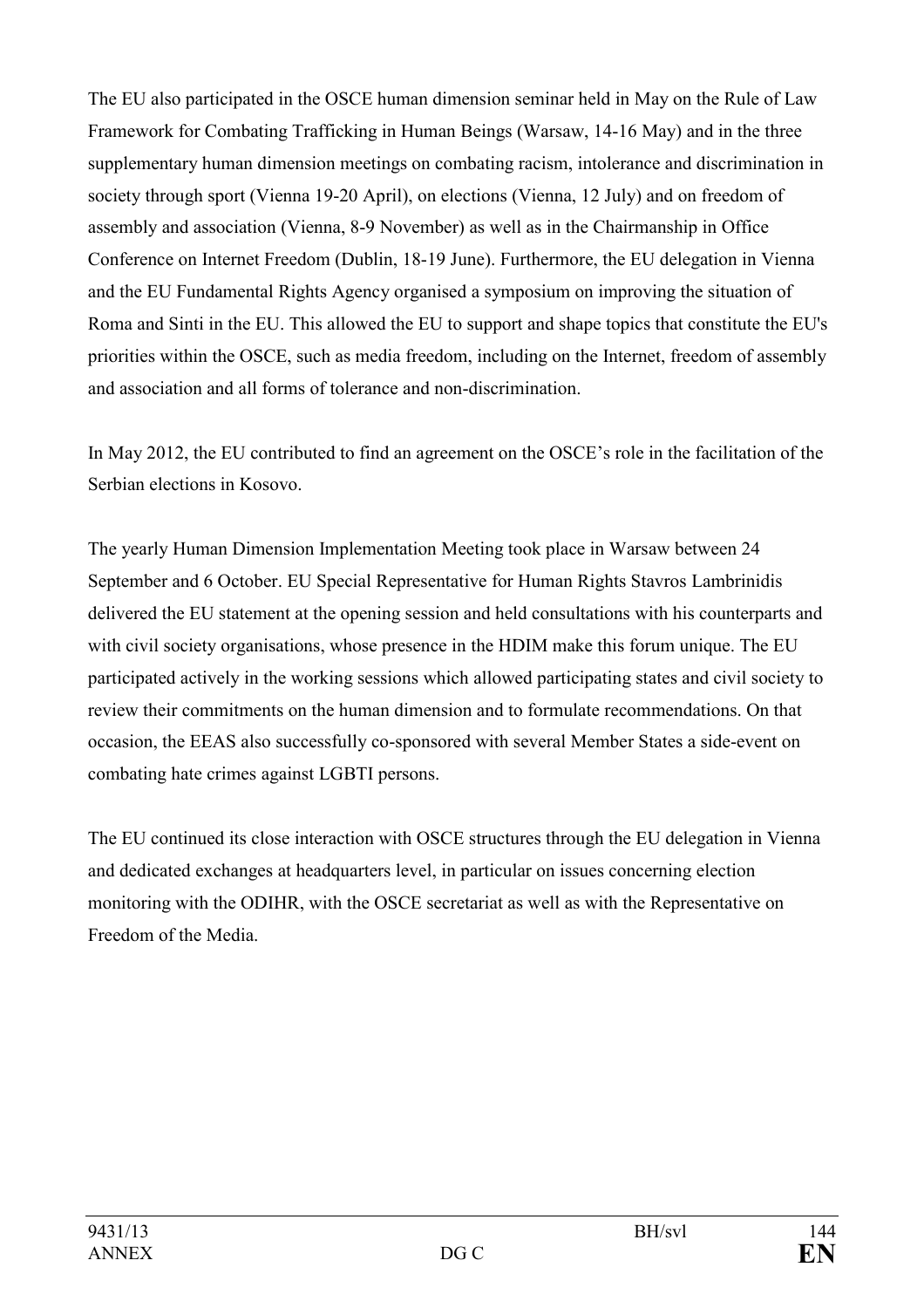The EU also participated in the OSCE human dimension seminar held in May on the Rule of Law Framework for Combating Trafficking in Human Beings (Warsaw, 14-16 May) and in the three supplementary human dimension meetings on combating racism, intolerance and discrimination in society through sport (Vienna 19-20 April), on elections (Vienna, 12 July) and on freedom of assembly and association (Vienna, 8-9 November) as well as in the Chairmanship in Office Conference on Internet Freedom (Dublin, 18-19 June). Furthermore, the EU delegation in Vienna and the EU Fundamental Rights Agency organised a symposium on improving the situation of Roma and Sinti in the EU. This allowed the EU to support and shape topics that constitute the EU's priorities within the OSCE, such as media freedom, including on the Internet, freedom of assembly and association and all forms of tolerance and non-discrimination.

In May 2012, the EU contributed to find an agreement on the OSCE's role in the facilitation of the Serbian elections in Kosovo.

The yearly Human Dimension Implementation Meeting took place in Warsaw between 24 September and 6 October. EU Special Representative for Human Rights Stavros Lambrinidis delivered the EU statement at the opening session and held consultations with his counterparts and with civil society organisations, whose presence in the HDIM make this forum unique. The EU participated actively in the working sessions which allowed participating states and civil society to review their commitments on the human dimension and to formulate recommendations. On that occasion, the EEAS also successfully co-sponsored with several Member States a side-event on combating hate crimes against LGBTI persons.

The EU continued its close interaction with OSCE structures through the EU delegation in Vienna and dedicated exchanges at headquarters level, in particular on issues concerning election monitoring with the ODIHR, with the OSCE secretariat as well as with the Representative on Freedom of the Media.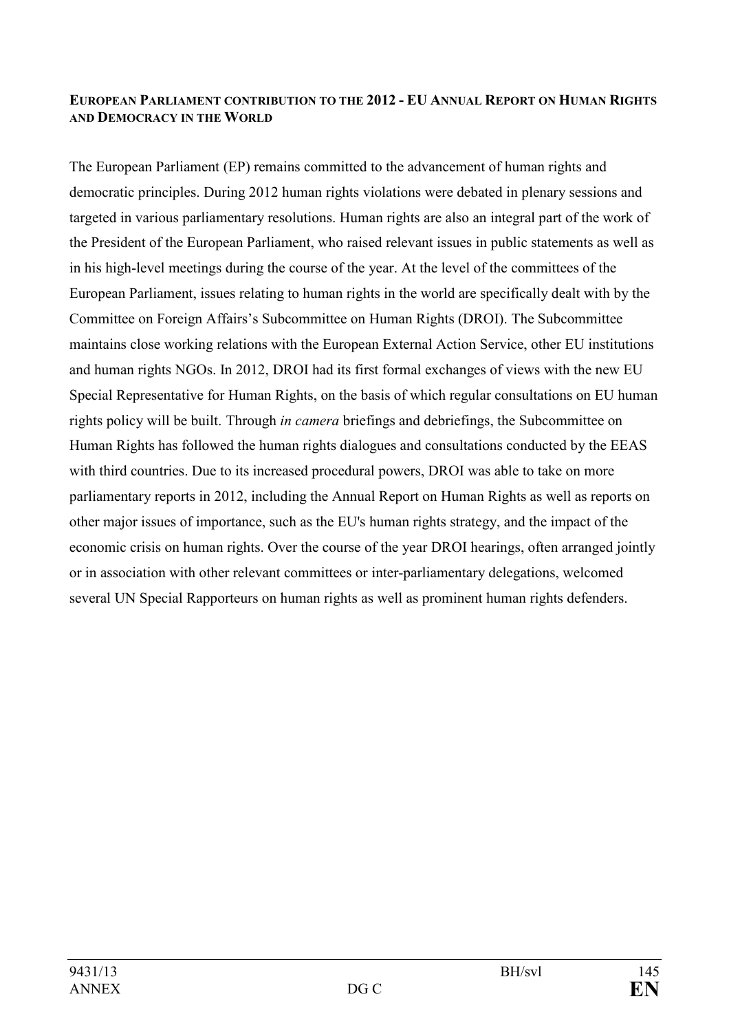**EUROPEAN PARLIAMENT CONTRIBUTION TO THE 2012 - EU ANNUAL REPORT ON HUMAN RIGHTS AND DEMOCRACY IN THE WORLD**

The European Parliament (EP) remains committed to the advancement of human rights and democratic principles. During 2012 human rights violations were debated in plenary sessions and targeted in various parliamentary resolutions. Human rights are also an integral part of the work of the President of the European Parliament, who raised relevant issues in public statements as well as in his high-level meetings during the course of the year. At the level of the committees of the European Parliament, issues relating to human rights in the world are specifically dealt with by the Committee on Foreign Affairs's Subcommittee on Human Rights (DROI). The Subcommittee maintains close working relations with the European External Action Service, other EU institutions and human rights NGOs. In 2012, DROI had its first formal exchanges of views with the new EU Special Representative for Human Rights, on the basis of which regular consultations on EU human rights policy will be built. Through *in camera* briefings and debriefings, the Subcommittee on Human Rights has followed the human rights dialogues and consultations conducted by the EEAS with third countries. Due to its increased procedural powers, DROI was able to take on more parliamentary reports in 2012, including the Annual Report on Human Rights as well as reports on other major issues of importance, such as the EU's human rights strategy, and the impact of the economic crisis on human rights. Over the course of the year DROI hearings, often arranged jointly or in association with other relevant committees or inter-parliamentary delegations, welcomed several UN Special Rapporteurs on human rights as well as prominent human rights defenders.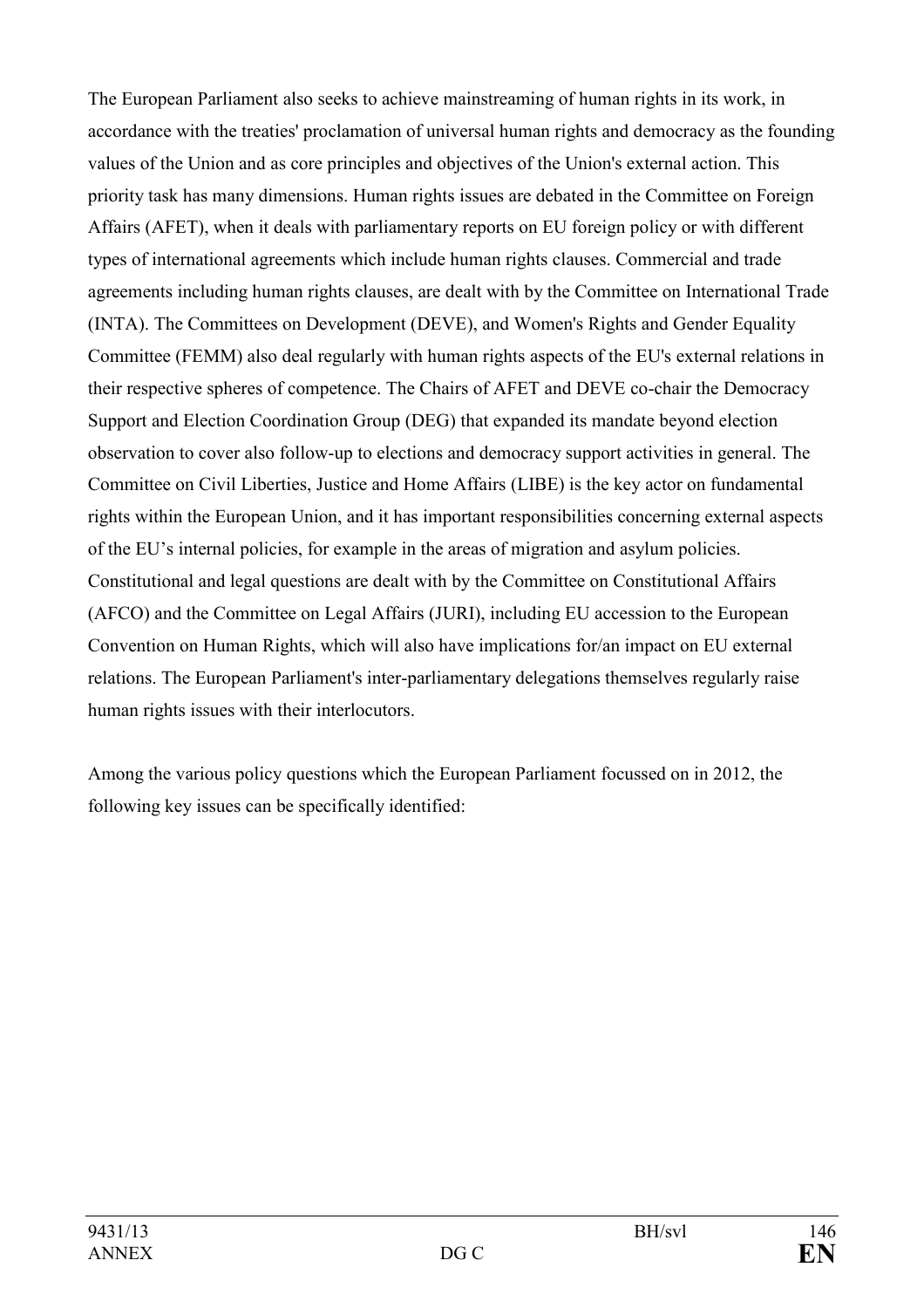The European Parliament also seeks to achieve mainstreaming of human rights in its work, in accordance with the treaties' proclamation of universal human rights and democracy as the founding values of the Union and as core principles and objectives of the Union's external action. This priority task has many dimensions. Human rights issues are debated in the Committee on Foreign Affairs (AFET), when it deals with parliamentary reports on EU foreign policy or with different types of international agreements which include human rights clauses. Commercial and trade agreements including human rights clauses, are dealt with by the Committee on International Trade (INTA). The Committees on Development (DEVE), and Women's Rights and Gender Equality Committee (FEMM) also deal regularly with human rights aspects of the EU's external relations in their respective spheres of competence. The Chairs of AFET and DEVE co-chair the Democracy Support and Election Coordination Group (DEG) that expanded its mandate beyond election observation to cover also follow-up to elections and democracy support activities in general. The Committee on Civil Liberties, Justice and Home Affairs (LIBE) is the key actor on fundamental rights within the European Union, and it has important responsibilities concerning external aspects of the EU's internal policies, for example in the areas of migration and asylum policies. Constitutional and legal questions are dealt with by the Committee on Constitutional Affairs (AFCO) and the Committee on Legal Affairs (JURI), including EU accession to the European Convention on Human Rights, which will also have implications for/an impact on EU external relations. The European Parliament's inter-parliamentary delegations themselves regularly raise human rights issues with their interlocutors.

Among the various policy questions which the European Parliament focussed on in 2012, the following key issues can be specifically identified: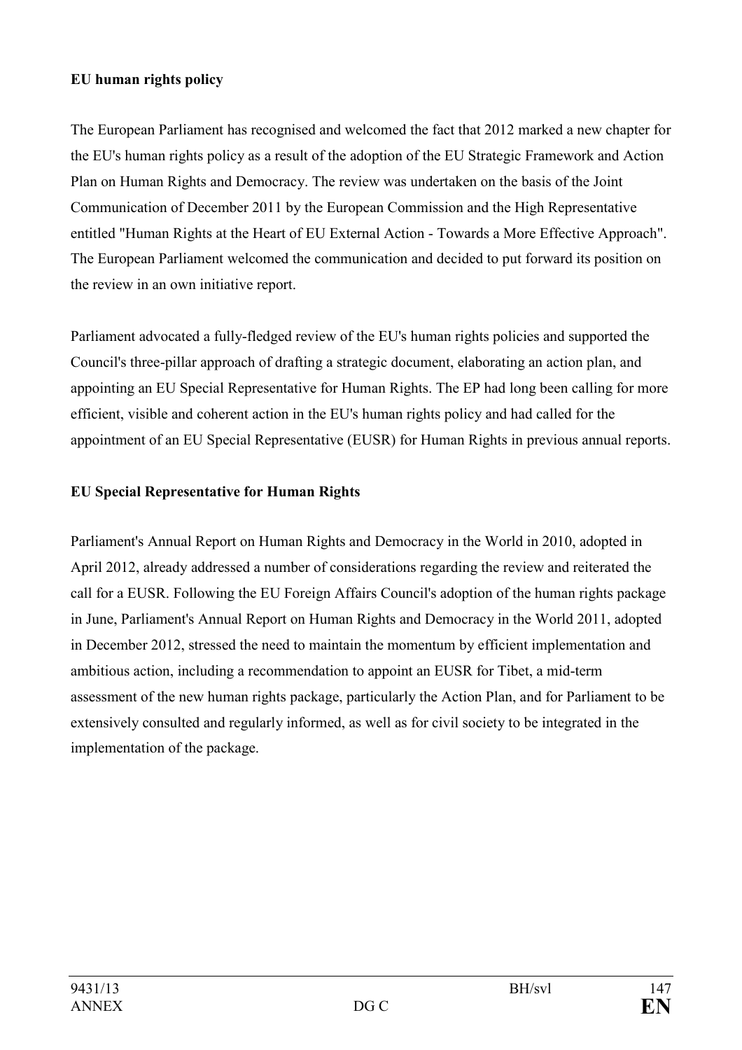**EU human rights policy**

The European Parliament has recognised and welcomed the fact that 2012 marked a new chapter for the EU's human rights policy as a result of the adoption of the EU Strategic Framework and Action Plan on Human Rights and Democracy. The review was undertaken on the basis of the Joint Communication of December 2011 by the European Commission and the High Representative entitled "Human Rights at the Heart of EU External Action - Towards a More Effective Approach". The European Parliament welcomed the communication and decided to put forward its position on the review in an own initiative report.

Parliament advocated a fully-fledged review of the EU's human rights policies and supported the Council's three-pillar approach of drafting a strategic document, elaborating an action plan, and appointing an EU Special Representative for Human Rights. The EP had long been calling for more efficient, visible and coherent action in the EU's human rights policy and had called for the appointment of an EU Special Representative (EUSR) for Human Rights in previous annual reports.

**EU Special Representative for Human Rights**

Parliament's Annual Report on Human Rights and Democracy in the World in 2010, adopted in April 2012, already addressed a number of considerations regarding the review and reiterated the call for a EUSR. Following the EU Foreign Affairs Council's adoption of the human rights package in June, Parliament's Annual Report on Human Rights and Democracy in the World 2011, adopted in December 2012, stressed the need to maintain the momentum by efficient implementation and ambitious action, including a recommendation to appoint an EUSR for Tibet, a mid-term assessment of the new human rights package, particularly the Action Plan, and for Parliament to be extensively consulted and regularly informed, as well as for civil society to be integrated in the implementation of the package.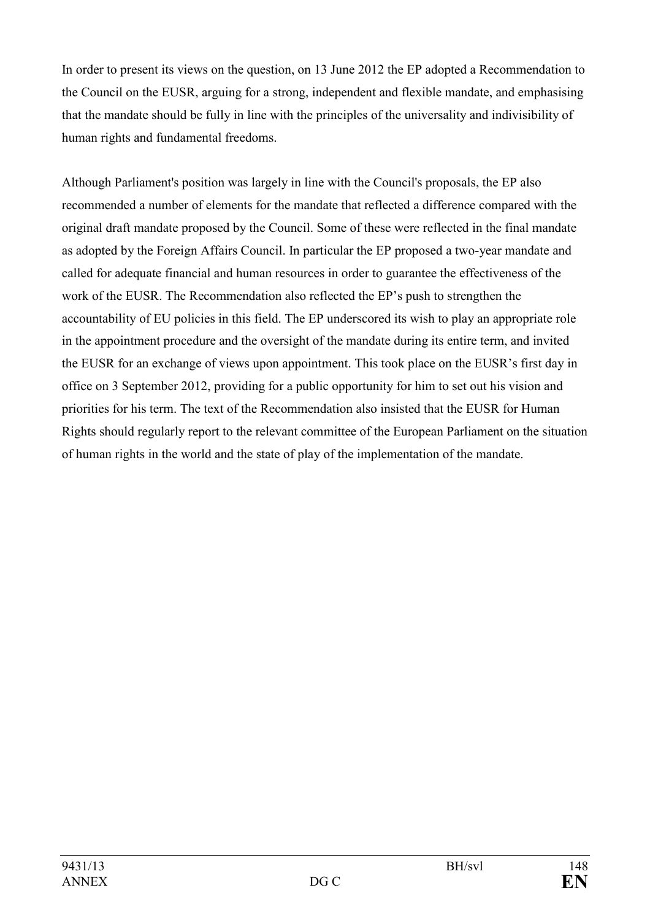In order to present its views on the question, on 13 June 2012 the EP adopted a Recommendation to the Council on the EUSR, arguing for a strong, independent and flexible mandate, and emphasising that the mandate should be fully in line with the principles of the universality and indivisibility of human rights and fundamental freedoms.

Although Parliament's position was largely in line with the Council's proposals, the EP also recommended a number of elements for the mandate that reflected a difference compared with the original draft mandate proposed by the Council. Some of these were reflected in the final mandate as adopted by the Foreign Affairs Council. In particular the EP proposed a two-year mandate and called for adequate financial and human resources in order to guarantee the effectiveness of the work of the EUSR. The Recommendation also reflected the EP's push to strengthen the accountability of EU policies in this field. The EP underscored its wish to play an appropriate role in the appointment procedure and the oversight of the mandate during its entire term, and invited the EUSR for an exchange of views upon appointment. This took place on the EUSR's first day in office on 3 September 2012, providing for a public opportunity for him to set out his vision and priorities for his term. The text of the Recommendation also insisted that the EUSR for Human Rights should regularly report to the relevant committee of the European Parliament on the situation of human rights in the world and the state of play of the implementation of the mandate.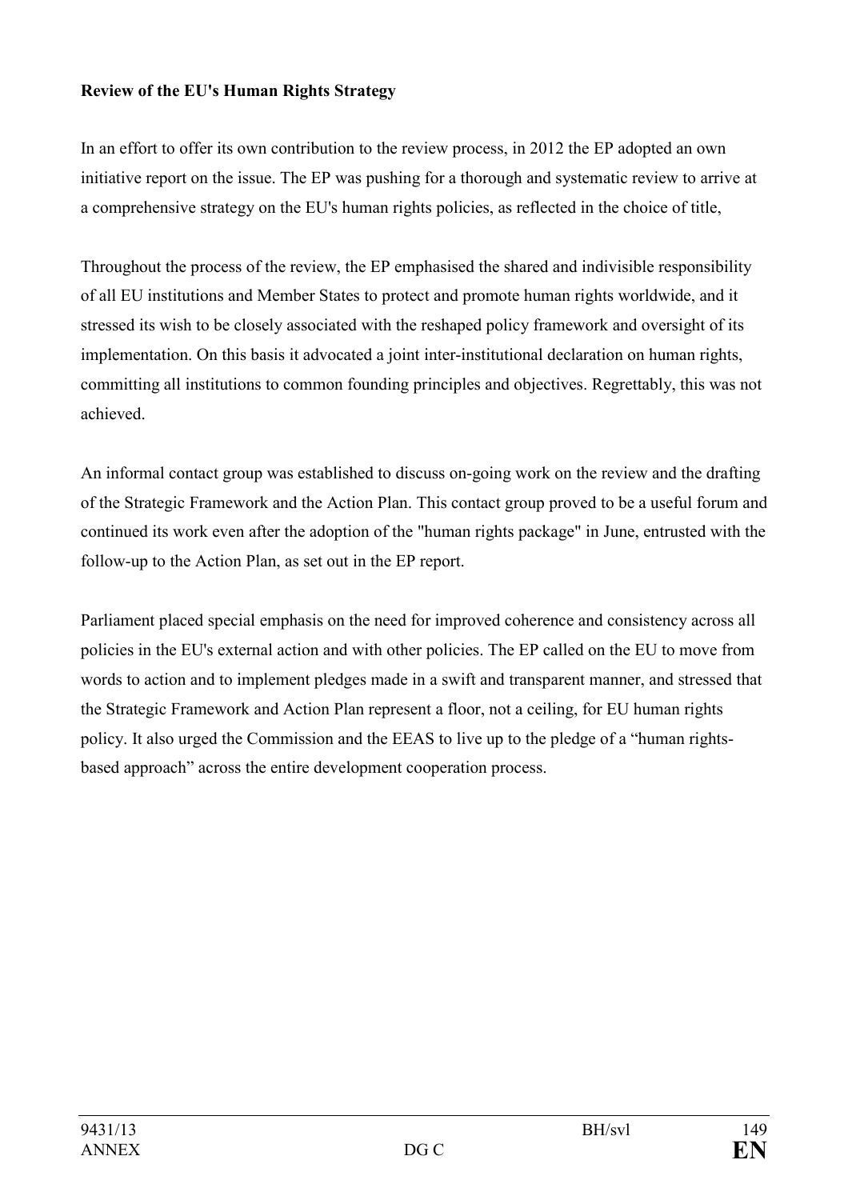**Review of the EU's Human Rights Strategy**

In an effort to offer its own contribution to the review process, in 2012 the EP adopted an own initiative report on the issue. The EP was pushing for a thorough and systematic review to arrive at a comprehensive strategy on the EU's human rights policies, as reflected in the choice of title,

Throughout the process of the review, the EP emphasised the shared and indivisible responsibility of all EU institutions and Member States to protect and promote human rights worldwide, and it stressed its wish to be closely associated with the reshaped policy framework and oversight of its implementation. On this basis it advocated a joint inter-institutional declaration on human rights, committing all institutions to common founding principles and objectives. Regrettably, this was not achieved.

An informal contact group was established to discuss on-going work on the review and the drafting of the Strategic Framework and the Action Plan. This contact group proved to be a useful forum and continued its work even after the adoption of the "human rights package" in June, entrusted with the follow-up to the Action Plan, as set out in the EP report.

Parliament placed special emphasis on the need for improved coherence and consistency across all policies in the EU's external action and with other policies. The EP called on the EU to move from words to action and to implement pledges made in a swift and transparent manner, and stressed that the Strategic Framework and Action Plan represent a floor, not a ceiling, for EU human rights policy. It also urged the Commission and the EEAS to live up to the pledge of a "human rights-based approach" across the entire development cooperation process.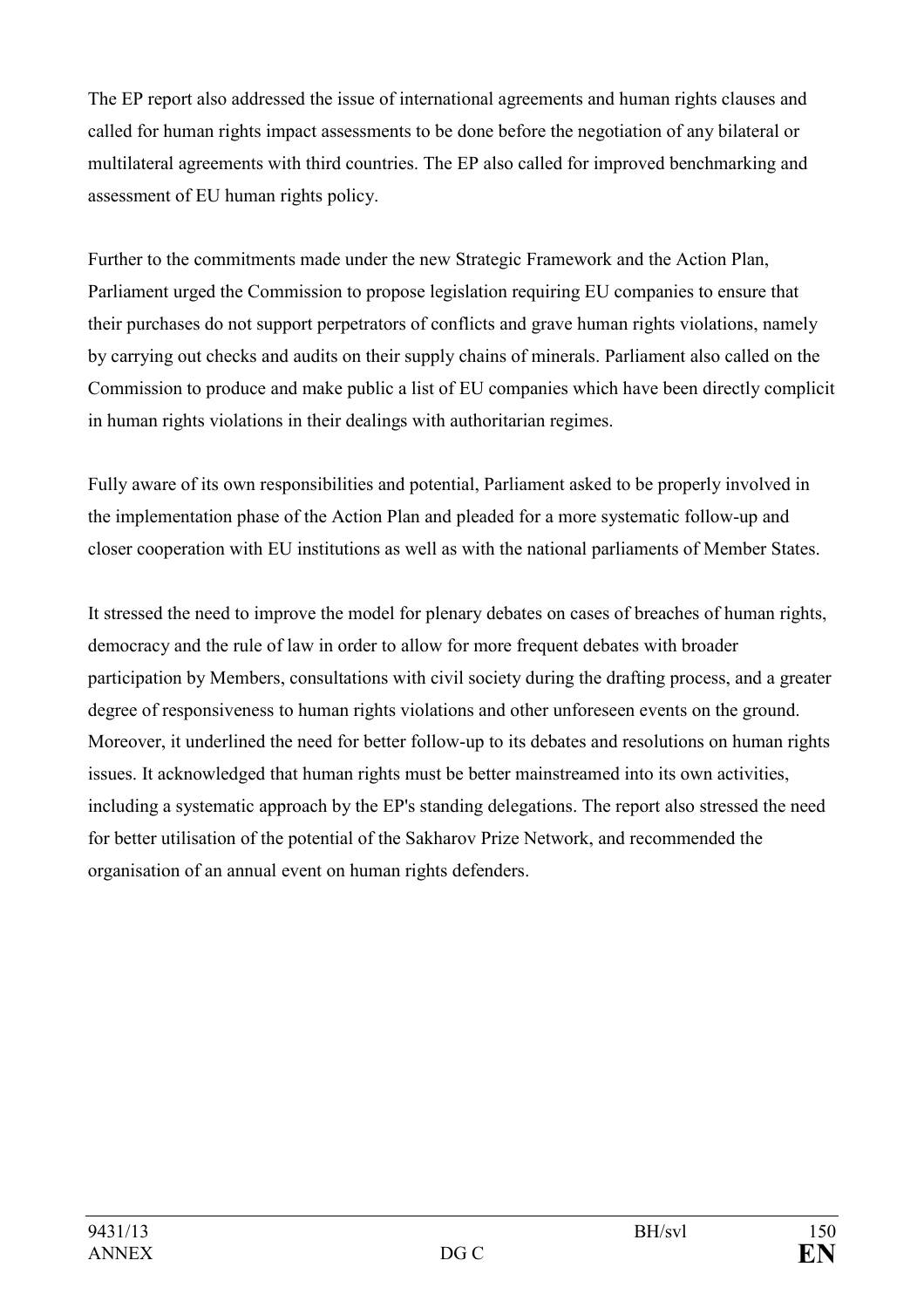The EP report also addressed the issue of international agreements and human rights clauses and called for human rights impact assessments to be done before the negotiation of any bilateral or multilateral agreements with third countries. The EP also called for improved benchmarking and assessment of EU human rights policy.

Further to the commitments made under the new Strategic Framework and the Action Plan, Parliament urged the Commission to propose legislation requiring EU companies to ensure that their purchases do not support perpetrators of conflicts and grave human rights violations, namely by carrying out checks and audits on their supply chains of minerals. Parliament also called on the Commission to produce and make public a list of EU companies which have been directly complicit in human rights violations in their dealings with authoritarian regimes.

Fully aware of its own responsibilities and potential, Parliament asked to be properly involved in the implementation phase of the Action Plan and pleaded for a more systematic follow-up and closer cooperation with EU institutions as well as with the national parliaments of Member States.

It stressed the need to improve the model for plenary debates on cases of breaches of human rights, democracy and the rule of law in order to allow for more frequent debates with broader participation by Members, consultations with civil society during the drafting process, and a greater degree of responsiveness to human rights violations and other unforeseen events on the ground. Moreover, it underlined the need for better follow-up to its debates and resolutions on human rights issues. It acknowledged that human rights must be better mainstreamed into its own activities, including a systematic approach by the EP's standing delegations. The report also stressed the need for better utilisation of the potential of the Sakharov Prize Network, and recommended the organisation of an annual event on human rights defenders.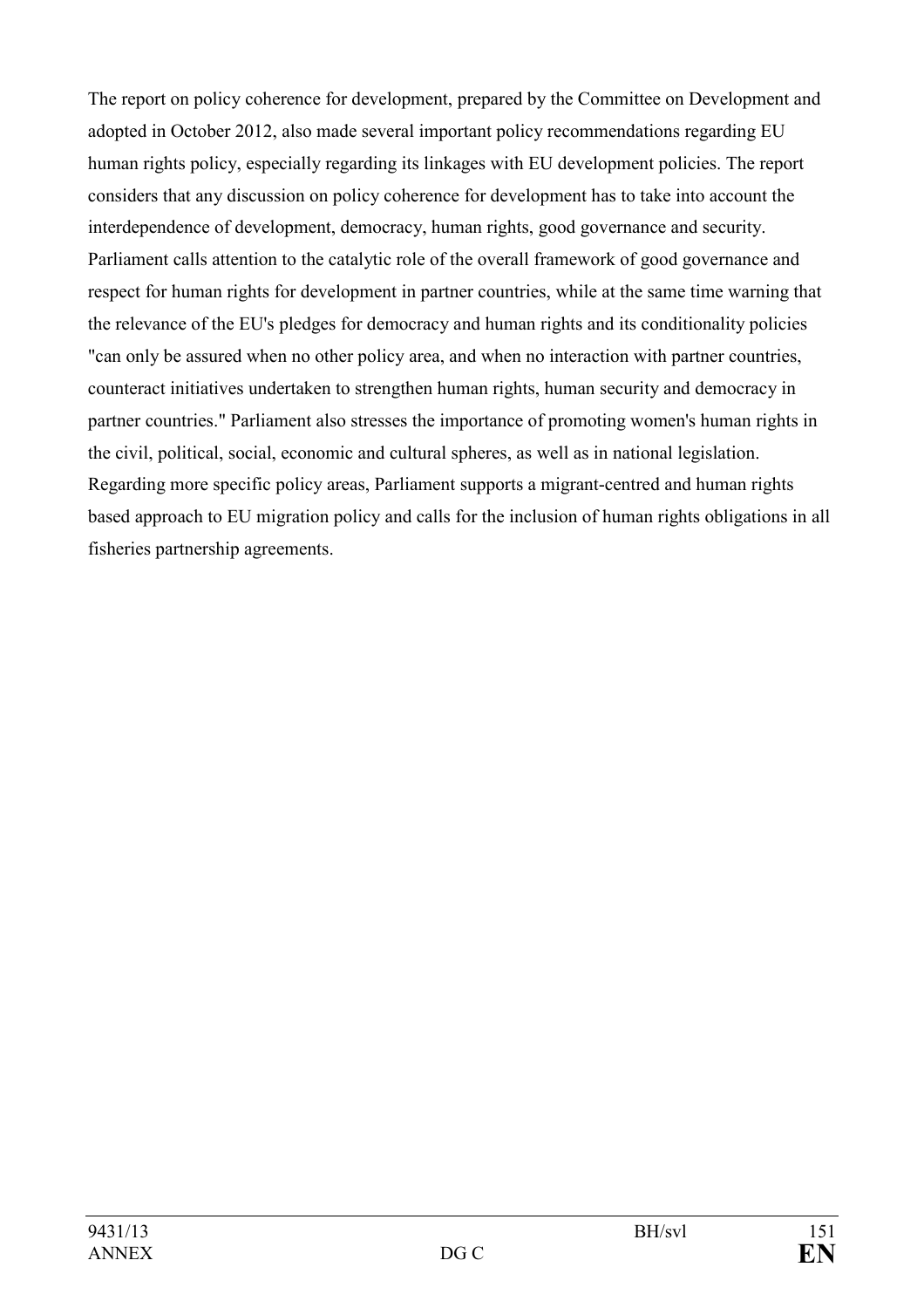The report on policy coherence for development, prepared by the Committee on Development and adopted in October 2012, also made several important policy recommendations regarding EU human rights policy, especially regarding its linkages with EU development policies. The report considers that any discussion on policy coherence for development has to take into account the interdependence of development, democracy, human rights, good governance and security. Parliament calls attention to the catalytic role of the overall framework of good governance and respect for human rights for development in partner countries, while at the same time warning that the relevance of the EU's pledges for democracy and human rights and its conditionality policies "can only be assured when no other policy area, and when no interaction with partner countries, counteract initiatives undertaken to strengthen human rights, human security and democracy in partner countries." Parliament also stresses the importance of promoting women's human rights in the civil, political, social, economic and cultural spheres, as well as in national legislation. Regarding more specific policy areas, Parliament supports a migrant-centred and human rights based approach to EU migration policy and calls for the inclusion of human rights obligations in all fisheries partnership agreements.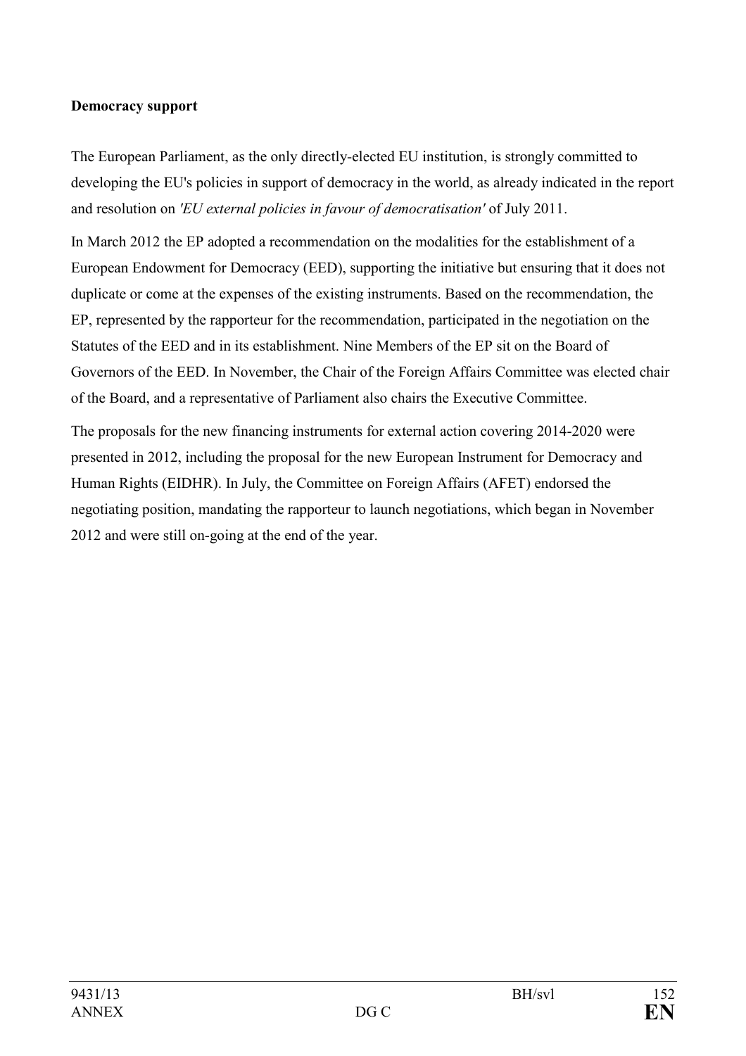**Democracy support**

The European Parliament, as the only directly-elected EU institution, is strongly committed to developing the EU's policies in support of democracy in the world, as already indicated in the report and resolution on *'EU external policies in favour of democratisation'* of July 2011.

In March 2012 the EP adopted a recommendation on the modalities for the establishment of a European Endowment for Democracy (EED), supporting the initiative but ensuring that it does not duplicate or come at the expenses of the existing instruments. Based on the recommendation, the EP, represented by the rapporteur for the recommendation, participated in the negotiation on the Statutes of the EED and in its establishment. Nine Members of the EP sit on the Board of Governors of the EED. In November, the Chair of the Foreign Affairs Committee was elected chair of the Board, and a representative of Parliament also chairs the Executive Committee.

The proposals for the new financing instruments for external action covering 2014-2020 were presented in 2012, including the proposal for the new European Instrument for Democracy and Human Rights (EIDHR). In July, the Committee on Foreign Affairs (AFET) endorsed the negotiating position, mandating the rapporteur to launch negotiations, which began in November 2012 and were still on-going at the end of the year.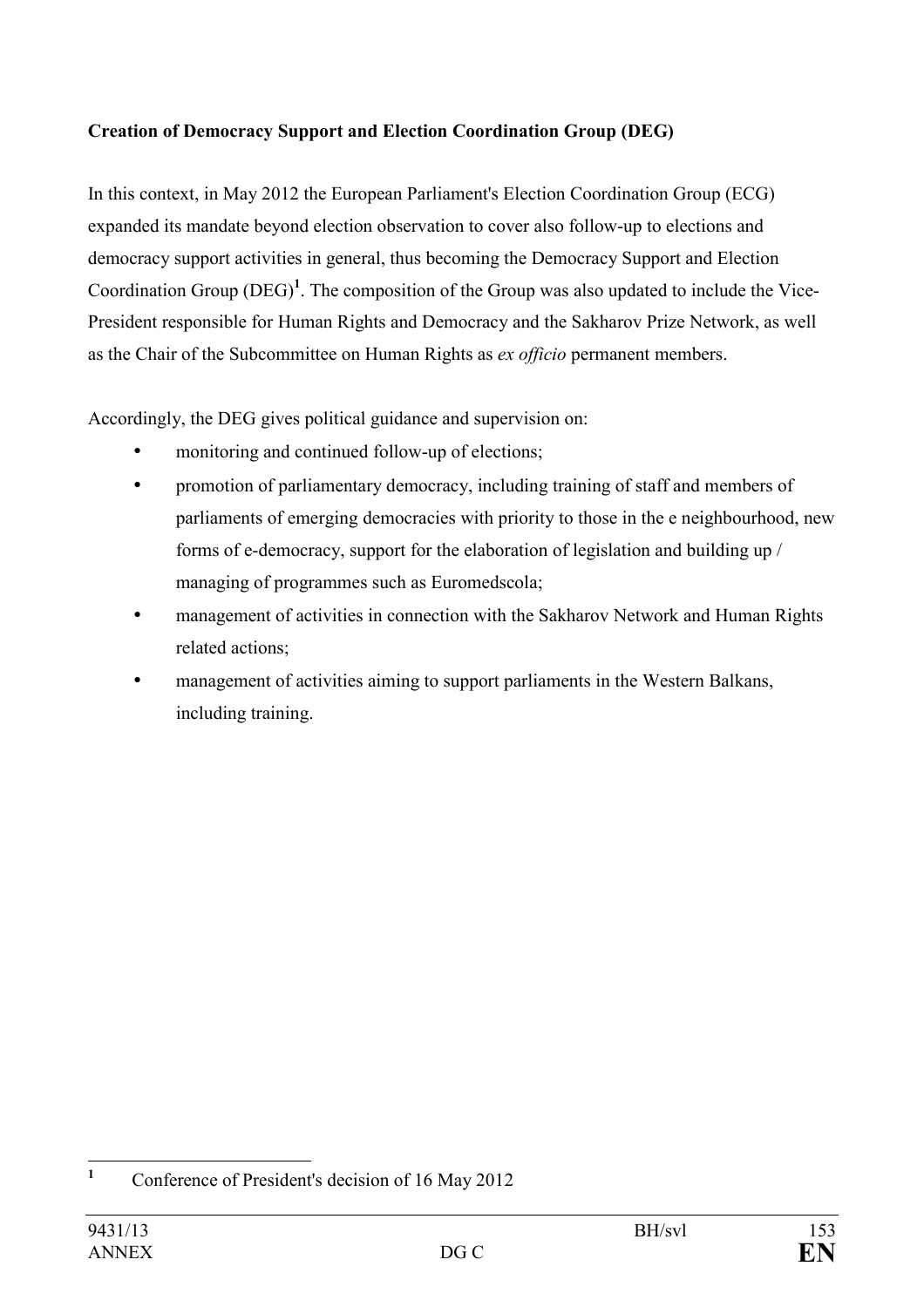**Creation of Democracy Support and Election Coordination Group (DEG)**

In this context, in May 2012 the European Parliament's Election Coordination Group (ECG) expanded its mandate beyond election observation to cover also follow-up to elections and democracy support activities in general, thus becoming the Democracy Support and Election Coordination Group (DEG)[1]. The composition of the Group was also updated to include the Vice-President responsible for Human Rights and Democracy and the Sakharov Prize Network, as well as the Chair of the Subcommittee on Human Rights as *ex officio* permanent members.

Accordingly, the DEG gives political guidance and supervision on:

- monitoring and continued follow-up of elections;
- promotion of parliamentary democracy, including training of staff and members of parliaments of emerging democracies with priority to those in the e neighbourhood, new forms of e-democracy, support for the elaboration of legislation and building up / managing of programmes such as Euromedscola;
- management of activities in connection with the Sakharov Network and Human Rights related actions;
- management of activities aiming to support parliaments in the Western Balkans, including training.

[1] Conference of President's decision of 16 May 2012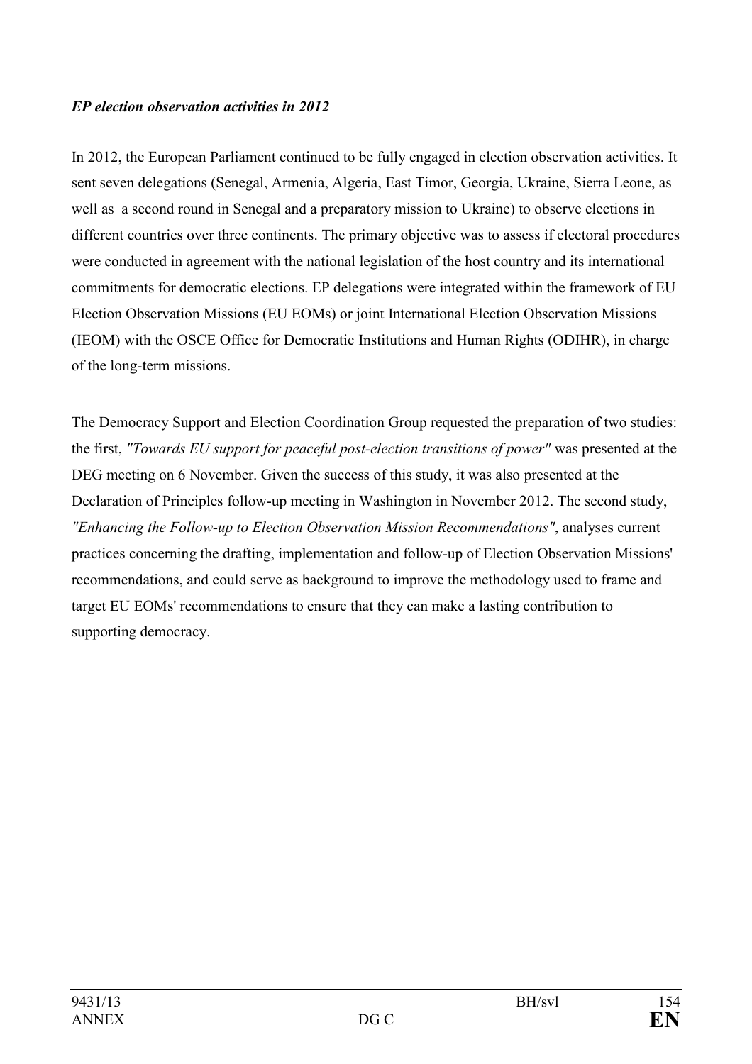***EP election observation activities in 2012***

In 2012, the European Parliament continued to be fully engaged in election observation activities. It sent seven delegations (Senegal, Armenia, Algeria, East Timor, Georgia, Ukraine, Sierra Leone, as well as a second round in Senegal and a preparatory mission to Ukraine) to observe elections in different countries over three continents. The primary objective was to assess if electoral procedures were conducted in agreement with the national legislation of the host country and its international commitments for democratic elections. EP delegations were integrated within the framework of EU Election Observation Missions (EU EOMs) or joint International Election Observation Missions (IEOM) with the OSCE Office for Democratic Institutions and Human Rights (ODIHR), in charge of the long-term missions.

The Democracy Support and Election Coordination Group requested the preparation of two studies: the first, *"Towards EU support for peaceful post-election transitions of power"* was presented at the DEG meeting on 6 November. Given the success of this study, it was also presented at the Declaration of Principles follow-up meeting in Washington in November 2012. The second study, *"Enhancing the Follow-up to Election Observation Mission Recommendations"*, analyses current practices concerning the drafting, implementation and follow-up of Election Observation Missions' recommendations, and could serve as background to improve the methodology used to frame and target EU EOMs' recommendations to ensure that they can make a lasting contribution to supporting democracy.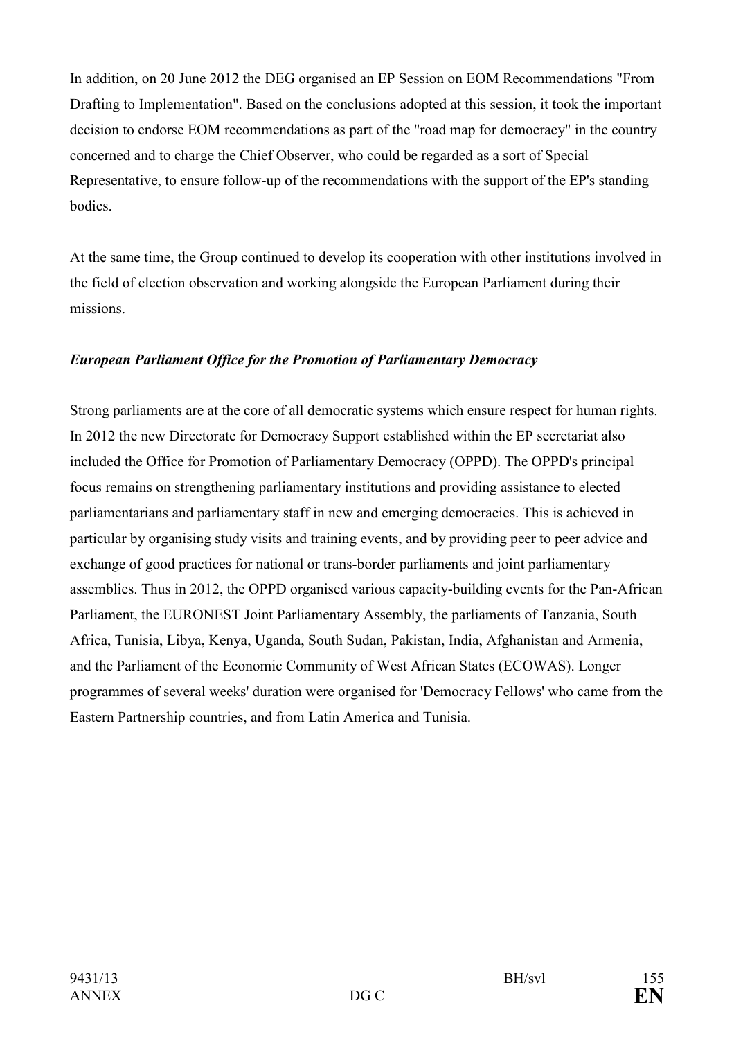In addition, on 20 June 2012 the DEG organised an EP Session on EOM Recommendations "From Drafting to Implementation". Based on the conclusions adopted at this session, it took the important decision to endorse EOM recommendations as part of the "road map for democracy" in the country concerned and to charge the Chief Observer, who could be regarded as a sort of Special Representative, to ensure follow-up of the recommendations with the support of the EP's standing bodies.

At the same time, the Group continued to develop its cooperation with other institutions involved in the field of election observation and working alongside the European Parliament during their missions.

***European Parliament Office for the Promotion of Parliamentary Democracy***

Strong parliaments are at the core of all democratic systems which ensure respect for human rights. In 2012 the new Directorate for Democracy Support established within the EP secretariat also included the Office for Promotion of Parliamentary Democracy (OPPD). The OPPD's principal focus remains on strengthening parliamentary institutions and providing assistance to elected parliamentarians and parliamentary staff in new and emerging democracies. This is achieved in particular by organising study visits and training events, and by providing peer to peer advice and exchange of good practices for national or trans-border parliaments and joint parliamentary assemblies. Thus in 2012, the OPPD organised various capacity-building events for the Pan-African Parliament, the EURONEST Joint Parliamentary Assembly, the parliaments of Tanzania, South Africa, Tunisia, Libya, Kenya, Uganda, South Sudan, Pakistan, India, Afghanistan and Armenia, and the Parliament of the Economic Community of West African States (ECOWAS). Longer programmes of several weeks' duration were organised for 'Democracy Fellows' who came from the Eastern Partnership countries, and from Latin America and Tunisia.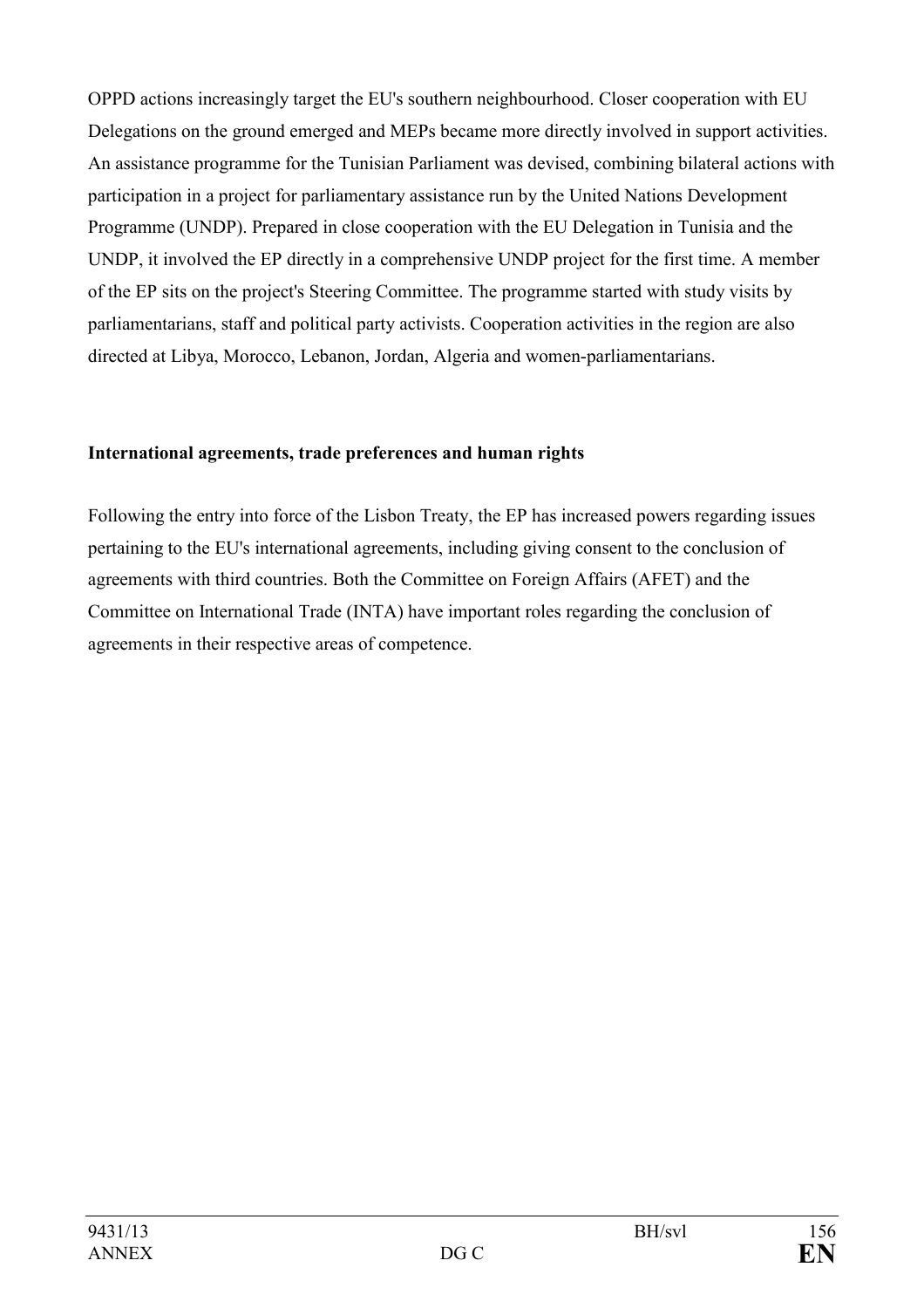OPPD actions increasingly target the EU's southern neighbourhood. Closer cooperation with EU Delegations on the ground emerged and MEPs became more directly involved in support activities. An assistance programme for the Tunisian Parliament was devised, combining bilateral actions with participation in a project for parliamentary assistance run by the United Nations Development Programme (UNDP). Prepared in close cooperation with the EU Delegation in Tunisia and the UNDP, it involved the EP directly in a comprehensive UNDP project for the first time. A member of the EP sits on the project's Steering Committee. The programme started with study visits by parliamentarians, staff and political party activists. Cooperation activities in the region are also directed at Libya, Morocco, Lebanon, Jordan, Algeria and women-parliamentarians.

**International agreements, trade preferences and human rights**

Following the entry into force of the Lisbon Treaty, the EP has increased powers regarding issues pertaining to the EU's international agreements, including giving consent to the conclusion of agreements with third countries. Both the Committee on Foreign Affairs (AFET) and the Committee on International Trade (INTA) have important roles regarding the conclusion of agreements in their respective areas of competence.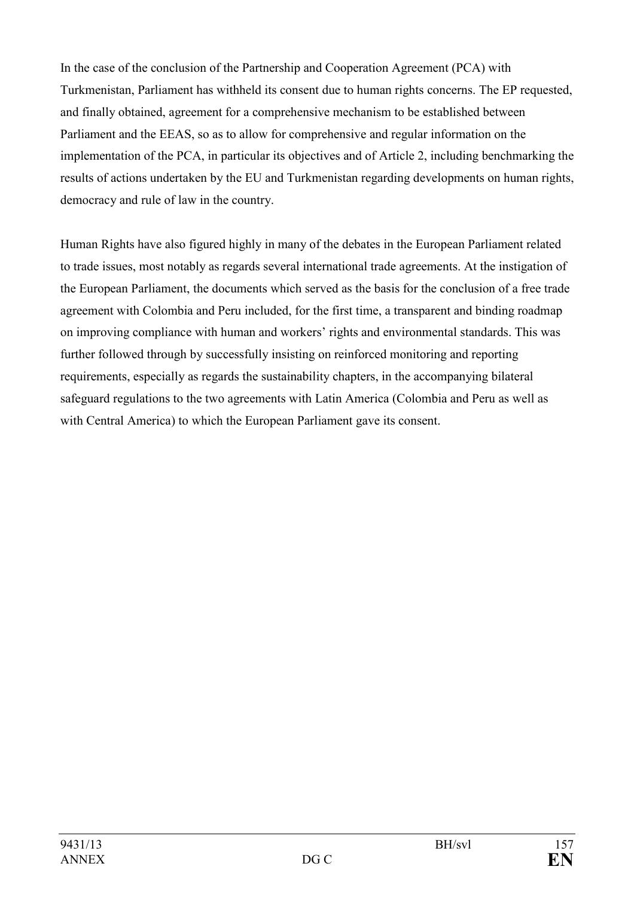In the case of the conclusion of the Partnership and Cooperation Agreement (PCA) with Turkmenistan, Parliament has withheld its consent due to human rights concerns. The EP requested, and finally obtained, agreement for a comprehensive mechanism to be established between Parliament and the EEAS, so as to allow for comprehensive and regular information on the implementation of the PCA, in particular its objectives and of Article 2, including benchmarking the results of actions undertaken by the EU and Turkmenistan regarding developments on human rights, democracy and rule of law in the country.

Human Rights have also figured highly in many of the debates in the European Parliament related to trade issues, most notably as regards several international trade agreements. At the instigation of the European Parliament, the documents which served as the basis for the conclusion of a free trade agreement with Colombia and Peru included, for the first time, a transparent and binding roadmap on improving compliance with human and workers' rights and environmental standards. This was further followed through by successfully insisting on reinforced monitoring and reporting requirements, especially as regards the sustainability chapters, in the accompanying bilateral safeguard regulations to the two agreements with Latin America (Colombia and Peru as well as with Central America) to which the European Parliament gave its consent.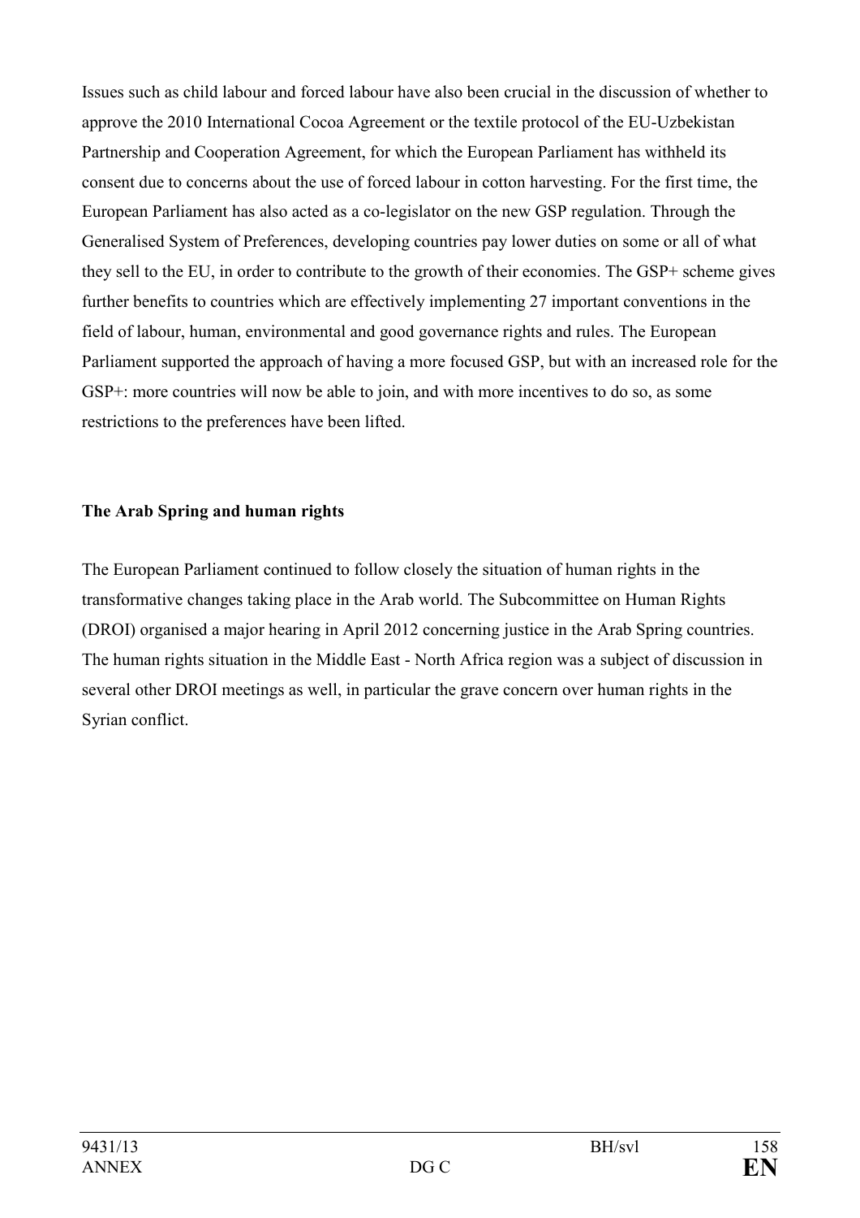Issues such as child labour and forced labour have also been crucial in the discussion of whether to approve the 2010 International Cocoa Agreement or the textile protocol of the EU-Uzbekistan Partnership and Cooperation Agreement, for which the European Parliament has withheld its consent due to concerns about the use of forced labour in cotton harvesting. For the first time, the European Parliament has also acted as a co-legislator on the new GSP regulation. Through the Generalised System of Preferences, developing countries pay lower duties on some or all of what they sell to the EU, in order to contribute to the growth of their economies. The GSP+ scheme gives further benefits to countries which are effectively implementing 27 important conventions in the field of labour, human, environmental and good governance rights and rules. The European Parliament supported the approach of having a more focused GSP, but with an increased role for the GSP+: more countries will now be able to join, and with more incentives to do so, as some restrictions to the preferences have been lifted.

**The Arab Spring and human rights**

The European Parliament continued to follow closely the situation of human rights in the transformative changes taking place in the Arab world. The Subcommittee on Human Rights (DROI) organised a major hearing in April 2012 concerning justice in the Arab Spring countries. The human rights situation in the Middle East - North Africa region was a subject of discussion in several other DROI meetings as well, in particular the grave concern over human rights in the Syrian conflict.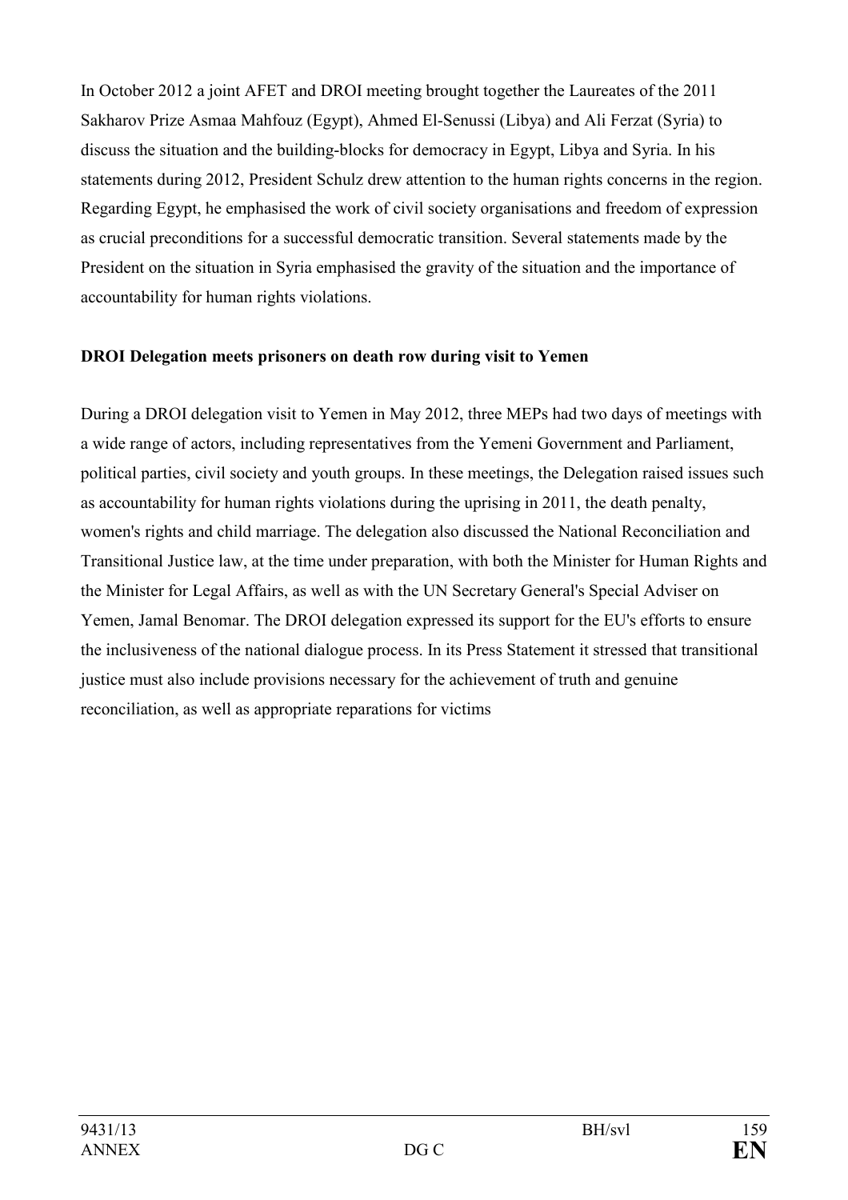In October 2012 a joint AFET and DROI meeting brought together the Laureates of the 2011 Sakharov Prize Asmaa Mahfouz (Egypt), Ahmed El-Senussi (Libya) and Ali Ferzat (Syria) to discuss the situation and the building-blocks for democracy in Egypt, Libya and Syria. In his statements during 2012, President Schulz drew attention to the human rights concerns in the region. Regarding Egypt, he emphasised the work of civil society organisations and freedom of expression as crucial preconditions for a successful democratic transition. Several statements made by the President on the situation in Syria emphasised the gravity of the situation and the importance of accountability for human rights violations.

**DROI Delegation meets prisoners on death row during visit to Yemen**

During a DROI delegation visit to Yemen in May 2012, three MEPs had two days of meetings with a wide range of actors, including representatives from the Yemeni Government and Parliament, political parties, civil society and youth groups. In these meetings, the Delegation raised issues such as accountability for human rights violations during the uprising in 2011, the death penalty, women's rights and child marriage. The delegation also discussed the National Reconciliation and Transitional Justice law, at the time under preparation, with both the Minister for Human Rights and the Minister for Legal Affairs, as well as with the UN Secretary General's Special Adviser on Yemen, Jamal Benomar. The DROI delegation expressed its support for the EU's efforts to ensure the inclusiveness of the national dialogue process. In its Press Statement it stressed that transitional justice must also include provisions necessary for the achievement of truth and genuine reconciliation, as well as appropriate reparations for victims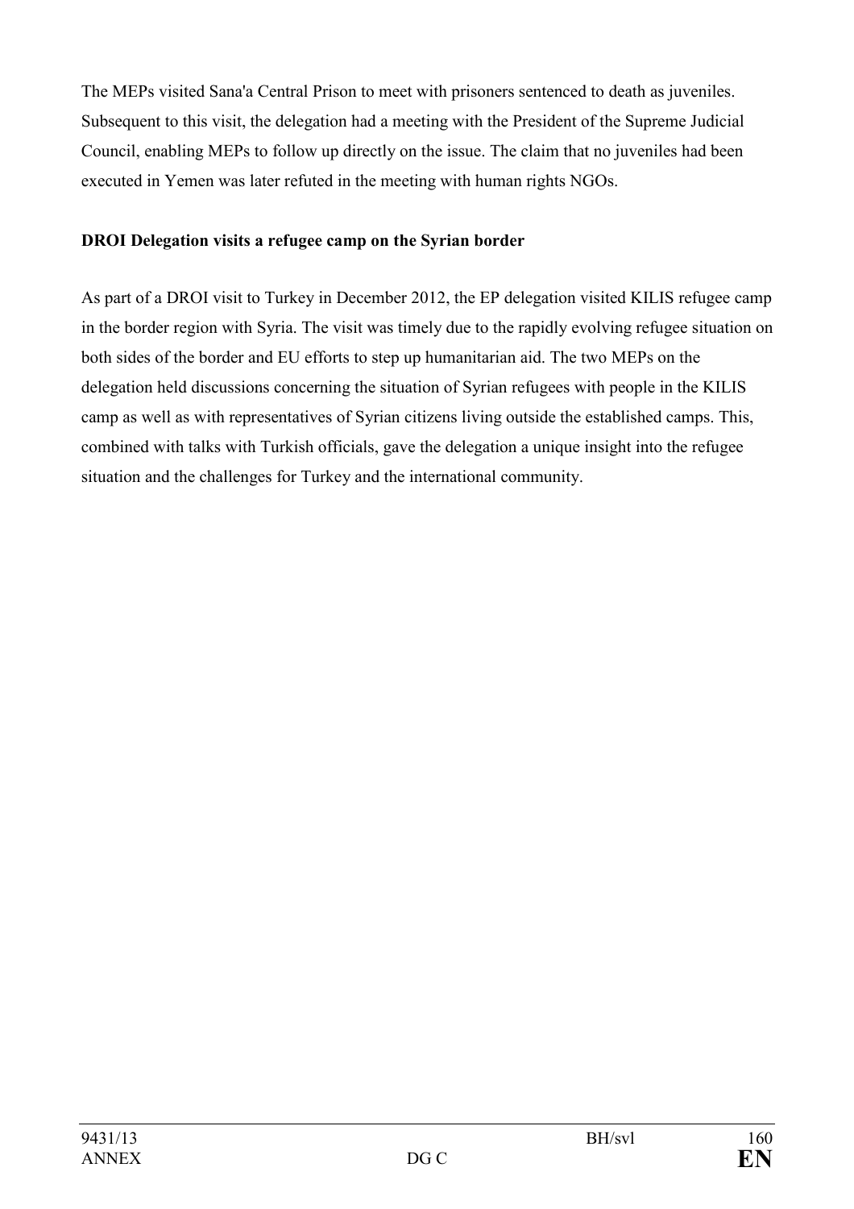The MEPs visited Sana'a Central Prison to meet with prisoners sentenced to death as juveniles. Subsequent to this visit, the delegation had a meeting with the President of the Supreme Judicial Council, enabling MEPs to follow up directly on the issue. The claim that no juveniles had been executed in Yemen was later refuted in the meeting with human rights NGOs.

**DROI Delegation visits a refugee camp on the Syrian border**

As part of a DROI visit to Turkey in December 2012, the EP delegation visited KILIS refugee camp in the border region with Syria. The visit was timely due to the rapidly evolving refugee situation on both sides of the border and EU efforts to step up humanitarian aid. The two MEPs on the delegation held discussions concerning the situation of Syrian refugees with people in the KILIS camp as well as with representatives of Syrian citizens living outside the established camps. This, combined with talks with Turkish officials, gave the delegation a unique insight into the refugee situation and the challenges for Turkey and the international community.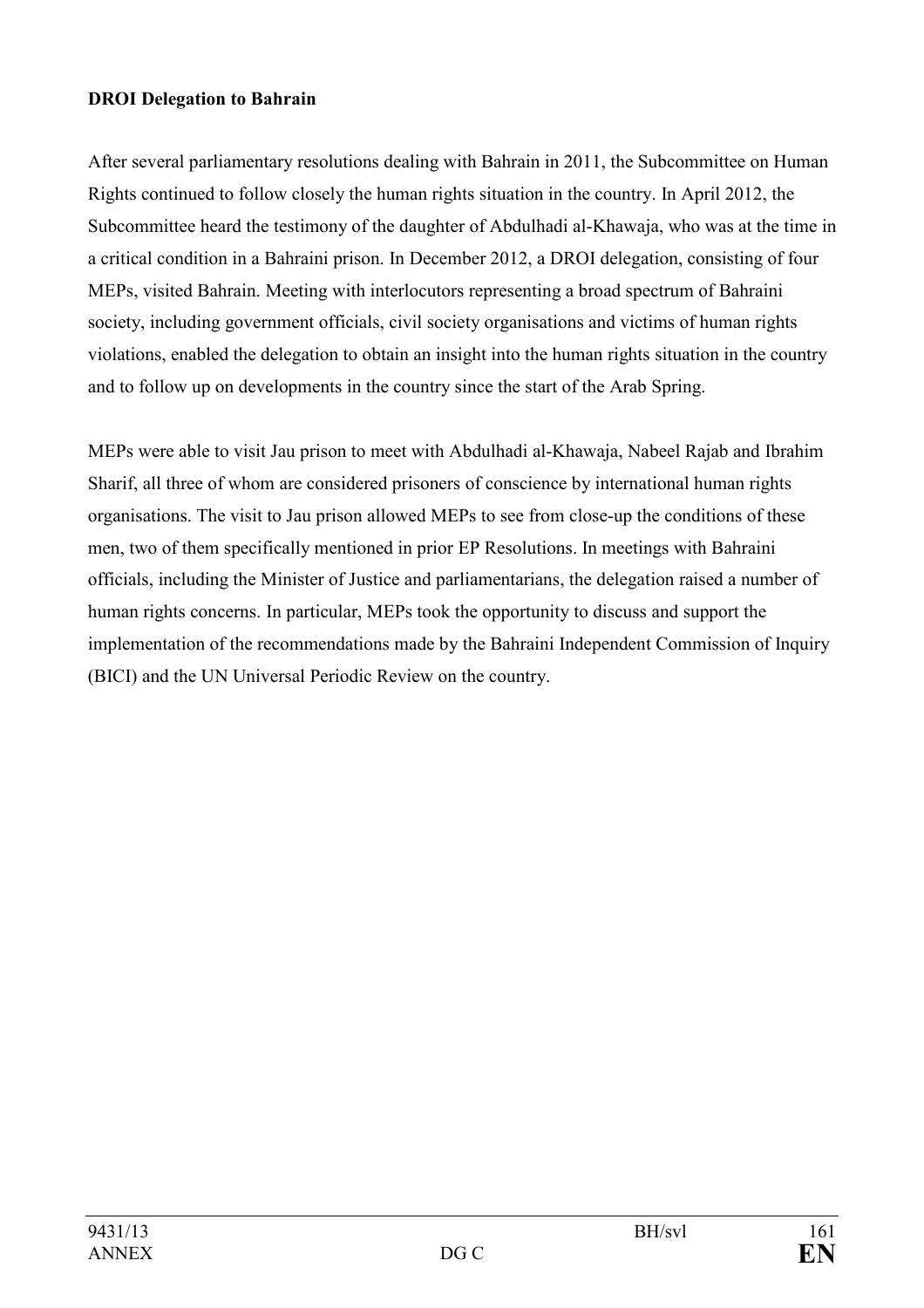**DROI Delegation to Bahrain**

After several parliamentary resolutions dealing with Bahrain in 2011, the Subcommittee on Human Rights continued to follow closely the human rights situation in the country. In April 2012, the Subcommittee heard the testimony of the daughter of Abdulhadi al-Khawaja, who was at the time in a critical condition in a Bahraini prison. In December 2012, a DROI delegation, consisting of four MEPs, visited Bahrain. Meeting with interlocutors representing a broad spectrum of Bahraini society, including government officials, civil society organisations and victims of human rights violations, enabled the delegation to obtain an insight into the human rights situation in the country and to follow up on developments in the country since the start of the Arab Spring.

MEPs were able to visit Jau prison to meet with Abdulhadi al-Khawaja, Nabeel Rajab and Ibrahim Sharif, all three of whom are considered prisoners of conscience by international human rights organisations. The visit to Jau prison allowed MEPs to see from close-up the conditions of these men, two of them specifically mentioned in prior EP Resolutions. In meetings with Bahraini officials, including the Minister of Justice and parliamentarians, the delegation raised a number of human rights concerns. In particular, MEPs took the opportunity to discuss and support the implementation of the recommendations made by the Bahraini Independent Commission of Inquiry (BICI) and the UN Universal Periodic Review on the country.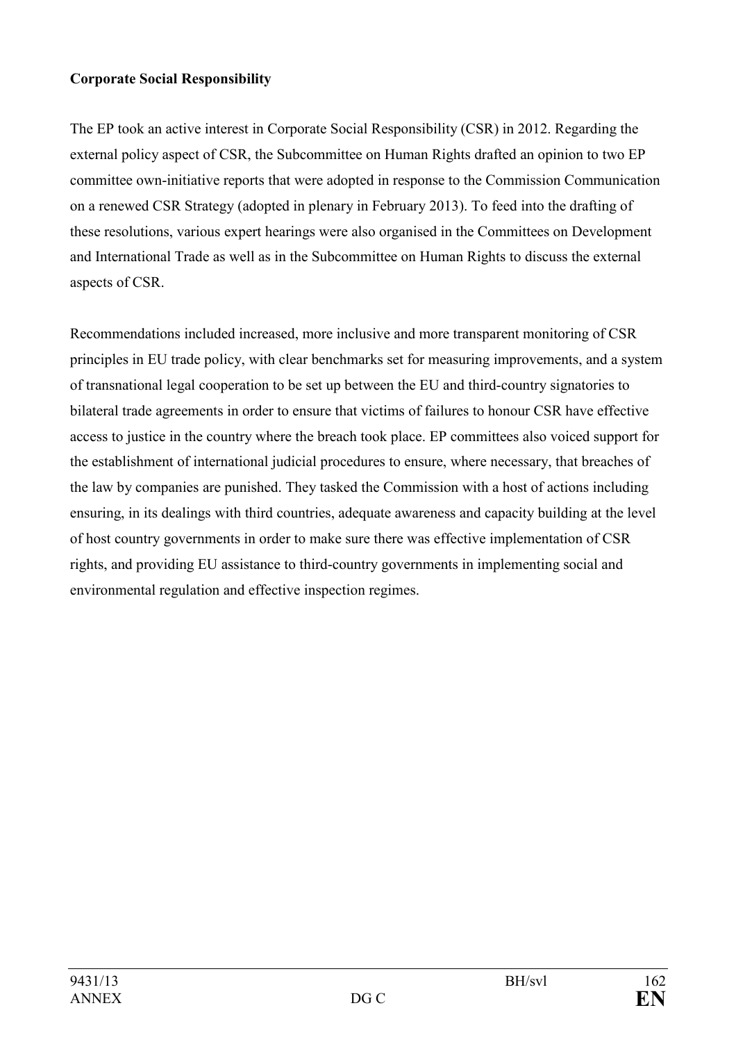**Corporate Social Responsibility**

The EP took an active interest in Corporate Social Responsibility (CSR) in 2012. Regarding the external policy aspect of CSR, the Subcommittee on Human Rights drafted an opinion to two EP committee own-initiative reports that were adopted in response to the Commission Communication on a renewed CSR Strategy (adopted in plenary in February 2013). To feed into the drafting of these resolutions, various expert hearings were also organised in the Committees on Development and International Trade as well as in the Subcommittee on Human Rights to discuss the external aspects of CSR.

Recommendations included increased, more inclusive and more transparent monitoring of CSR principles in EU trade policy, with clear benchmarks set for measuring improvements, and a system of transnational legal cooperation to be set up between the EU and third-country signatories to bilateral trade agreements in order to ensure that victims of failures to honour CSR have effective access to justice in the country where the breach took place. EP committees also voiced support for the establishment of international judicial procedures to ensure, where necessary, that breaches of the law by companies are punished. They tasked the Commission with a host of actions including ensuring, in its dealings with third countries, adequate awareness and capacity building at the level of host country governments in order to make sure there was effective implementation of CSR rights, and providing EU assistance to third-country governments in implementing social and environmental regulation and effective inspection regimes.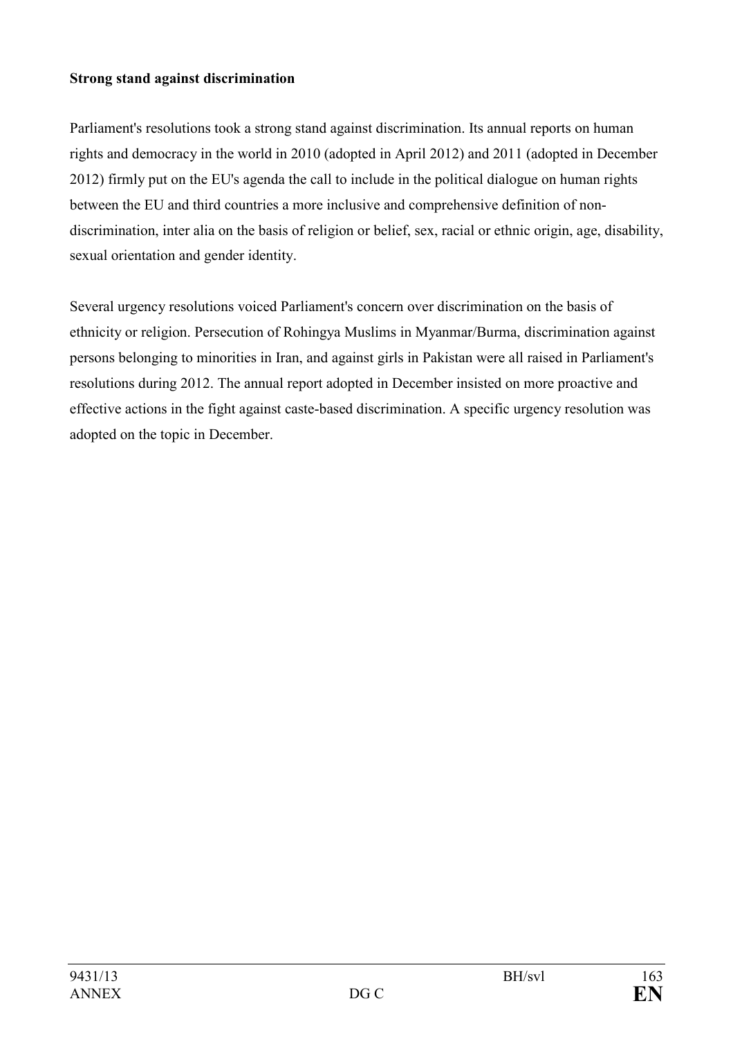**Strong stand against discrimination**

Parliament's resolutions took a strong stand against discrimination. Its annual reports on human rights and democracy in the world in 2010 (adopted in April 2012) and 2011 (adopted in December 2012) firmly put on the EU's agenda the call to include in the political dialogue on human rights between the EU and third countries a more inclusive and comprehensive definition of non-discrimination, inter alia on the basis of religion or belief, sex, racial or ethnic origin, age, disability, sexual orientation and gender identity.

Several urgency resolutions voiced Parliament's concern over discrimination on the basis of ethnicity or religion. Persecution of Rohingya Muslims in Myanmar/Burma, discrimination against persons belonging to minorities in Iran, and against girls in Pakistan were all raised in Parliament's resolutions during 2012. The annual report adopted in December insisted on more proactive and effective actions in the fight against caste-based discrimination. A specific urgency resolution was adopted on the topic in December.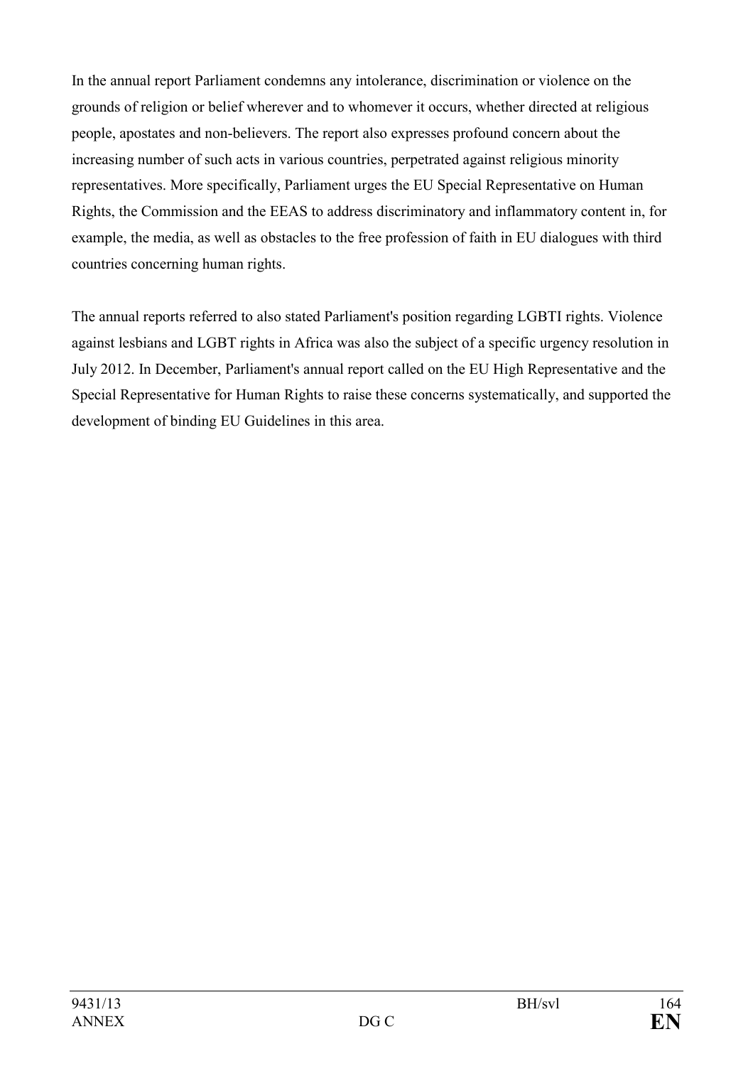In the annual report Parliament condemns any intolerance, discrimination or violence on the grounds of religion or belief wherever and to whomever it occurs, whether directed at religious people, apostates and non-believers. The report also expresses profound concern about the increasing number of such acts in various countries, perpetrated against religious minority representatives. More specifically, Parliament urges the EU Special Representative on Human Rights, the Commission and the EEAS to address discriminatory and inflammatory content in, for example, the media, as well as obstacles to the free profession of faith in EU dialogues with third countries concerning human rights.

The annual reports referred to also stated Parliament's position regarding LGBTI rights. Violence against lesbians and LGBT rights in Africa was also the subject of a specific urgency resolution in July 2012. In December, Parliament's annual report called on the EU High Representative and the Special Representative for Human Rights to raise these concerns systematically, and supported the development of binding EU Guidelines in this area.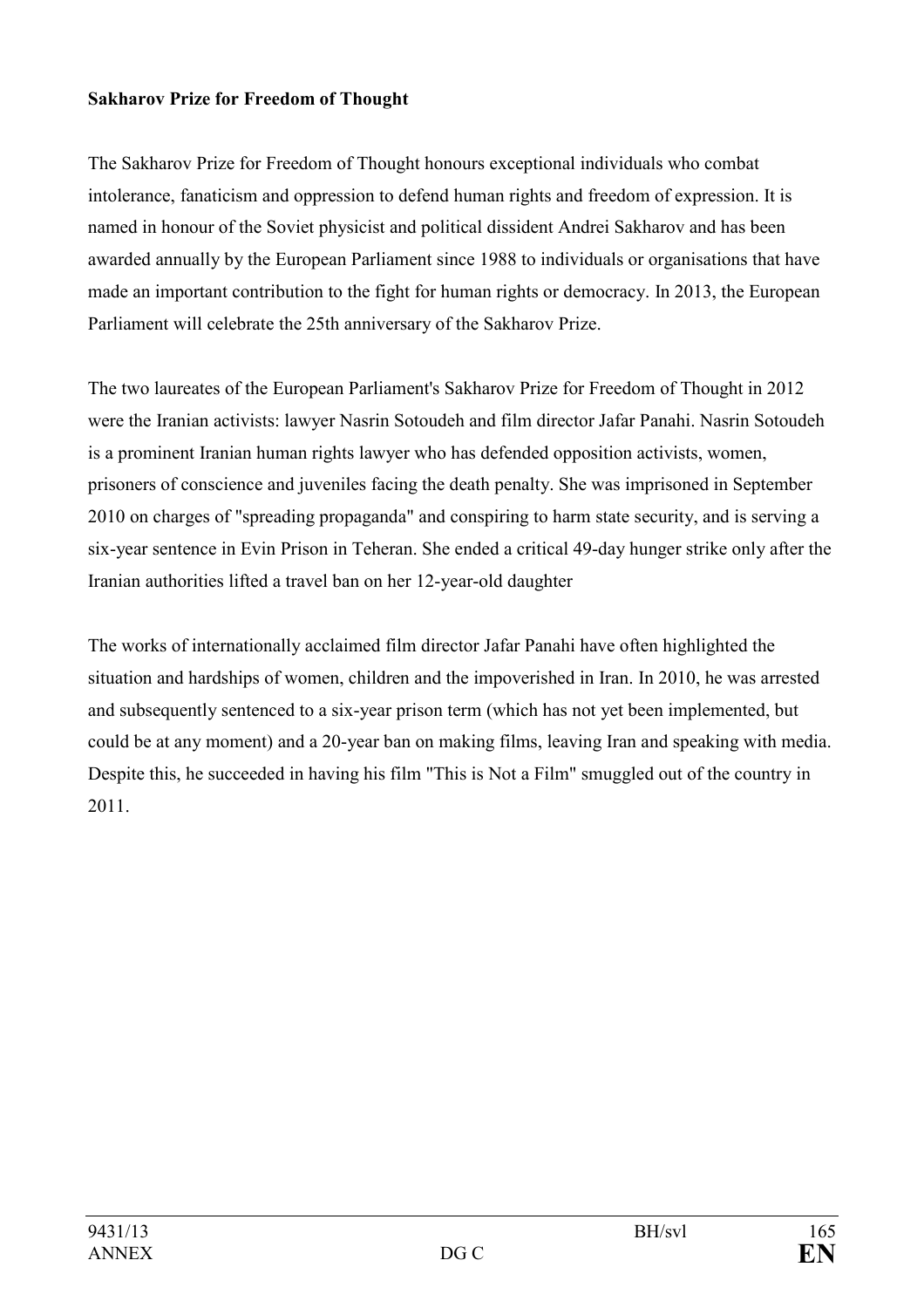**Sakharov Prize for Freedom of Thought**

The Sakharov Prize for Freedom of Thought honours exceptional individuals who combat intolerance, fanaticism and oppression to defend human rights and freedom of expression. It is named in honour of the Soviet physicist and political dissident Andrei Sakharov and has been awarded annually by the European Parliament since 1988 to individuals or organisations that have made an important contribution to the fight for human rights or democracy. In 2013, the European Parliament will celebrate the 25th anniversary of the Sakharov Prize.

The two laureates of the European Parliament's Sakharov Prize for Freedom of Thought in 2012 were the Iranian activists: lawyer Nasrin Sotoudeh and film director Jafar Panahi. Nasrin Sotoudeh is a prominent Iranian human rights lawyer who has defended opposition activists, women, prisoners of conscience and juveniles facing the death penalty. She was imprisoned in September 2010 on charges of "spreading propaganda" and conspiring to harm state security, and is serving a six-year sentence in Evin Prison in Teheran. She ended a critical 49-day hunger strike only after the Iranian authorities lifted a travel ban on her 12-year-old daughter

The works of internationally acclaimed film director Jafar Panahi have often highlighted the situation and hardships of women, children and the impoverished in Iran. In 2010, he was arrested and subsequently sentenced to a six-year prison term (which has not yet been implemented, but could be at any moment) and a 20-year ban on making films, leaving Iran and speaking with media. Despite this, he succeeded in having his film "This is Not a Film" smuggled out of the country in 2011.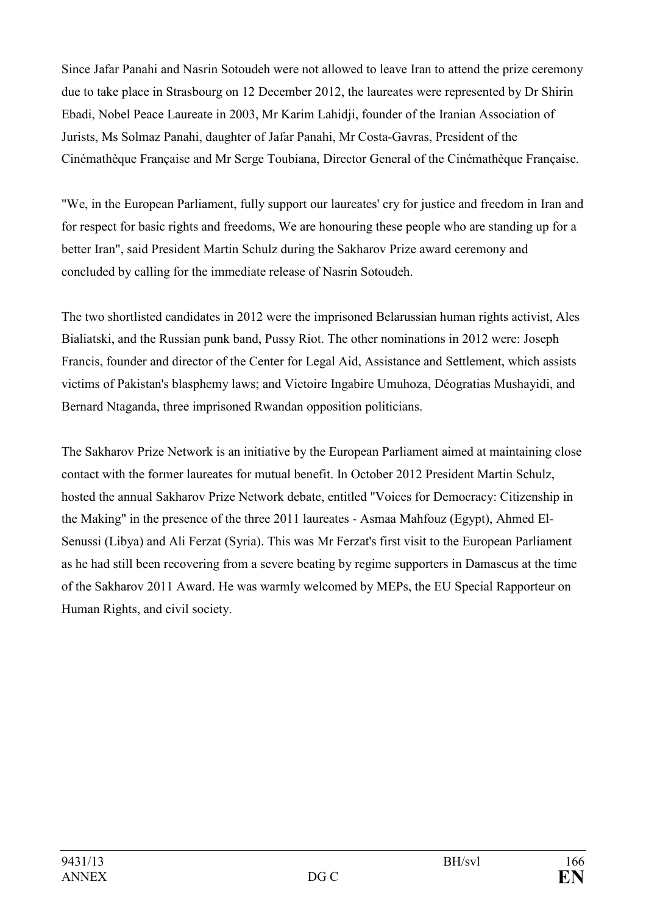Since Jafar Panahi and Nasrin Sotoudeh were not allowed to leave Iran to attend the prize ceremony due to take place in Strasbourg on 12 December 2012, the laureates were represented by Dr Shirin Ebadi, Nobel Peace Laureate in 2003, Mr Karim Lahidji, founder of the Iranian Association of Jurists, Ms Solmaz Panahi, daughter of Jafar Panahi, Mr Costa-Gavras, President of the Cinémathèque Française and Mr Serge Toubiana, Director General of the Cinémathèque Française.

"We, in the European Parliament, fully support our laureates' cry for justice and freedom in Iran and for respect for basic rights and freedoms, We are honouring these people who are standing up for a better Iran", said President Martin Schulz during the Sakharov Prize award ceremony and concluded by calling for the immediate release of Nasrin Sotoudeh.

The two shortlisted candidates in 2012 were the imprisoned Belarussian human rights activist, Ales Bialiatski, and the Russian punk band, Pussy Riot. The other nominations in 2012 were: Joseph Francis, founder and director of the Center for Legal Aid, Assistance and Settlement, which assists victims of Pakistan's blasphemy laws; and Victoire Ingabire Umuhoza, Déogratias Mushayidi, and Bernard Ntaganda, three imprisoned Rwandan opposition politicians.

The Sakharov Prize Network is an initiative by the European Parliament aimed at maintaining close contact with the former laureates for mutual benefit. In October 2012 President Martin Schulz, hosted the annual Sakharov Prize Network debate, entitled "Voices for Democracy: Citizenship in the Making" in the presence of the three 2011 laureates - Asmaa Mahfouz (Egypt), Ahmed El-Senussi (Libya) and Ali Ferzat (Syria). This was Mr Ferzat's first visit to the European Parliament as he had still been recovering from a severe beating by regime supporters in Damascus at the time of the Sakharov 2011 Award. He was warmly welcomed by MEPs, the EU Special Rapporteur on Human Rights, and civil society.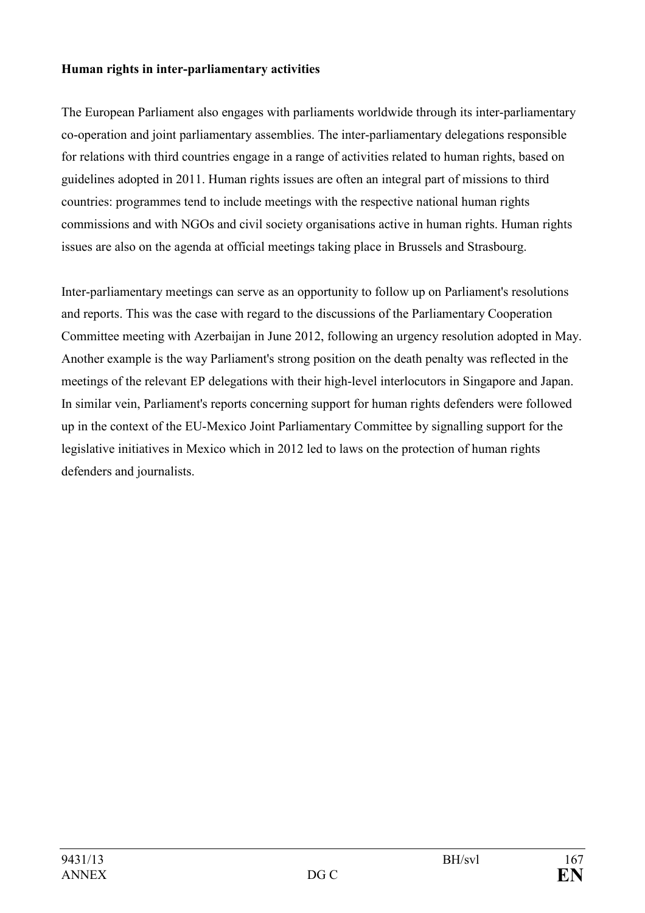**Human rights in inter-parliamentary activities**

The European Parliament also engages with parliaments worldwide through its inter-parliamentary co-operation and joint parliamentary assemblies. The inter-parliamentary delegations responsible for relations with third countries engage in a range of activities related to human rights, based on guidelines adopted in 2011. Human rights issues are often an integral part of missions to third countries: programmes tend to include meetings with the respective national human rights commissions and with NGOs and civil society organisations active in human rights. Human rights issues are also on the agenda at official meetings taking place in Brussels and Strasbourg.

Inter-parliamentary meetings can serve as an opportunity to follow up on Parliament's resolutions and reports. This was the case with regard to the discussions of the Parliamentary Cooperation Committee meeting with Azerbaijan in June 2012, following an urgency resolution adopted in May. Another example is the way Parliament's strong position on the death penalty was reflected in the meetings of the relevant EP delegations with their high-level interlocutors in Singapore and Japan. In similar vein, Parliament's reports concerning support for human rights defenders were followed up in the context of the EU-Mexico Joint Parliamentary Committee by signalling support for the legislative initiatives in Mexico which in 2012 led to laws on the protection of human rights defenders and journalists.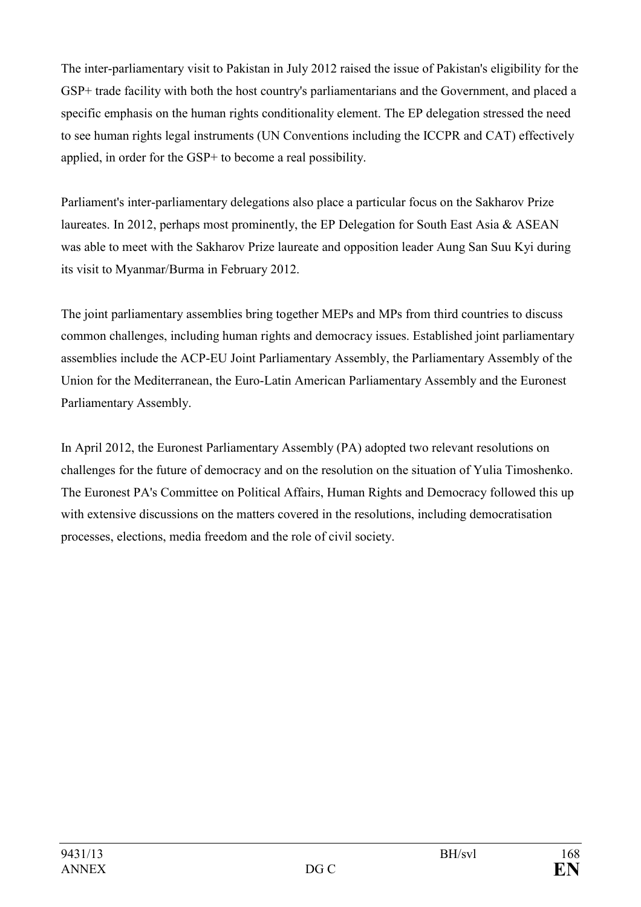The inter-parliamentary visit to Pakistan in July 2012 raised the issue of Pakistan's eligibility for the GSP+ trade facility with both the host country's parliamentarians and the Government, and placed a specific emphasis on the human rights conditionality element. The EP delegation stressed the need to see human rights legal instruments (UN Conventions including the ICCPR and CAT) effectively applied, in order for the GSP+ to become a real possibility.

Parliament's inter-parliamentary delegations also place a particular focus on the Sakharov Prize laureates. In 2012, perhaps most prominently, the EP Delegation for South East Asia & ASEAN was able to meet with the Sakharov Prize laureate and opposition leader Aung San Suu Kyi during its visit to Myanmar/Burma in February 2012.

The joint parliamentary assemblies bring together MEPs and MPs from third countries to discuss common challenges, including human rights and democracy issues. Established joint parliamentary assemblies include the ACP-EU Joint Parliamentary Assembly, the Parliamentary Assembly of the Union for the Mediterranean, the Euro-Latin American Parliamentary Assembly and the Euronest Parliamentary Assembly.

In April 2012, the Euronest Parliamentary Assembly (PA) adopted two relevant resolutions on challenges for the future of democracy and on the resolution on the situation of Yulia Timoshenko. The Euronest PA's Committee on Political Affairs, Human Rights and Democracy followed this up with extensive discussions on the matters covered in the resolutions, including democratisation processes, elections, media freedom and the role of civil society.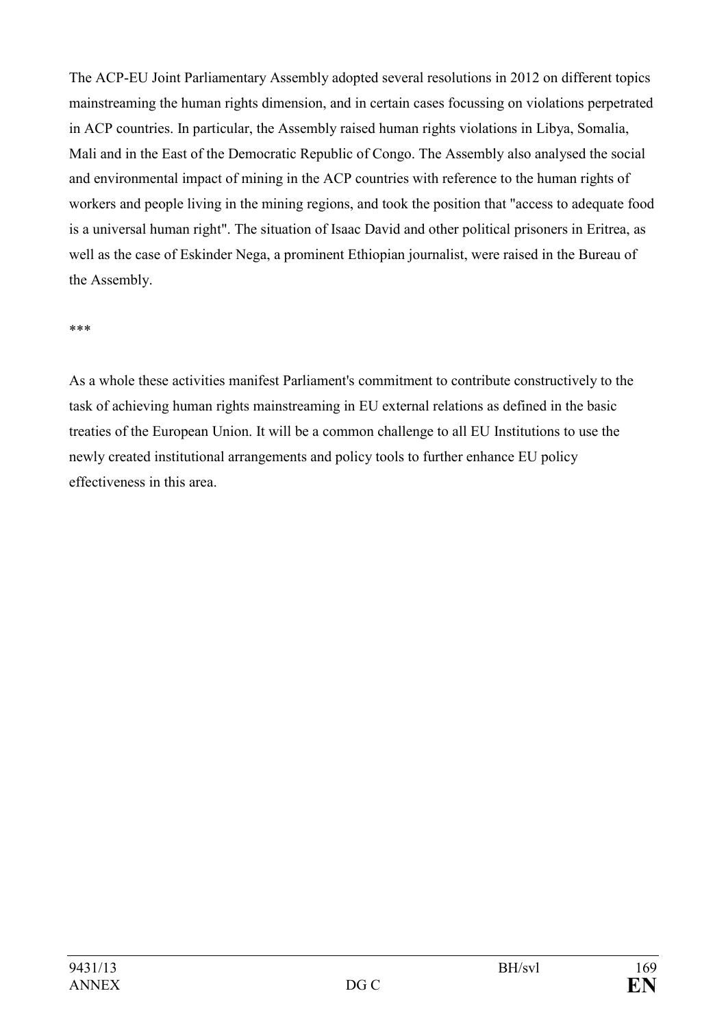The ACP-EU Joint Parliamentary Assembly adopted several resolutions in 2012 on different topics mainstreaming the human rights dimension, and in certain cases focussing on violations perpetrated in ACP countries. In particular, the Assembly raised human rights violations in Libya, Somalia, Mali and in the East of the Democratic Republic of Congo. The Assembly also analysed the social and environmental impact of mining in the ACP countries with reference to the human rights of workers and people living in the mining regions, and took the position that "access to adequate food is a universal human right". The situation of Isaac David and other political prisoners in Eritrea, as well as the case of Eskinder Nega, a prominent Ethiopian journalist, were raised in the Bureau of the Assembly.

***

As a whole these activities manifest Parliament's commitment to contribute constructively to the task of achieving human rights mainstreaming in EU external relations as defined in the basic treaties of the European Union. It will be a common challenge to all EU Institutions to use the newly created institutional arrangements and policy tools to further enhance EU policy effectiveness in this area.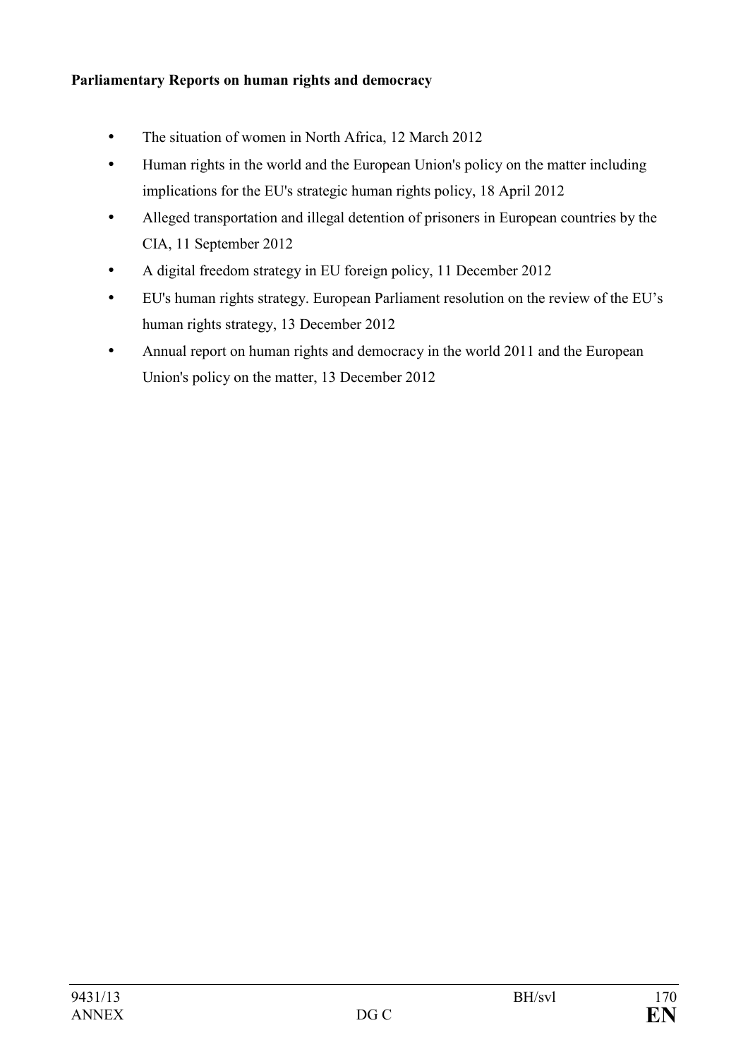**Parliamentary Reports on human rights and democracy**

- The situation of women in North Africa, 12 March 2012
- Human rights in the world and the European Union's policy on the matter including implications for the EU's strategic human rights policy, 18 April 2012
- Alleged transportation and illegal detention of prisoners in European countries by the CIA, 11 September 2012
- A digital freedom strategy in EU foreign policy, 11 December 2012
- EU's human rights strategy. European Parliament resolution on the review of the EU's human rights strategy, 13 December 2012
- Annual report on human rights and democracy in the world 2011 and the European Union's policy on the matter, 13 December 2012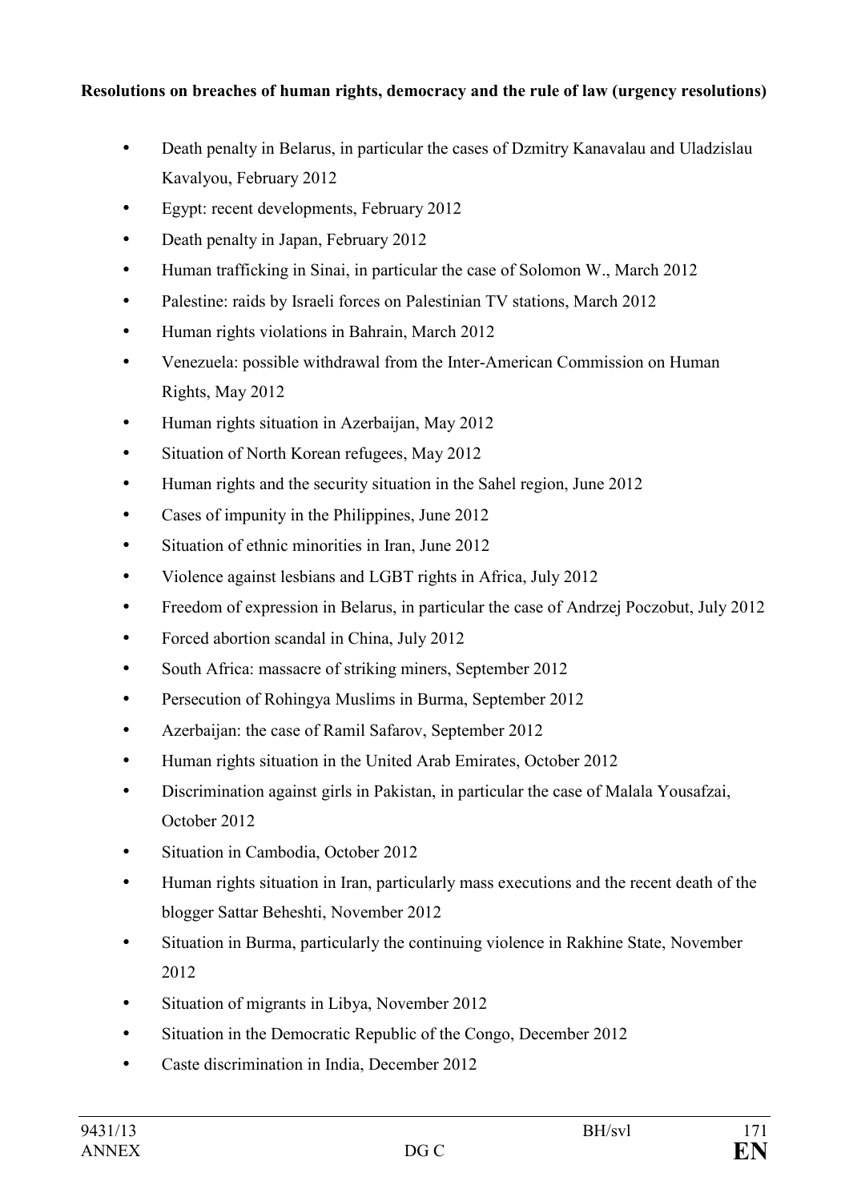**Resolutions on breaches of human rights, democracy and the rule of law (urgency resolutions)**

- Death penalty in Belarus, in particular the cases of Dzmitry Kanavalau and Uladzislau Kavalyou, February 2012
- Egypt: recent developments, February 2012
- Death penalty in Japan, February 2012
- Human trafficking in Sinai, in particular the case of Solomon W., March 2012
- Palestine: raids by Israeli forces on Palestinian TV stations, March 2012
- Human rights violations in Bahrain, March 2012
- Venezuela: possible withdrawal from the Inter-American Commission on Human Rights, May 2012
- Human rights situation in Azerbaijan, May 2012
- Situation of North Korean refugees, May 2012
- Human rights and the security situation in the Sahel region, June 2012
- Cases of impunity in the Philippines, June 2012
- Situation of ethnic minorities in Iran, June 2012
- Violence against lesbians and LGBT rights in Africa, July 2012
- Freedom of expression in Belarus, in particular the case of Andrzej Poczobut, July 2012
- Forced abortion scandal in China, July 2012
- South Africa: massacre of striking miners, September 2012
- Persecution of Rohingya Muslims in Burma, September 2012
- Azerbaijan: the case of Ramil Safarov, September 2012
- Human rights situation in the United Arab Emirates, October 2012
- Discrimination against girls in Pakistan, in particular the case of Malala Yousafzai, October 2012
- Situation in Cambodia, October 2012
- Human rights situation in Iran, particularly mass executions and the recent death of the blogger Sattar Beheshti, November 2012
- Situation in Burma, particularly the continuing violence in Rakhine State, November 2012
- Situation of migrants in Libya, November 2012
- Situation in the Democratic Republic of the Congo, December 2012
- Caste discrimination in India, December 2012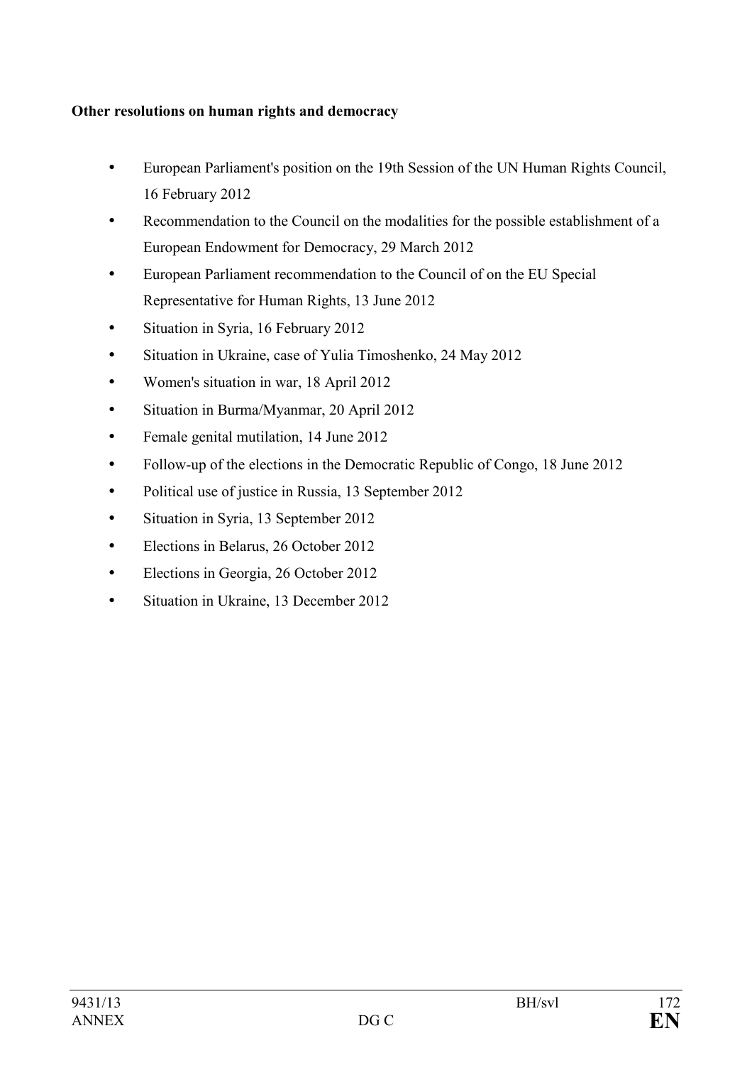**Other resolutions on human rights and democracy**

- European Parliament's position on the 19th Session of the UN Human Rights Council, 16 February 2012
- Recommendation to the Council on the modalities for the possible establishment of a European Endowment for Democracy, 29 March 2012
- European Parliament recommendation to the Council of on the EU Special Representative for Human Rights, 13 June 2012
- Situation in Syria, 16 February 2012
- Situation in Ukraine, case of Yulia Timoshenko, 24 May 2012
- Women's situation in war, 18 April 2012
- Situation in Burma/Myanmar, 20 April 2012
- Female genital mutilation, 14 June 2012
- Follow-up of the elections in the Democratic Republic of Congo, 18 June 2012
- Political use of justice in Russia, 13 September 2012
- Situation in Syria, 13 September 2012
- Elections in Belarus, 26 October 2012
- Elections in Georgia, 26 October 2012
- Situation in Ukraine, 13 December 2012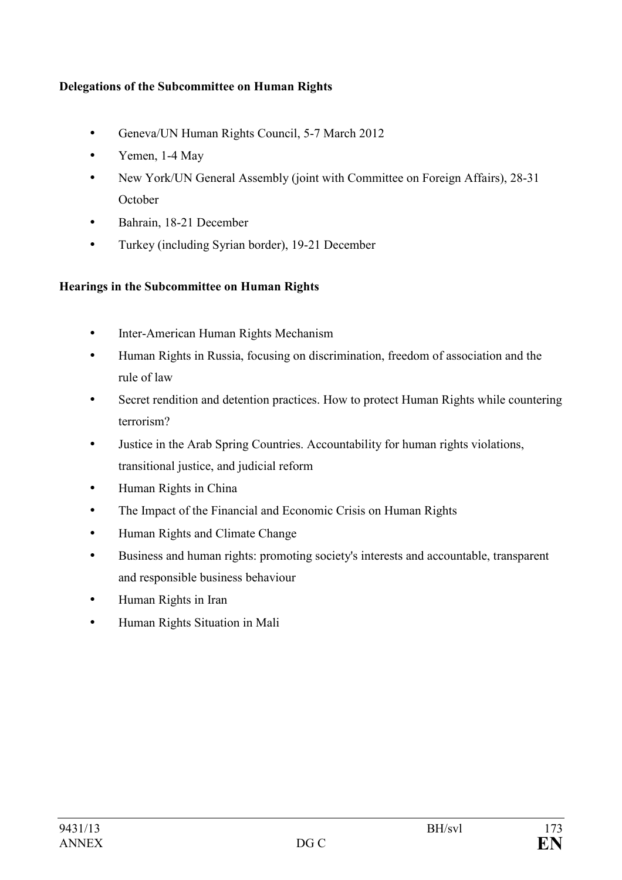**Delegations of the Subcommittee on Human Rights**

- Geneva/UN Human Rights Council, 5-7 March 2012
- Yemen, 1-4 May
- New York/UN General Assembly (joint with Committee on Foreign Affairs), 28-31 October
- Bahrain, 18-21 December
- Turkey (including Syrian border), 19-21 December

**Hearings in the Subcommittee on Human Rights**

- Inter-American Human Rights Mechanism
- Human Rights in Russia, focusing on discrimination, freedom of association and the rule of law
- Secret rendition and detention practices. How to protect Human Rights while countering terrorism?
- Justice in the Arab Spring Countries. Accountability for human rights violations, transitional justice, and judicial reform
- Human Rights in China
- The Impact of the Financial and Economic Crisis on Human Rights
- Human Rights and Climate Change
- Business and human rights: promoting society's interests and accountable, transparent and responsible business behaviour
- Human Rights in Iran
- Human Rights Situation in Mali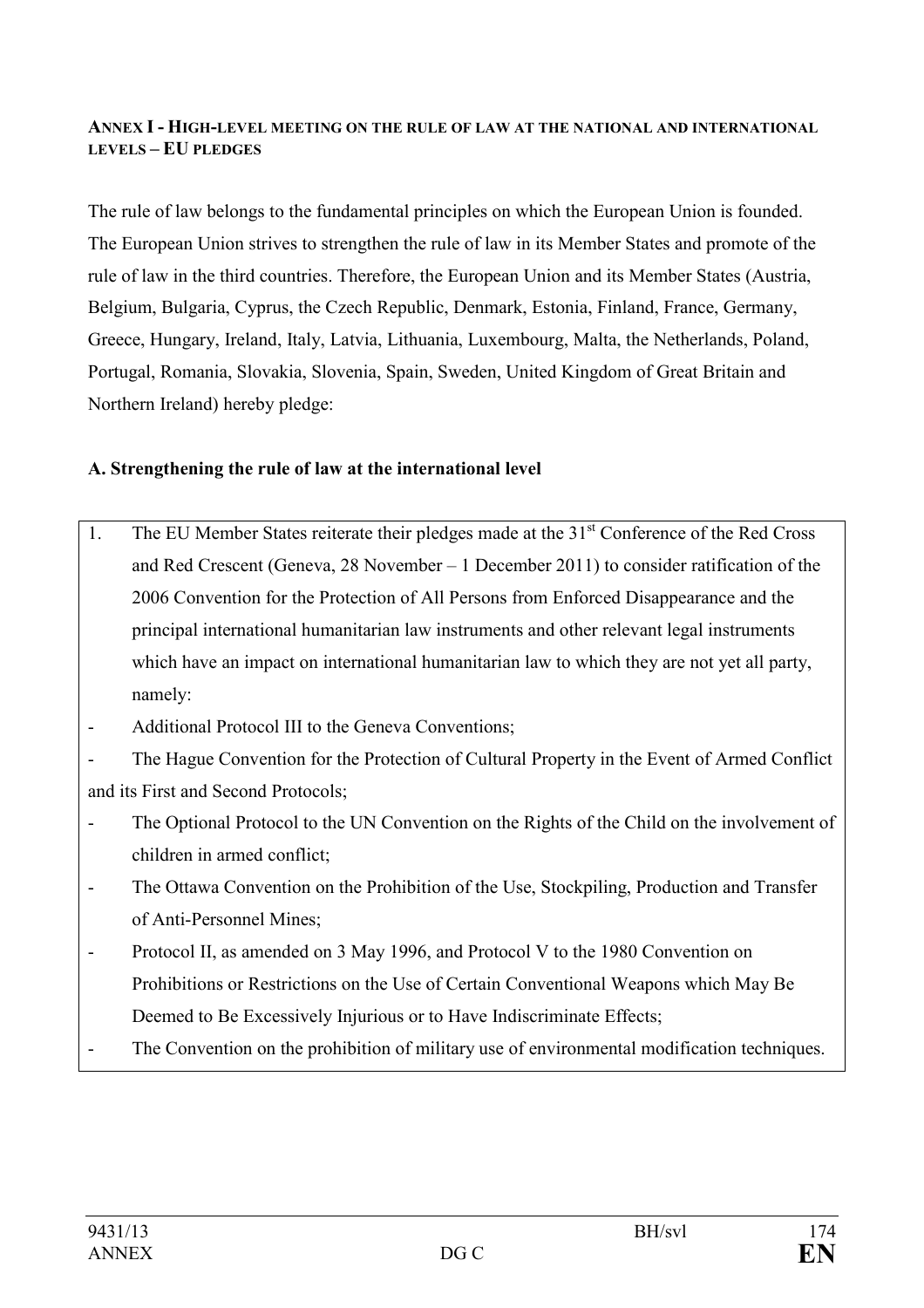**ANNEX I - HIGH-LEVEL MEETING ON THE RULE OF LAW AT THE NATIONAL AND INTERNATIONAL LEVELS – EU PLEDGES**

The rule of law belongs to the fundamental principles on which the European Union is founded. The European Union strives to strengthen the rule of law in its Member States and promote of the rule of law in the third countries. Therefore, the European Union and its Member States (Austria, Belgium, Bulgaria, Cyprus, the Czech Republic, Denmark, Estonia, Finland, France, Germany, Greece, Hungary, Ireland, Italy, Latvia, Lithuania, Luxembourg, Malta, the Netherlands, Poland, Portugal, Romania, Slovakia, Slovenia, Spain, Sweden, United Kingdom of Great Britain and Northern Ireland) hereby pledge:

**A. Strengthening the rule of law at the international level**

1. The EU Member States reiterate their pledges made at the 31st Conference of the Red Cross and Red Crescent (Geneva, 28 November – 1 December 2011) to consider ratification of the 2006 Convention for the Protection of All Persons from Enforced Disappearance and the principal international humanitarian law instruments and other relevant legal instruments which have an impact on international humanitarian law to which they are not yet all party, namely:

- Additional Protocol III to the Geneva Conventions;
- The Hague Convention for the Protection of Cultural Property in the Event of Armed Conflict and its First and Second Protocols;
- The Optional Protocol to the UN Convention on the Rights of the Child on the involvement of children in armed conflict;
- The Ottawa Convention on the Prohibition of the Use, Stockpiling, Production and Transfer of Anti-Personnel Mines;
- Protocol II, as amended on 3 May 1996, and Protocol V to the 1980 Convention on Prohibitions or Restrictions on the Use of Certain Conventional Weapons which May Be Deemed to Be Excessively Injurious or to Have Indiscriminate Effects;
- The Convention on the prohibition of military use of environmental modification techniques.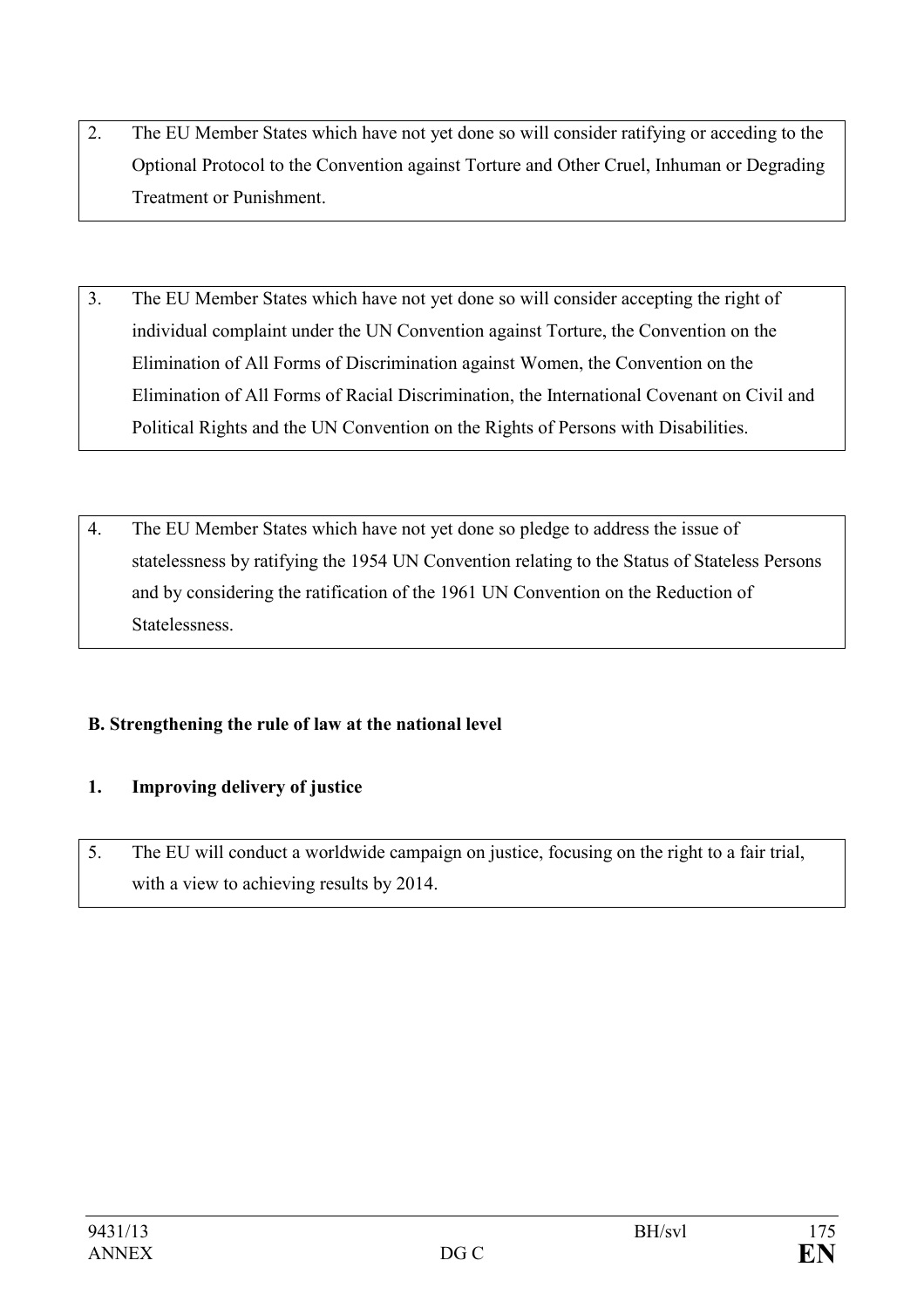2. The EU Member States which have not yet done so will consider ratifying or acceding to the Optional Protocol to the Convention against Torture and Other Cruel, Inhuman or Degrading Treatment or Punishment.

3. The EU Member States which have not yet done so will consider accepting the right of individual complaint under the UN Convention against Torture, the Convention on the Elimination of All Forms of Discrimination against Women, the Convention on the Elimination of All Forms of Racial Discrimination, the International Covenant on Civil and Political Rights and the UN Convention on the Rights of Persons with Disabilities.

4. The EU Member States which have not yet done so pledge to address the issue of statelessness by ratifying the 1954 UN Convention relating to the Status of Stateless Persons and by considering the ratification of the 1961 UN Convention on the Reduction of Statelessness.

**B. Strengthening the rule of law at the national level**

**1. Improving delivery of justice**

5. The EU will conduct a worldwide campaign on justice, focusing on the right to a fair trial, with a view to achieving results by 2014.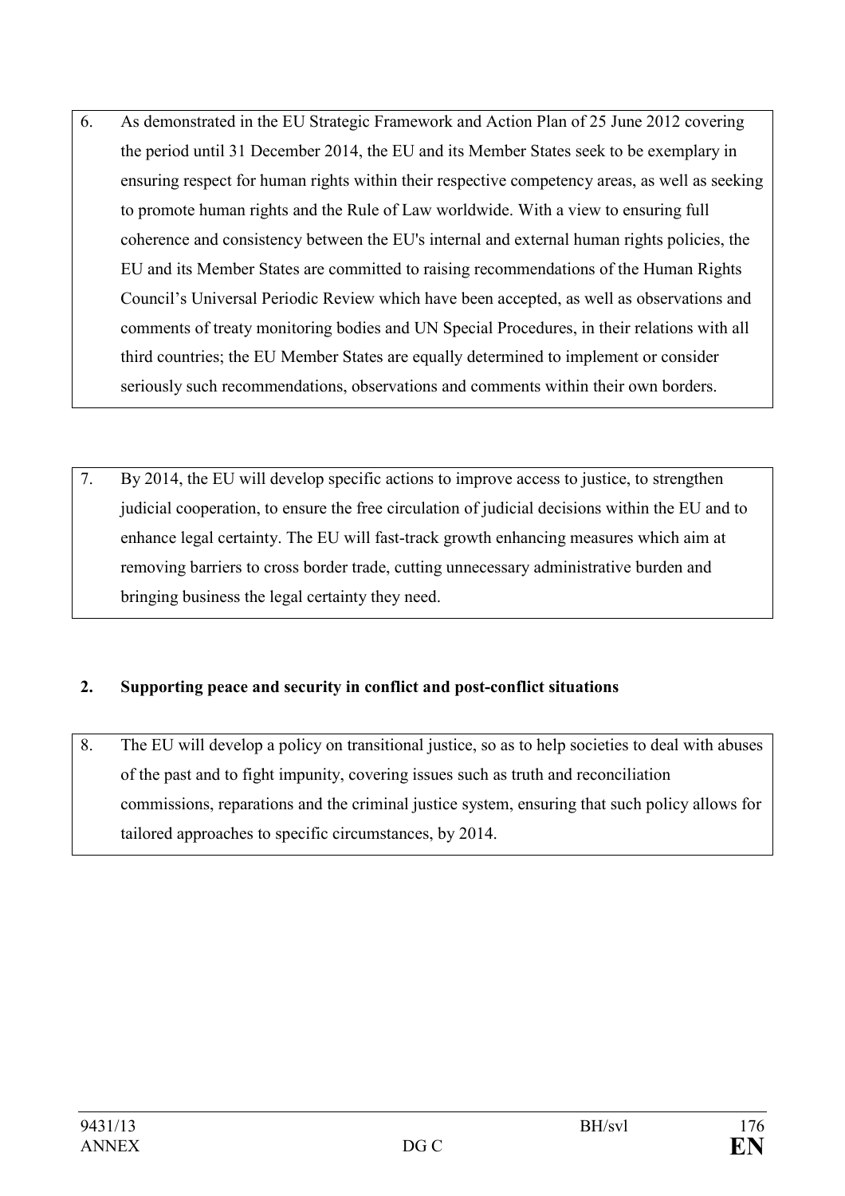6. As demonstrated in the EU Strategic Framework and Action Plan of 25 June 2012 covering the period until 31 December 2014, the EU and its Member States seek to be exemplary in ensuring respect for human rights within their respective competency areas, as well as seeking to promote human rights and the Rule of Law worldwide. With a view to ensuring full coherence and consistency between the EU's internal and external human rights policies, the EU and its Member States are committed to raising recommendations of the Human Rights Council's Universal Periodic Review which have been accepted, as well as observations and comments of treaty monitoring bodies and UN Special Procedures, in their relations with all third countries; the EU Member States are equally determined to implement or consider seriously such recommendations, observations and comments within their own borders.

7. By 2014, the EU will develop specific actions to improve access to justice, to strengthen judicial cooperation, to ensure the free circulation of judicial decisions within the EU and to enhance legal certainty. The EU will fast-track growth enhancing measures which aim at removing barriers to cross border trade, cutting unnecessary administrative burden and bringing business the legal certainty they need.

## 2. Supporting peace and security in conflict and post-conflict situations

8. The EU will develop a policy on transitional justice, so as to help societies to deal with abuses of the past and to fight impunity, covering issues such as truth and reconciliation commissions, reparations and the criminal justice system, ensuring that such policy allows for tailored approaches to specific circumstances, by 2014.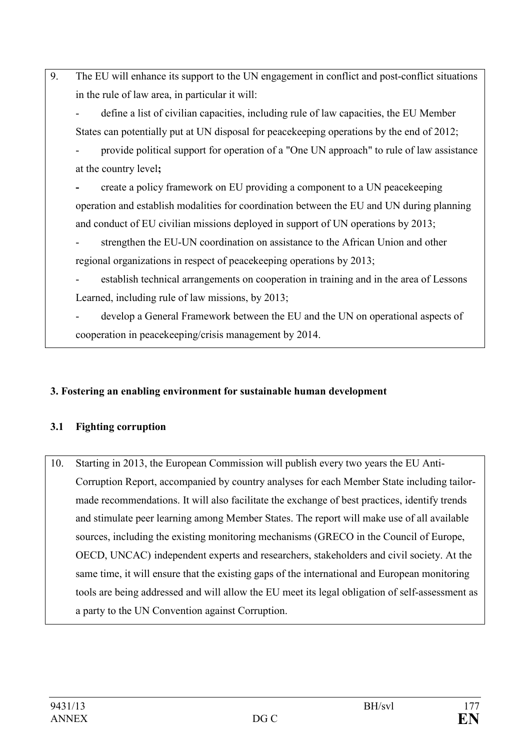9. The EU will enhance its support to the UN engagement in conflict and post-conflict situations in the rule of law area, in particular it will:

   - define a list of civilian capacities, including rule of law capacities, the EU Member States can potentially put at UN disposal for peacekeeping operations by the end of 2012;
   - provide political support for operation of a "One UN approach" to rule of law assistance at the country level**;**
   - create a policy framework on EU providing a component to a UN peacekeeping operation and establish modalities for coordination between the EU and UN during planning and conduct of EU civilian missions deployed in support of UN operations by 2013;
   - strengthen the EU-UN coordination on assistance to the African Union and other regional organizations in respect of peacekeeping operations by 2013;
   - establish technical arrangements on cooperation in training and in the area of Lessons Learned, including rule of law missions, by 2013;
   - develop a General Framework between the EU and the UN on operational aspects of cooperation in peacekeeping/crisis management by 2014.

## 3. Fostering an enabling environment for sustainable human development

### 3.1 Fighting corruption

10. Starting in 2013, the European Commission will publish every two years the EU Anti-Corruption Report, accompanied by country analyses for each Member State including tailor-made recommendations. It will also facilitate the exchange of best practices, identify trends and stimulate peer learning among Member States. The report will make use of all available sources, including the existing monitoring mechanisms (GRECO in the Council of Europe, OECD, UNCAC) independent experts and researchers, stakeholders and civil society. At the same time, it will ensure that the existing gaps of the international and European monitoring tools are being addressed and will allow the EU meet its legal obligation of self-assessment as a party to the UN Convention against Corruption.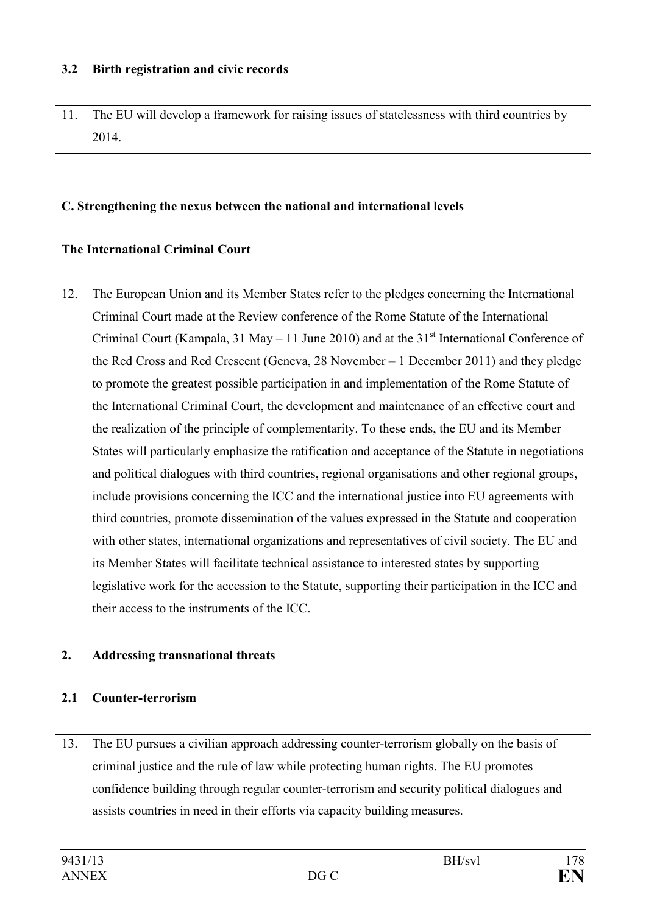### 3.2 Birth registration and civic records

11. The EU will develop a framework for raising issues of statelessness with third countries by 2014.

### C. Strengthening the nexus between the national and international levels

### The International Criminal Court

12. The European Union and its Member States refer to the pledges concerning the International Criminal Court made at the Review conference of the Rome Statute of the International Criminal Court (Kampala, 31 May – 11 June 2010) and at the 31st International Conference of the Red Cross and Red Crescent (Geneva, 28 November – 1 December 2011) and they pledge to promote the greatest possible participation in and implementation of the Rome Statute of the International Criminal Court, the development and maintenance of an effective court and the realization of the principle of complementarity. To these ends, the EU and its Member States will particularly emphasize the ratification and acceptance of the Statute in negotiations and political dialogues with third countries, regional organisations and other regional groups, include provisions concerning the ICC and the international justice into EU agreements with third countries, promote dissemination of the values expressed in the Statute and cooperation with other states, international organizations and representatives of civil society. The EU and its Member States will facilitate technical assistance to interested states by supporting legislative work for the accession to the Statute, supporting their participation in the ICC and their access to the instruments of the ICC.

### 2. Addressing transnational threats

### 2.1 Counter-terrorism

13. The EU pursues a civilian approach addressing counter-terrorism globally on the basis of criminal justice and the rule of law while protecting human rights. The EU promotes confidence building through regular counter-terrorism and security political dialogues and assists countries in need in their efforts via capacity building measures.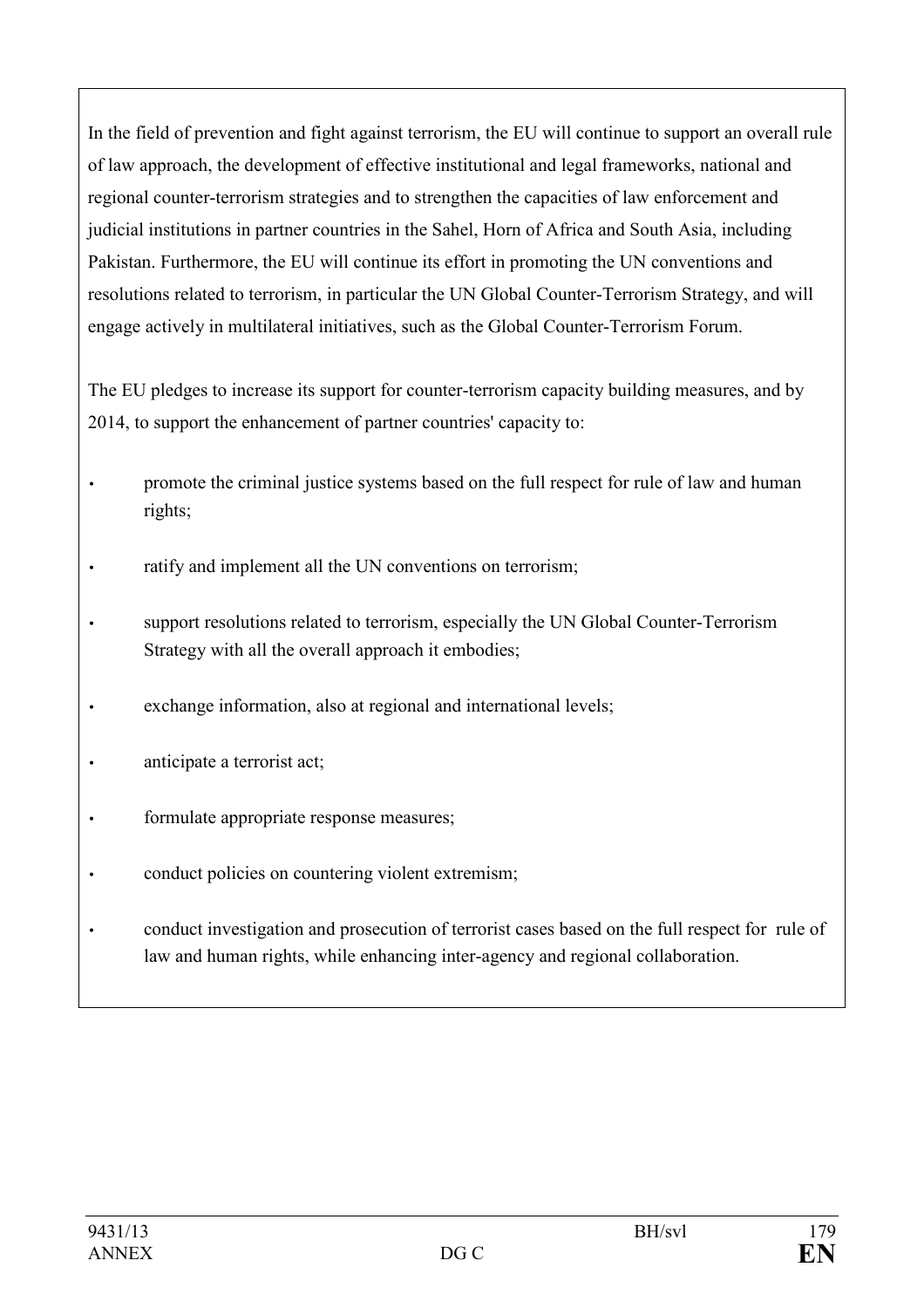In the field of prevention and fight against terrorism, the EU will continue to support an overall rule of law approach, the development of effective institutional and legal frameworks, national and regional counter-terrorism strategies and to strengthen the capacities of law enforcement and judicial institutions in partner countries in the Sahel, Horn of Africa and South Asia, including Pakistan. Furthermore, the EU will continue its effort in promoting the UN conventions and resolutions related to terrorism, in particular the UN Global Counter-Terrorism Strategy, and will engage actively in multilateral initiatives, such as the Global Counter-Terrorism Forum.

The EU pledges to increase its support for counter-terrorism capacity building measures, and by 2014, to support the enhancement of partner countries' capacity to:

- promote the criminal justice systems based on the full respect for rule of law and human rights;
- ratify and implement all the UN conventions on terrorism;
- support resolutions related to terrorism, especially the UN Global Counter-Terrorism Strategy with all the overall approach it embodies;
- exchange information, also at regional and international levels;
- anticipate a terrorist act;
- formulate appropriate response measures;
- conduct policies on countering violent extremism;
- conduct investigation and prosecution of terrorist cases based on the full respect for rule of law and human rights, while enhancing inter-agency and regional collaboration.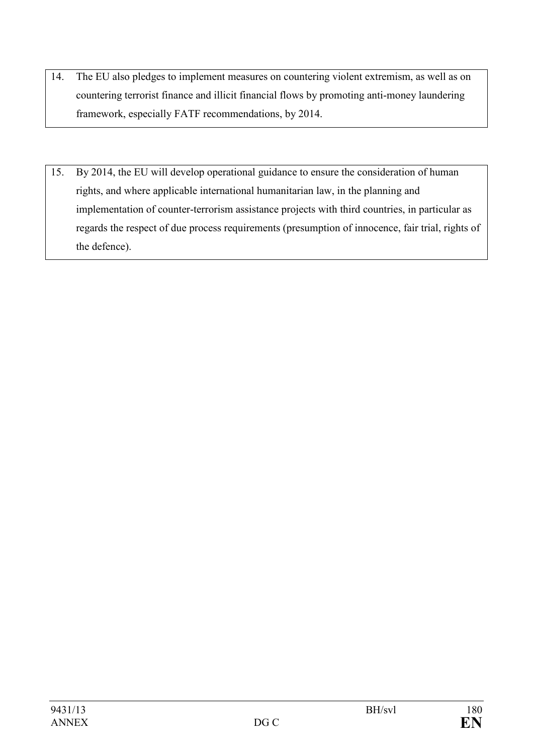14. The EU also pledges to implement measures on countering violent extremism, as well as on countering terrorist finance and illicit financial flows by promoting anti-money laundering framework, especially FATF recommendations, by 2014.

15. By 2014, the EU will develop operational guidance to ensure the consideration of human rights, and where applicable international humanitarian law, in the planning and implementation of counter-terrorism assistance projects with third countries, in particular as regards the respect of due process requirements (presumption of innocence, fair trial, rights of the defence).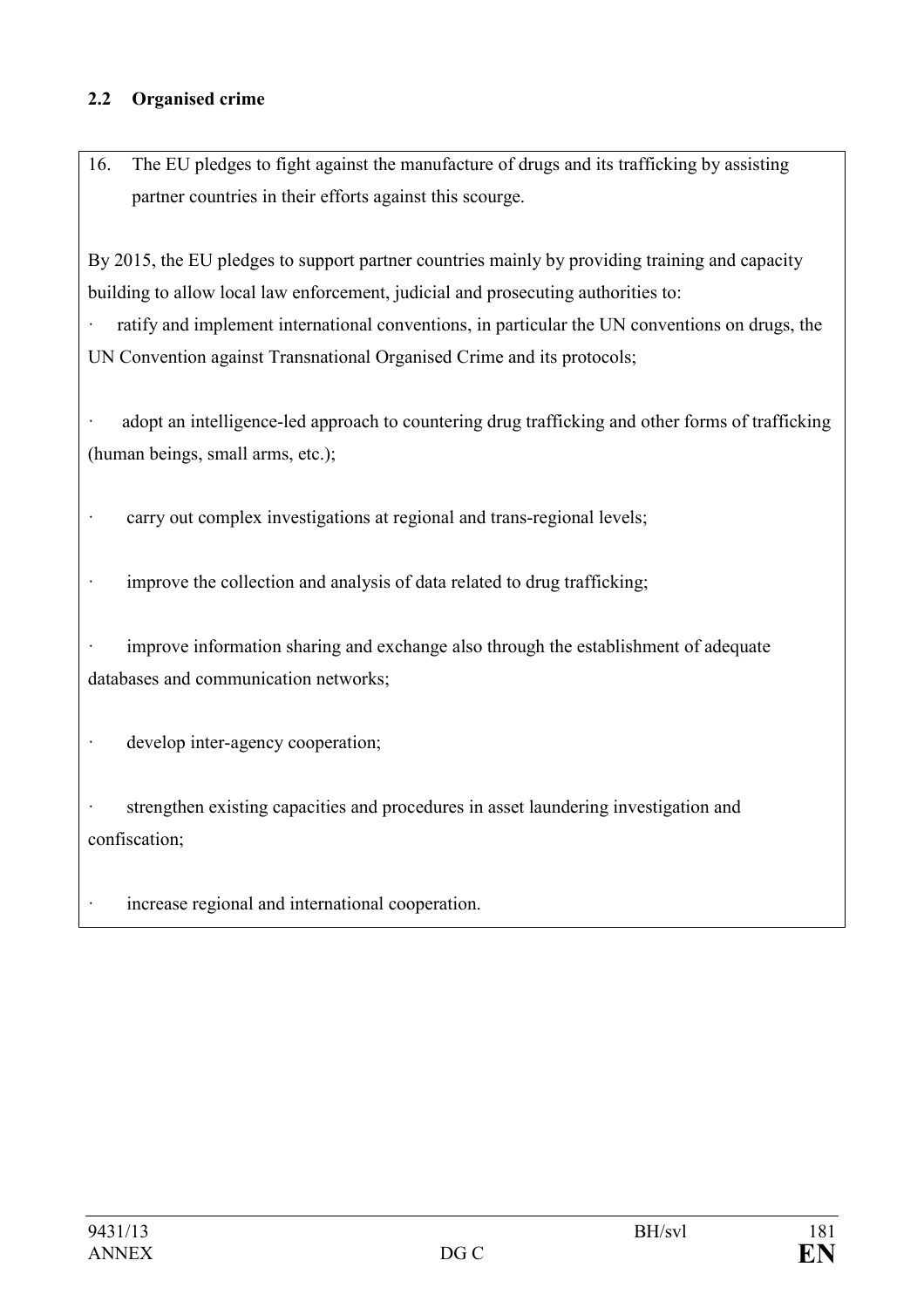### 2.2 Organised crime

16. The EU pledges to fight against the manufacture of drugs and its trafficking by assisting partner countries in their efforts against this scourge.

By 2015, the EU pledges to support partner countries mainly by providing training and capacity building to allow local law enforcement, judicial and prosecuting authorities to:

- ratify and implement international conventions, in particular the UN conventions on drugs, the UN Convention against Transnational Organised Crime and its protocols;
- adopt an intelligence-led approach to countering drug trafficking and other forms of trafficking (human beings, small arms, etc.);
- carry out complex investigations at regional and trans-regional levels;
- improve the collection and analysis of data related to drug trafficking;
- improve information sharing and exchange also through the establishment of adequate databases and communication networks;
- develop inter-agency cooperation;
- strengthen existing capacities and procedures in asset laundering investigation and confiscation;
- increase regional and international cooperation.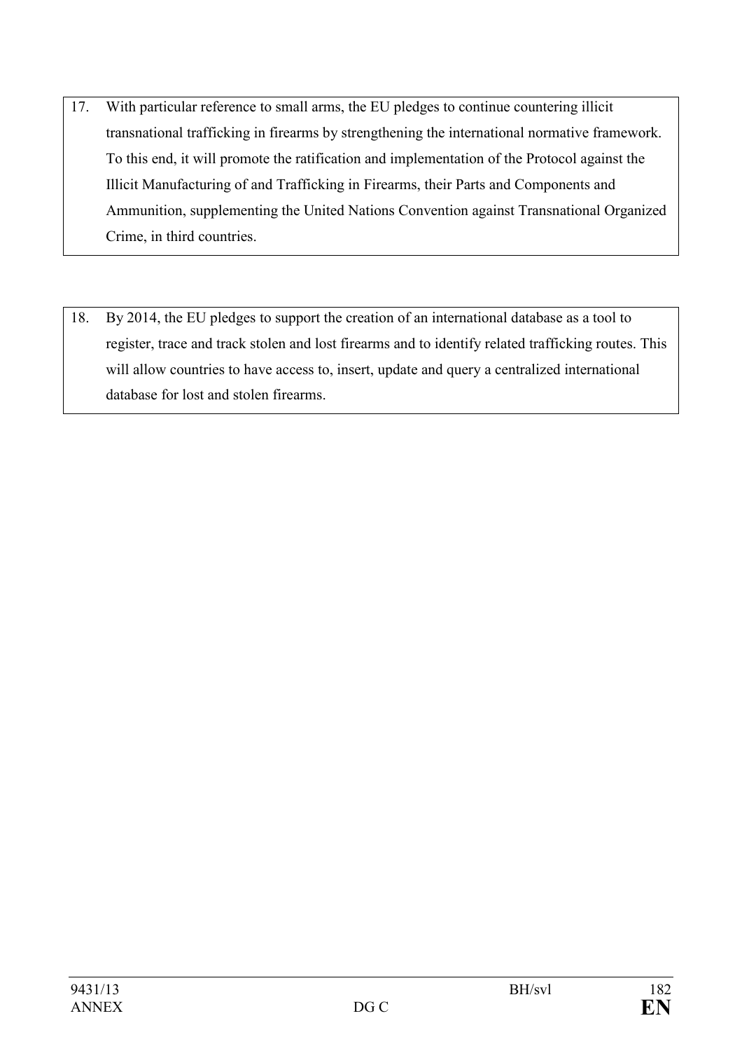17. With particular reference to small arms, the EU pledges to continue countering illicit transnational trafficking in firearms by strengthening the international normative framework. To this end, it will promote the ratification and implementation of the Protocol against the Illicit Manufacturing of and Trafficking in Firearms, their Parts and Components and Ammunition, supplementing the United Nations Convention against Transnational Organized Crime, in third countries.

18. By 2014, the EU pledges to support the creation of an international database as a tool to register, trace and track stolen and lost firearms and to identify related trafficking routes. This will allow countries to have access to, insert, update and query a centralized international database for lost and stolen firearms.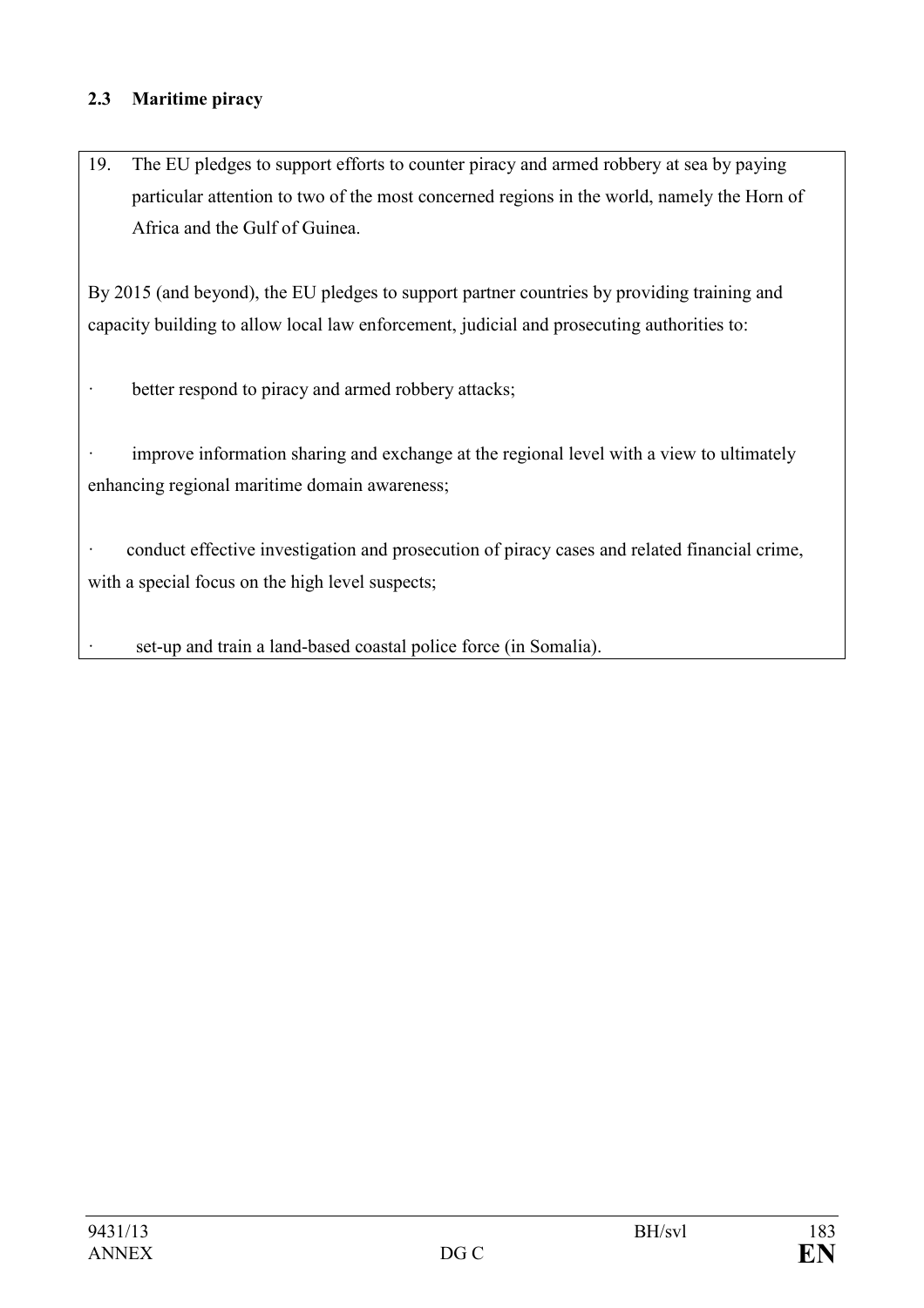### 2.3 Maritime piracy

19. The EU pledges to support efforts to counter piracy and armed robbery at sea by paying particular attention to two of the most concerned regions in the world, namely the Horn of Africa and the Gulf of Guinea.

By 2015 (and beyond), the EU pledges to support partner countries by providing training and capacity building to allow local law enforcement, judicial and prosecuting authorities to:

- better respond to piracy and armed robbery attacks;
- improve information sharing and exchange at the regional level with a view to ultimately enhancing regional maritime domain awareness;
- conduct effective investigation and prosecution of piracy cases and related financial crime, with a special focus on the high level suspects;
- set-up and train a land-based coastal police force (in Somalia).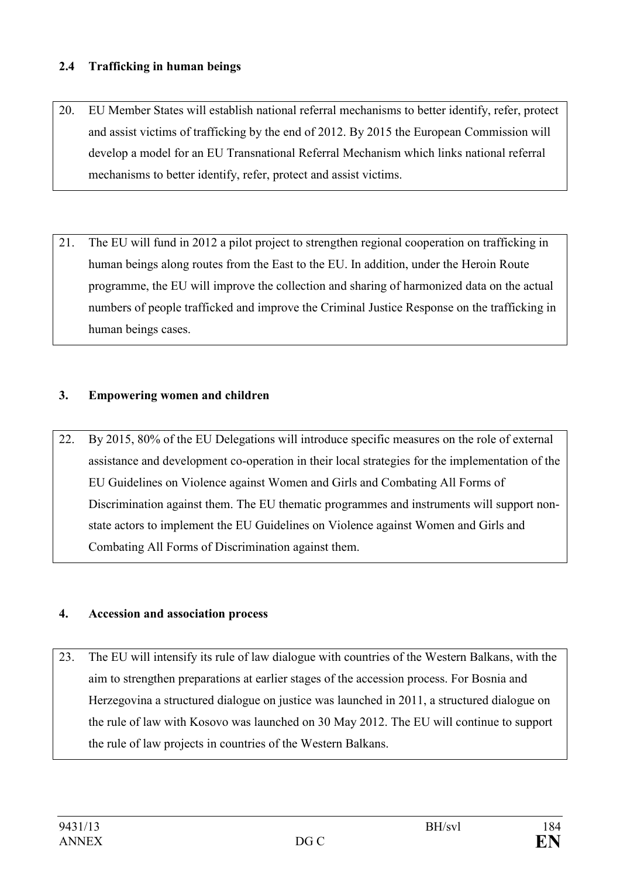### 2.4 Trafficking in human beings

20. EU Member States will establish national referral mechanisms to better identify, refer, protect and assist victims of trafficking by the end of 2012. By 2015 the European Commission will develop a model for an EU Transnational Referral Mechanism which links national referral mechanisms to better identify, refer, protect and assist victims.

21. The EU will fund in 2012 a pilot project to strengthen regional cooperation on trafficking in human beings along routes from the East to the EU. In addition, under the Heroin Route programme, the EU will improve the collection and sharing of harmonized data on the actual numbers of people trafficked and improve the Criminal Justice Response on the trafficking in human beings cases.

## 3. Empowering women and children

22. By 2015, 80% of the EU Delegations will introduce specific measures on the role of external assistance and development co-operation in their local strategies for the implementation of the EU Guidelines on Violence against Women and Girls and Combating All Forms of Discrimination against them. The EU thematic programmes and instruments will support non-state actors to implement the EU Guidelines on Violence against Women and Girls and Combating All Forms of Discrimination against them.

## 4. Accession and association process

23. The EU will intensify its rule of law dialogue with countries of the Western Balkans, with the aim to strengthen preparations at earlier stages of the accession process. For Bosnia and Herzegovina a structured dialogue on justice was launched in 2011, a structured dialogue on the rule of law with Kosovo was launched on 30 May 2012. The EU will continue to support the rule of law projects in countries of the Western Balkans.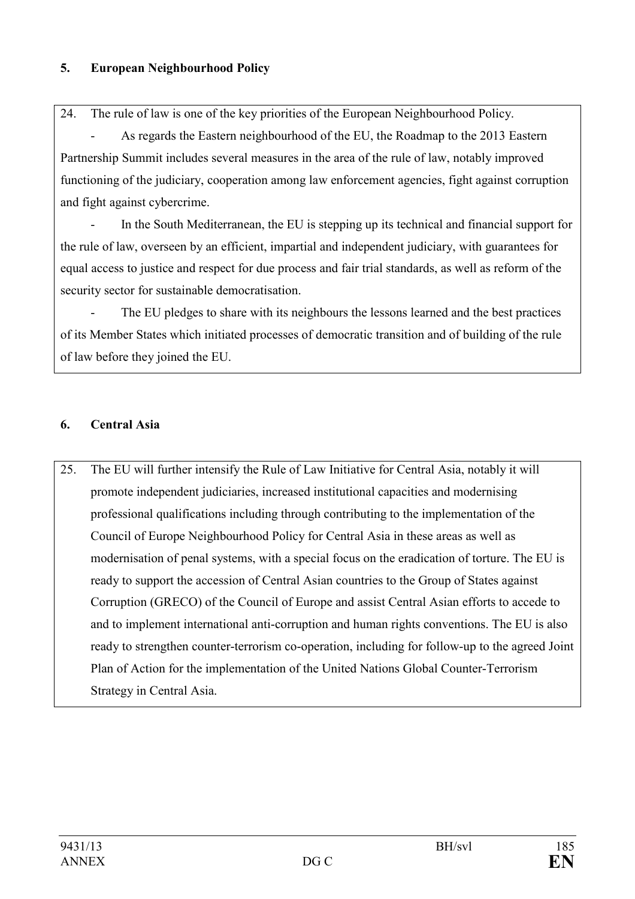## 5. European Neighbourhood Policy

24. The rule of law is one of the key priorities of the European Neighbourhood Policy.

- As regards the Eastern neighbourhood of the EU, the Roadmap to the 2013 Eastern Partnership Summit includes several measures in the area of the rule of law, notably improved functioning of the judiciary, cooperation among law enforcement agencies, fight against corruption and fight against cybercrime.
- In the South Mediterranean, the EU is stepping up its technical and financial support for the rule of law, overseen by an efficient, impartial and independent judiciary, with guarantees for equal access to justice and respect for due process and fair trial standards, as well as reform of the security sector for sustainable democratisation.
- The EU pledges to share with its neighbours the lessons learned and the best practices of its Member States which initiated processes of democratic transition and of building of the rule of law before they joined the EU.

## 6. Central Asia

25. The EU will further intensify the Rule of Law Initiative for Central Asia, notably it will promote independent judiciaries, increased institutional capacities and modernising professional qualifications including through contributing to the implementation of the Council of Europe Neighbourhood Policy for Central Asia in these areas as well as modernisation of penal systems, with a special focus on the eradication of torture. The EU is ready to support the accession of Central Asian countries to the Group of States against Corruption (GRECO) of the Council of Europe and assist Central Asian efforts to accede to and to implement international anti-corruption and human rights conventions. The EU is also ready to strengthen counter-terrorism co-operation, including for follow-up to the agreed Joint Plan of Action for the implementation of the United Nations Global Counter-Terrorism Strategy in Central Asia.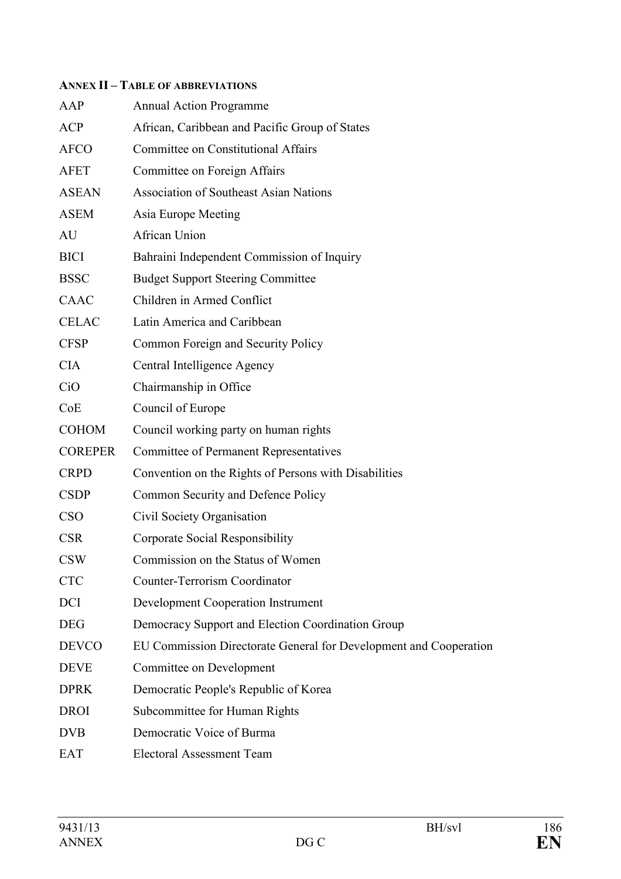**ANNEX II – TABLE OF ABBREVIATIONS**

| | |
|---|---|
| AAP | Annual Action Programme |
| ACP | African, Caribbean and Pacific Group of States |
| AFCO | Committee on Constitutional Affairs |
| AFET | Committee on Foreign Affairs |
| ASEAN | Association of Southeast Asian Nations |
| ASEM | Asia Europe Meeting |
| AU | African Union |
| BICI | Bahraini Independent Commission of Inquiry |
| BSSC | Budget Support Steering Committee |
| CAAC | Children in Armed Conflict |
| CELAC | Latin America and Caribbean |
| CFSP | Common Foreign and Security Policy |
| CIA | Central Intelligence Agency |
| CiO | Chairmanship in Office |
| CoE | Council of Europe |
| COHOM | Council working party on human rights |
| COREPER | Committee of Permanent Representatives |
| CRPD | Convention on the Rights of Persons with Disabilities |
| CSDP | Common Security and Defence Policy |
| CSO | Civil Society Organisation |
| CSR | Corporate Social Responsibility |
| CSW | Commission on the Status of Women |
| CTC | Counter-Terrorism Coordinator |
| DCI | Development Cooperation Instrument |
| DEG | Democracy Support and Election Coordination Group |
| DEVCO | EU Commission Directorate General for Development and Cooperation |
| DEVE | Committee on Development |
| DPRK | Democratic People's Republic of Korea |
| DROI | Subcommittee for Human Rights |
| DVB | Democratic Voice of Burma |
| EAT | Electoral Assessment Team |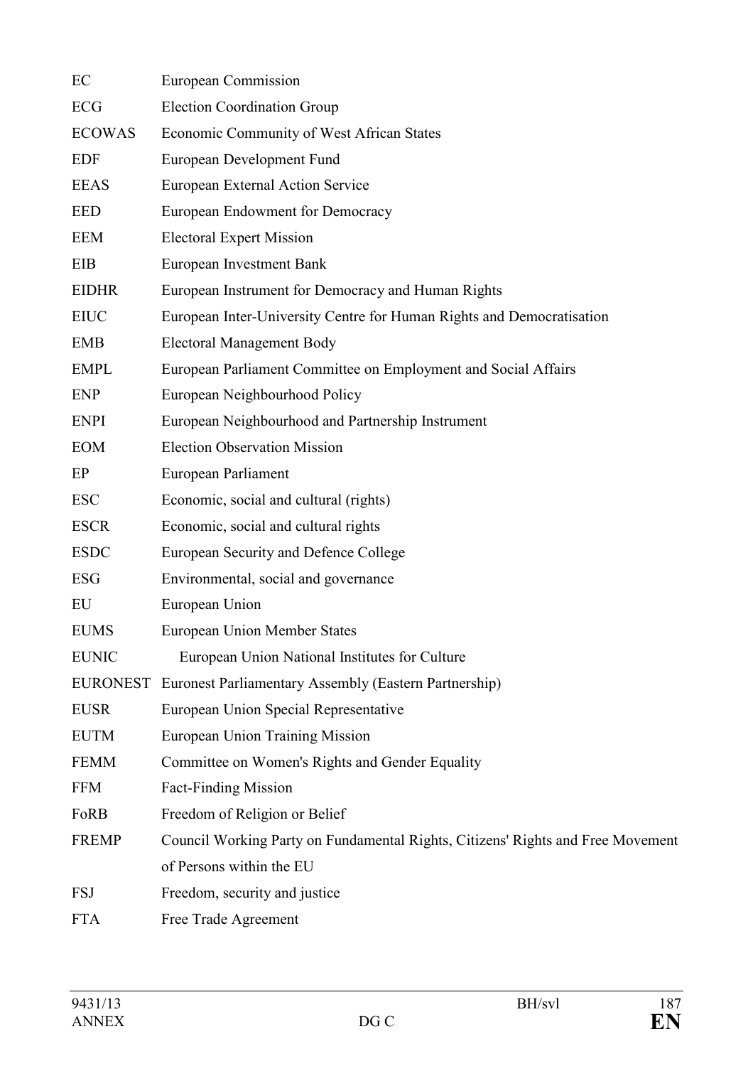| | |
|---|---|
| EC | European Commission |
| ECG | Election Coordination Group |
| ECOWAS | Economic Community of West African States |
| EDF | European Development Fund |
| EEAS | European External Action Service |
| EED | European Endowment for Democracy |
| EEM | Electoral Expert Mission |
| EIB | European Investment Bank |
| EIDHR | European Instrument for Democracy and Human Rights |
| EIUC | European Inter-University Centre for Human Rights and Democratisation |
| EMB | Electoral Management Body |
| EMPL | European Parliament Committee on Employment and Social Affairs |
| ENP | European Neighbourhood Policy |
| ENPI | European Neighbourhood and Partnership Instrument |
| EOM | Election Observation Mission |
| EP | European Parliament |
| ESC | Economic, social and cultural (rights) |
| ESCR | Economic, social and cultural rights |
| ESDC | European Security and Defence College |
| ESG | Environmental, social and governance |
| EU | European Union |
| EUMS | European Union Member States |
| EUNIC | European Union National Institutes for Culture |
| EURONEST | Euronest Parliamentary Assembly (Eastern Partnership) |
| EUSR | European Union Special Representative |
| EUTM | European Union Training Mission |
| FEMM | Committee on Women's Rights and Gender Equality |
| FFM | Fact-Finding Mission |
| FoRB | Freedom of Religion or Belief |
| FREMP | Council Working Party on Fundamental Rights, Citizens' Rights and Free Movement of Persons within the EU |
| FSJ | Freedom, security and justice |
| FTA | Free Trade Agreement |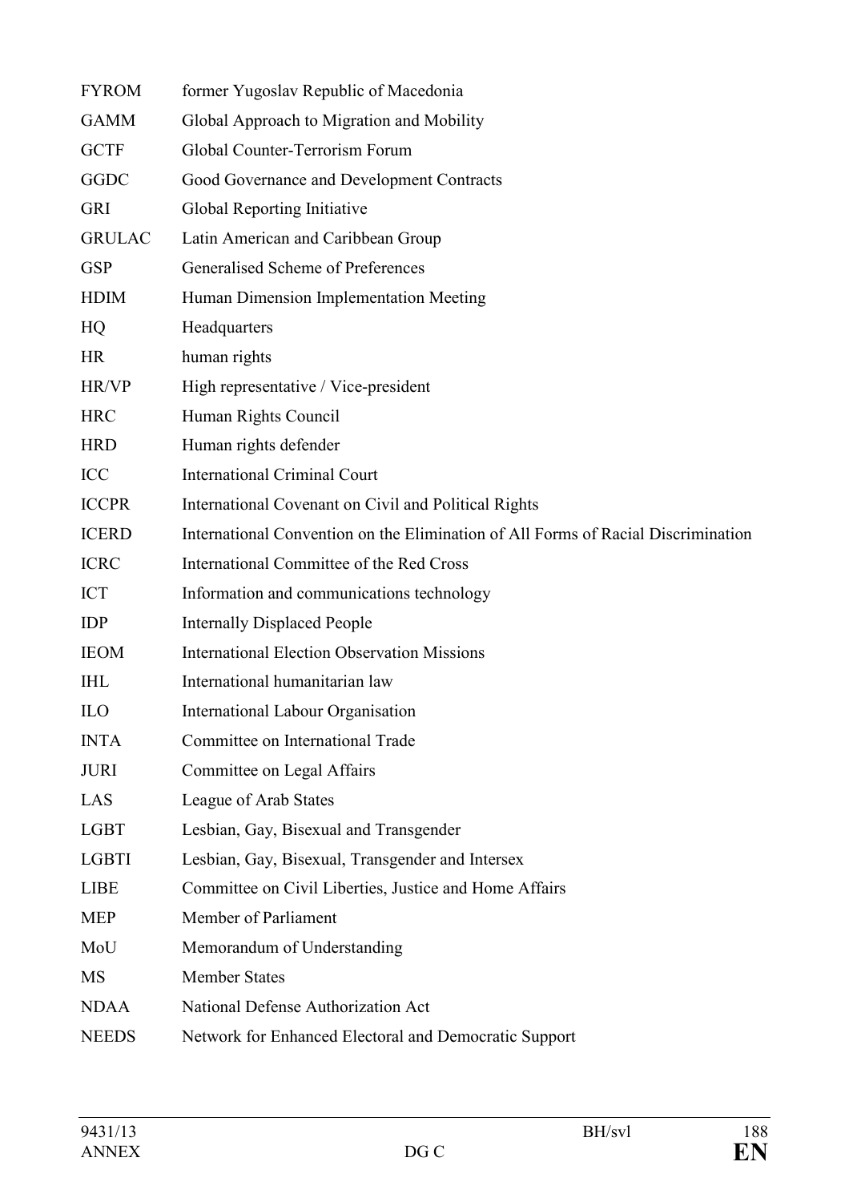| | |
|---|---|
| FYROM | former Yugoslav Republic of Macedonia |
| GAMM | Global Approach to Migration and Mobility |
| GCTF | Global Counter-Terrorism Forum |
| GGDC | Good Governance and Development Contracts |
| GRI | Global Reporting Initiative |
| GRULAC | Latin American and Caribbean Group |
| GSP | Generalised Scheme of Preferences |
| HDIM | Human Dimension Implementation Meeting |
| HQ | Headquarters |
| HR | human rights |
| HR/VP | High representative / Vice-president |
| HRC | Human Rights Council |
| HRD | Human rights defender |
| ICC | International Criminal Court |
| ICCPR | International Covenant on Civil and Political Rights |
| ICERD | International Convention on the Elimination of All Forms of Racial Discrimination |
| ICRC | International Committee of the Red Cross |
| ICT | Information and communications technology |
| IDP | Internally Displaced People |
| IEOM | International Election Observation Missions |
| IHL | International humanitarian law |
| ILO | International Labour Organisation |
| INTA | Committee on International Trade |
| JURI | Committee on Legal Affairs |
| LAS | League of Arab States |
| LGBT | Lesbian, Gay, Bisexual and Transgender |
| LGBTI | Lesbian, Gay, Bisexual, Transgender and Intersex |
| LIBE | Committee on Civil Liberties, Justice and Home Affairs |
| MEP | Member of Parliament |
| MoU | Memorandum of Understanding |
| MS | Member States |
| NDAA | National Defense Authorization Act |
| NEEDS | Network for Enhanced Electoral and Democratic Support |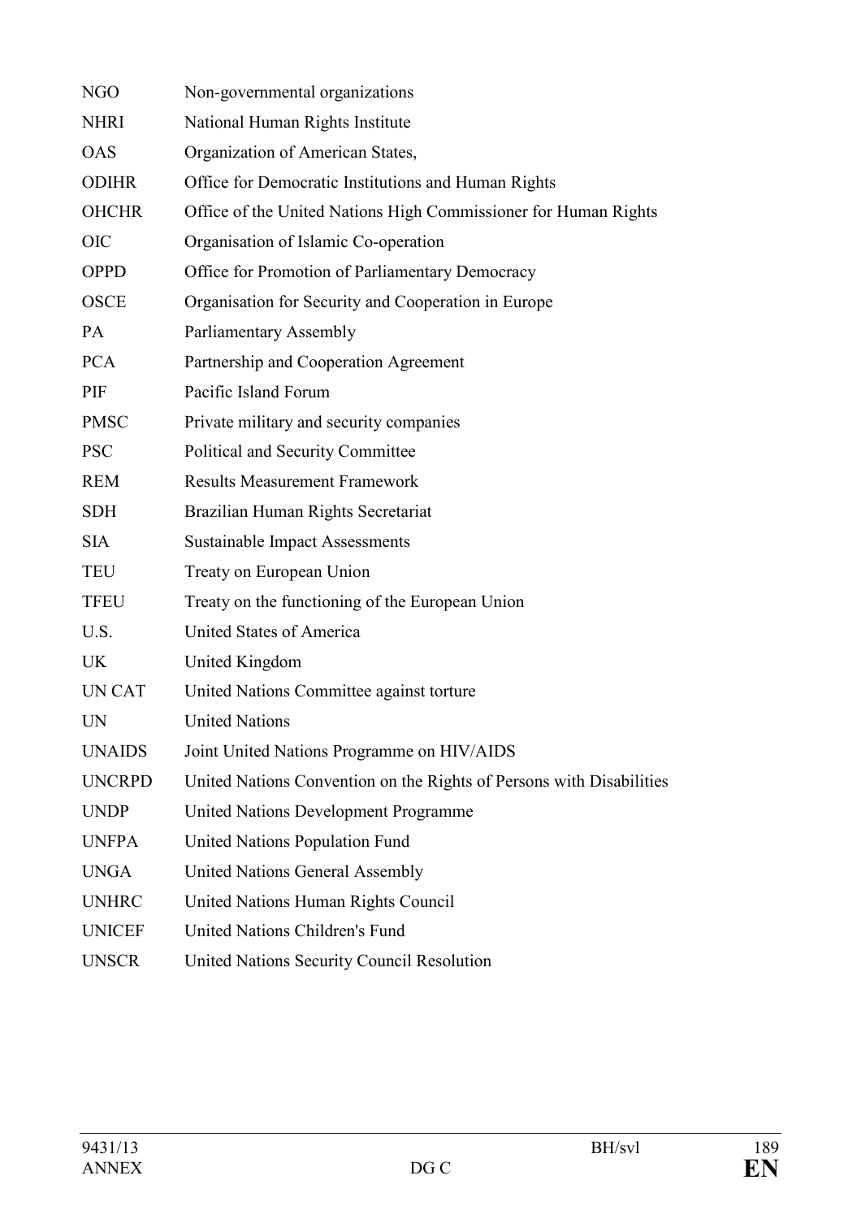| | |
|---|---|
| NGO | Non-governmental organizations |
| NHRI | National Human Rights Institute |
| OAS | Organization of American States, |
| ODIHR | Office for Democratic Institutions and Human Rights |
| OHCHR | Office of the United Nations High Commissioner for Human Rights |
| OIC | Organisation of Islamic Co-operation |
| OPPD | Office for Promotion of Parliamentary Democracy |
| OSCE | Organisation for Security and Cooperation in Europe |
| PA | Parliamentary Assembly |
| PCA | Partnership and Cooperation Agreement |
| PIF | Pacific Island Forum |
| PMSC | Private military and security companies |
| PSC | Political and Security Committee |
| REM | Results Measurement Framework |
| SDH | Brazilian Human Rights Secretariat |
| SIA | Sustainable Impact Assessments |
| TEU | Treaty on European Union |
| TFEU | Treaty on the functioning of the European Union |
| U.S. | United States of America |
| UK | United Kingdom |
| UN CAT | United Nations Committee against torture |
| UN | United Nations |
| UNAIDS | Joint United Nations Programme on HIV/AIDS |
| UNCRPD | United Nations Convention on the Rights of Persons with Disabilities |
| UNDP | United Nations Development Programme |
| UNFPA | United Nations Population Fund |
| UNGA | United Nations General Assembly |
| UNHRC | United Nations Human Rights Council |
| UNICEF | United Nations Children's Fund |
| UNSCR | United Nations Security Council Resolution |